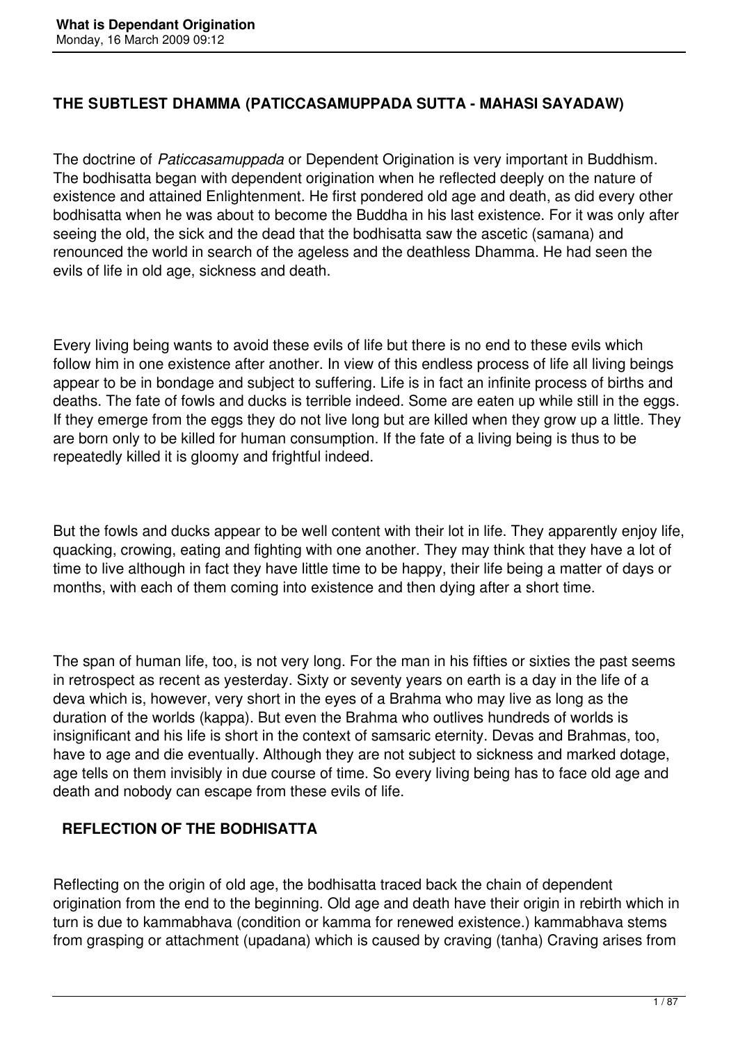## THE SUBTLEST DHAMMA (PATICCASAMUPPADA SUTTA - MAHASI SAYADAW)

The doctrine of *Paticcasamuppada* or Dependent Origination is very important in Buddhism. The bodhisatta began with dependent origination when he reflected deeply on the nature of existence and attained Enlightenment. He first pondered old age and death, as did every other bodhisatta when he was about to become the Buddha in his last existence. For it was only after seeing the old, the sick and the dead that the bodhisatta saw the ascetic (samana) and renounced the world in search of the ageless and the deathless Dhamma. He had seen the evils of life in old age, sickness and death.

Every living being wants to avoid these evils of life but there is no end to these evils which follow him in one existence after another. In view of this endless process of life all living beings appear to be in bondage and subject to suffering. Life is in fact an infinite process of births and deaths. The fate of fowls and ducks is terrible indeed. Some are eaten up while still in the eggs. If they emerge from the eggs they do not live long but are killed when they grow up a little. They are born only to be killed for human consumption. If the fate of a living being is thus to be repeatedly killed it is gloomy and frightful indeed.

But the fowls and ducks appear to be well content with their lot in life. They apparently enjoy life, quacking, crowing, eating and fighting with one another. They may think that they have a lot of time to live although in fact they have little time to be happy, their life being a matter of days or months, with each of them coming into existence and then dying after a short time.

The span of human life, too, is not very long. For the man in his fifties or sixties the past seems in retrospect as recent as yesterday. Sixty or seventy years on earth is a day in the life of a deva which is, however, very short in the eyes of a Brahma who may live as long as the duration of the worlds (kappa). But even the Brahma who outlives hundreds of worlds is insignificant and his life is short in the context of samsaric eternity. Devas and Brahmas, too, have to age and die eventually. Although they are not subject to sickness and marked dotage, age tells on them invisibly in due course of time. So every living being has to face old age and death and nobody can escape from these evils of life.

### REFLECTION OF THE BODHISATTA

Reflecting on the origin of old age, the bodhisatta traced back the chain of dependent origination from the end to the beginning. Old age and death have their origin in rebirth which in turn is due to kammabhava (condition or kamma for renewed existence.) kammabhava stems from grasping or attachment (upadana) which is caused by craving (tanha) Craving arises from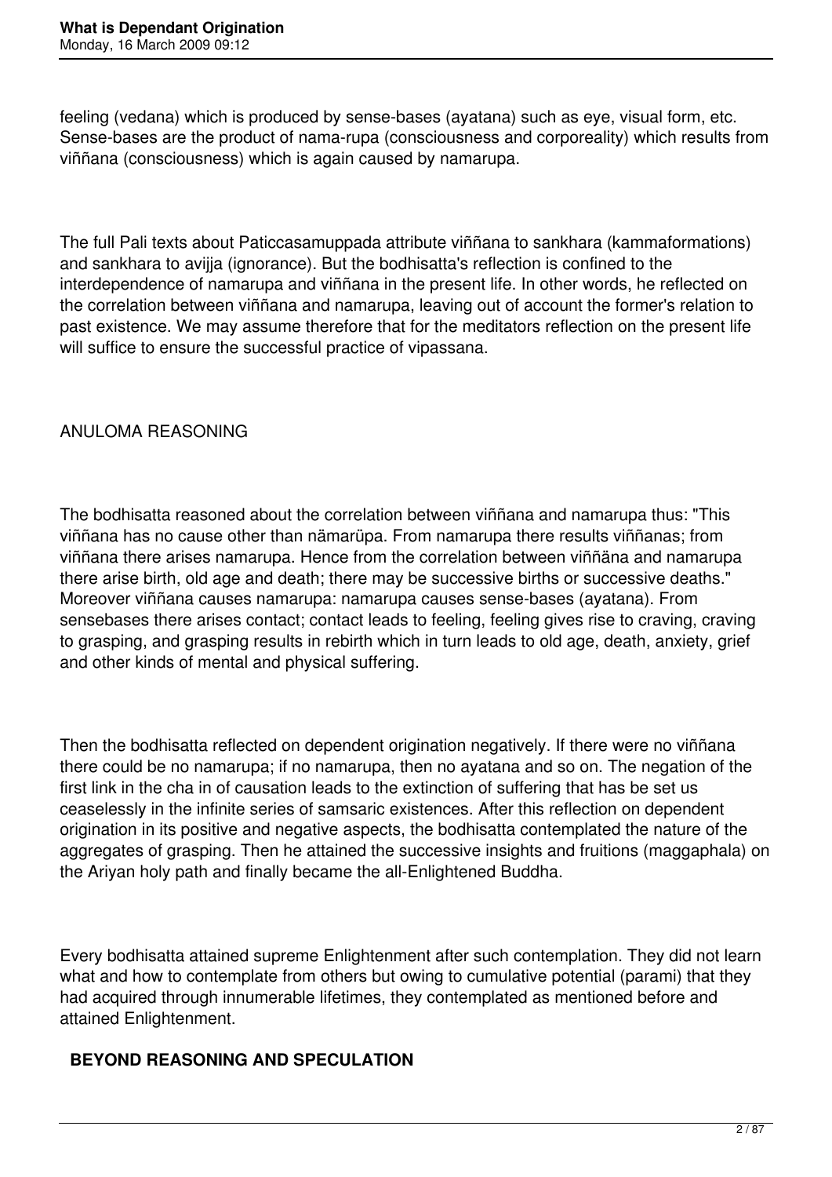feeling (vedana) which is produced by sense-bases (ayatana) such as eye, visual form, etc. Sense-bases are the product of nama-rupa (consciousness and corporeality) which results from viññana (consciousness) which is again caused by namarupa.

The full Pali texts about Paticcasamuppada attribute viññana to sankhara (kammaformations) and sankhara to avijja (ignorance). But the bodhisatta's reflection is confined to the interdependence of namarupa and viññana in the present life. In other words, he reflected on the correlation between viññana and namarupa, leaving out of account the former's relation to past existence. We may assume therefore that for the meditators reflection on the present life will suffice to ensure the successful practice of vipassana.

ANULOMA REASONING

The bodhisatta reasoned about the correlation between viññana and namarupa thus: "This viññana has no cause other than nämarüpa. From namarupa there results viññanas; from viññana there arises namarupa. Hence from the correlation between viññäna and namarupa there arise birth, old age and death; there may be successive births or successive deaths." Moreover viññana causes namarupa: namarupa causes sense-bases (ayatana). From sensebases there arises contact; contact leads to feeling, feeling gives rise to craving, craving to grasping, and grasping results in rebirth which in turn leads to old age, death, anxiety, grief and other kinds of mental and physical suffering.

Then the bodhisatta reflected on dependent origination negatively. If there were no viññana there could be no namarupa; if no namarupa, then no ayatana and so on. The negation of the first link in the cha in of causation leads to the extinction of suffering that has be set us ceaselessly in the infinite series of samsaric existences. After this reflection on dependent origination in its positive and negative aspects, the bodhisatta contemplated the nature of the aggregates of grasping. Then he attained the successive insights and fruitions (maggaphala) on the Ariyan holy path and finally became the all-Enlightened Buddha.

Every bodhisatta attained supreme Enlightenment after such contemplation. They did not learn what and how to contemplate from others but owing to cumulative potential (parami) that they had acquired through innumerable lifetimes, they contemplated as mentioned before and attained Enlightenment.

**BEYOND REASONING AND SPECULATION**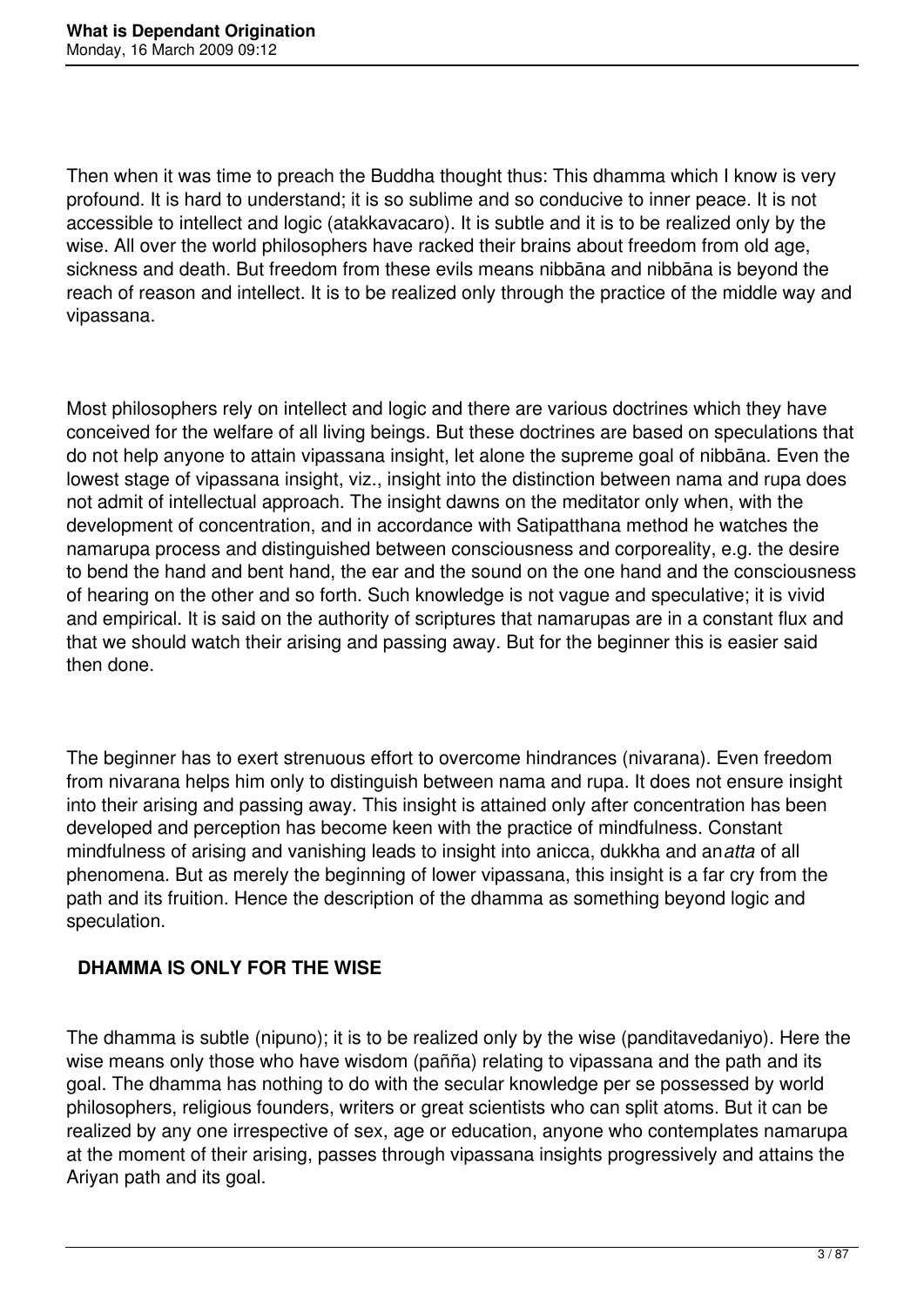Then when it was time to preach the Buddha thought thus: This dhamma which I know is very profound. It is hard to understand; it is so sublime and so conducive to inner peace. It is not accessible to intellect and logic (atakkavacaro). It is subtle and it is to be realized only by the wise. All over the world philosophers have racked their brains about freedom from old age, sickness and death. But freedom from these evils means nibbāna and nibbāna is beyond the reach of reason and intellect. It is to be realized only through the practice of the middle way and vipassana.

Most philosophers rely on intellect and logic and there are various doctrines which they have conceived for the welfare of all living beings. But these doctrines are based on speculations that do not help anyone to attain vipassana insight, let alone the supreme goal of nibbāna. Even the lowest stage of vipassana insight, viz., insight into the distinction between nama and rupa does not admit of intellectual approach. The insight dawns on the meditator only when, with the development of concentration, and in accordance with Satipatthana method he watches the namarupa process and distinguished between consciousness and corporeality, e.g. the desire to bend the hand and bent hand, the ear and the sound on the one hand and the consciousness of hearing on the other and so forth. Such knowledge is not vague and speculative; it is vivid and empirical. It is said on the authority of scriptures that namarupas are in a constant flux and that we should watch their arising and passing away. But for the beginner this is easier said then done.

The beginner has to exert strenuous effort to overcome hindrances (nivarana). Even freedom from nivarana helps him only to distinguish between nama and rupa. It does not ensure insight into their arising and passing away. This insight is attained only after concentration has been developed and perception has become keen with the practice of mindfulness. Constant mindfulness of arising and vanishing leads to insight into anicca, dukkha and an*atta* of all phenomena. But as merely the beginning of lower vipassana, this insight is a far cry from the path and its fruition. Hence the description of the dhamma as something beyond logic and speculation.

## DHAMMA IS ONLY FOR THE WISE

The dhamma is subtle (nipuno); it is to be realized only by the wise (panditavedaniyo). Here the wise means only those who have wisdom (pañña) relating to vipassana and the path and its goal. The dhamma has nothing to do with the secular knowledge per se possessed by world philosophers, religious founders, writers or great scientists who can split atoms. But it can be realized by any one irrespective of sex, age or education, anyone who contemplates namarupa at the moment of their arising, passes through vipassana insights progressively and attains the Ariyan path and its goal.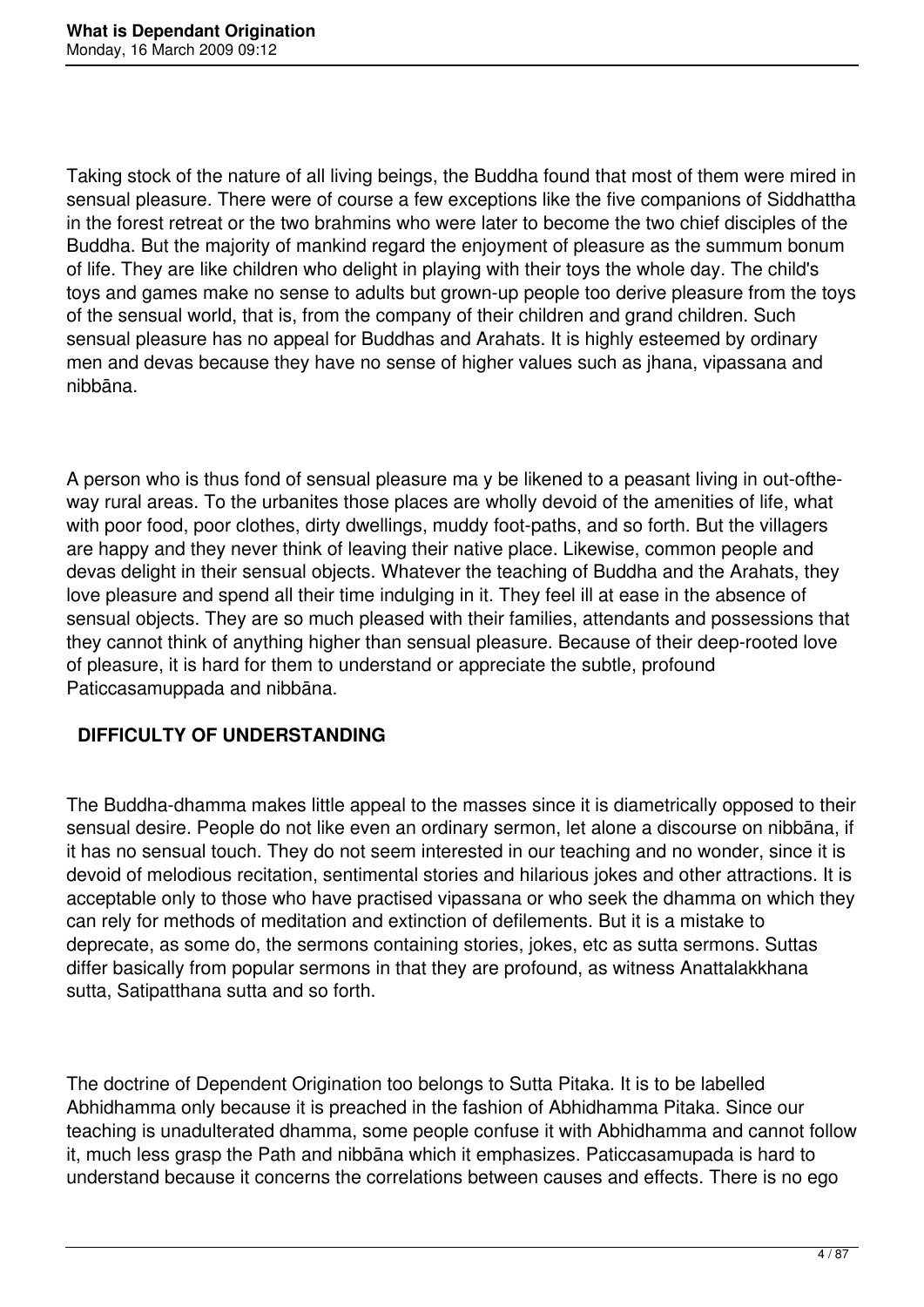Taking stock of the nature of all living beings, the Buddha found that most of them were mired in sensual pleasure. There were of course a few exceptions like the five companions of Siddhattha in the forest retreat or the two brahmins who were later to become the two chief disciples of the Buddha. But the majority of mankind regard the enjoyment of pleasure as the summum bonum of life. They are like children who delight in playing with their toys the whole day. The child's toys and games make no sense to adults but grown-up people too derive pleasure from the toys of the sensual world, that is, from the company of their children and grand children. Such sensual pleasure has no appeal for Buddhas and Arahats. It is highly esteemed by ordinary men and devas because they have no sense of higher values such as jhana, vipassana and nibbāna.

A person who is thus fond of sensual pleasure ma y be likened to a peasant living in out-ofthe-way rural areas. To the urbanites those places are wholly devoid of the amenities of life, what with poor food, poor clothes, dirty dwellings, muddy foot-paths, and so forth. But the villagers are happy and they never think of leaving their native place. Likewise, common people and devas delight in their sensual objects. Whatever the teaching of Buddha and the Arahats, they love pleasure and spend all their time indulging in it. They feel ill at ease in the absence of sensual objects. They are so much pleased with their families, attendants and possessions that they cannot think of anything higher than sensual pleasure. Because of their deep-rooted love of pleasure, it is hard for them to understand or appreciate the subtle, profound Paticcasamuppada and nibbāna.

## DIFFICULTY OF UNDERSTANDING

The Buddha-dhamma makes little appeal to the masses since it is diametrically opposed to their sensual desire. People do not like even an ordinary sermon, let alone a discourse on nibbāna, if it has no sensual touch. They do not seem interested in our teaching and no wonder, since it is devoid of melodious recitation, sentimental stories and hilarious jokes and other attractions. It is acceptable only to those who have practised vipassana or who seek the dhamma on which they can rely for methods of meditation and extinction of defilements. But it is a mistake to deprecate, as some do, the sermons containing stories, jokes, etc as sutta sermons. Suttas differ basically from popular sermons in that they are profound, as witness Anattalakkhana sutta, Satipatthana sutta and so forth.

The doctrine of Dependent Origination too belongs to Sutta Pitaka. It is to be labelled Abhidhamma only because it is preached in the fashion of Abhidhamma Pitaka. Since our teaching is unadulterated dhamma, some people confuse it with Abhidhamma and cannot follow it, much less grasp the Path and nibbāna which it emphasizes. Paticcasamupada is hard to understand because it concerns the correlations between causes and effects. There is no ego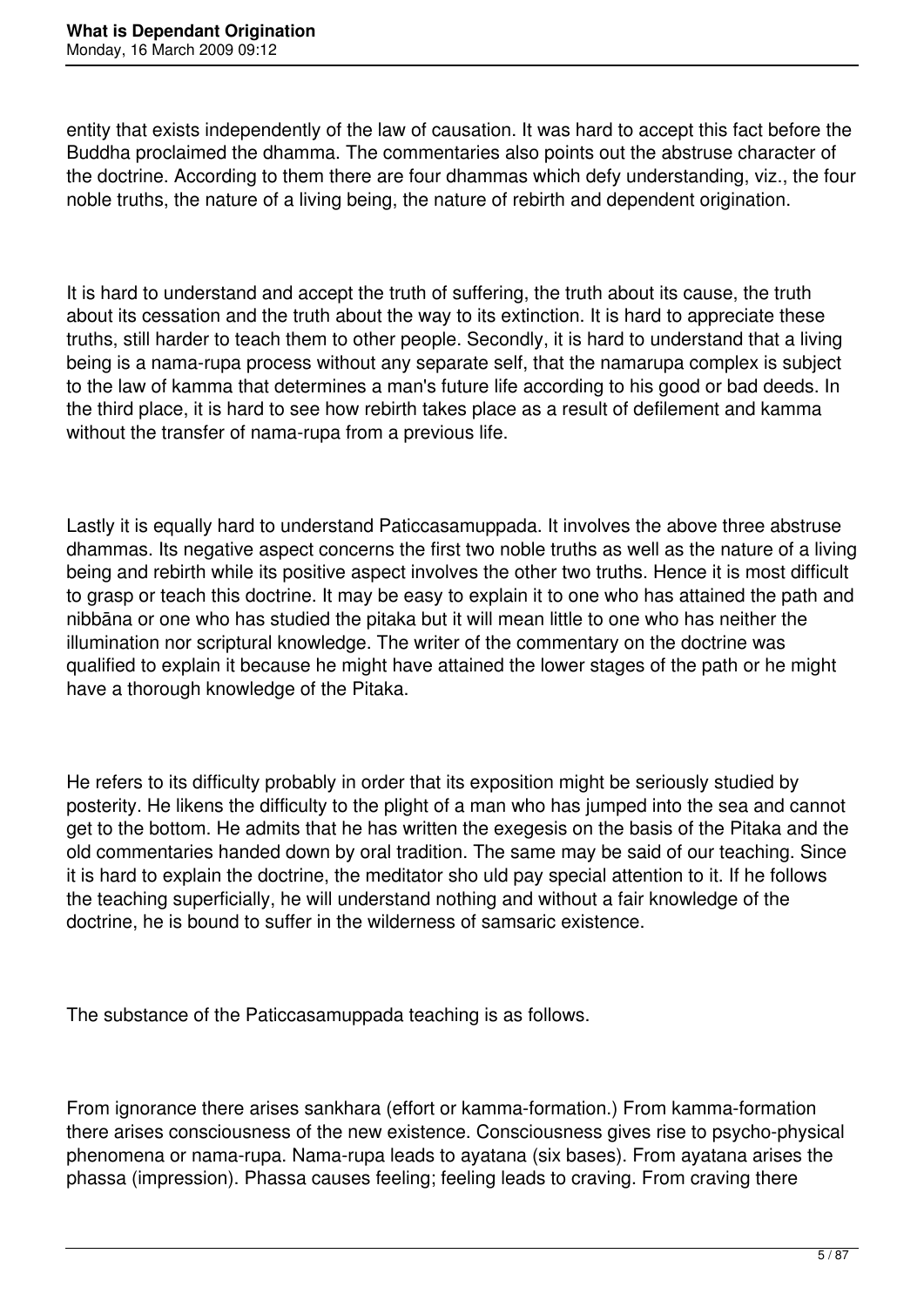entity that exists independently of the law of causation. It was hard to accept this fact before the Buddha proclaimed the dhamma. The commentaries also points out the abstruse character of the doctrine. According to them there are four dhammas which defy understanding, viz., the four noble truths, the nature of a living being, the nature of rebirth and dependent origination.

It is hard to understand and accept the truth of suffering, the truth about its cause, the truth about its cessation and the truth about the way to its extinction. It is hard to appreciate these truths, still harder to teach them to other people. Secondly, it is hard to understand that a living being is a nama-rupa process without any separate self, that the namarupa complex is subject to the law of kamma that determines a man's future life according to his good or bad deeds. In the third place, it is hard to see how rebirth takes place as a result of defilement and kamma without the transfer of nama-rupa from a previous life.

Lastly it is equally hard to understand Paticcasamuppada. It involves the above three abstruse dhammas. Its negative aspect concerns the first two noble truths as well as the nature of a living being and rebirth while its positive aspect involves the other two truths. Hence it is most difficult to grasp or teach this doctrine. It may be easy to explain it to one who has attained the path and nibbāna or one who has studied the pitaka but it will mean little to one who has neither the illumination nor scriptural knowledge. The writer of the commentary on the doctrine was qualified to explain it because he might have attained the lower stages of the path or he might have a thorough knowledge of the Pitaka.

He refers to its difficulty probably in order that its exposition might be seriously studied by posterity. He likens the difficulty to the plight of a man who has jumped into the sea and cannot get to the bottom. He admits that he has written the exegesis on the basis of the Pitaka and the old commentaries handed down by oral tradition. The same may be said of our teaching. Since it is hard to explain the doctrine, the meditator sho uld pay special attention to it. If he follows the teaching superficially, he will understand nothing and without a fair knowledge of the doctrine, he is bound to suffer in the wilderness of samsaric existence.

The substance of the Paticcasamuppada teaching is as follows.

From ignorance there arises sankhara (effort or kamma-formation.) From kamma-formation there arises consciousness of the new existence. Consciousness gives rise to psycho-physical phenomena or nama-rupa. Nama-rupa leads to ayatana (six bases). From ayatana arises the phassa (impression). Phassa causes feeling; feeling leads to craving. From craving there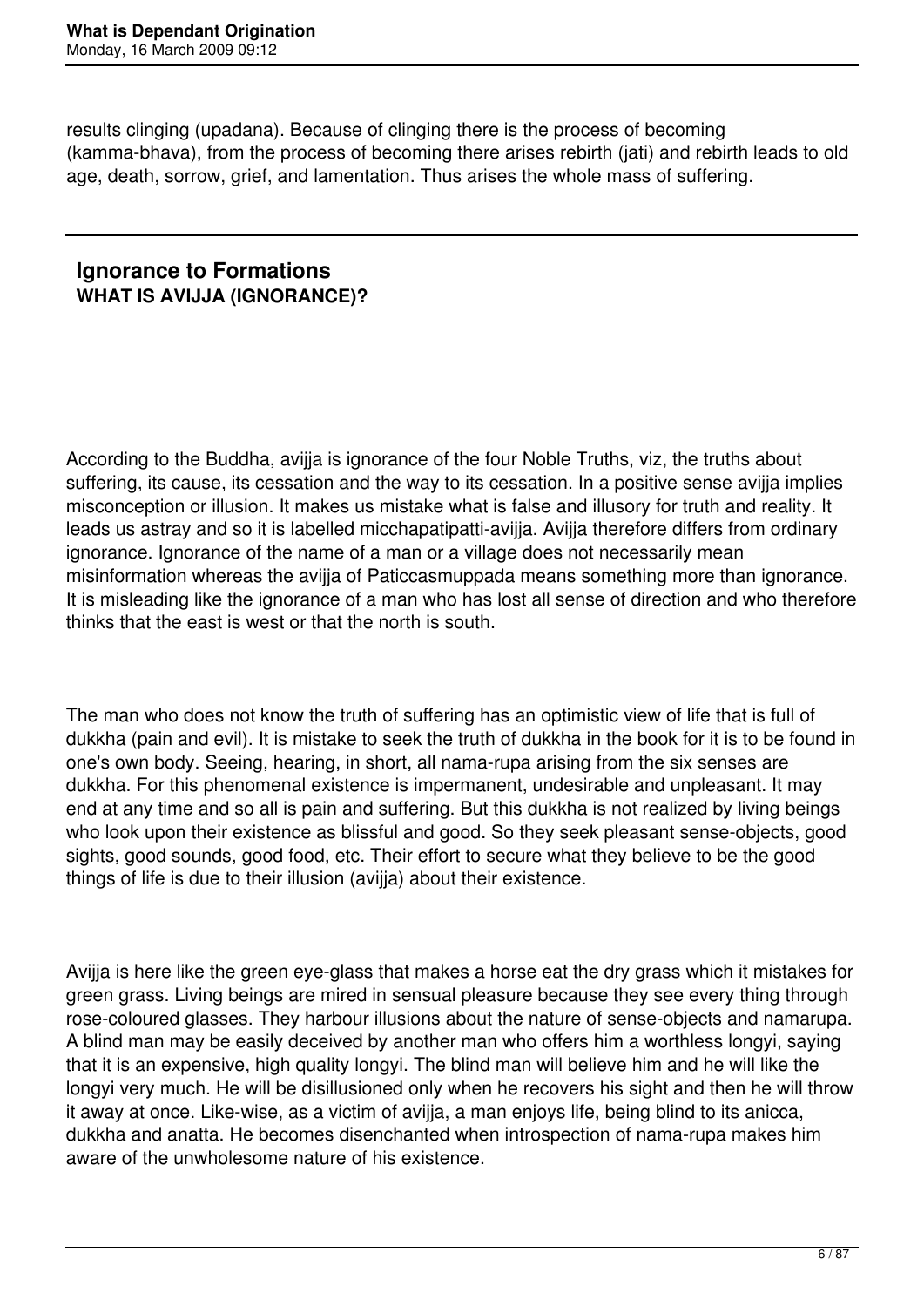results clinging (upadana). Because of clinging there is the process of becoming (kamma-bhava), from the process of becoming there arises rebirth (jati) and rebirth leads to old age, death, sorrow, grief, and lamentation. Thus arises the whole mass of suffering.

---

## Ignorance to Formations

### WHAT IS AVIJJA (IGNORANCE)?

According to the Buddha, avijja is ignorance of the four Noble Truths, viz, the truths about suffering, its cause, its cessation and the way to its cessation. In a positive sense avijja implies misconception or illusion. It makes us mistake what is false and illusory for truth and reality. It leads us astray and so it is labelled micchapatipatti-avijja. Avijja therefore differs from ordinary ignorance. Ignorance of the name of a man or a village does not necessarily mean misinformation whereas the avijja of Paticcasmuppada means something more than ignorance. It is misleading like the ignorance of a man who has lost all sense of direction and who therefore thinks that the east is west or that the north is south.

The man who does not know the truth of suffering has an optimistic view of life that is full of dukkha (pain and evil). It is mistake to seek the truth of dukkha in the book for it is to be found in one's own body. Seeing, hearing, in short, all nama-rupa arising from the six senses are dukkha. For this phenomenal existence is impermanent, undesirable and unpleasant. It may end at any time and so all is pain and suffering. But this dukkha is not realized by living beings who look upon their existence as blissful and good. So they seek pleasant sense-objects, good sights, good sounds, good food, etc. Their effort to secure what they believe to be the good things of life is due to their illusion (avijja) about their existence.

Avijja is here like the green eye-glass that makes a horse eat the dry grass which it mistakes for green grass. Living beings are mired in sensual pleasure because they see every thing through rose-coloured glasses. They harbour illusions about the nature of sense-objects and namarupa. A blind man may be easily deceived by another man who offers him a worthless longyi, saying that it is an expensive, high quality longyi. The blind man will believe him and he will like the longyi very much. He will be disillusioned only when he recovers his sight and then he will throw it away at once. Like-wise, as a victim of avijja, a man enjoys life, being blind to its anicca, dukkha and anatta. He becomes disenchanted when introspection of nama-rupa makes him aware of the unwholesome nature of his existence.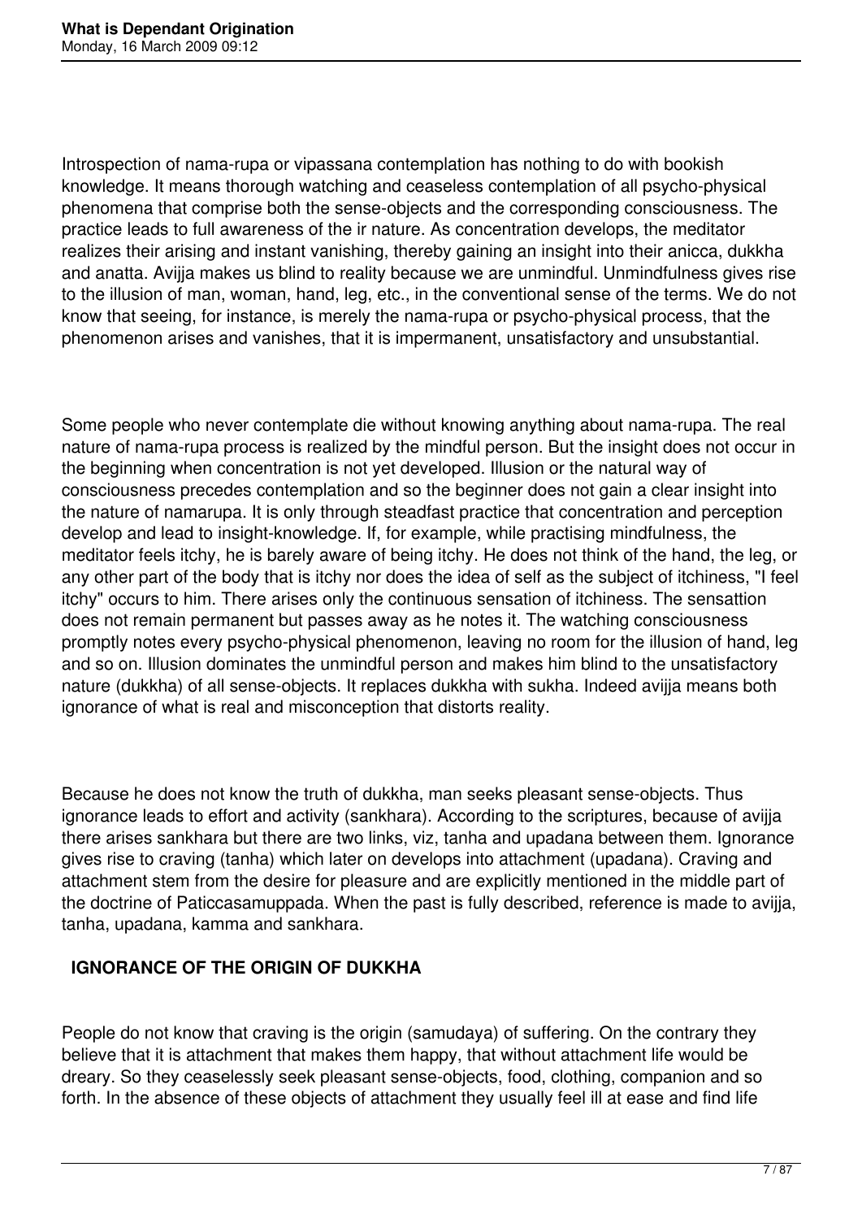Introspection of nama-rupa or vipassana contemplation has nothing to do with bookish knowledge. It means thorough watching and ceaseless contemplation of all psycho-physical phenomena that comprise both the sense-objects and the corresponding consciousness. The practice leads to full awareness of the ir nature. As concentration develops, the meditator realizes their arising and instant vanishing, thereby gaining an insight into their anicca, dukkha and anatta. Avijja makes us blind to reality because we are unmindful. Unmindfulness gives rise to the illusion of man, woman, hand, leg, etc., in the conventional sense of the terms. We do not know that seeing, for instance, is merely the nama-rupa or psycho-physical process, that the phenomenon arises and vanishes, that it is impermanent, unsatisfactory and unsubstantial.

Some people who never contemplate die without knowing anything about nama-rupa. The real nature of nama-rupa process is realized by the mindful person. But the insight does not occur in the beginning when concentration is not yet developed. Illusion or the natural way of consciousness precedes contemplation and so the beginner does not gain a clear insight into the nature of namarupa. It is only through steadfast practice that concentration and perception develop and lead to insight-knowledge. If, for example, while practising mindfulness, the meditator feels itchy, he is barely aware of being itchy. He does not think of the hand, the leg, or any other part of the body that is itchy nor does the idea of self as the subject of itchiness, "I feel itchy" occurs to him. There arises only the continuous sensation of itchiness. The sensattion does not remain permanent but passes away as he notes it. The watching consciousness promptly notes every psycho-physical phenomenon, leaving no room for the illusion of hand, leg and so on. Illusion dominates the unmindful person and makes him blind to the unsatisfactory nature (dukkha) of all sense-objects. It replaces dukkha with sukha. Indeed avijja means both ignorance of what is real and misconception that distorts reality.

Because he does not know the truth of dukkha, man seeks pleasant sense-objects. Thus ignorance leads to effort and activity (sankhara). According to the scriptures, because of avijja there arises sankhara but there are two links, viz, tanha and upadana between them. Ignorance gives rise to craving (tanha) which later on develops into attachment (upadana). Craving and attachment stem from the desire for pleasure and are explicitly mentioned in the middle part of the doctrine of Paticcasamuppada. When the past is fully described, reference is made to avijja, tanha, upadana, kamma and sankhara.

## IGNORANCE OF THE ORIGIN OF DUKKHA

People do not know that craving is the origin (samudaya) of suffering. On the contrary they believe that it is attachment that makes them happy, that without attachment life would be dreary. So they ceaselessly seek pleasant sense-objects, food, clothing, companion and so forth. In the absence of these objects of attachment they usually feel ill at ease and find life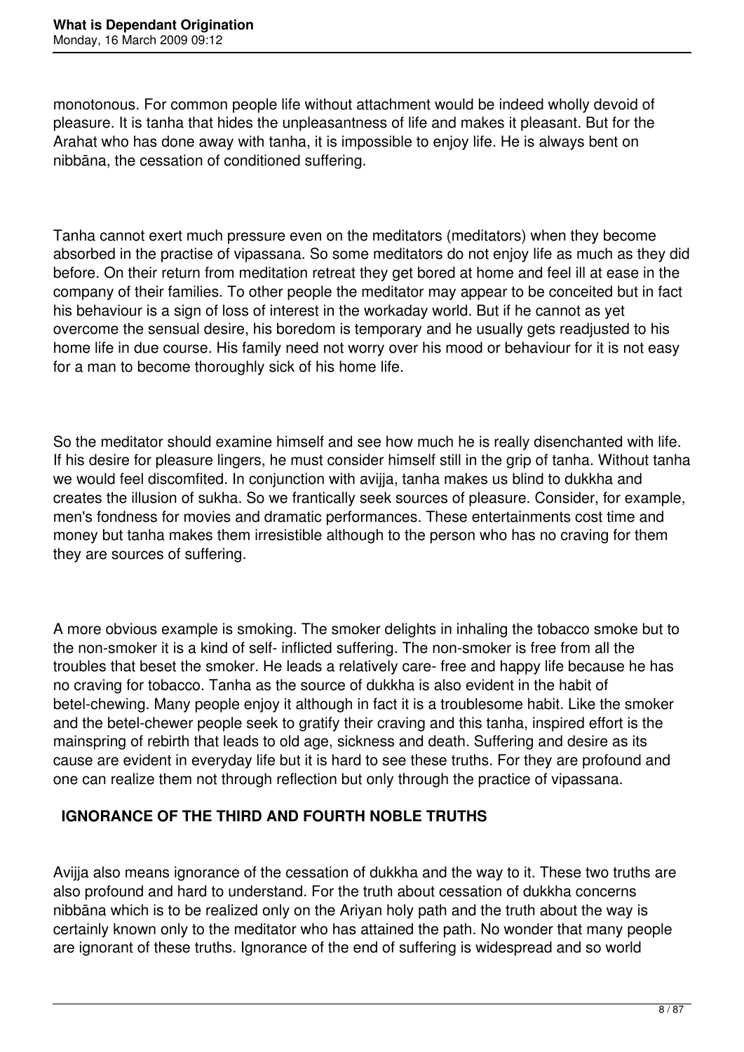monotonous. For common people life without attachment would be indeed wholly devoid of pleasure. It is tanha that hides the unpleasantness of life and makes it pleasant. But for the Arahat who has done away with tanha, it is impossible to enjoy life. He is always bent on nibbāna, the cessation of conditioned suffering.

Tanha cannot exert much pressure even on the meditators (meditators) when they become absorbed in the practise of vipassana. So some meditators do not enjoy life as much as they did before. On their return from meditation retreat they get bored at home and feel ill at ease in the company of their families. To other people the meditator may appear to be conceited but in fact his behaviour is a sign of loss of interest in the workaday world. But if he cannot as yet overcome the sensual desire, his boredom is temporary and he usually gets readjusted to his home life in due course. His family need not worry over his mood or behaviour for it is not easy for a man to become thoroughly sick of his home life.

So the meditator should examine himself and see how much he is really disenchanted with life. If his desire for pleasure lingers, he must consider himself still in the grip of tanha. Without tanha we would feel discomfited. In conjunction with avijja, tanha makes us blind to dukkha and creates the illusion of sukha. So we frantically seek sources of pleasure. Consider, for example, men's fondness for movies and dramatic performances. These entertainments cost time and money but tanha makes them irresistible although to the person who has no craving for them they are sources of suffering.

A more obvious example is smoking. The smoker delights in inhaling the tobacco smoke but to the non-smoker it is a kind of self- inflicted suffering. The non-smoker is free from all the troubles that beset the smoker. He leads a relatively care- free and happy life because he has no craving for tobacco. Tanha as the source of dukkha is also evident in the habit of betel-chewing. Many people enjoy it although in fact it is a troublesome habit. Like the smoker and the betel-chewer people seek to gratify their craving and this tanha, inspired effort is the mainspring of rebirth that leads to old age, sickness and death. Suffering and desire as its cause are evident in everyday life but it is hard to see these truths. For they are profound and one can realize them not through reflection but only through the practice of vipassana.

**IGNORANCE OF THE THIRD AND FOURTH NOBLE TRUTHS**

Avijja also means ignorance of the cessation of dukkha and the way to it. These two truths are also profound and hard to understand. For the truth about cessation of dukkha concerns nibbāna which is to be realized only on the Ariyan holy path and the truth about the way is certainly known only to the meditator who has attained the path. No wonder that many people are ignorant of these truths. Ignorance of the end of suffering is widespread and so world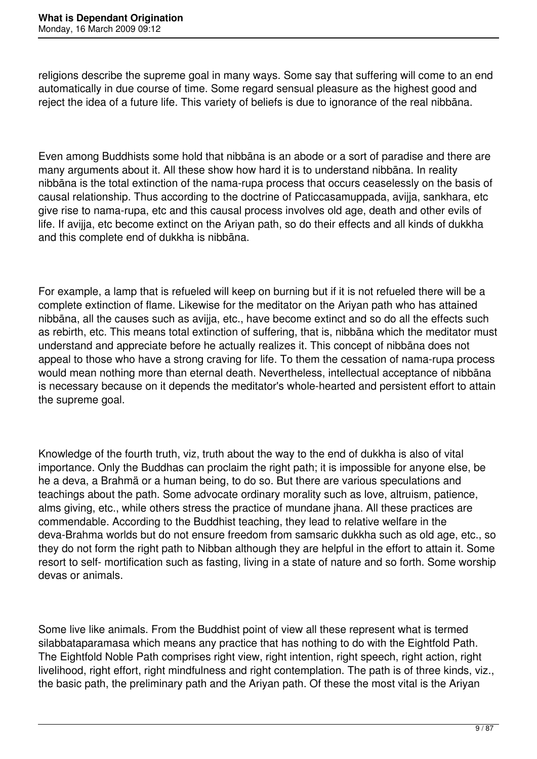religions describe the supreme goal in many ways. Some say that suffering will come to an end automatically in due course of time. Some regard sensual pleasure as the highest good and reject the idea of a future life. This variety of beliefs is due to ignorance of the real nibbāna.

Even among Buddhists some hold that nibbāna is an abode or a sort of paradise and there are many arguments about it. All these show how hard it is to understand nibbāna. In reality nibbāna is the total extinction of the nama-rupa process that occurs ceaselessly on the basis of causal relationship. Thus according to the doctrine of Paticcasamuppada, avijja, sankhara, etc give rise to nama-rupa, etc and this causal process involves old age, death and other evils of life. If avijja, etc become extinct on the Ariyan path, so do their effects and all kinds of dukkha and this complete end of dukkha is nibbāna.

For example, a lamp that is refueled will keep on burning but if it is not refueled there will be a complete extinction of flame. Likewise for the meditator on the Ariyan path who has attained nibbāna, all the causes such as avijja, etc., have become extinct and so do all the effects such as rebirth, etc. This means total extinction of suffering, that is, nibbāna which the meditator must understand and appreciate before he actually realizes it. This concept of nibbāna does not appeal to those who have a strong craving for life. To them the cessation of nama-rupa process would mean nothing more than eternal death. Nevertheless, intellectual acceptance of nibbāna is necessary because on it depends the meditator's whole-hearted and persistent effort to attain the supreme goal.

Knowledge of the fourth truth, viz, truth about the way to the end of dukkha is also of vital importance. Only the Buddhas can proclaim the right path; it is impossible for anyone else, be he a deva, a Brahmä or a human being, to do so. But there are various speculations and teachings about the path. Some advocate ordinary morality such as love, altruism, patience, alms giving, etc., while others stress the practice of mundane jhana. All these practices are commendable. According to the Buddhist teaching, they lead to relative welfare in the deva-Brahma worlds but do not ensure freedom from samsaric dukkha such as old age, etc., so they do not form the right path to Nibban although they are helpful in the effort to attain it. Some resort to self- mortification such as fasting, living in a state of nature and so forth. Some worship devas or animals.

Some live like animals. From the Buddhist point of view all these represent what is termed silabbataparamasa which means any practice that has nothing to do with the Eightfold Path. The Eightfold Noble Path comprises right view, right intention, right speech, right action, right livelihood, right effort, right mindfulness and right contemplation. The path is of three kinds, viz., the basic path, the preliminary path and the Ariyan path. Of these the most vital is the Ariyan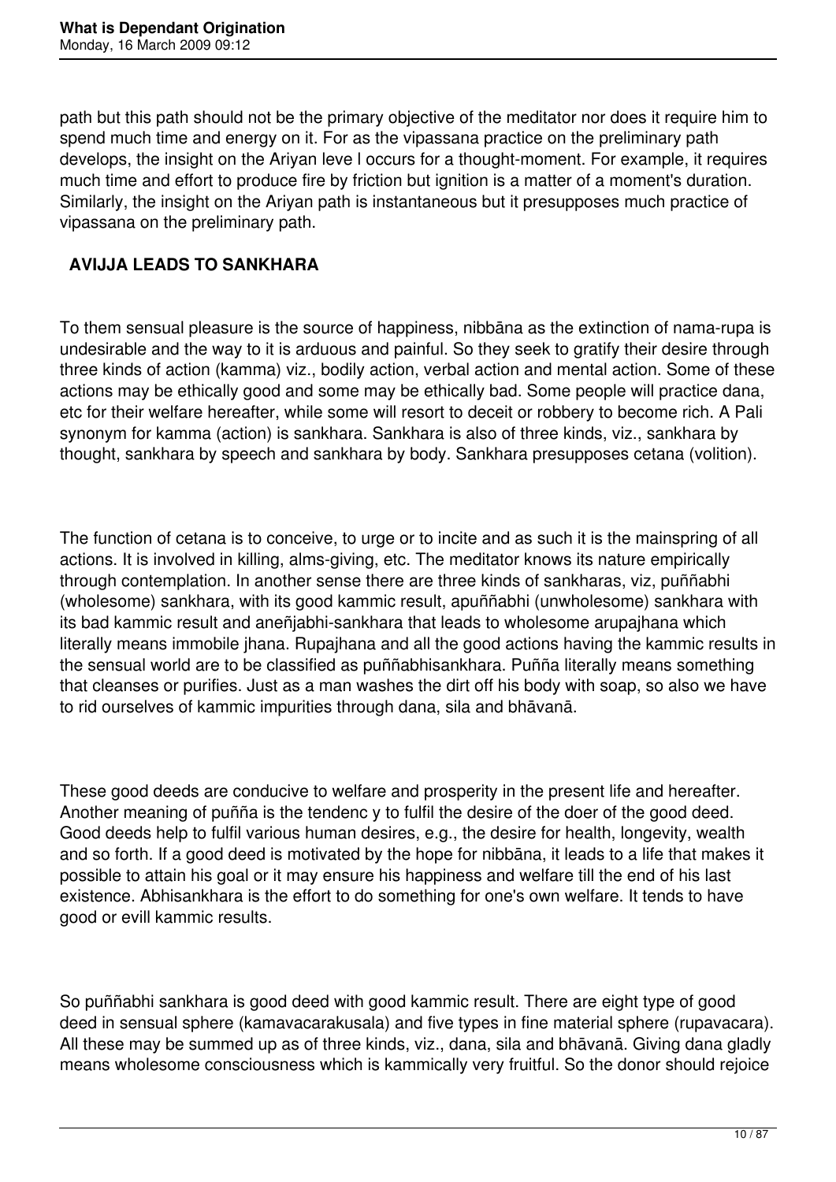path but this path should not be the primary objective of the meditator nor does it require him to spend much time and energy on it. For as the vipassana practice on the preliminary path develops, the insight on the Ariyan leve l occurs for a thought-moment. For example, it requires much time and effort to produce fire by friction but ignition is a matter of a moment's duration. Similarly, the insight on the Ariyan path is instantaneous but it presupposes much practice of vipassana on the preliminary path.

## AVIJJA LEADS TO SANKHARA

To them sensual pleasure is the source of happiness, nibbāna as the extinction of nama-rupa is undesirable and the way to it is arduous and painful. So they seek to gratify their desire through three kinds of action (kamma) viz., bodily action, verbal action and mental action. Some of these actions may be ethically good and some may be ethically bad. Some people will practice dana, etc for their welfare hereafter, while some will resort to deceit or robbery to become rich. A Pali synonym for kamma (action) is sankhara. Sankhara is also of three kinds, viz., sankhara by thought, sankhara by speech and sankhara by body. Sankhara presupposes cetana (volition).

The function of cetana is to conceive, to urge or to incite and as such it is the mainspring of all actions. It is involved in killing, alms-giving, etc. The meditator knows its nature empirically through contemplation. In another sense there are three kinds of sankharas, viz, puññabhi (wholesome) sankhara, with its good kammic result, apuññabhi (unwholesome) sankhara with its bad kammic result and aneñjabhi-sankhara that leads to wholesome arupajhana which literally means immobile jhana. Rupajhana and all the good actions having the kammic results in the sensual world are to be classified as puññabhisankhara. Puñña literally means something that cleanses or purifies. Just as a man washes the dirt off his body with soap, so also we have to rid ourselves of kammic impurities through dana, sila and bhāvanā.

These good deeds are conducive to welfare and prosperity in the present life and hereafter. Another meaning of puñña is the tendenc y to fulfil the desire of the doer of the good deed. Good deeds help to fulfil various human desires, e.g., the desire for health, longevity, wealth and so forth. If a good deed is motivated by the hope for nibbāna, it leads to a life that makes it possible to attain his goal or it may ensure his happiness and welfare till the end of his last existence. Abhisankhara is the effort to do something for one's own welfare. It tends to have good or evill kammic results.

So puññabhi sankhara is good deed with good kammic result. There are eight type of good deed in sensual sphere (kamavacarakusala) and five types in fine material sphere (rupavacara). All these may be summed up as of three kinds, viz., dana, sila and bhāvanā. Giving dana gladly means wholesome consciousness which is kammically very fruitful. So the donor should rejoice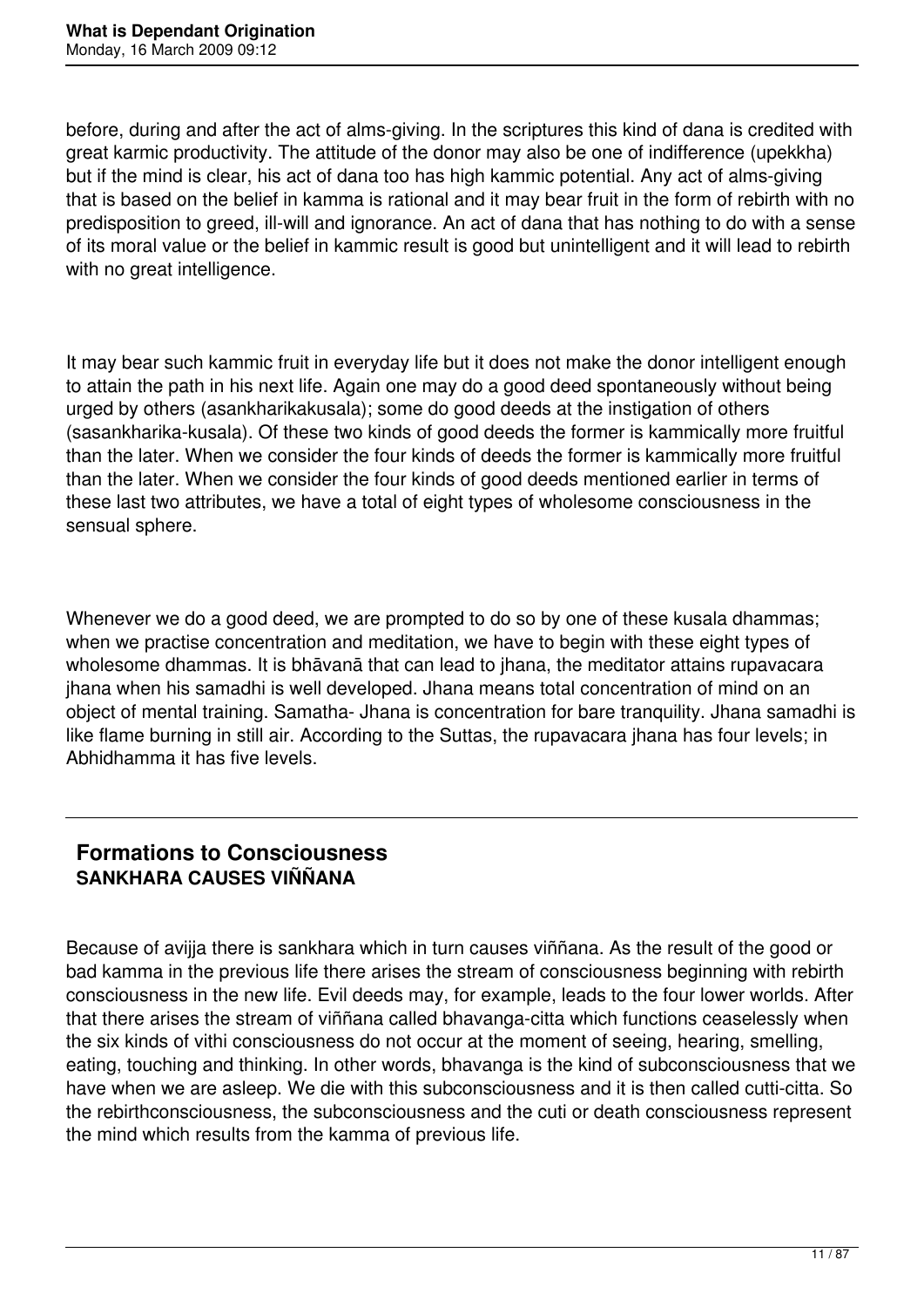before, during and after the act of alms-giving. In the scriptures this kind of dana is credited with great karmic productivity. The attitude of the donor may also be one of indifference (upekkha) but if the mind is clear, his act of dana too has high kammic potential. Any act of alms-giving that is based on the belief in kamma is rational and it may bear fruit in the form of rebirth with no predisposition to greed, ill-will and ignorance. An act of dana that has nothing to do with a sense of its moral value or the belief in kammic result is good but unintelligent and it will lead to rebirth with no great intelligence.

It may bear such kammic fruit in everyday life but it does not make the donor intelligent enough to attain the path in his next life. Again one may do a good deed spontaneously without being urged by others (asankharikakusala); some do good deeds at the instigation of others (sasankharika-kusala). Of these two kinds of good deeds the former is kammically more fruitful than the later. When we consider the four kinds of deeds the former is kammically more fruitful than the later. When we consider the four kinds of good deeds mentioned earlier in terms of these last two attributes, we have a total of eight types of wholesome consciousness in the sensual sphere.

Whenever we do a good deed, we are prompted to do so by one of these kusala dhammas; when we practise concentration and meditation, we have to begin with these eight types of wholesome dhammas. It is bhāvanā that can lead to jhana, the meditator attains rupavacara jhana when his samadhi is well developed. Jhana means total concentration of mind on an object of mental training. Samatha- Jhana is concentration for bare tranquility. Jhana samadhi is like flame burning in still air. According to the Suttas, the rupavacara jhana has four levels; in Abhidhamma it has five levels.

---

## Formations to Consciousness
### SANKHARA CAUSES VIÑÑANA

Because of avijja there is sankhara which in turn causes viññana. As the result of the good or bad kamma in the previous life there arises the stream of consciousness beginning with rebirth consciousness in the new life. Evil deeds may, for example, leads to the four lower worlds. After that there arises the stream of viññana called bhavanga-citta which functions ceaselessly when the six kinds of vithi consciousness do not occur at the moment of seeing, hearing, smelling, eating, touching and thinking. In other words, bhavanga is the kind of subconsciousness that we have when we are asleep. We die with this subconsciousness and it is then called cutti-citta. So the rebirthconsciousness, the subconsciousness and the cuti or death consciousness represent the mind which results from the kamma of previous life.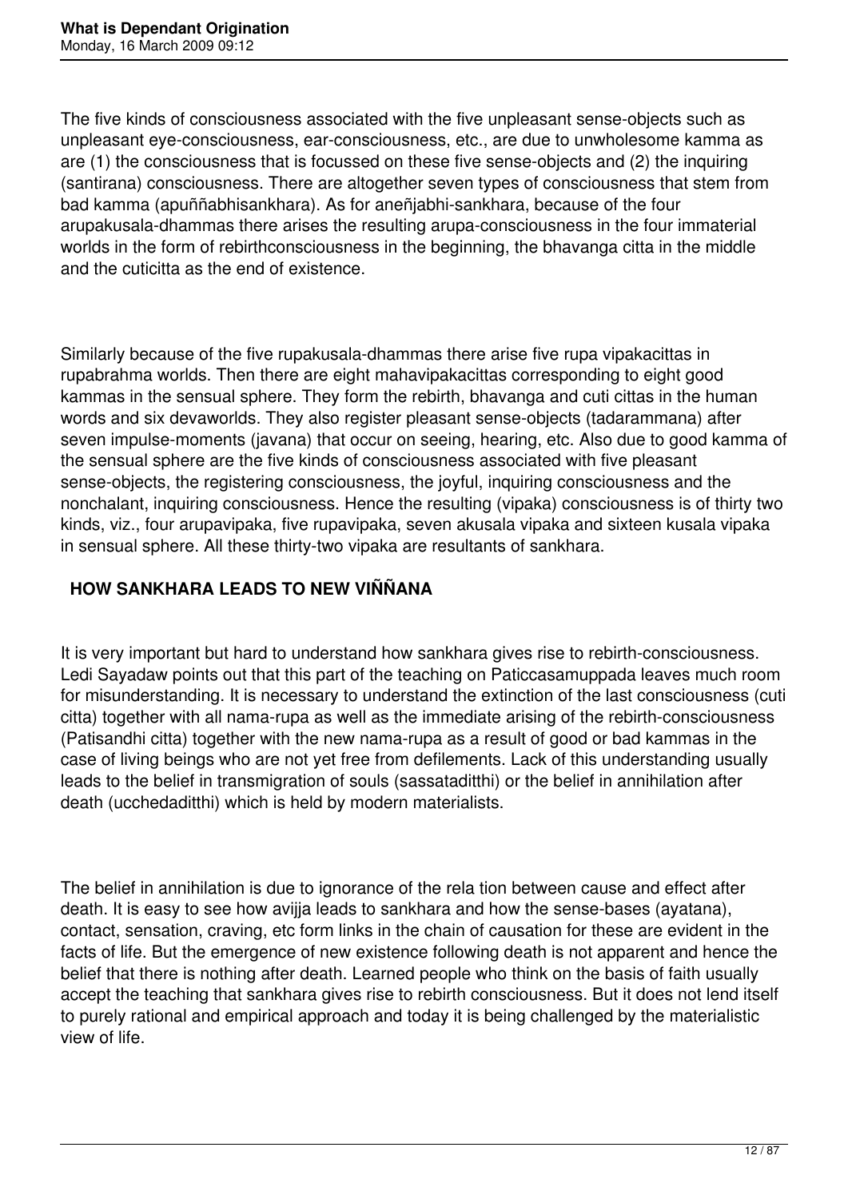The five kinds of consciousness associated with the five unpleasant sense-objects such as unpleasant eye-consciousness, ear-consciousness, etc., are due to unwholesome kamma as are (1) the consciousness that is focussed on these five sense-objects and (2) the inquiring (santirana) consciousness. There are altogether seven types of consciousness that stem from bad kamma (apuññabhisankhara). As for aneñjabhi-sankhara, because of the four arupakusala-dhammas there arises the resulting arupa-consciousness in the four immaterial worlds in the form of rebirthconsciousness in the beginning, the bhavanga citta in the middle and the cuticitta as the end of existence.

Similarly because of the five rupakusala-dhammas there arise five rupa vipakacittas in rupabrahma worlds. Then there are eight mahavipakacittas corresponding to eight good kammas in the sensual sphere. They form the rebirth, bhavanga and cuti cittas in the human words and six devaworlds. They also register pleasant sense-objects (tadarammana) after seven impulse-moments (javana) that occur on seeing, hearing, etc. Also due to good kamma of the sensual sphere are the five kinds of consciousness associated with five pleasant sense-objects, the registering consciousness, the joyful, inquiring consciousness and the nonchalant, inquiring consciousness. Hence the resulting (vipaka) consciousness is of thirty two kinds, viz., four arupavipaka, five rupavipaka, seven akusala vipaka and sixteen kusala vipaka in sensual sphere. All these thirty-two vipaka are resultants of sankhara.

## HOW SANKHARA LEADS TO NEW VIÑÑANA

It is very important but hard to understand how sankhara gives rise to rebirth-consciousness. Ledi Sayadaw points out that this part of the teaching on Paticcasamuppada leaves much room for misunderstanding. It is necessary to understand the extinction of the last consciousness (cuti citta) together with all nama-rupa as well as the immediate arising of the rebirth-consciousness (Patisandhi citta) together with the new nama-rupa as a result of good or bad kammas in the case of living beings who are not yet free from defilements. Lack of this understanding usually leads to the belief in transmigration of souls (sassataditthi) or the belief in annihilation after death (ucchedaditthi) which is held by modern materialists.

The belief in annihilation is due to ignorance of the rela tion between cause and effect after death. It is easy to see how avijja leads to sankhara and how the sense-bases (ayatana), contact, sensation, craving, etc form links in the chain of causation for these are evident in the facts of life. But the emergence of new existence following death is not apparent and hence the belief that there is nothing after death. Learned people who think on the basis of faith usually accept the teaching that sankhara gives rise to rebirth consciousness. But it does not lend itself to purely rational and empirical approach and today it is being challenged by the materialistic view of life.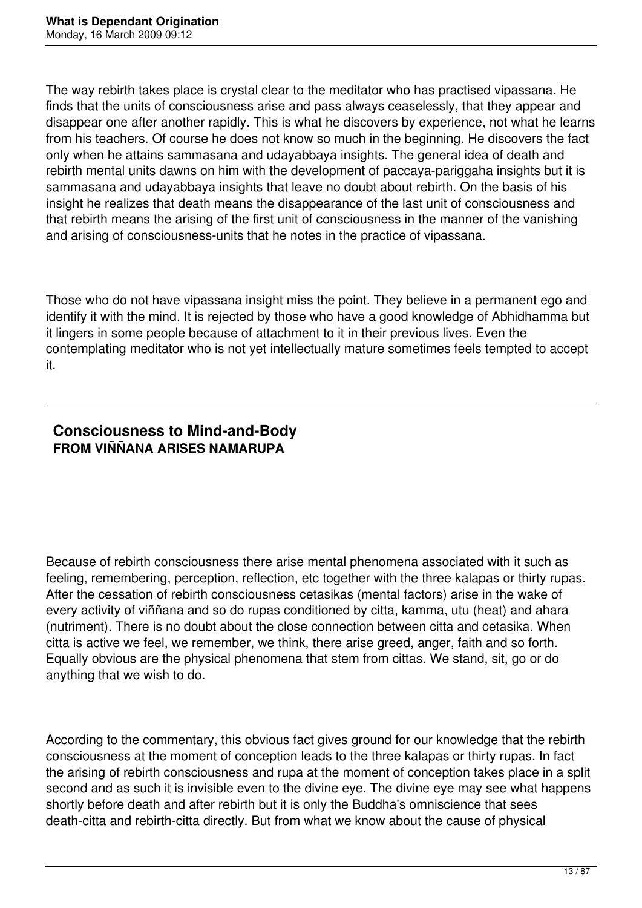The way rebirth takes place is crystal clear to the meditator who has practised vipassana. He finds that the units of consciousness arise and pass always ceaselessly, that they appear and disappear one after another rapidly. This is what he discovers by experience, not what he learns from his teachers. Of course he does not know so much in the beginning. He discovers the fact only when he attains sammasana and udayabbaya insights. The general idea of death and rebirth mental units dawns on him with the development of paccaya-pariggaha insights but it is sammasana and udayabbaya insights that leave no doubt about rebirth. On the basis of his insight he realizes that death means the disappearance of the last unit of consciousness and that rebirth means the arising of the first unit of consciousness in the manner of the vanishing and arising of consciousness-units that he notes in the practice of vipassana.

Those who do not have vipassana insight miss the point. They believe in a permanent ego and identify it with the mind. It is rejected by those who have a good knowledge of Abhidhamma but it lingers in some people because of attachment to it in their previous lives. Even the contemplating meditator who is not yet intellectually mature sometimes feels tempted to accept it.

---

## Consciousness to Mind-and-Body
**FROM VIÑÑANA ARISES NAMARUPA**

Because of rebirth consciousness there arise mental phenomena associated with it such as feeling, remembering, perception, reflection, etc together with the three kalapas or thirty rupas. After the cessation of rebirth consciousness cetasikas (mental factors) arise in the wake of every activity of viññana and so do rupas conditioned by citta, kamma, utu (heat) and ahara (nutriment). There is no doubt about the close connection between citta and cetasika. When citta is active we feel, we remember, we think, there arise greed, anger, faith and so forth. Equally obvious are the physical phenomena that stem from cittas. We stand, sit, go or do anything that we wish to do.

According to the commentary, this obvious fact gives ground for our knowledge that the rebirth consciousness at the moment of conception leads to the three kalapas or thirty rupas. In fact the arising of rebirth consciousness and rupa at the moment of conception takes place in a split second and as such it is invisible even to the divine eye. The divine eye may see what happens shortly before death and after rebirth but it is only the Buddha's omniscience that sees death-citta and rebirth-citta directly. But from what we know about the cause of physical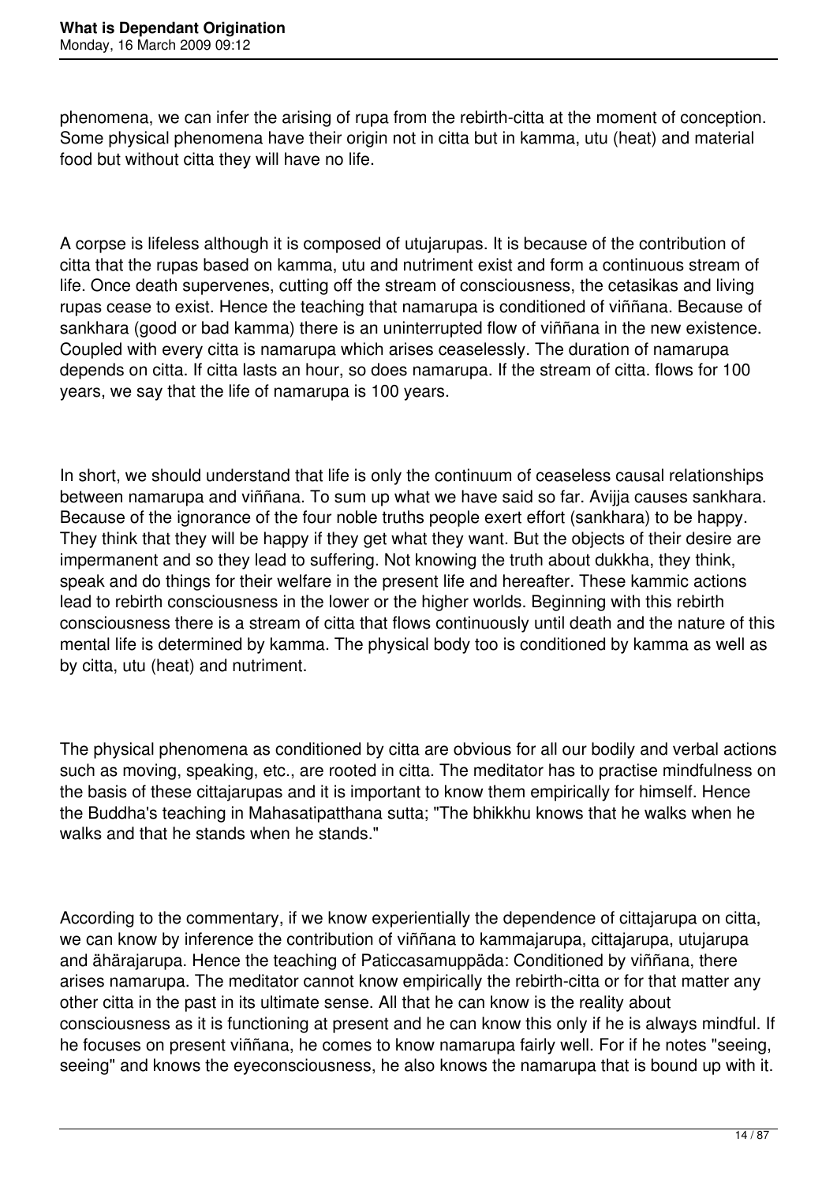phenomena, we can infer the arising of rupa from the rebirth-citta at the moment of conception. Some physical phenomena have their origin not in citta but in kamma, utu (heat) and material food but without citta they will have no life.

A corpse is lifeless although it is composed of utujarupas. It is because of the contribution of citta that the rupas based on kamma, utu and nutriment exist and form a continuous stream of life. Once death supervenes, cutting off the stream of consciousness, the cetasikas and living rupas cease to exist. Hence the teaching that namarupa is conditioned of viññana. Because of sankhara (good or bad kamma) there is an uninterrupted flow of viññana in the new existence. Coupled with every citta is namarupa which arises ceaselessly. The duration of namarupa depends on citta. If citta lasts an hour, so does namarupa. If the stream of citta. flows for 100 years, we say that the life of namarupa is 100 years.

In short, we should understand that life is only the continuum of ceaseless causal relationships between namarupa and viññana. To sum up what we have said so far. Avijja causes sankhara. Because of the ignorance of the four noble truths people exert effort (sankhara) to be happy. They think that they will be happy if they get what they want. But the objects of their desire are impermanent and so they lead to suffering. Not knowing the truth about dukkha, they think, speak and do things for their welfare in the present life and hereafter. These kammic actions lead to rebirth consciousness in the lower or the higher worlds. Beginning with this rebirth consciousness there is a stream of citta that flows continuously until death and the nature of this mental life is determined by kamma. The physical body too is conditioned by kamma as well as by citta, utu (heat) and nutriment.

The physical phenomena as conditioned by citta are obvious for all our bodily and verbal actions such as moving, speaking, etc., are rooted in citta. The meditator has to practise mindfulness on the basis of these cittajarupas and it is important to know them empirically for himself. Hence the Buddha's teaching in Mahasatipatthana sutta; "The bhikkhu knows that he walks when he walks and that he stands when he stands."

According to the commentary, if we know experientially the dependence of cittajarupa on citta, we can know by inference the contribution of viññana to kammajarupa, cittajarupa, utujarupa and ähärajarupa. Hence the teaching of Paticcasamuppäda: Conditioned by viññana, there arises namarupa. The meditator cannot know empirically the rebirth-citta or for that matter any other citta in the past in its ultimate sense. All that he can know is the reality about consciousness as it is functioning at present and he can know this only if he is always mindful. If he focuses on present viññana, he comes to know namarupa fairly well. For if he notes "seeing, seeing" and knows the eyeconsciousness, he also knows the namarupa that is bound up with it.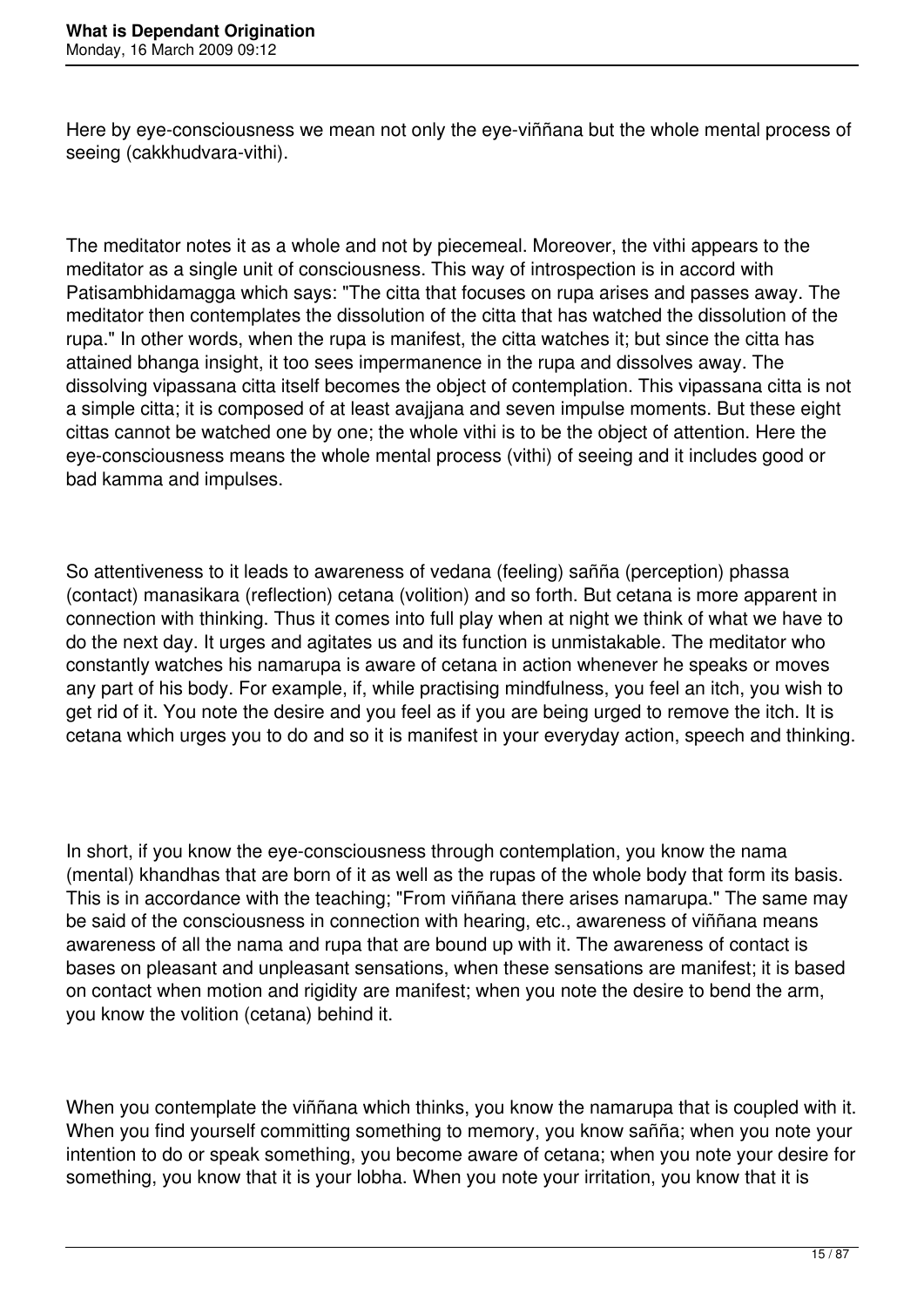Here by eye-consciousness we mean not only the eye-viññana but the whole mental process of seeing (cakkhudvara-vithi).

The meditator notes it as a whole and not by piecemeal. Moreover, the vithi appears to the meditator as a single unit of consciousness. This way of introspection is in accord with Patisambhidamagga which says: "The citta that focuses on rupa arises and passes away. The meditator then contemplates the dissolution of the citta that has watched the dissolution of the rupa." In other words, when the rupa is manifest, the citta watches it; but since the citta has attained bhanga insight, it too sees impermanence in the rupa and dissolves away. The dissolving vipassana citta itself becomes the object of contemplation. This vipassana citta is not a simple citta; it is composed of at least avajjana and seven impulse moments. But these eight cittas cannot be watched one by one; the whole vithi is to be the object of attention. Here the eye-consciousness means the whole mental process (vithi) of seeing and it includes good or bad kamma and impulses.

So attentiveness to it leads to awareness of vedana (feeling) sañña (perception) phassa (contact) manasikara (reflection) cetana (volition) and so forth. But cetana is more apparent in connection with thinking. Thus it comes into full play when at night we think of what we have to do the next day. It urges and agitates us and its function is unmistakable. The meditator who constantly watches his namarupa is aware of cetana in action whenever he speaks or moves any part of his body. For example, if, while practising mindfulness, you feel an itch, you wish to get rid of it. You note the desire and you feel as if you are being urged to remove the itch. It is cetana which urges you to do and so it is manifest in your everyday action, speech and thinking.

In short, if you know the eye-consciousness through contemplation, you know the nama (mental) khandhas that are born of it as well as the rupas of the whole body that form its basis. This is in accordance with the teaching; "From viññana there arises namarupa." The same may be said of the consciousness in connection with hearing, etc., awareness of viññana means awareness of all the nama and rupa that are bound up with it. The awareness of contact is bases on pleasant and unpleasant sensations, when these sensations are manifest; it is based on contact when motion and rigidity are manifest; when you note the desire to bend the arm, you know the volition (cetana) behind it.

When you contemplate the viññana which thinks, you know the namarupa that is coupled with it. When you find yourself committing something to memory, you know sañña; when you note your intention to do or speak something, you become aware of cetana; when you note your desire for something, you know that it is your lobha. When you note your irritation, you know that it is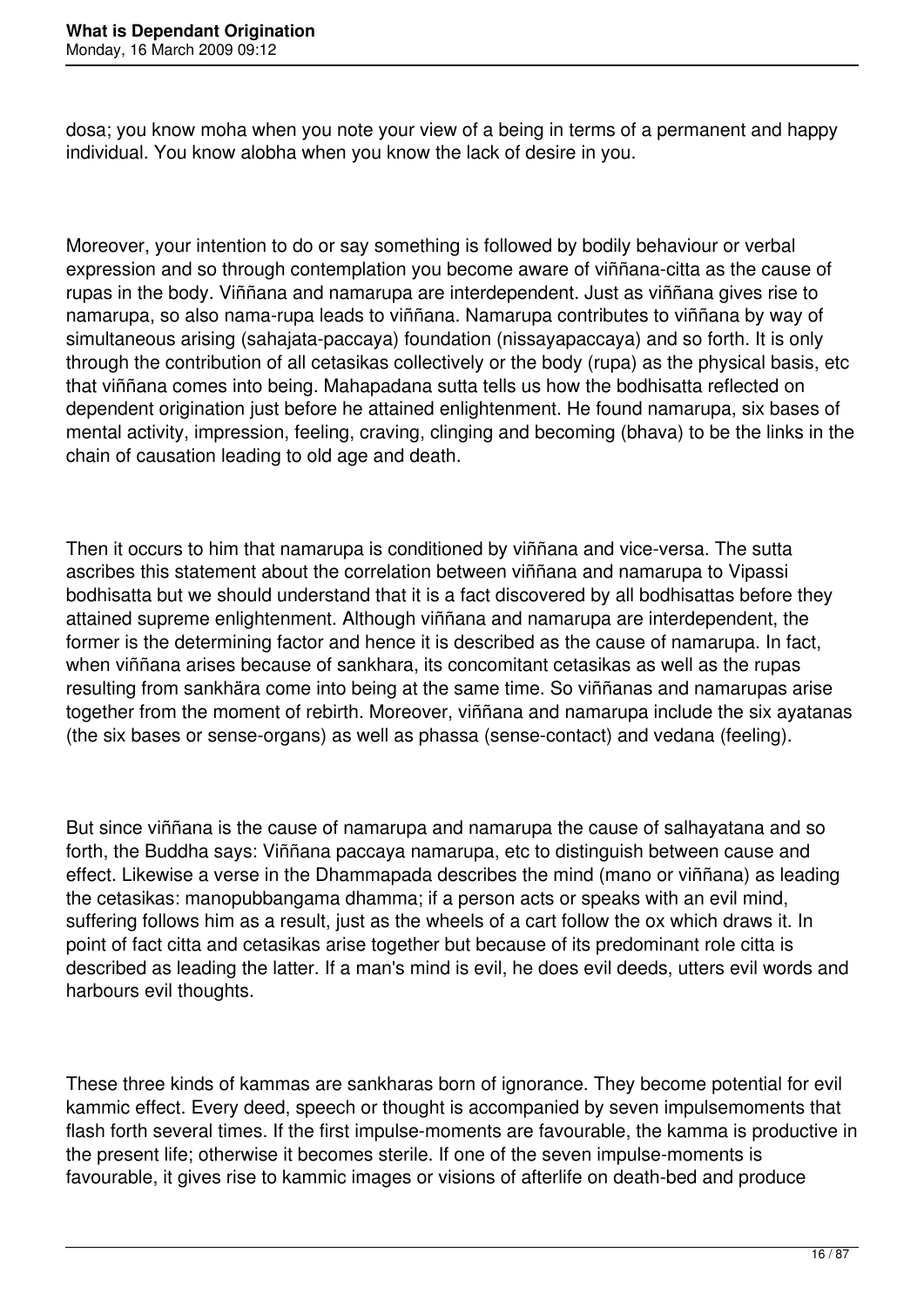dosa; you know moha when you note your view of a being in terms of a permanent and happy individual. You know alobha when you know the lack of desire in you.

Moreover, your intention to do or say something is followed by bodily behaviour or verbal expression and so through contemplation you become aware of viññana-citta as the cause of rupas in the body. Viññana and namarupa are interdependent. Just as viññana gives rise to namarupa, so also nama-rupa leads to viññana. Namarupa contributes to viññana by way of simultaneous arising (sahajata-paccaya) foundation (nissayapaccaya) and so forth. It is only through the contribution of all cetasikas collectively or the body (rupa) as the physical basis, etc that viññana comes into being. Mahapadana sutta tells us how the bodhisatta reflected on dependent origination just before he attained enlightenment. He found namarupa, six bases of mental activity, impression, feeling, craving, clinging and becoming (bhava) to be the links in the chain of causation leading to old age and death.

Then it occurs to him that namarupa is conditioned by viññana and vice-versa. The sutta ascribes this statement about the correlation between viññana and namarupa to Vipassi bodhisatta but we should understand that it is a fact discovered by all bodhisattas before they attained supreme enlightenment. Although viññana and namarupa are interdependent, the former is the determining factor and hence it is described as the cause of namarupa. In fact, when viññana arises because of sankhara, its concomitant cetasikas as well as the rupas resulting from sankhära come into being at the same time. So viññanas and namarupas arise together from the moment of rebirth. Moreover, viññana and namarupa include the six ayatanas (the six bases or sense-organs) as well as phassa (sense-contact) and vedana (feeling).

But since viññana is the cause of namarupa and namarupa the cause of salhayatana and so forth, the Buddha says: Viññana paccaya namarupa, etc to distinguish between cause and effect. Likewise a verse in the Dhammapada describes the mind (mano or viññana) as leading the cetasikas: manopubbangama dhamma; if a person acts or speaks with an evil mind, suffering follows him as a result, just as the wheels of a cart follow the ox which draws it. In point of fact citta and cetasikas arise together but because of its predominant role citta is described as leading the latter. If a man's mind is evil, he does evil deeds, utters evil words and harbours evil thoughts.

These three kinds of kammas are sankharas born of ignorance. They become potential for evil kammic effect. Every deed, speech or thought is accompanied by seven impulsemoments that flash forth several times. If the first impulse-moments are favourable, the kamma is productive in the present life; otherwise it becomes sterile. If one of the seven impulse-moments is favourable, it gives rise to kammic images or visions of afterlife on death-bed and produce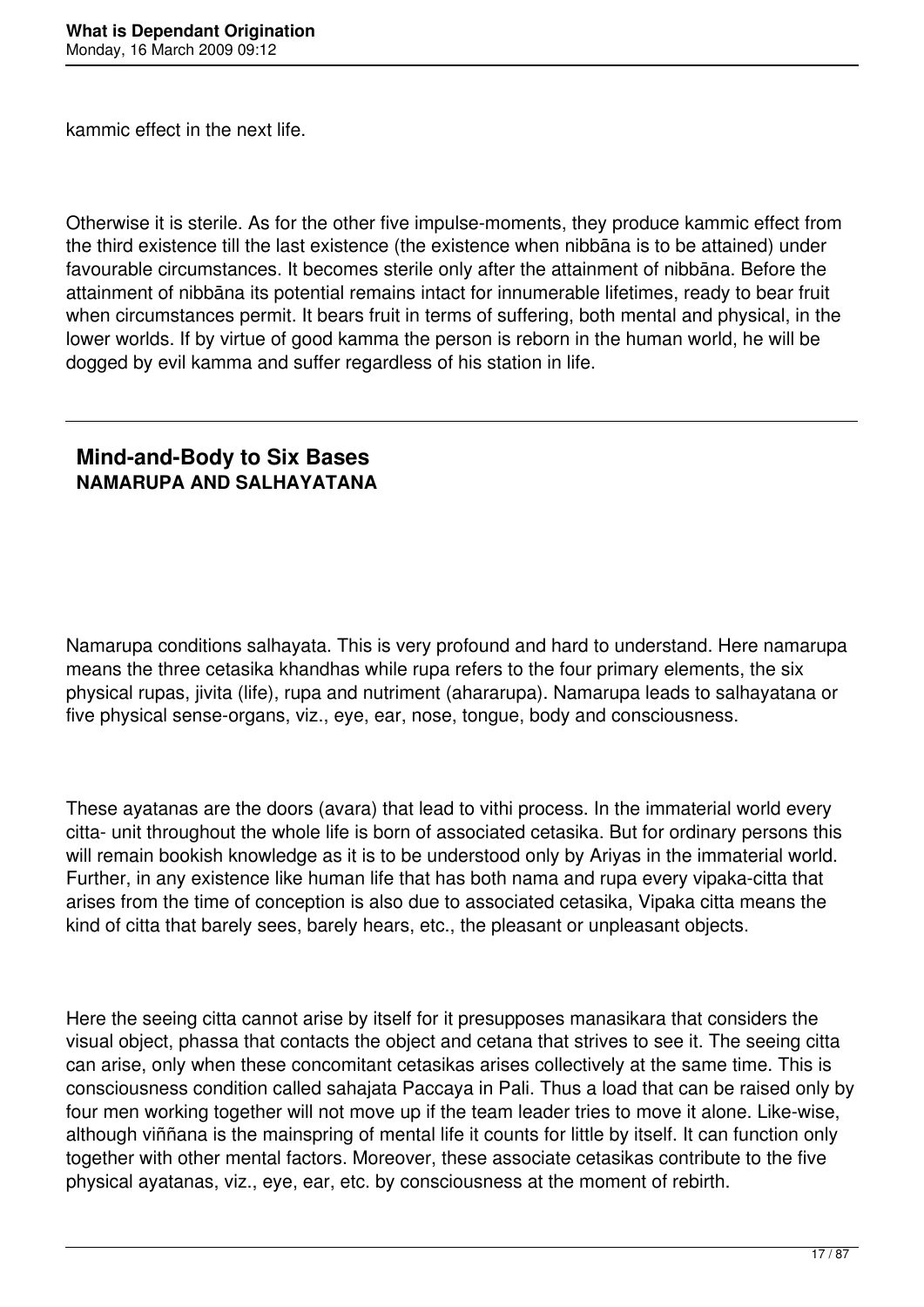kammic effect in the next life.

Otherwise it is sterile. As for the other five impulse-moments, they produce kammic effect from the third existence till the last existence (the existence when nibbāna is to be attained) under favourable circumstances. It becomes sterile only after the attainment of nibbāna. Before the attainment of nibbāna its potential remains intact for innumerable lifetimes, ready to bear fruit when circumstances permit. It bears fruit in terms of suffering, both mental and physical, in the lower worlds. If by virtue of good kamma the person is reborn in the human world, he will be dogged by evil kamma and suffer regardless of his station in life.

---

## Mind-and-Body to Six Bases
### NAMARUPA AND SALHAYATANA

Namarupa conditions salhayata. This is very profound and hard to understand. Here namarupa means the three cetasika khandhas while rupa refers to the four primary elements, the six physical rupas, jivita (life), rupa and nutriment (ahararupa). Namarupa leads to salhayatana or five physical sense-organs, viz., eye, ear, nose, tongue, body and consciousness.

These ayatanas are the doors (avara) that lead to vithi process. In the immaterial world every citta- unit throughout the whole life is born of associated cetasika. But for ordinary persons this will remain bookish knowledge as it is to be understood only by Ariyas in the immaterial world. Further, in any existence like human life that has both nama and rupa every vipaka-citta that arises from the time of conception is also due to associated cetasika, Vipaka citta means the kind of citta that barely sees, barely hears, etc., the pleasant or unpleasant objects.

Here the seeing citta cannot arise by itself for it presupposes manasikara that considers the visual object, phassa that contacts the object and cetana that strives to see it. The seeing citta can arise, only when these concomitant cetasikas arises collectively at the same time. This is consciousness condition called sahajata Paccaya in Pali. Thus a load that can be raised only by four men working together will not move up if the team leader tries to move it alone. Like-wise, although viññana is the mainspring of mental life it counts for little by itself. It can function only together with other mental factors. Moreover, these associate cetasikas contribute to the five physical ayatanas, viz., eye, ear, etc. by consciousness at the moment of rebirth.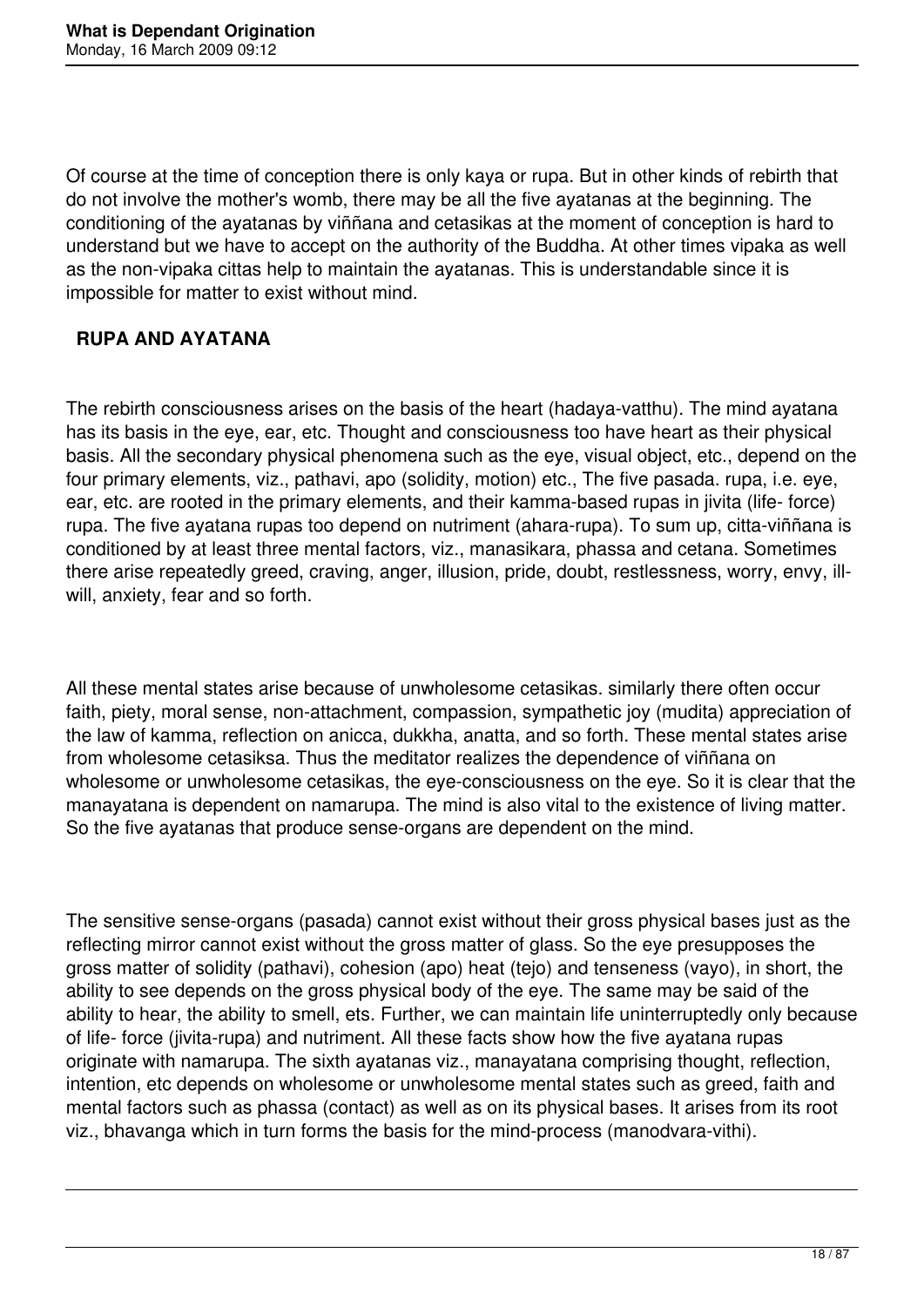Of course at the time of conception there is only kaya or rupa. But in other kinds of rebirth that do not involve the mother's womb, there may be all the five ayatanas at the beginning. The conditioning of the ayatanas by viññana and cetasikas at the moment of conception is hard to understand but we have to accept on the authority of the Buddha. At other times vipaka as well as the non-vipaka cittas help to maintain the ayatanas. This is understandable since it is impossible for matter to exist without mind.

**RUPA AND AYATANA**

The rebirth consciousness arises on the basis of the heart (hadaya-vatthu). The mind ayatana has its basis in the eye, ear, etc. Thought and consciousness too have heart as their physical basis. All the secondary physical phenomena such as the eye, visual object, etc., depend on the four primary elements, viz., pathavi, apo (solidity, motion) etc., The five pasada. rupa, i.e. eye, ear, etc. are rooted in the primary elements, and their kamma-based rupas in jivita (life- force) rupa. The five ayatana rupas too depend on nutriment (ahara-rupa). To sum up, citta-viññana is conditioned by at least three mental factors, viz., manasikara, phassa and cetana. Sometimes there arise repeatedly greed, craving, anger, illusion, pride, doubt, restlessness, worry, envy, ill-will, anxiety, fear and so forth.

All these mental states arise because of unwholesome cetasikas. similarly there often occur faith, piety, moral sense, non-attachment, compassion, sympathetic joy (mudita) appreciation of the law of kamma, reflection on anicca, dukkha, anatta, and so forth. These mental states arise from wholesome cetasiksa. Thus the meditator realizes the dependence of viññana on wholesome or unwholesome cetasikas, the eye-consciousness on the eye. So it is clear that the manayatana is dependent on namarupa. The mind is also vital to the existence of living matter. So the five ayatanas that produce sense-organs are dependent on the mind.

The sensitive sense-organs (pasada) cannot exist without their gross physical bases just as the reflecting mirror cannot exist without the gross matter of glass. So the eye presupposes the gross matter of solidity (pathavi), cohesion (apo) heat (tejo) and tenseness (vayo), in short, the ability to see depends on the gross physical body of the eye. The same may be said of the ability to hear, the ability to smell, ets. Further, we can maintain life uninterruptedly only because of life- force (jivita-rupa) and nutriment. All these facts show how the five ayatana rupas originate with namarupa. The sixth ayatanas viz., manayatana comprising thought, reflection, intention, etc depends on wholesome or unwholesome mental states such as greed, faith and mental factors such as phassa (contact) as well as on its physical bases. It arises from its root viz., bhavanga which in turn forms the basis for the mind-process (manodvara-vithi).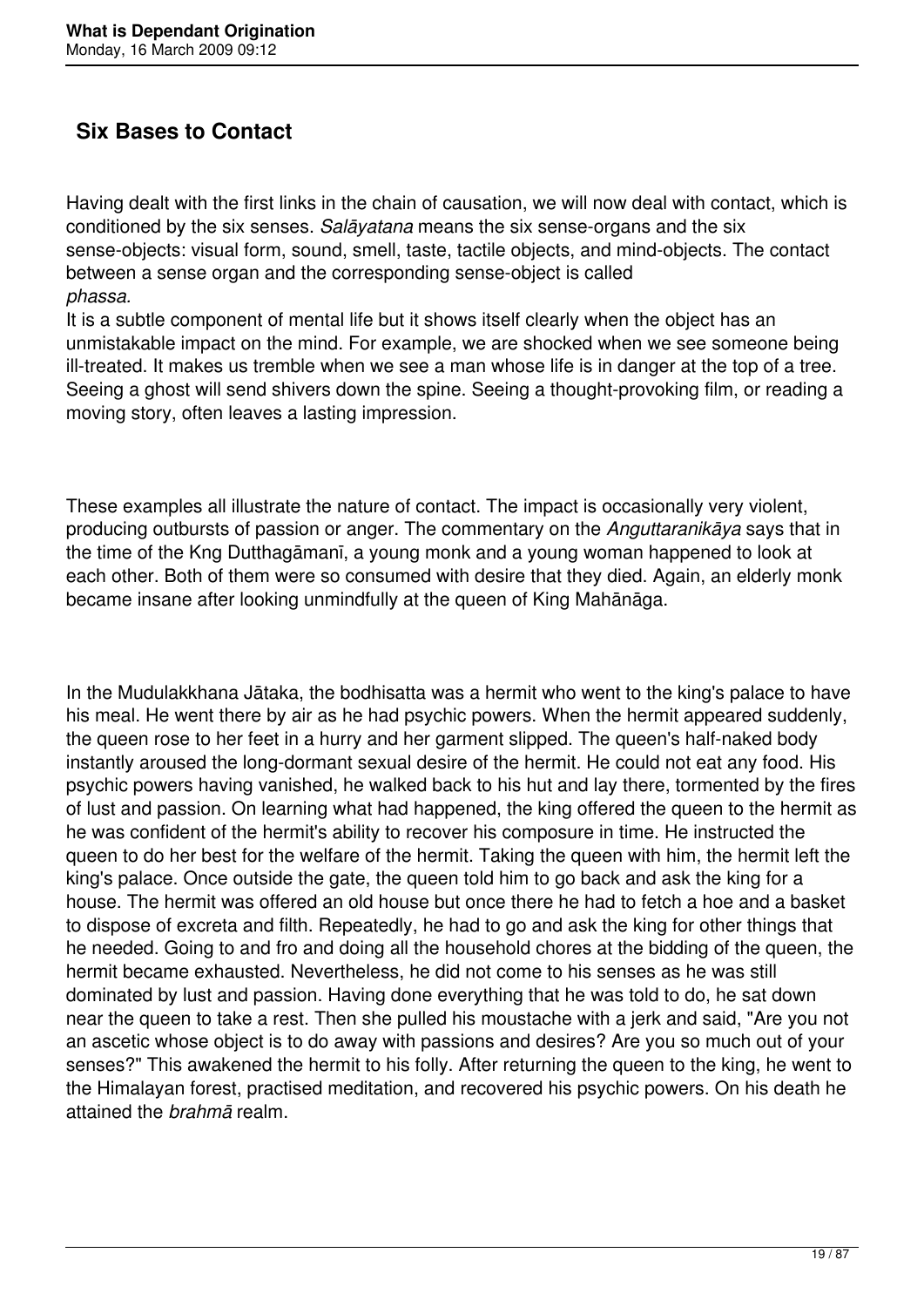## Six Bases to Contact

Having dealt with the first links in the chain of causation, we will now deal with contact, which is conditioned by the six senses. *Salāyatana* means the six sense-organs and the six sense-objects: visual form, sound, smell, taste, tactile objects, and mind-objects. The contact between a sense organ and the corresponding sense-object is called *phassa.*

It is a subtle component of mental life but it shows itself clearly when the object has an unmistakable impact on the mind. For example, we are shocked when we see someone being ill-treated. It makes us tremble when we see a man whose life is in danger at the top of a tree. Seeing a ghost will send shivers down the spine. Seeing a thought-provoking film, or reading a moving story, often leaves a lasting impression.

These examples all illustrate the nature of contact. The impact is occasionally very violent, producing outbursts of passion or anger. The commentary on the *Anguttaranikāya* says that in the time of the Kng Dutthagāmanī, a young monk and a young woman happened to look at each other. Both of them were so consumed with desire that they died. Again, an elderly monk became insane after looking unmindfully at the queen of King Mahānāga.

In the Mudulakkhana Jātaka, the bodhisatta was a hermit who went to the king's palace to have his meal. He went there by air as he had psychic powers. When the hermit appeared suddenly, the queen rose to her feet in a hurry and her garment slipped. The queen's half-naked body instantly aroused the long-dormant sexual desire of the hermit. He could not eat any food. His psychic powers having vanished, he walked back to his hut and lay there, tormented by the fires of lust and passion. On learning what had happened, the king offered the queen to the hermit as he was confident of the hermit's ability to recover his composure in time. He instructed the queen to do her best for the welfare of the hermit. Taking the queen with him, the hermit left the king's palace. Once outside the gate, the queen told him to go back and ask the king for a house. The hermit was offered an old house but once there he had to fetch a hoe and a basket to dispose of excreta and filth. Repeatedly, he had to go and ask the king for other things that he needed. Going to and fro and doing all the household chores at the bidding of the queen, the hermit became exhausted. Nevertheless, he did not come to his senses as he was still dominated by lust and passion. Having done everything that he was told to do, he sat down near the queen to take a rest. Then she pulled his moustache with a jerk and said, "Are you not an ascetic whose object is to do away with passions and desires? Are you so much out of your senses?" This awakened the hermit to his folly. After returning the queen to the king, he went to the Himalayan forest, practised meditation, and recovered his psychic powers. On his death he attained the *brahmā* realm.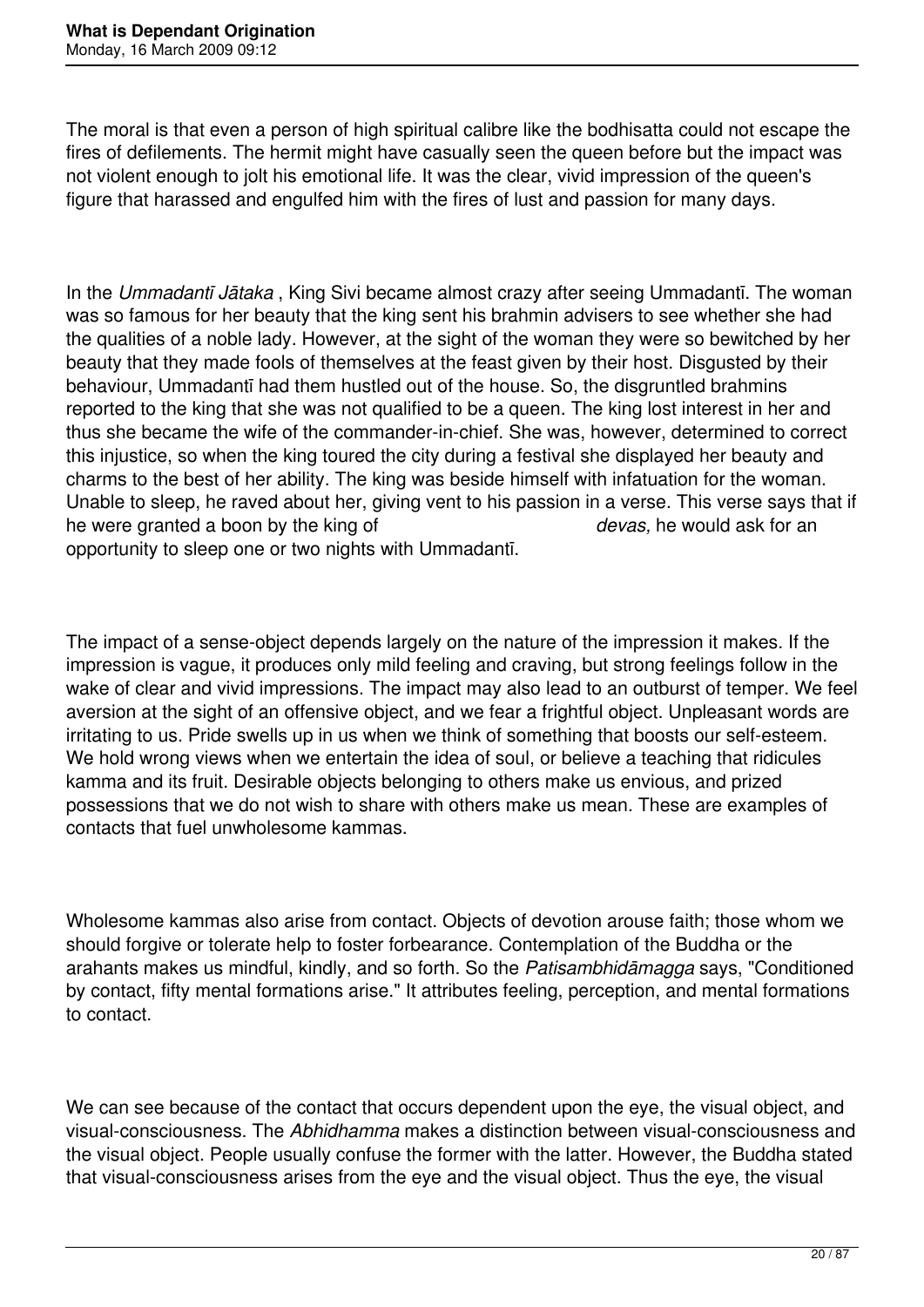The moral is that even a person of high spiritual calibre like the bodhisatta could not escape the fires of defilements. The hermit might have casually seen the queen before but the impact was not violent enough to jolt his emotional life. It was the clear, vivid impression of the queen's figure that harassed and engulfed him with the fires of lust and passion for many days.

In the *Ummadantī Jātaka* , King Sivi became almost crazy after seeing Ummadantī. The woman was so famous for her beauty that the king sent his brahmin advisers to see whether she had the qualities of a noble lady. However, at the sight of the woman they were so bewitched by her beauty that they made fools of themselves at the feast given by their host. Disgusted by their behaviour, Ummadantī had them hustled out of the house. So, the disgruntled brahmins reported to the king that she was not qualified to be a queen. The king lost interest in her and thus she became the wife of the commander-in-chief. She was, however, determined to correct this injustice, so when the king toured the city during a festival she displayed her beauty and charms to the best of her ability. The king was beside himself with infatuation for the woman. Unable to sleep, he raved about her, giving vent to his passion in a verse. This verse says that if he were granted a boon by the king of *devas,* he would ask for an opportunity to sleep one or two nights with Ummadantī.

The impact of a sense-object depends largely on the nature of the impression it makes. If the impression is vague, it produces only mild feeling and craving, but strong feelings follow in the wake of clear and vivid impressions. The impact may also lead to an outburst of temper. We feel aversion at the sight of an offensive object, and we fear a frightful object. Unpleasant words are irritating to us. Pride swells up in us when we think of something that boosts our self-esteem. We hold wrong views when we entertain the idea of soul, or believe a teaching that ridicules kamma and its fruit. Desirable objects belonging to others make us envious, and prized possessions that we do not wish to share with others make us mean. These are examples of contacts that fuel unwholesome kammas.

Wholesome kammas also arise from contact. Objects of devotion arouse faith; those whom we should forgive or tolerate help to foster forbearance. Contemplation of the Buddha or the arahants makes us mindful, kindly, and so forth. So the *Patisambhidāmagga* says, "Conditioned by contact, fifty mental formations arise." It attributes feeling, perception, and mental formations to contact.

We can see because of the contact that occurs dependent upon the eye, the visual object, and visual-consciousness. The *Abhidhamma* makes a distinction between visual-consciousness and the visual object. People usually confuse the former with the latter. However, the Buddha stated that visual-consciousness arises from the eye and the visual object. Thus the eye, the visual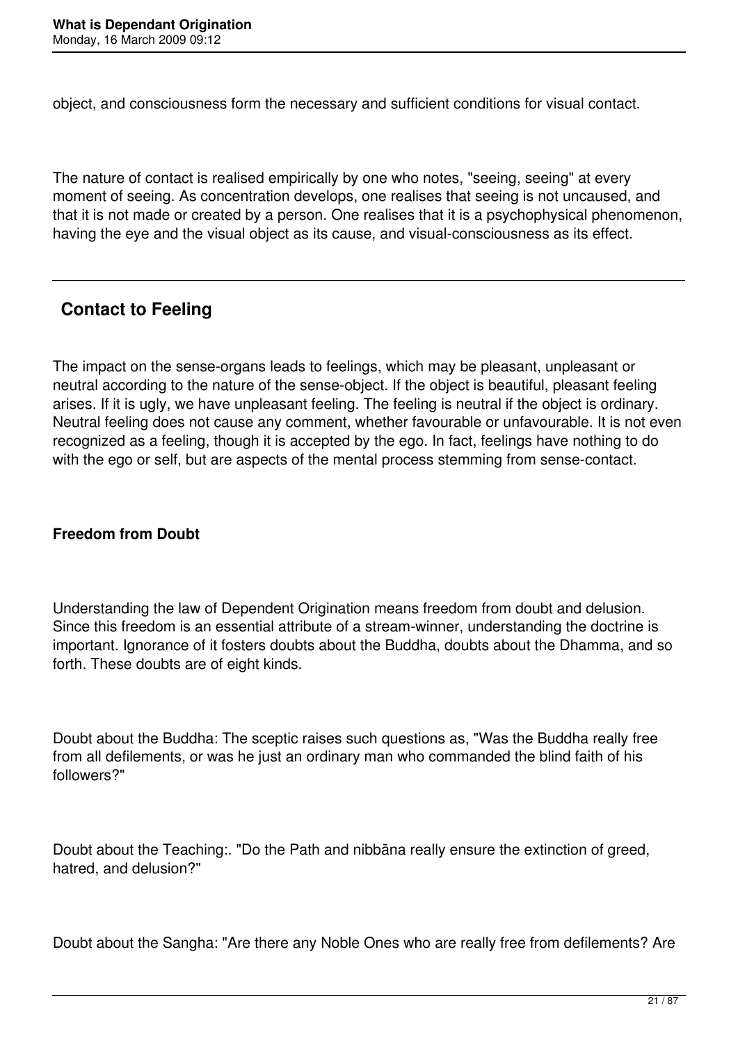object, and consciousness form the necessary and sufficient conditions for visual contact.

The nature of contact is realised empirically by one who notes, "seeing, seeing" at every moment of seeing. As concentration develops, one realises that seeing is not uncaused, and that it is not made or created by a person. One realises that it is a psychophysical phenomenon, having the eye and the visual object as its cause, and visual-consciousness as its effect.

---

## Contact to Feeling

The impact on the sense-organs leads to feelings, which may be pleasant, unpleasant or neutral according to the nature of the sense-object. If the object is beautiful, pleasant feeling arises. If it is ugly, we have unpleasant feeling. The feeling is neutral if the object is ordinary. Neutral feeling does not cause any comment, whether favourable or unfavourable. It is not even recognized as a feeling, though it is accepted by the ego. In fact, feelings have nothing to do with the ego or self, but are aspects of the mental process stemming from sense-contact.

**Freedom from Doubt**

Understanding the law of Dependent Origination means freedom from doubt and delusion. Since this freedom is an essential attribute of a stream-winner, understanding the doctrine is important. Ignorance of it fosters doubts about the Buddha, doubts about the Dhamma, and so forth. These doubts are of eight kinds.

Doubt about the Buddha: The sceptic raises such questions as, "Was the Buddha really free from all defilements, or was he just an ordinary man who commanded the blind faith of his followers?"

Doubt about the Teaching:. "Do the Path and nibbāna really ensure the extinction of greed, hatred, and delusion?"

Doubt about the Sangha: "Are there any Noble Ones who are really free from defilements? Are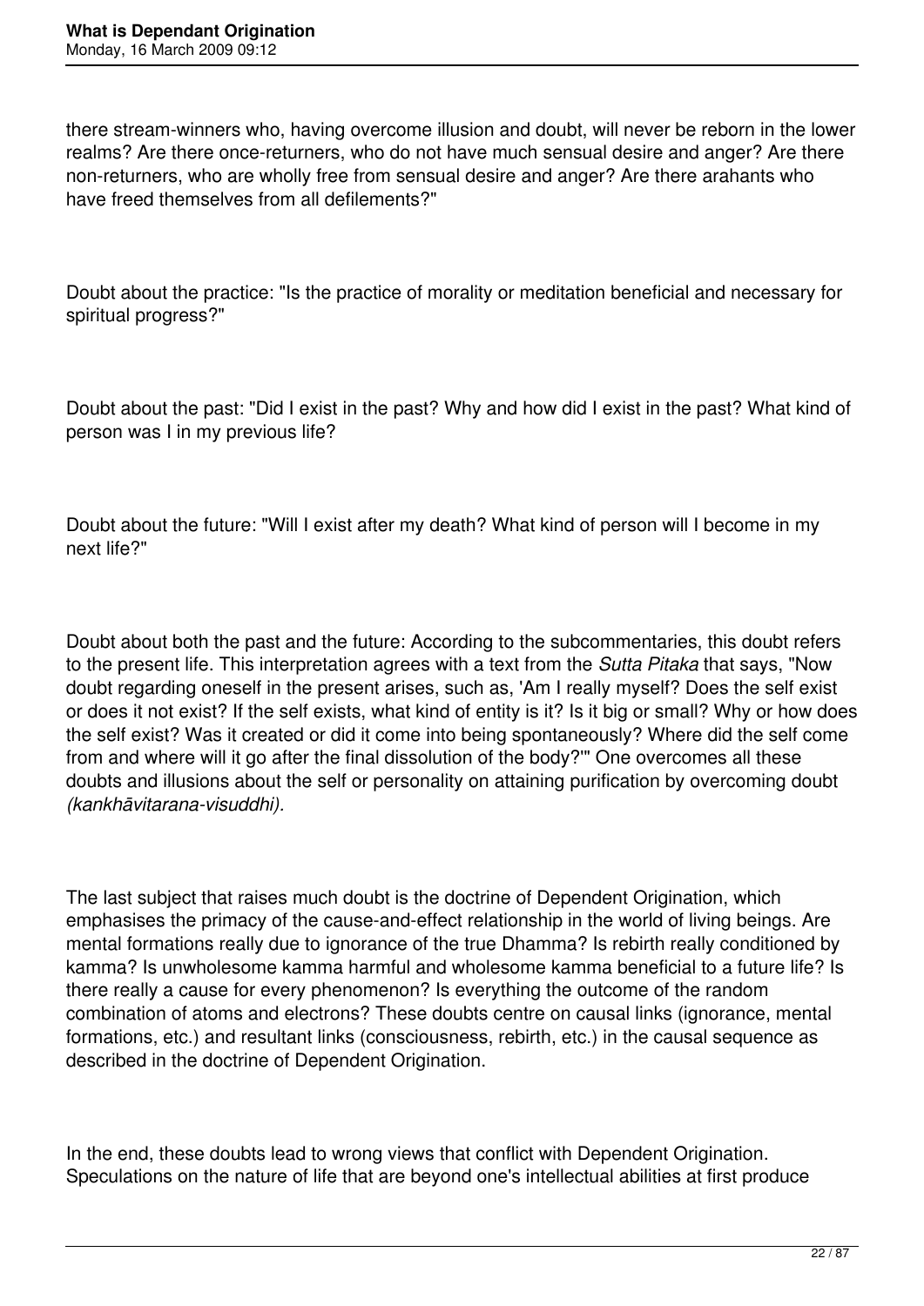there stream-winners who, having overcome illusion and doubt, will never be reborn in the lower realms? Are there once-returners, who do not have much sensual desire and anger? Are there non-returners, who are wholly free from sensual desire and anger? Are there arahants who have freed themselves from all defilements?"

Doubt about the practice: "Is the practice of morality or meditation beneficial and necessary for spiritual progress?"

Doubt about the past: "Did I exist in the past? Why and how did I exist in the past? What kind of person was I in my previous life?

Doubt about the future: "Will I exist after my death? What kind of person will I become in my next life?"

Doubt about both the past and the future: According to the subcommentaries, this doubt refers to the present life. This interpretation agrees with a text from the *Sutta Pitaka* that says, "Now doubt regarding oneself in the present arises, such as, 'Am I really myself? Does the self exist or does it not exist? If the self exists, what kind of entity is it? Is it big or small? Why or how does the self exist? Was it created or did it come into being spontaneously? Where did the self come from and where will it go after the final dissolution of the body?'" One overcomes all these doubts and illusions about the self or personality on attaining purification by overcoming doubt *(kankhāvitarana-visuddhi).*

The last subject that raises much doubt is the doctrine of Dependent Origination, which emphasises the primacy of the cause-and-effect relationship in the world of living beings. Are mental formations really due to ignorance of the true Dhamma? Is rebirth really conditioned by kamma? Is unwholesome kamma harmful and wholesome kamma beneficial to a future life? Is there really a cause for every phenomenon? Is everything the outcome of the random combination of atoms and electrons? These doubts centre on causal links (ignorance, mental formations, etc.) and resultant links (consciousness, rebirth, etc.) in the causal sequence as described in the doctrine of Dependent Origination.

In the end, these doubts lead to wrong views that conflict with Dependent Origination. Speculations on the nature of life that are beyond one's intellectual abilities at first produce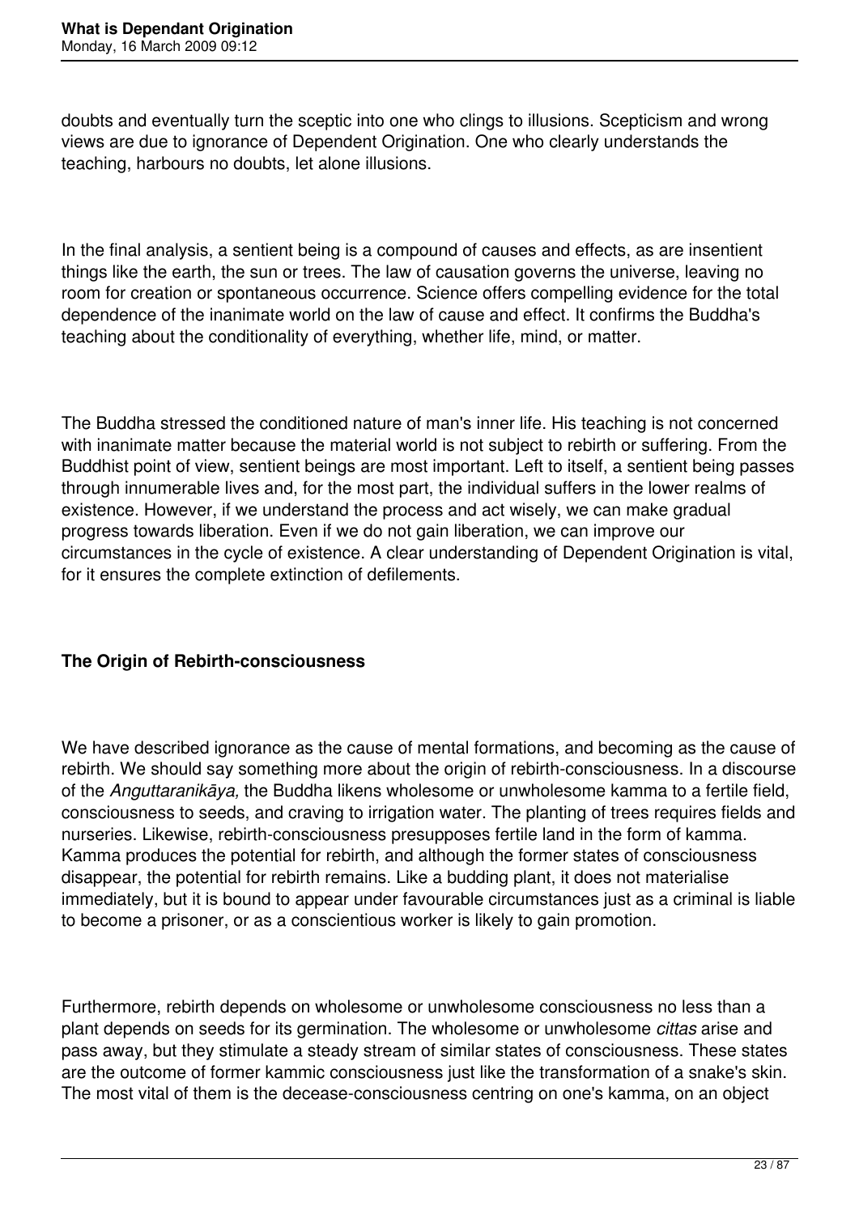doubts and eventually turn the sceptic into one who clings to illusions. Scepticism and wrong views are due to ignorance of Dependent Origination. One who clearly understands the teaching, harbours no doubts, let alone illusions.

In the final analysis, a sentient being is a compound of causes and effects, as are insentient things like the earth, the sun or trees. The law of causation governs the universe, leaving no room for creation or spontaneous occurrence. Science offers compelling evidence for the total dependence of the inanimate world on the law of cause and effect. It confirms the Buddha's teaching about the conditionality of everything, whether life, mind, or matter.

The Buddha stressed the conditioned nature of man's inner life. His teaching is not concerned with inanimate matter because the material world is not subject to rebirth or suffering. From the Buddhist point of view, sentient beings are most important. Left to itself, a sentient being passes through innumerable lives and, for the most part, the individual suffers in the lower realms of existence. However, if we understand the process and act wisely, we can make gradual progress towards liberation. Even if we do not gain liberation, we can improve our circumstances in the cycle of existence. A clear understanding of Dependent Origination is vital, for it ensures the complete extinction of defilements.

**The Origin of Rebirth-consciousness**

We have described ignorance as the cause of mental formations, and becoming as the cause of rebirth. We should say something more about the origin of rebirth-consciousness. In a discourse of the *Anguttaranikāya,* the Buddha likens wholesome or unwholesome kamma to a fertile field, consciousness to seeds, and craving to irrigation water. The planting of trees requires fields and nurseries. Likewise, rebirth-consciousness presupposes fertile land in the form of kamma. Kamma produces the potential for rebirth, and although the former states of consciousness disappear, the potential for rebirth remains. Like a budding plant, it does not materialise immediately, but it is bound to appear under favourable circumstances just as a criminal is liable to become a prisoner, or as a conscientious worker is likely to gain promotion.

Furthermore, rebirth depends on wholesome or unwholesome consciousness no less than a plant depends on seeds for its germination. The wholesome or unwholesome *cittas* arise and pass away, but they stimulate a steady stream of similar states of consciousness. These states are the outcome of former kammic consciousness just like the transformation of a snake's skin. The most vital of them is the decease-consciousness centring on one's kamma, on an object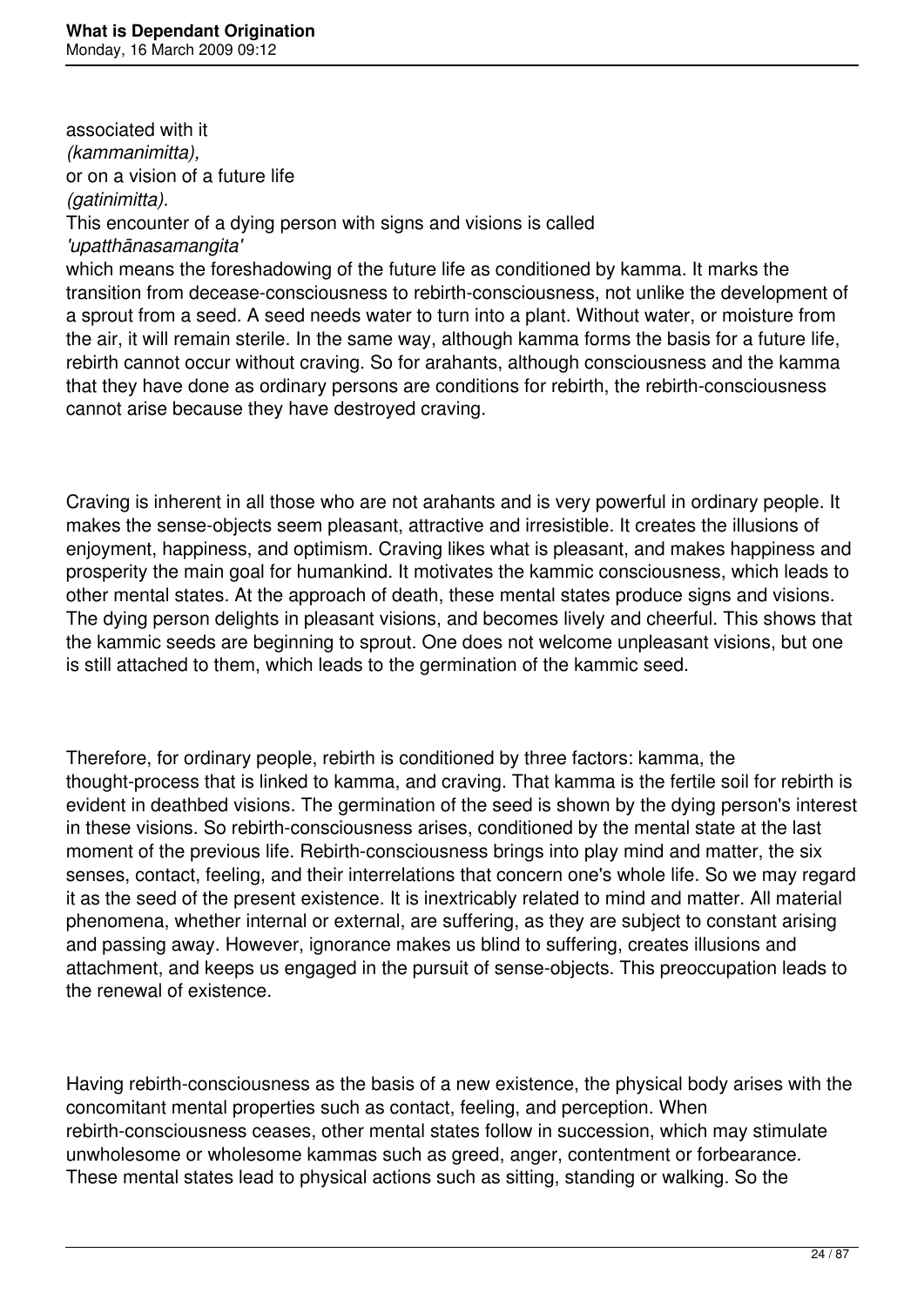associated with it *(kammanimitta),* or on a vision of a future life *(gatinimitta).* This encounter of a dying person with signs and visions is called *'upatthānasamangita'* which means the foreshadowing of the future life as conditioned by kamma. It marks the transition from decease-consciousness to rebirth-consciousness, not unlike the development of a sprout from a seed. A seed needs water to turn into a plant. Without water, or moisture from the air, it will remain sterile. In the same way, although kamma forms the basis for a future life, rebirth cannot occur without craving. So for arahants, although consciousness and the kamma that they have done as ordinary persons are conditions for rebirth, the rebirth-consciousness cannot arise because they have destroyed craving.

Craving is inherent in all those who are not arahants and is very powerful in ordinary people. It makes the sense-objects seem pleasant, attractive and irresistible. It creates the illusions of enjoyment, happiness, and optimism. Craving likes what is pleasant, and makes happiness and prosperity the main goal for humankind. It motivates the kammic consciousness, which leads to other mental states. At the approach of death, these mental states produce signs and visions. The dying person delights in pleasant visions, and becomes lively and cheerful. This shows that the kammic seeds are beginning to sprout. One does not welcome unpleasant visions, but one is still attached to them, which leads to the germination of the kammic seed.

Therefore, for ordinary people, rebirth is conditioned by three factors: kamma, the thought-process that is linked to kamma, and craving. That kamma is the fertile soil for rebirth is evident in deathbed visions. The germination of the seed is shown by the dying person's interest in these visions. So rebirth-consciousness arises, conditioned by the mental state at the last moment of the previous life. Rebirth-consciousness brings into play mind and matter, the six senses, contact, feeling, and their interrelations that concern one's whole life. So we may regard it as the seed of the present existence. It is inextricably related to mind and matter. All material phenomena, whether internal or external, are suffering, as they are subject to constant arising and passing away. However, ignorance makes us blind to suffering, creates illusions and attachment, and keeps us engaged in the pursuit of sense-objects. This preoccupation leads to the renewal of existence.

Having rebirth-consciousness as the basis of a new existence, the physical body arises with the concomitant mental properties such as contact, feeling, and perception. When rebirth-consciousness ceases, other mental states follow in succession, which may stimulate unwholesome or wholesome kammas such as greed, anger, contentment or forbearance. These mental states lead to physical actions such as sitting, standing or walking. So the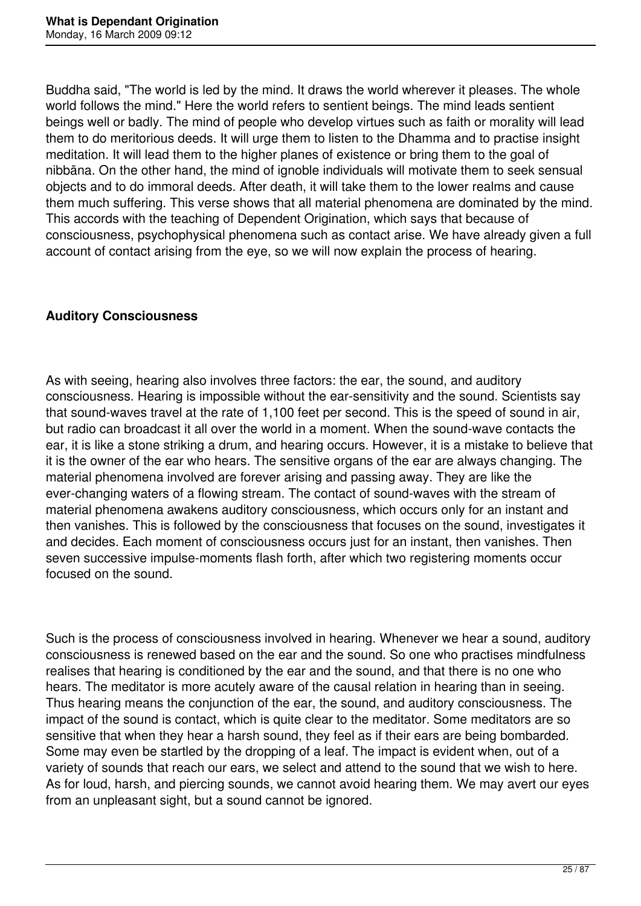Buddha said, "The world is led by the mind. It draws the world wherever it pleases. The whole world follows the mind." Here the world refers to sentient beings. The mind leads sentient beings well or badly. The mind of people who develop virtues such as faith or morality will lead them to do meritorious deeds. It will urge them to listen to the Dhamma and to practise insight meditation. It will lead them to the higher planes of existence or bring them to the goal of nibbāna. On the other hand, the mind of ignoble individuals will motivate them to seek sensual objects and to do immoral deeds. After death, it will take them to the lower realms and cause them much suffering. This verse shows that all material phenomena are dominated by the mind. This accords with the teaching of Dependent Origination, which says that because of consciousness, psychophysical phenomena such as contact arise. We have already given a full account of contact arising from the eye, so we will now explain the process of hearing.

### Auditory Consciousness

As with seeing, hearing also involves three factors: the ear, the sound, and auditory consciousness. Hearing is impossible without the ear-sensitivity and the sound. Scientists say that sound-waves travel at the rate of 1,100 feet per second. This is the speed of sound in air, but radio can broadcast it all over the world in a moment. When the sound-wave contacts the ear, it is like a stone striking a drum, and hearing occurs. However, it is a mistake to believe that it is the owner of the ear who hears. The sensitive organs of the ear are always changing. The material phenomena involved are forever arising and passing away. They are like the ever-changing waters of a flowing stream. The contact of sound-waves with the stream of material phenomena awakens auditory consciousness, which occurs only for an instant and then vanishes. This is followed by the consciousness that focuses on the sound, investigates it and decides. Each moment of consciousness occurs just for an instant, then vanishes. Then seven successive impulse-moments flash forth, after which two registering moments occur focused on the sound.

Such is the process of consciousness involved in hearing. Whenever we hear a sound, auditory consciousness is renewed based on the ear and the sound. So one who practises mindfulness realises that hearing is conditioned by the ear and the sound, and that there is no one who hears. The meditator is more acutely aware of the causal relation in hearing than in seeing. Thus hearing means the conjunction of the ear, the sound, and auditory consciousness. The impact of the sound is contact, which is quite clear to the meditator. Some meditators are so sensitive that when they hear a harsh sound, they feel as if their ears are being bombarded. Some may even be startled by the dropping of a leaf. The impact is evident when, out of a variety of sounds that reach our ears, we select and attend to the sound that we wish to here. As for loud, harsh, and piercing sounds, we cannot avoid hearing them. We may avert our eyes from an unpleasant sight, but a sound cannot be ignored.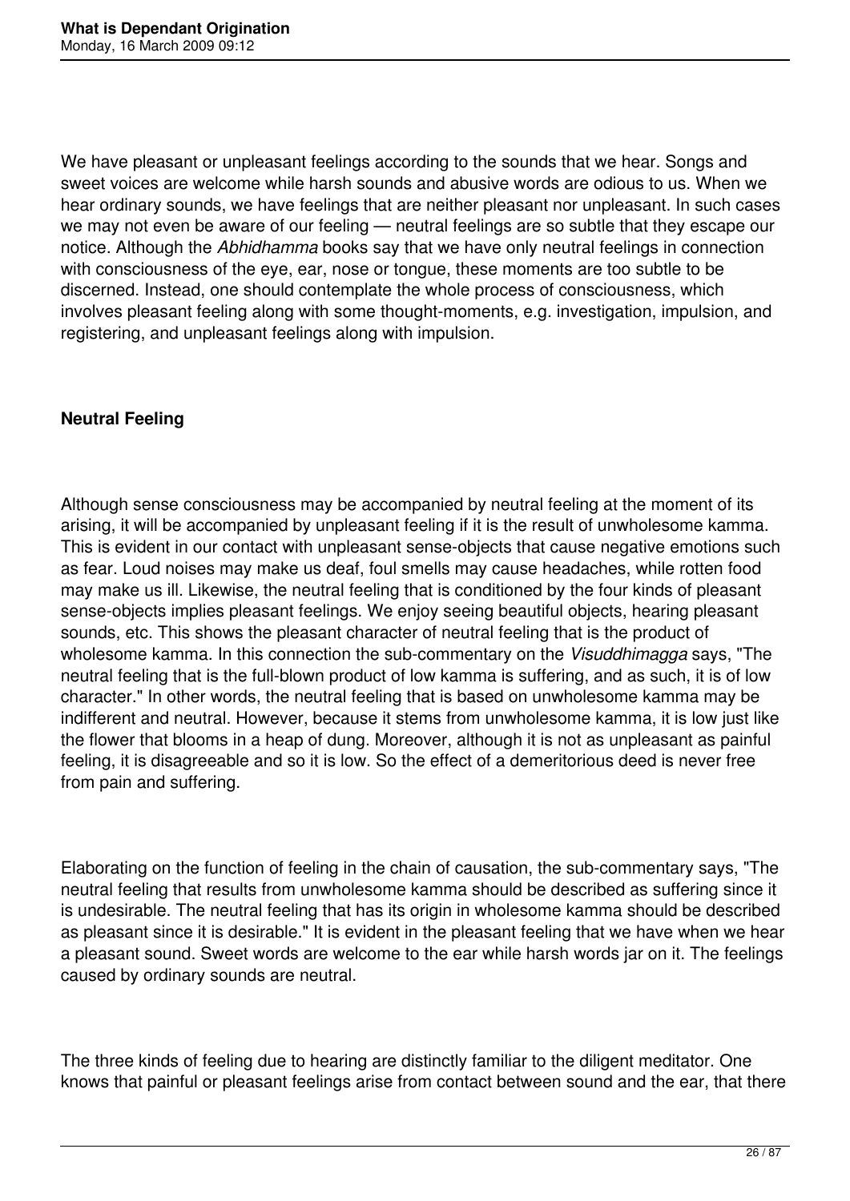We have pleasant or unpleasant feelings according to the sounds that we hear. Songs and sweet voices are welcome while harsh sounds and abusive words are odious to us. When we hear ordinary sounds, we have feelings that are neither pleasant nor unpleasant. In such cases we may not even be aware of our feeling — neutral feelings are so subtle that they escape our notice. Although the *Abhidhamma* books say that we have only neutral feelings in connection with consciousness of the eye, ear, nose or tongue, these moments are too subtle to be discerned. Instead, one should contemplate the whole process of consciousness, which involves pleasant feeling along with some thought-moments, e.g. investigation, impulsion, and registering, and unpleasant feelings along with impulsion.

**Neutral Feeling**

Although sense consciousness may be accompanied by neutral feeling at the moment of its arising, it will be accompanied by unpleasant feeling if it is the result of unwholesome kamma. This is evident in our contact with unpleasant sense-objects that cause negative emotions such as fear. Loud noises may make us deaf, foul smells may cause headaches, while rotten food may make us ill. Likewise, the neutral feeling that is conditioned by the four kinds of pleasant sense-objects implies pleasant feelings. We enjoy seeing beautiful objects, hearing pleasant sounds, etc. This shows the pleasant character of neutral feeling that is the product of wholesome kamma. In this connection the sub-commentary on the *Visuddhimagga* says, "The neutral feeling that is the full-blown product of low kamma is suffering, and as such, it is of low character." In other words, the neutral feeling that is based on unwholesome kamma may be indifferent and neutral. However, because it stems from unwholesome kamma, it is low just like the flower that blooms in a heap of dung. Moreover, although it is not as unpleasant as painful feeling, it is disagreeable and so it is low. So the effect of a demeritorious deed is never free from pain and suffering.

Elaborating on the function of feeling in the chain of causation, the sub-commentary says, "The neutral feeling that results from unwholesome kamma should be described as suffering since it is undesirable. The neutral feeling that has its origin in wholesome kamma should be described as pleasant since it is desirable." It is evident in the pleasant feeling that we have when we hear a pleasant sound. Sweet words are welcome to the ear while harsh words jar on it. The feelings caused by ordinary sounds are neutral.

The three kinds of feeling due to hearing are distinctly familiar to the diligent meditator. One knows that painful or pleasant feelings arise from contact between sound and the ear, that there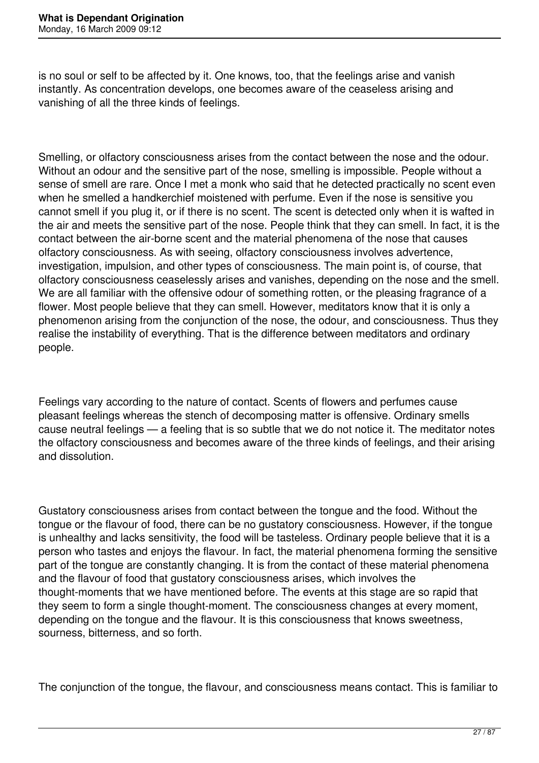is no soul or self to be affected by it. One knows, too, that the feelings arise and vanish instantly. As concentration develops, one becomes aware of the ceaseless arising and vanishing of all the three kinds of feelings.

Smelling, or olfactory consciousness arises from the contact between the nose and the odour. Without an odour and the sensitive part of the nose, smelling is impossible. People without a sense of smell are rare. Once I met a monk who said that he detected practically no scent even when he smelled a handkerchief moistened with perfume. Even if the nose is sensitive you cannot smell if you plug it, or if there is no scent. The scent is detected only when it is wafted in the air and meets the sensitive part of the nose. People think that they can smell. In fact, it is the contact between the air-borne scent and the material phenomena of the nose that causes olfactory consciousness. As with seeing, olfactory consciousness involves advertence, investigation, impulsion, and other types of consciousness. The main point is, of course, that olfactory consciousness ceaselessly arises and vanishes, depending on the nose and the smell. We are all familiar with the offensive odour of something rotten, or the pleasing fragrance of a flower. Most people believe that they can smell. However, meditators know that it is only a phenomenon arising from the conjunction of the nose, the odour, and consciousness. Thus they realise the instability of everything. That is the difference between meditators and ordinary people.

Feelings vary according to the nature of contact. Scents of flowers and perfumes cause pleasant feelings whereas the stench of decomposing matter is offensive. Ordinary smells cause neutral feelings — a feeling that is so subtle that we do not notice it. The meditator notes the olfactory consciousness and becomes aware of the three kinds of feelings, and their arising and dissolution.

Gustatory consciousness arises from contact between the tongue and the food. Without the tongue or the flavour of food, there can be no gustatory consciousness. However, if the tongue is unhealthy and lacks sensitivity, the food will be tasteless. Ordinary people believe that it is a person who tastes and enjoys the flavour. In fact, the material phenomena forming the sensitive part of the tongue are constantly changing. It is from the contact of these material phenomena and the flavour of food that gustatory consciousness arises, which involves the thought-moments that we have mentioned before. The events at this stage are so rapid that they seem to form a single thought-moment. The consciousness changes at every moment, depending on the tongue and the flavour. It is this consciousness that knows sweetness, sourness, bitterness, and so forth.

The conjunction of the tongue, the flavour, and consciousness means contact. This is familiar to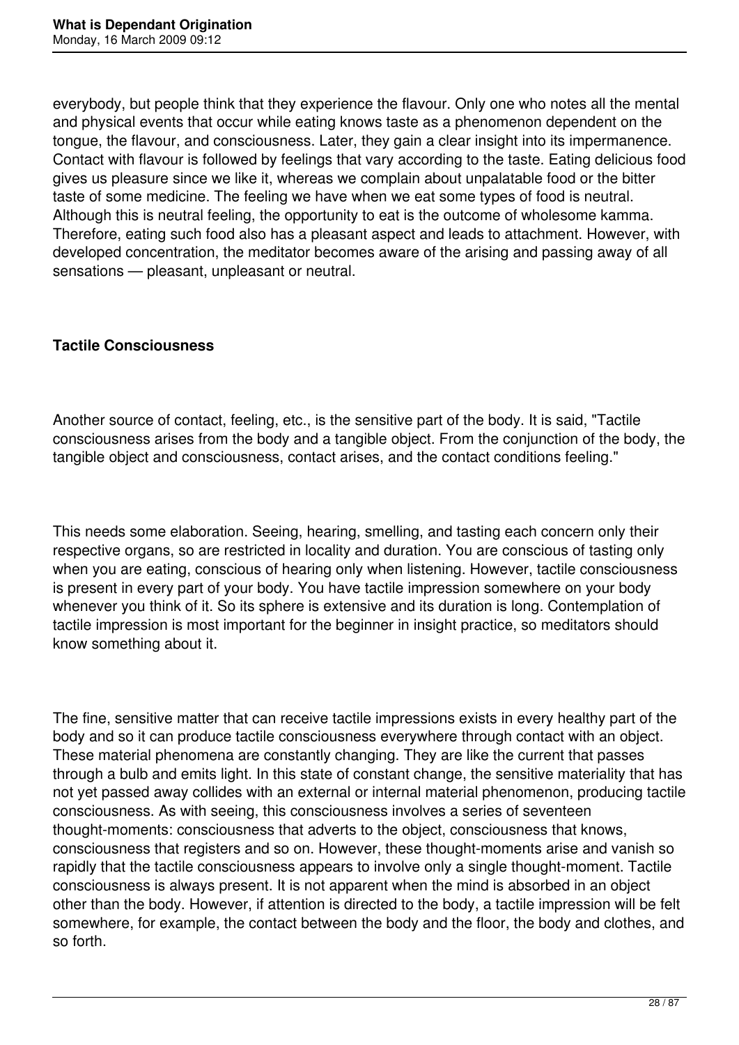everybody, but people think that they experience the flavour. Only one who notes all the mental and physical events that occur while eating knows taste as a phenomenon dependent on the tongue, the flavour, and consciousness. Later, they gain a clear insight into its impermanence. Contact with flavour is followed by feelings that vary according to the taste. Eating delicious food gives us pleasure since we like it, whereas we complain about unpalatable food or the bitter taste of some medicine. The feeling we have when we eat some types of food is neutral. Although this is neutral feeling, the opportunity to eat is the outcome of wholesome kamma. Therefore, eating such food also has a pleasant aspect and leads to attachment. However, with developed concentration, the meditator becomes aware of the arising and passing away of all sensations — pleasant, unpleasant or neutral.

**Tactile Consciousness**

Another source of contact, feeling, etc., is the sensitive part of the body. It is said, "Tactile consciousness arises from the body and a tangible object. From the conjunction of the body, the tangible object and consciousness, contact arises, and the contact conditions feeling."

This needs some elaboration. Seeing, hearing, smelling, and tasting each concern only their respective organs, so are restricted in locality and duration. You are conscious of tasting only when you are eating, conscious of hearing only when listening. However, tactile consciousness is present in every part of your body. You have tactile impression somewhere on your body whenever you think of it. So its sphere is extensive and its duration is long. Contemplation of tactile impression is most important for the beginner in insight practice, so meditators should know something about it.

The fine, sensitive matter that can receive tactile impressions exists in every healthy part of the body and so it can produce tactile consciousness everywhere through contact with an object. These material phenomena are constantly changing. They are like the current that passes through a bulb and emits light. In this state of constant change, the sensitive materiality that has not yet passed away collides with an external or internal material phenomenon, producing tactile consciousness. As with seeing, this consciousness involves a series of seventeen thought-moments: consciousness that adverts to the object, consciousness that knows, consciousness that registers and so on. However, these thought-moments arise and vanish so rapidly that the tactile consciousness appears to involve only a single thought-moment. Tactile consciousness is always present. It is not apparent when the mind is absorbed in an object other than the body. However, if attention is directed to the body, a tactile impression will be felt somewhere, for example, the contact between the body and the floor, the body and clothes, and so forth.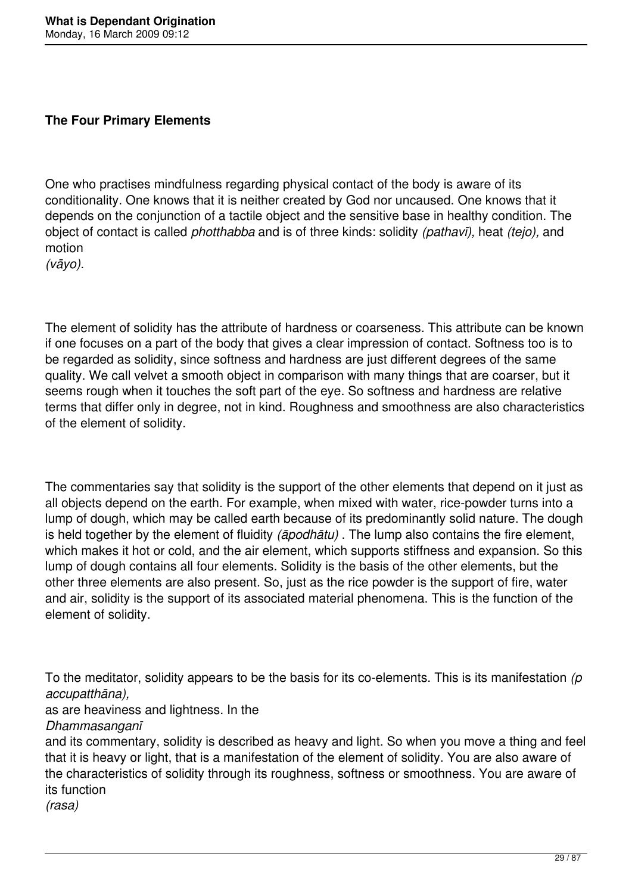## The Four Primary Elements

One who practises mindfulness regarding physical contact of the body is aware of its conditionality. One knows that it is neither created by God nor uncaused. One knows that it depends on the conjunction of a tactile object and the sensitive base in healthy condition. The object of contact is called *photthabba* and is of three kinds: solidity *(pathavī),* heat *(tejo),* and motion *(vāyo).*

The element of solidity has the attribute of hardness or coarseness. This attribute can be known if one focuses on a part of the body that gives a clear impression of contact. Softness too is to be regarded as solidity, since softness and hardness are just different degrees of the same quality. We call velvet a smooth object in comparison with many things that are coarser, but it seems rough when it touches the soft part of the eye. So softness and hardness are relative terms that differ only in degree, not in kind. Roughness and smoothness are also characteristics of the element of solidity.

The commentaries say that solidity is the support of the other elements that depend on it just as all objects depend on the earth. For example, when mixed with water, rice-powder turns into a lump of dough, which may be called earth because of its predominantly solid nature. The dough is held together by the element of fluidity *(āpodhātu)* . The lump also contains the fire element, which makes it hot or cold, and the air element, which supports stiffness and expansion. So this lump of dough contains all four elements. Solidity is the basis of the other elements, but the other three elements are also present. So, just as the rice powder is the support of fire, water and air, solidity is the support of its associated material phenomena. This is the function of the element of solidity.

To the meditator, solidity appears to be the basis for its co-elements. This is its manifestation *(p accupatthāna),* as are heaviness and lightness. In the *Dhammasanganī* and its commentary, solidity is described as heavy and light. So when you move a thing and feel that it is heavy or light, that is a manifestation of the element of solidity. You are also aware of the characteristics of solidity through its roughness, softness or smoothness. You are aware of its function *(rasa)*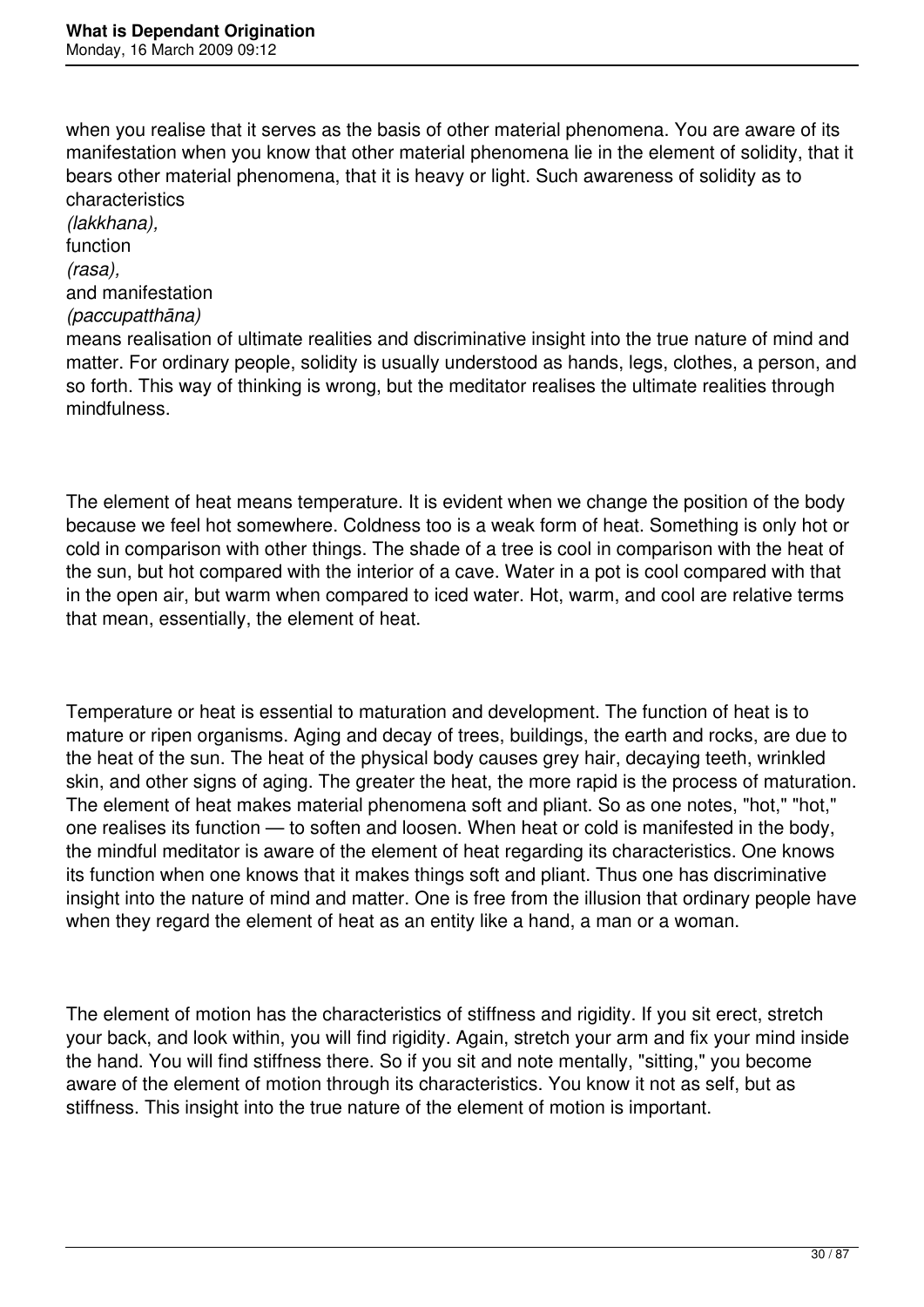when you realise that it serves as the basis of other material phenomena. You are aware of its manifestation when you know that other material phenomena lie in the element of solidity, that it bears other material phenomena, that it is heavy or light. Such awareness of solidity as to characteristics *(lakkhana),* function *(rasa),* and manifestation *(paccupatthāna)* means realisation of ultimate realities and discriminative insight into the true nature of mind and matter. For ordinary people, solidity is usually understood as hands, legs, clothes, a person, and so forth. This way of thinking is wrong, but the meditator realises the ultimate realities through mindfulness.

The element of heat means temperature. It is evident when we change the position of the body because we feel hot somewhere. Coldness too is a weak form of heat. Something is only hot or cold in comparison with other things. The shade of a tree is cool in comparison with the heat of the sun, but hot compared with the interior of a cave. Water in a pot is cool compared with that in the open air, but warm when compared to iced water. Hot, warm, and cool are relative terms that mean, essentially, the element of heat.

Temperature or heat is essential to maturation and development. The function of heat is to mature or ripen organisms. Aging and decay of trees, buildings, the earth and rocks, are due to the heat of the sun. The heat of the physical body causes grey hair, decaying teeth, wrinkled skin, and other signs of aging. The greater the heat, the more rapid is the process of maturation. The element of heat makes material phenomena soft and pliant. So as one notes, "hot," "hot," one realises its function — to soften and loosen. When heat or cold is manifested in the body, the mindful meditator is aware of the element of heat regarding its characteristics. One knows its function when one knows that it makes things soft and pliant. Thus one has discriminative insight into the nature of mind and matter. One is free from the illusion that ordinary people have when they regard the element of heat as an entity like a hand, a man or a woman.

The element of motion has the characteristics of stiffness and rigidity. If you sit erect, stretch your back, and look within, you will find rigidity. Again, stretch your arm and fix your mind inside the hand. You will find stiffness there. So if you sit and note mentally, "sitting," you become aware of the element of motion through its characteristics. You know it not as self, but as stiffness. This insight into the true nature of the element of motion is important.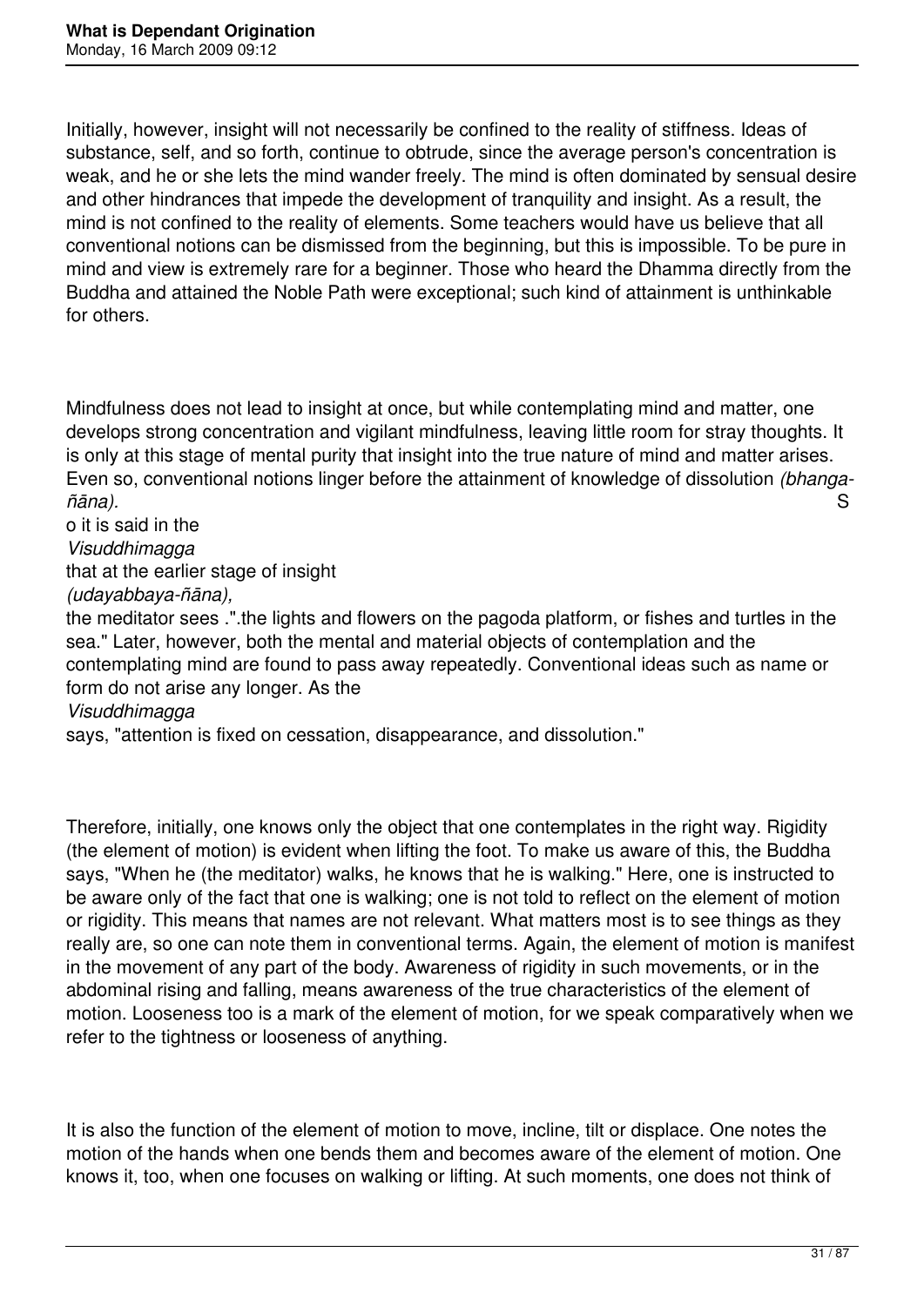Initially, however, insight will not necessarily be confined to the reality of stiffness. Ideas of substance, self, and so forth, continue to obtrude, since the average person's concentration is weak, and he or she lets the mind wander freely. The mind is often dominated by sensual desire and other hindrances that impede the development of tranquility and insight. As a result, the mind is not confined to the reality of elements. Some teachers would have us believe that all conventional notions can be dismissed from the beginning, but this is impossible. To be pure in mind and view is extremely rare for a beginner. Those who heard the Dhamma directly from the Buddha and attained the Noble Path were exceptional; such kind of attainment is unthinkable for others.

Mindfulness does not lead to insight at once, but while contemplating mind and matter, one develops strong concentration and vigilant mindfulness, leaving little room for stray thoughts. It is only at this stage of mental purity that insight into the true nature of mind and matter arises. Even so, conventional notions linger before the attainment of knowledge of dissolution *(bhanga-ñāna).* So it is said in the *Visuddhimagga* that at the earlier stage of insight *(udayabbaya-ñāna),* the meditator sees .".the lights and flowers on the pagoda platform, or fishes and turtles in the sea." Later, however, both the mental and material objects of contemplation and the contemplating mind are found to pass away repeatedly. Conventional ideas such as name or form do not arise any longer. As the *Visuddhimagga* says, "attention is fixed on cessation, disappearance, and dissolution."

Therefore, initially, one knows only the object that one contemplates in the right way. Rigidity (the element of motion) is evident when lifting the foot. To make us aware of this, the Buddha says, "When he (the meditator) walks, he knows that he is walking." Here, one is instructed to be aware only of the fact that one is walking; one is not told to reflect on the element of motion or rigidity. This means that names are not relevant. What matters most is to see things as they really are, so one can note them in conventional terms. Again, the element of motion is manifest in the movement of any part of the body. Awareness of rigidity in such movements, or in the abdominal rising and falling, means awareness of the true characteristics of the element of motion. Looseness too is a mark of the element of motion, for we speak comparatively when we refer to the tightness or looseness of anything.

It is also the function of the element of motion to move, incline, tilt or displace. One notes the motion of the hands when one bends them and becomes aware of the element of motion. One knows it, too, when one focuses on walking or lifting. At such moments, one does not think of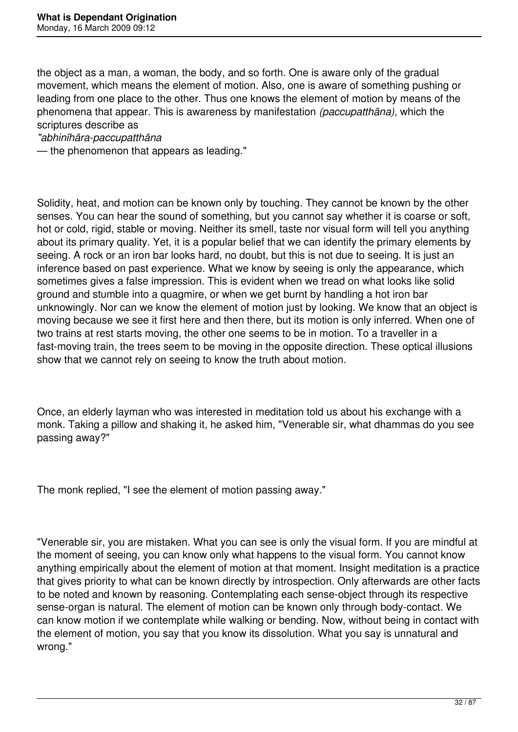the object as a man, a woman, the body, and so forth. One is aware only of the gradual movement, which means the element of motion. Also, one is aware of something pushing or leading from one place to the other. Thus one knows the element of motion by means of the phenomena that appear. This is awareness by manifestation *(paccupatthāna),* which the scriptures describe as

*"abhinīhāra-paccupatthāna*

— the phenomenon that appears as leading."

Solidity, heat, and motion can be known only by touching. They cannot be known by the other senses. You can hear the sound of something, but you cannot say whether it is coarse or soft, hot or cold, rigid, stable or moving. Neither its smell, taste nor visual form will tell you anything about its primary quality. Yet, it is a popular belief that we can identify the primary elements by seeing. A rock or an iron bar looks hard, no doubt, but this is not due to seeing. It is just an inference based on past experience. What we know by seeing is only the appearance, which sometimes gives a false impression. This is evident when we tread on what looks like solid ground and stumble into a quagmire, or when we get burnt by handling a hot iron bar unknowingly. Nor can we know the element of motion just by looking. We know that an object is moving because we see it first here and then there, but its motion is only inferred. When one of two trains at rest starts moving, the other one seems to be in motion. To a traveller in a fast-moving train, the trees seem to be moving in the opposite direction. These optical illusions show that we cannot rely on seeing to know the truth about motion.

Once, an elderly layman who was interested in meditation told us about his exchange with a monk. Taking a pillow and shaking it, he asked him, "Venerable sir, what dhammas do you see passing away?"

The monk replied, "I see the element of motion passing away."

"Venerable sir, you are mistaken. What you can see is only the visual form. If you are mindful at the moment of seeing, you can know only what happens to the visual form. You cannot know anything empirically about the element of motion at that moment. Insight meditation is a practice that gives priority to what can be known directly by introspection. Only afterwards are other facts to be noted and known by reasoning. Contemplating each sense-object through its respective sense-organ is natural. The element of motion can be known only through body-contact. We can know motion if we contemplate while walking or bending. Now, without being in contact with the element of motion, you say that you know its dissolution. What you say is unnatural and wrong."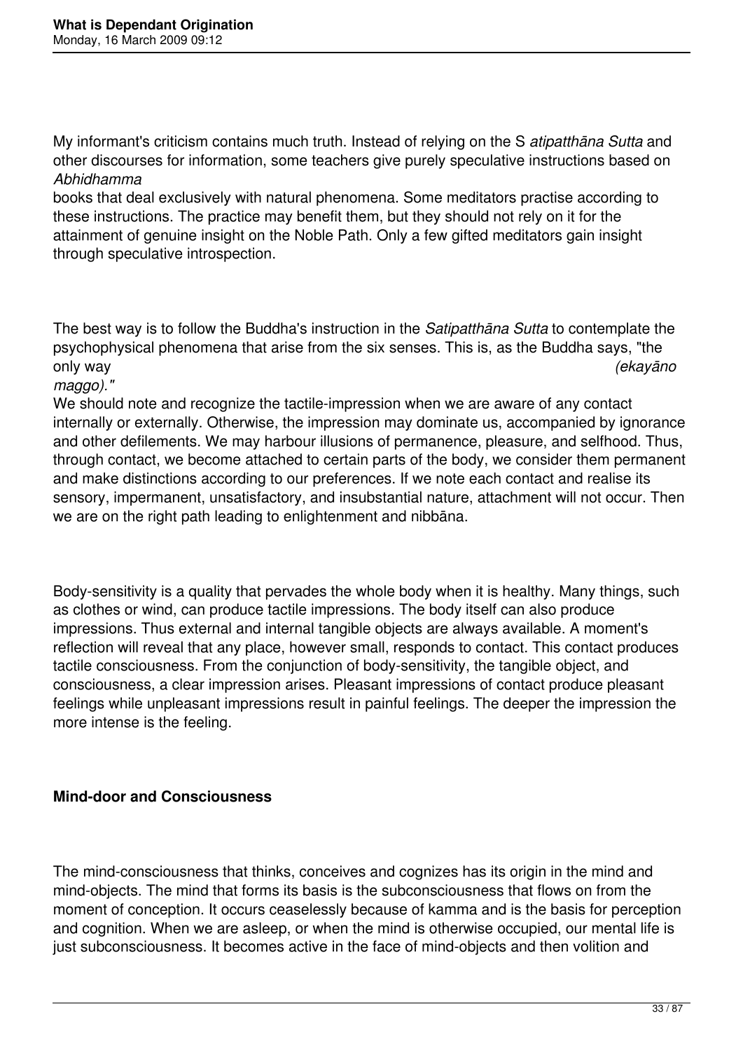My informant's criticism contains much truth. Instead of relying on the S *atipatthāna Sutta* and other discourses for information, some teachers give purely speculative instructions based on *Abhidhamma* books that deal exclusively with natural phenomena. Some meditators practise according to these instructions. The practice may benefit them, but they should not rely on it for the attainment of genuine insight on the Noble Path. Only a few gifted meditators gain insight through speculative introspection.

The best way is to follow the Buddha's instruction in the *Satipatthāna Sutta* to contemplate the psychophysical phenomena that arise from the six senses. This is, as the Buddha says, "the only way *(ekayāno maggo)."*

We should note and recognize the tactile-impression when we are aware of any contact internally or externally. Otherwise, the impression may dominate us, accompanied by ignorance and other defilements. We may harbour illusions of permanence, pleasure, and selfhood. Thus, through contact, we become attached to certain parts of the body, we consider them permanent and make distinctions according to our preferences. If we note each contact and realise its sensory, impermanent, unsatisfactory, and insubstantial nature, attachment will not occur. Then we are on the right path leading to enlightenment and nibbāna.

Body-sensitivity is a quality that pervades the whole body when it is healthy. Many things, such as clothes or wind, can produce tactile impressions. The body itself can also produce impressions. Thus external and internal tangible objects are always available. A moment's reflection will reveal that any place, however small, responds to contact. This contact produces tactile consciousness. From the conjunction of body-sensitivity, the tangible object, and consciousness, a clear impression arises. Pleasant impressions of contact produce pleasant feelings while unpleasant impressions result in painful feelings. The deeper the impression the more intense is the feeling.

## Mind-door and Consciousness

The mind-consciousness that thinks, conceives and cognizes has its origin in the mind and mind-objects. The mind that forms its basis is the subconsciousness that flows on from the moment of conception. It occurs ceaselessly because of kamma and is the basis for perception and cognition. When we are asleep, or when the mind is otherwise occupied, our mental life is just subconsciousness. It becomes active in the face of mind-objects and then volition and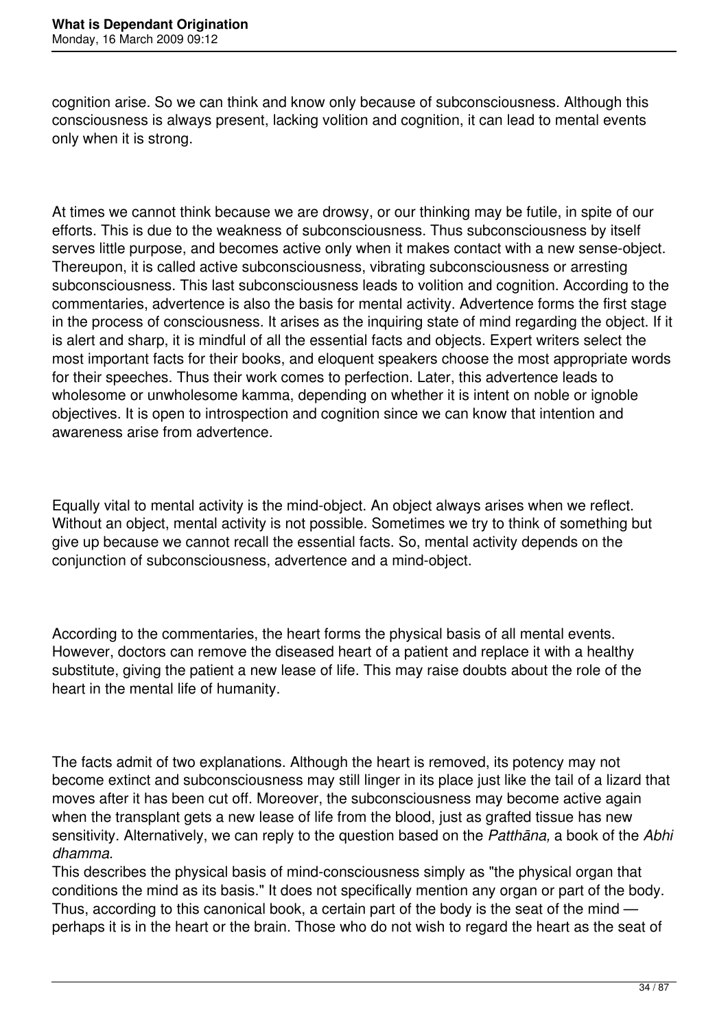cognition arise. So we can think and know only because of subconsciousness. Although this consciousness is always present, lacking volition and cognition, it can lead to mental events only when it is strong.

At times we cannot think because we are drowsy, or our thinking may be futile, in spite of our efforts. This is due to the weakness of subconsciousness. Thus subconsciousness by itself serves little purpose, and becomes active only when it makes contact with a new sense-object. Thereupon, it is called active subconsciousness, vibrating subconsciousness or arresting subconsciousness. This last subconsciousness leads to volition and cognition. According to the commentaries, advertence is also the basis for mental activity. Advertence forms the first stage in the process of consciousness. It arises as the inquiring state of mind regarding the object. If it is alert and sharp, it is mindful of all the essential facts and objects. Expert writers select the most important facts for their books, and eloquent speakers choose the most appropriate words for their speeches. Thus their work comes to perfection. Later, this advertence leads to wholesome or unwholesome kamma, depending on whether it is intent on noble or ignoble objectives. It is open to introspection and cognition since we can know that intention and awareness arise from advertence.

Equally vital to mental activity is the mind-object. An object always arises when we reflect. Without an object, mental activity is not possible. Sometimes we try to think of something but give up because we cannot recall the essential facts. So, mental activity depends on the conjunction of subconsciousness, advertence and a mind-object.

According to the commentaries, the heart forms the physical basis of all mental events. However, doctors can remove the diseased heart of a patient and replace it with a healthy substitute, giving the patient a new lease of life. This may raise doubts about the role of the heart in the mental life of humanity.

The facts admit of two explanations. Although the heart is removed, its potency may not become extinct and subconsciousness may still linger in its place just like the tail of a lizard that moves after it has been cut off. Moreover, the subconsciousness may become active again when the transplant gets a new lease of life from the blood, just as grafted tissue has new sensitivity. Alternatively, we can reply to the question based on the *Patthāna,* a book of the *Abhi dhamma.*
This describes the physical basis of mind-consciousness simply as "the physical organ that conditions the mind as its basis." It does not specifically mention any organ or part of the body. Thus, according to this canonical book, a certain part of the body is the seat of the mind — perhaps it is in the heart or the brain. Those who do not wish to regard the heart as the seat of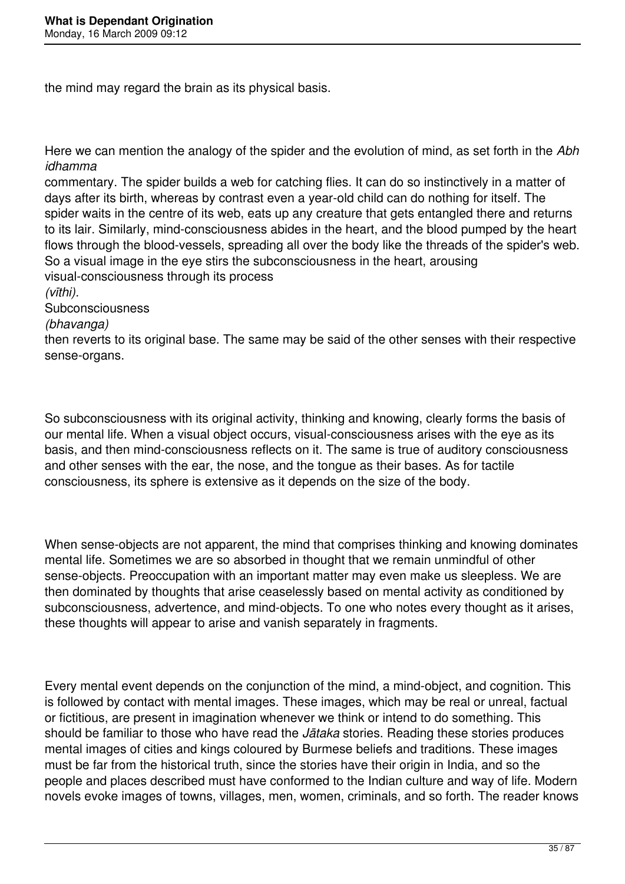the mind may regard the brain as its physical basis.

Here we can mention the analogy of the spider and the evolution of mind, as set forth in the *Abhidhamma* commentary. The spider builds a web for catching flies. It can do so instinctively in a matter of days after its birth, whereas by contrast even a year-old child can do nothing for itself. The spider waits in the centre of its web, eats up any creature that gets entangled there and returns to its lair. Similarly, mind-consciousness abides in the heart, and the blood pumped by the heart flows through the blood-vessels, spreading all over the body like the threads of the spider's web. So a visual image in the eye stirs the subconsciousness in the heart, arousing visual-consciousness through its process *(vīthi).* Subconsciousness *(bhavanga)* then reverts to its original base. The same may be said of the other senses with their respective sense-organs.

So subconsciousness with its original activity, thinking and knowing, clearly forms the basis of our mental life. When a visual object occurs, visual-consciousness arises with the eye as its basis, and then mind-consciousness reflects on it. The same is true of auditory consciousness and other senses with the ear, the nose, and the tongue as their bases. As for tactile consciousness, its sphere is extensive as it depends on the size of the body.

When sense-objects are not apparent, the mind that comprises thinking and knowing dominates mental life. Sometimes we are so absorbed in thought that we remain unmindful of other sense-objects. Preoccupation with an important matter may even make us sleepless. We are then dominated by thoughts that arise ceaselessly based on mental activity as conditioned by subconsciousness, advertence, and mind-objects. To one who notes every thought as it arises, these thoughts will appear to arise and vanish separately in fragments.

Every mental event depends on the conjunction of the mind, a mind-object, and cognition. This is followed by contact with mental images. These images, which may be real or unreal, factual or fictitious, are present in imagination whenever we think or intend to do something. This should be familiar to those who have read the *Jātaka* stories. Reading these stories produces mental images of cities and kings coloured by Burmese beliefs and traditions. These images must be far from the historical truth, since the stories have their origin in India, and so the people and places described must have conformed to the Indian culture and way of life. Modern novels evoke images of towns, villages, men, women, criminals, and so forth. The reader knows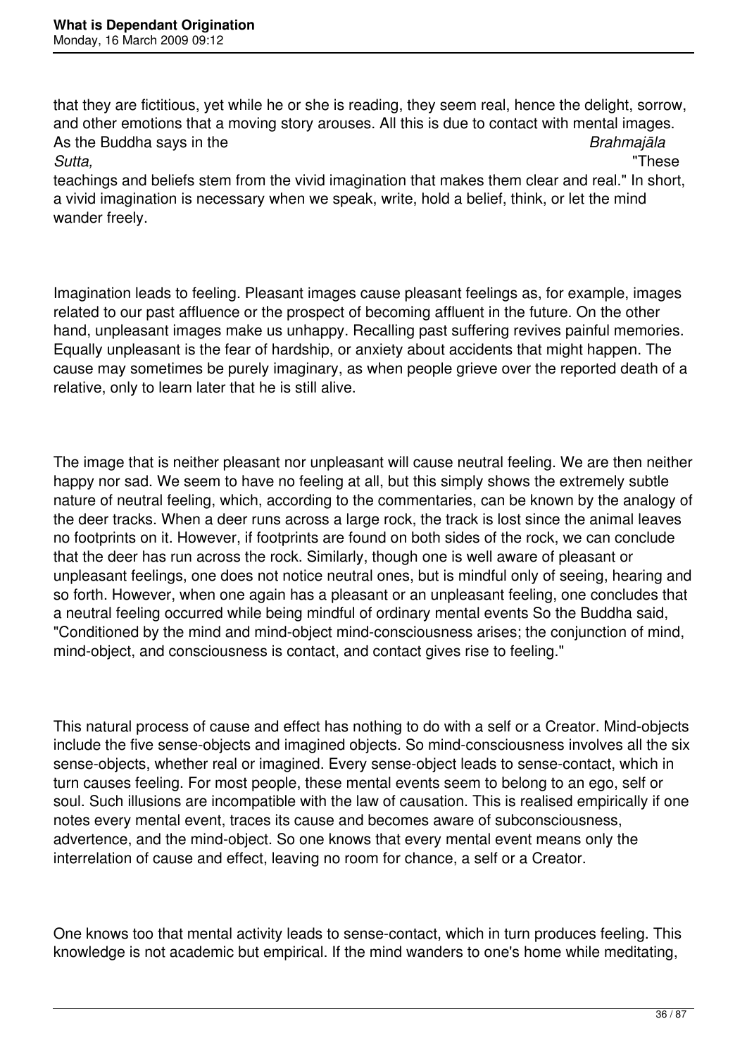that they are fictitious, yet while he or she is reading, they seem real, hence the delight, sorrow, and other emotions that a moving story arouses. All this is due to contact with mental images. As the Buddha says in the *Brahmajāla Sutta,* "These teachings and beliefs stem from the vivid imagination that makes them clear and real." In short, a vivid imagination is necessary when we speak, write, hold a belief, think, or let the mind wander freely.

Imagination leads to feeling. Pleasant images cause pleasant feelings as, for example, images related to our past affluence or the prospect of becoming affluent in the future. On the other hand, unpleasant images make us unhappy. Recalling past suffering revives painful memories. Equally unpleasant is the fear of hardship, or anxiety about accidents that might happen. The cause may sometimes be purely imaginary, as when people grieve over the reported death of a relative, only to learn later that he is still alive.

The image that is neither pleasant nor unpleasant will cause neutral feeling. We are then neither happy nor sad. We seem to have no feeling at all, but this simply shows the extremely subtle nature of neutral feeling, which, according to the commentaries, can be known by the analogy of the deer tracks. When a deer runs across a large rock, the track is lost since the animal leaves no footprints on it. However, if footprints are found on both sides of the rock, we can conclude that the deer has run across the rock. Similarly, though one is well aware of pleasant or unpleasant feelings, one does not notice neutral ones, but is mindful only of seeing, hearing and so forth. However, when one again has a pleasant or an unpleasant feeling, one concludes that a neutral feeling occurred while being mindful of ordinary mental events So the Buddha said, "Conditioned by the mind and mind-object mind-consciousness arises; the conjunction of mind, mind-object, and consciousness is contact, and contact gives rise to feeling."

This natural process of cause and effect has nothing to do with a self or a Creator. Mind-objects include the five sense-objects and imagined objects. So mind-consciousness involves all the six sense-objects, whether real or imagined. Every sense-object leads to sense-contact, which in turn causes feeling. For most people, these mental events seem to belong to an ego, self or soul. Such illusions are incompatible with the law of causation. This is realised empirically if one notes every mental event, traces its cause and becomes aware of subconsciousness, advertence, and the mind-object. So one knows that every mental event means only the interrelation of cause and effect, leaving no room for chance, a self or a Creator.

One knows too that mental activity leads to sense-contact, which in turn produces feeling. This knowledge is not academic but empirical. If the mind wanders to one's home while meditating,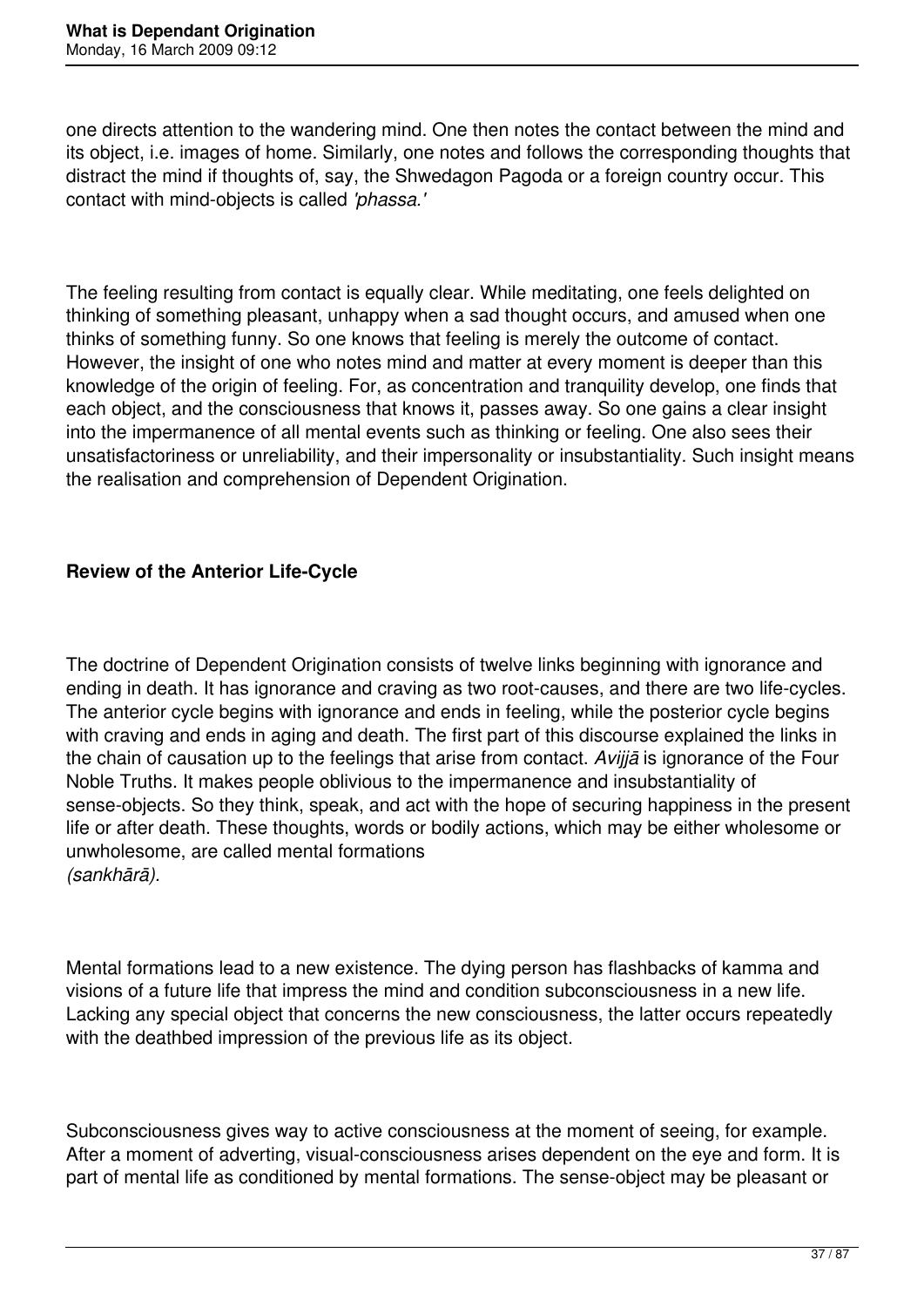one directs attention to the wandering mind. One then notes the contact between the mind and its object, i.e. images of home. Similarly, one notes and follows the corresponding thoughts that distract the mind if thoughts of, say, the Shwedagon Pagoda or a foreign country occur. This contact with mind-objects is called *'phassa.'*

The feeling resulting from contact is equally clear. While meditating, one feels delighted on thinking of something pleasant, unhappy when a sad thought occurs, and amused when one thinks of something funny. So one knows that feeling is merely the outcome of contact. However, the insight of one who notes mind and matter at every moment is deeper than this knowledge of the origin of feeling. For, as concentration and tranquility develop, one finds that each object, and the consciousness that knows it, passes away. So one gains a clear insight into the impermanence of all mental events such as thinking or feeling. One also sees their unsatisfactoriness or unreliability, and their impersonality or insubstantiality. Such insight means the realisation and comprehension of Dependent Origination.

**Review of the Anterior Life-Cycle**

The doctrine of Dependent Origination consists of twelve links beginning with ignorance and ending in death. It has ignorance and craving as two root-causes, and there are two life-cycles. The anterior cycle begins with ignorance and ends in feeling, while the posterior cycle begins with craving and ends in aging and death. The first part of this discourse explained the links in the chain of causation up to the feelings that arise from contact. *Avijjā* is ignorance of the Four Noble Truths. It makes people oblivious to the impermanence and insubstantiality of sense-objects. So they think, speak, and act with the hope of securing happiness in the present life or after death. These thoughts, words or bodily actions, which may be either wholesome or unwholesome, are called mental formations *(sankhārā)*.

Mental formations lead to a new existence. The dying person has flashbacks of kamma and visions of a future life that impress the mind and condition subconsciousness in a new life. Lacking any special object that concerns the new consciousness, the latter occurs repeatedly with the deathbed impression of the previous life as its object.

Subconsciousness gives way to active consciousness at the moment of seeing, for example. After a moment of adverting, visual-consciousness arises dependent on the eye and form. It is part of mental life as conditioned by mental formations. The sense-object may be pleasant or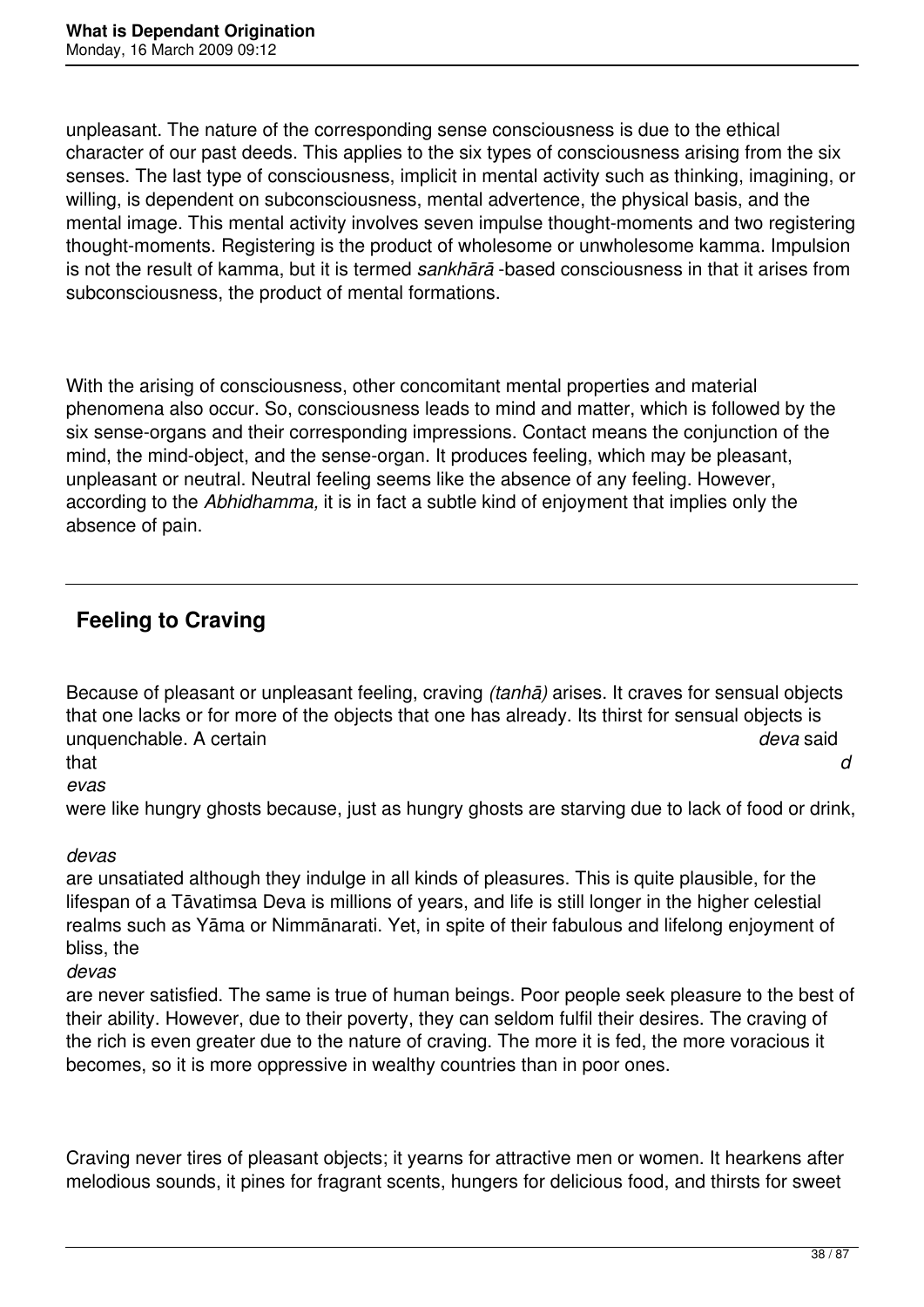unpleasant. The nature of the corresponding sense consciousness is due to the ethical character of our past deeds. This applies to the six types of consciousness arising from the six senses. The last type of consciousness, implicit in mental activity such as thinking, imagining, or willing, is dependent on subconsciousness, mental advertence, the physical basis, and the mental image. This mental activity involves seven impulse thought-moments and two registering thought-moments. Registering is the product of wholesome or unwholesome kamma. Impulsion is not the result of kamma, but it is termed *sankhārā* -based consciousness in that it arises from subconsciousness, the product of mental formations.

With the arising of consciousness, other concomitant mental properties and material phenomena also occur. So, consciousness leads to mind and matter, which is followed by the six sense-organs and their corresponding impressions. Contact means the conjunction of the mind, the mind-object, and the sense-organ. It produces feeling, which may be pleasant, unpleasant or neutral. Neutral feeling seems like the absence of any feeling. However, according to the *Abhidhamma,* it is in fact a subtle kind of enjoyment that implies only the absence of pain.

---

## Feeling to Craving

Because of pleasant or unpleasant feeling, craving *(tanhā)* arises. It craves for sensual objects that one lacks or for more of the objects that one has already. Its thirst for sensual objects is unquenchable. A certain *deva* said that *devas* were like hungry ghosts because, just as hungry ghosts are starving due to lack of food or drink, *devas* are unsatiated although they indulge in all kinds of pleasures. This is quite plausible, for the lifespan of a Tāvatimsa Deva is millions of years, and life is still longer in the higher celestial realms such as Yāma or Nimmānarati. Yet, in spite of their fabulous and lifelong enjoyment of bliss, the *devas* are never satisfied. The same is true of human beings. Poor people seek pleasure to the best of their ability. However, due to their poverty, they can seldom fulfil their desires. The craving of the rich is even greater due to the nature of craving. The more it is fed, the more voracious it becomes, so it is more oppressive in wealthy countries than in poor ones.

Craving never tires of pleasant objects; it yearns for attractive men or women. It hearkens after melodious sounds, it pines for fragrant scents, hungers for delicious food, and thirsts for sweet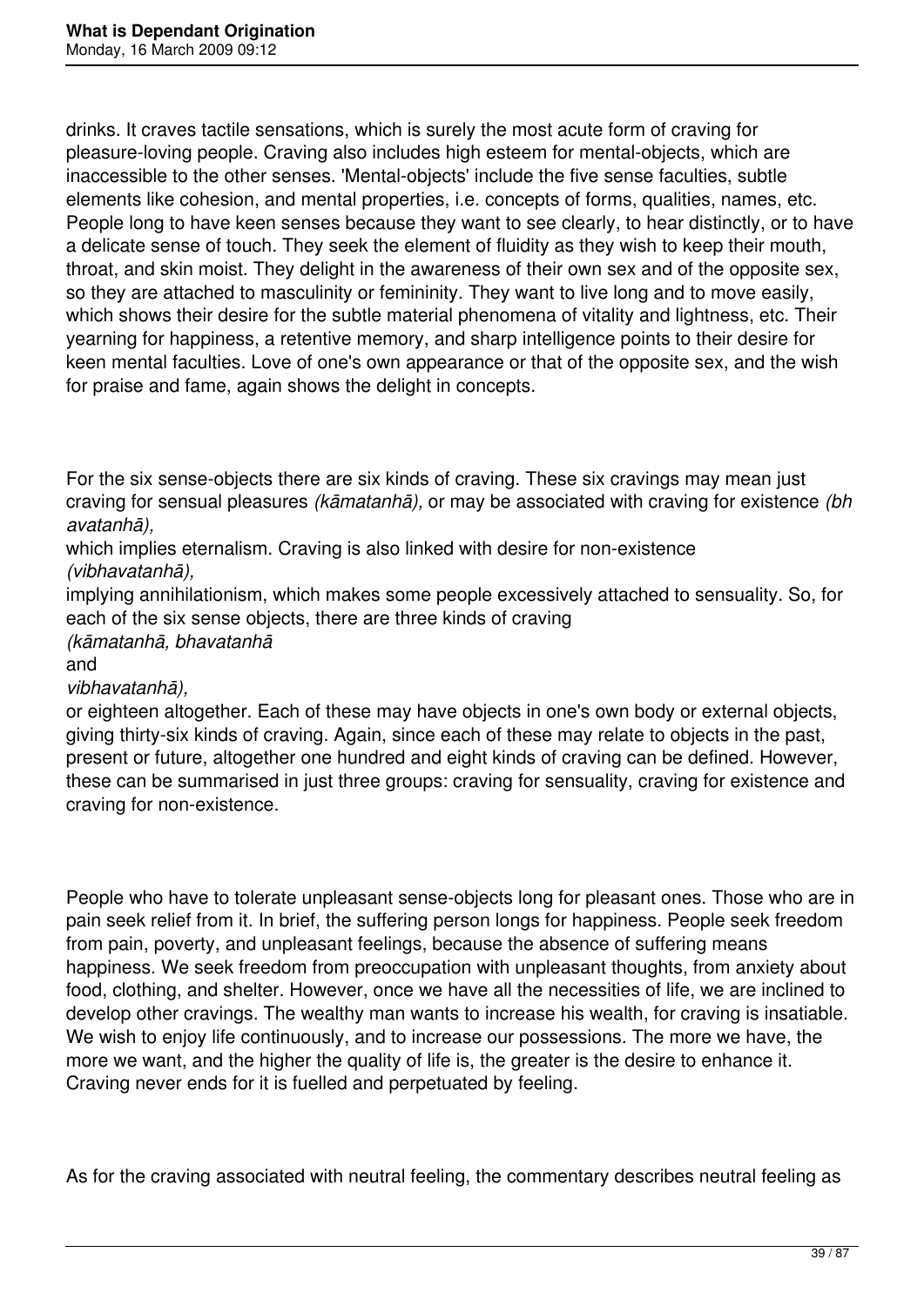drinks. It craves tactile sensations, which is surely the most acute form of craving for pleasure-loving people. Craving also includes high esteem for mental-objects, which are inaccessible to the other senses. 'Mental-objects' include the five sense faculties, subtle elements like cohesion, and mental properties, i.e. concepts of forms, qualities, names, etc. People long to have keen senses because they want to see clearly, to hear distinctly, or to have a delicate sense of touch. They seek the element of fluidity as they wish to keep their mouth, throat, and skin moist. They delight in the awareness of their own sex and of the opposite sex, so they are attached to masculinity or femininity. They want to live long and to move easily, which shows their desire for the subtle material phenomena of vitality and lightness, etc. Their yearning for happiness, a retentive memory, and sharp intelligence points to their desire for keen mental faculties. Love of one's own appearance or that of the opposite sex, and the wish for praise and fame, again shows the delight in concepts.

For the six sense-objects there are six kinds of craving. These six cravings may mean just craving for sensual pleasures *(kāmatanhā),* or may be associated with craving for existence *(bhavatanhā),* which implies eternalism. Craving is also linked with desire for non-existence *(vibhavatanhā),* implying annihilationism, which makes some people excessively attached to sensuality. So, for each of the six sense objects, there are three kinds of craving *(kāmatanhā, bhavatanhā* and *vibhavatanhā),* or eighteen altogether. Each of these may have objects in one's own body or external objects, giving thirty-six kinds of craving. Again, since each of these may relate to objects in the past, present or future, altogether one hundred and eight kinds of craving can be defined. However, these can be summarised in just three groups: craving for sensuality, craving for existence and craving for non-existence.

People who have to tolerate unpleasant sense-objects long for pleasant ones. Those who are in pain seek relief from it. In brief, the suffering person longs for happiness. People seek freedom from pain, poverty, and unpleasant feelings, because the absence of suffering means happiness. We seek freedom from preoccupation with unpleasant thoughts, from anxiety about food, clothing, and shelter. However, once we have all the necessities of life, we are inclined to develop other cravings. The wealthy man wants to increase his wealth, for craving is insatiable. We wish to enjoy life continuously, and to increase our possessions. The more we have, the more we want, and the higher the quality of life is, the greater is the desire to enhance it. Craving never ends for it is fuelled and perpetuated by feeling.

As for the craving associated with neutral feeling, the commentary describes neutral feeling as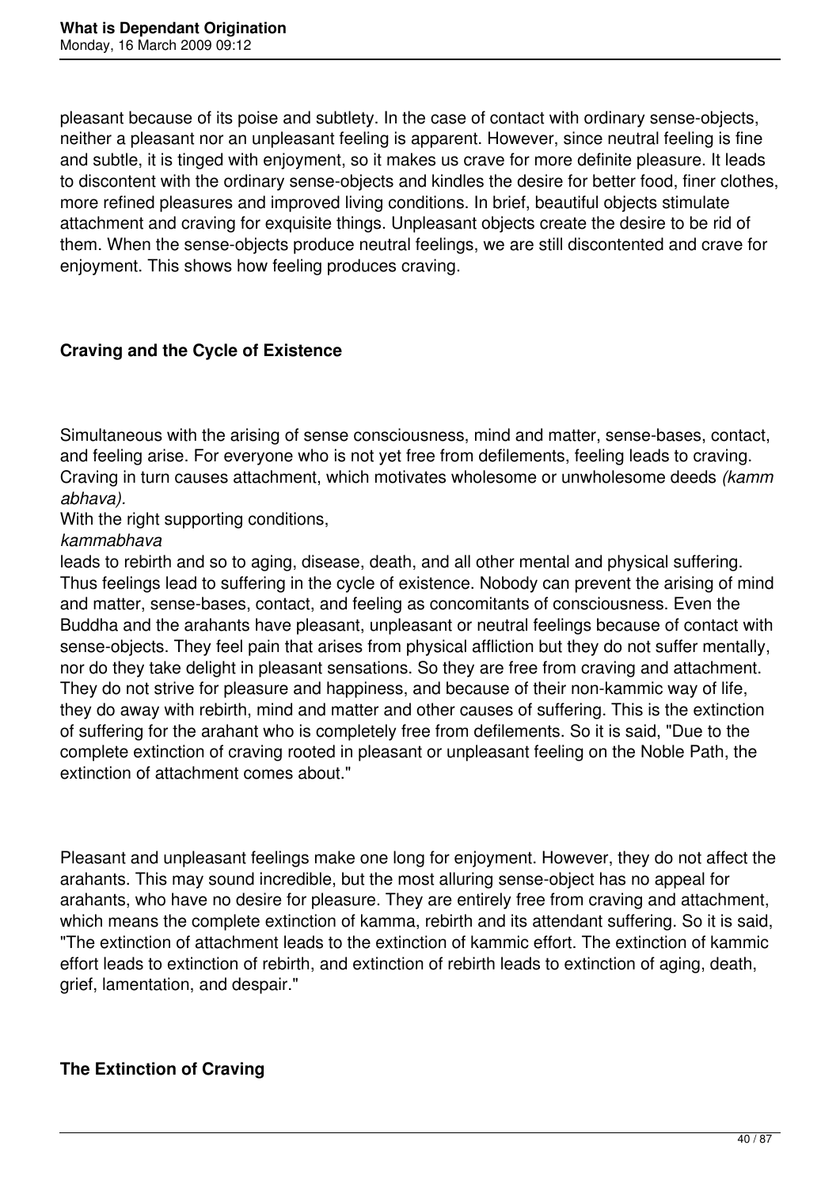pleasant because of its poise and subtlety. In the case of contact with ordinary sense-objects, neither a pleasant nor an unpleasant feeling is apparent. However, since neutral feeling is fine and subtle, it is tinged with enjoyment, so it makes us crave for more definite pleasure. It leads to discontent with the ordinary sense-objects and kindles the desire for better food, finer clothes, more refined pleasures and improved living conditions. In brief, beautiful objects stimulate attachment and craving for exquisite things. Unpleasant objects create the desire to be rid of them. When the sense-objects produce neutral feelings, we are still discontented and crave for enjoyment. This shows how feeling produces craving.

### Craving and the Cycle of Existence

Simultaneous with the arising of sense consciousness, mind and matter, sense-bases, contact, and feeling arise. For everyone who is not yet free from defilements, feeling leads to craving. Craving in turn causes attachment, which motivates wholesome or unwholesome deeds *(kamm abhava).*

With the right supporting conditions, *kammabhava* leads to rebirth and so to aging, disease, death, and all other mental and physical suffering. Thus feelings lead to suffering in the cycle of existence. Nobody can prevent the arising of mind and matter, sense-bases, contact, and feeling as concomitants of consciousness. Even the Buddha and the arahants have pleasant, unpleasant or neutral feelings because of contact with sense-objects. They feel pain that arises from physical affliction but they do not suffer mentally, nor do they take delight in pleasant sensations. So they are free from craving and attachment. They do not strive for pleasure and happiness, and because of their non-kammic way of life, they do away with rebirth, mind and matter and other causes of suffering. This is the extinction of suffering for the arahant who is completely free from defilements. So it is said, "Due to the complete extinction of craving rooted in pleasant or unpleasant feeling on the Noble Path, the extinction of attachment comes about."

Pleasant and unpleasant feelings make one long for enjoyment. However, they do not affect the arahants. This may sound incredible, but the most alluring sense-object has no appeal for arahants, who have no desire for pleasure. They are entirely free from craving and attachment, which means the complete extinction of kamma, rebirth and its attendant suffering. So it is said, "The extinction of attachment leads to the extinction of kammic effort. The extinction of kammic effort leads to extinction of rebirth, and extinction of rebirth leads to extinction of aging, death, grief, lamentation, and despair."

### The Extinction of Craving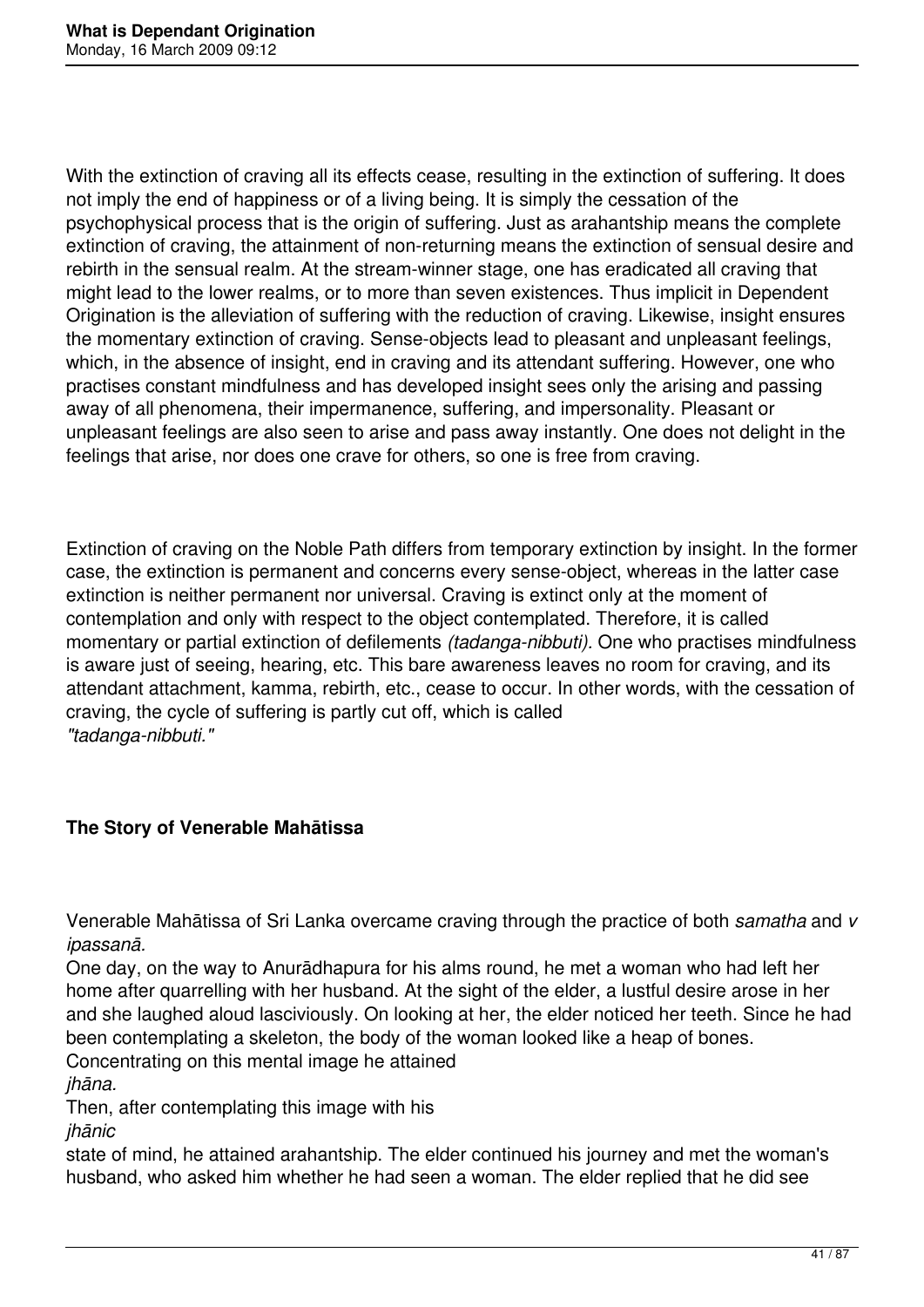With the extinction of craving all its effects cease, resulting in the extinction of suffering. It does not imply the end of happiness or of a living being. It is simply the cessation of the psychophysical process that is the origin of suffering. Just as arahantship means the complete extinction of craving, the attainment of non-returning means the extinction of sensual desire and rebirth in the sensual realm. At the stream-winner stage, one has eradicated all craving that might lead to the lower realms, or to more than seven existences. Thus implicit in Dependent Origination is the alleviation of suffering with the reduction of craving. Likewise, insight ensures the momentary extinction of craving. Sense-objects lead to pleasant and unpleasant feelings, which, in the absence of insight, end in craving and its attendant suffering. However, one who practises constant mindfulness and has developed insight sees only the arising and passing away of all phenomena, their impermanence, suffering, and impersonality. Pleasant or unpleasant feelings are also seen to arise and pass away instantly. One does not delight in the feelings that arise, nor does one crave for others, so one is free from craving.

Extinction of craving on the Noble Path differs from temporary extinction by insight. In the former case, the extinction is permanent and concerns every sense-object, whereas in the latter case extinction is neither permanent nor universal. Craving is extinct only at the moment of contemplation and only with respect to the object contemplated. Therefore, it is called momentary or partial extinction of defilements *(tadanga-nibbuti).* One who practises mindfulness is aware just of seeing, hearing, etc. This bare awareness leaves no room for craving, and its attendant attachment, kamma, rebirth, etc., cease to occur. In other words, with the cessation of craving, the cycle of suffering is partly cut off, which is called *"tadanga-nibbuti."*

**The Story of Venerable Mahātissa**

Venerable Mahātissa of Sri Lanka overcame craving through the practice of both *samatha* and *vipassanā.*
One day, on the way to Anurādhapura for his alms round, he met a woman who had left her home after quarrelling with her husband. At the sight of the elder, a lustful desire arose in her and she laughed aloud lasciviously. On looking at her, the elder noticed her teeth. Since he had been contemplating a skeleton, the body of the woman looked like a heap of bones. Concentrating on this mental image he attained *jhāna.*
Then, after contemplating this image with his *jhānic* state of mind, he attained arahantship. The elder continued his journey and met the woman's husband, who asked him whether he had seen a woman. The elder replied that he did see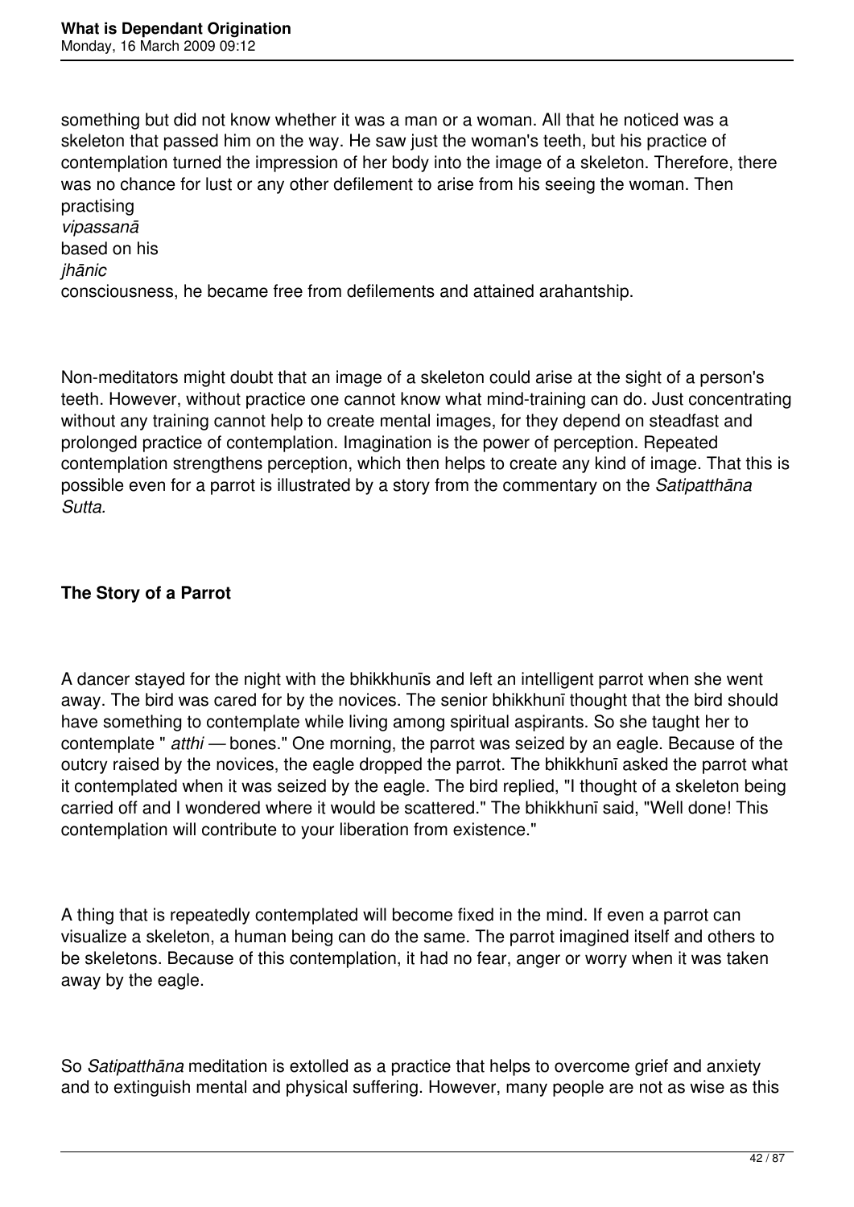something but did not know whether it was a man or a woman. All that he noticed was a skeleton that passed him on the way. He saw just the woman's teeth, but his practice of contemplation turned the impression of her body into the image of a skeleton. Therefore, there was no chance for lust or any other defilement to arise from his seeing the woman. Then practising *vipassanā* based on his *jhānic* consciousness, he became free from defilements and attained arahantship.

Non-meditators might doubt that an image of a skeleton could arise at the sight of a person's teeth. However, without practice one cannot know what mind-training can do. Just concentrating without any training cannot help to create mental images, for they depend on steadfast and prolonged practice of contemplation. Imagination is the power of perception. Repeated contemplation strengthens perception, which then helps to create any kind of image. That this is possible even for a parrot is illustrated by a story from the commentary on the *Satipatthāna Sutta.*

**The Story of a Parrot**

A dancer stayed for the night with the bhikkhunīs and left an intelligent parrot when she went away. The bird was cared for by the novices. The senior bhikkhunī thought that the bird should have something to contemplate while living among spiritual aspirants. So she taught her to contemplate " *atthi* — bones." One morning, the parrot was seized by an eagle. Because of the outcry raised by the novices, the eagle dropped the parrot. The bhikkhunī asked the parrot what it contemplated when it was seized by the eagle. The bird replied, "I thought of a skeleton being carried off and I wondered where it would be scattered." The bhikkhunī said, "Well done! This contemplation will contribute to your liberation from existence."

A thing that is repeatedly contemplated will become fixed in the mind. If even a parrot can visualize a skeleton, a human being can do the same. The parrot imagined itself and others to be skeletons. Because of this contemplation, it had no fear, anger or worry when it was taken away by the eagle.

So *Satipatthāna* meditation is extolled as a practice that helps to overcome grief and anxiety and to extinguish mental and physical suffering. However, many people are not as wise as this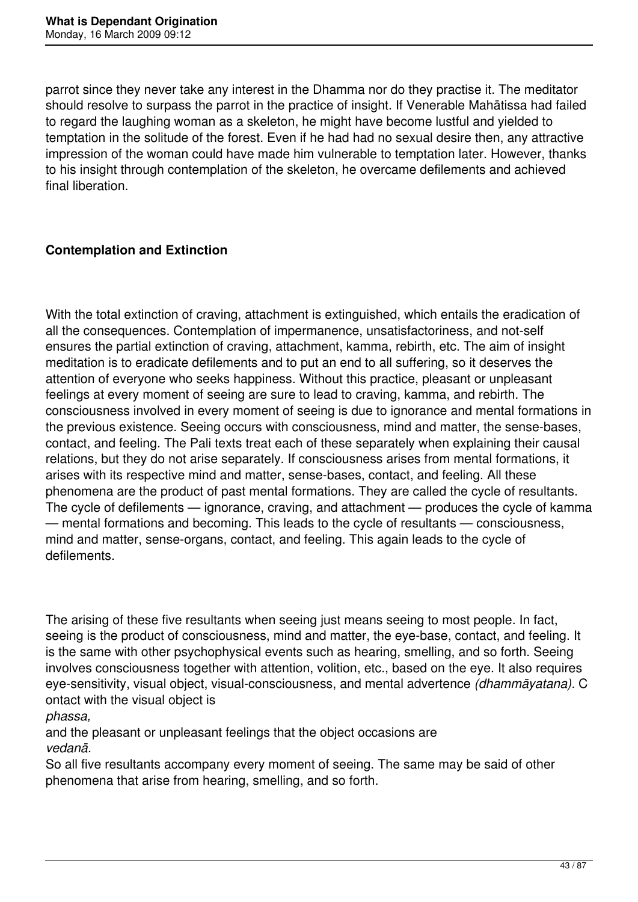parrot since they never take any interest in the Dhamma nor do they practise it. The meditator should resolve to surpass the parrot in the practice of insight. If Venerable Mahātissa had failed to regard the laughing woman as a skeleton, he might have become lustful and yielded to temptation in the solitude of the forest. Even if he had had no sexual desire then, any attractive impression of the woman could have made him vulnerable to temptation later. However, thanks to his insight through contemplation of the skeleton, he overcame defilements and achieved final liberation.

**Contemplation and Extinction**

With the total extinction of craving, attachment is extinguished, which entails the eradication of all the consequences. Contemplation of impermanence, unsatisfactoriness, and not-self ensures the partial extinction of craving, attachment, kamma, rebirth, etc. The aim of insight meditation is to eradicate defilements and to put an end to all suffering, so it deserves the attention of everyone who seeks happiness. Without this practice, pleasant or unpleasant feelings at every moment of seeing are sure to lead to craving, kamma, and rebirth. The consciousness involved in every moment of seeing is due to ignorance and mental formations in the previous existence. Seeing occurs with consciousness, mind and matter, the sense-bases, contact, and feeling. The Pali texts treat each of these separately when explaining their causal relations, but they do not arise separately. If consciousness arises from mental formations, it arises with its respective mind and matter, sense-bases, contact, and feeling. All these phenomena are the product of past mental formations. They are called the cycle of resultants. The cycle of defilements — ignorance, craving, and attachment — produces the cycle of kamma — mental formations and becoming. This leads to the cycle of resultants — consciousness, mind and matter, sense-organs, contact, and feeling. This again leads to the cycle of defilements.

The arising of these five resultants when seeing just means seeing to most people. In fact, seeing is the product of consciousness, mind and matter, the eye-base, contact, and feeling. It is the same with other psychophysical events such as hearing, smelling, and so forth. Seeing involves consciousness together with attention, volition, etc., based on the eye. It also requires eye-sensitivity, visual object, visual-consciousness, and mental advertence *(dhammāyatana).* Contact with the visual object is *phassa,* and the pleasant or unpleasant feelings that the object occasions are *vedanā*. So all five resultants accompany every moment of seeing. The same may be said of other phenomena that arise from hearing, smelling, and so forth.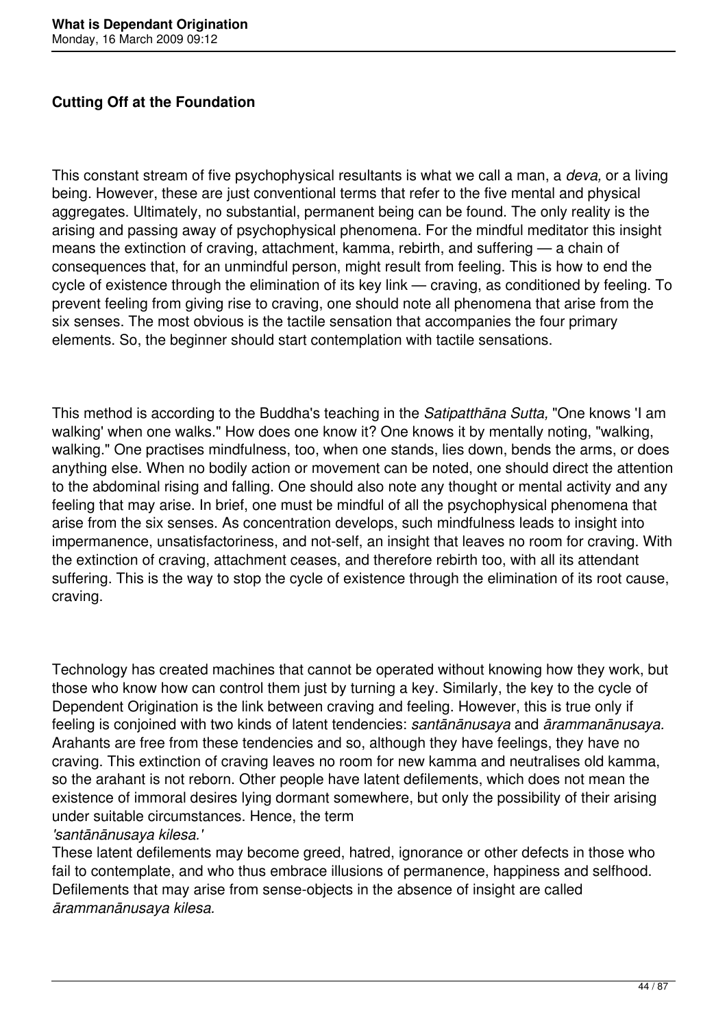**Cutting Off at the Foundation**

This constant stream of five psychophysical resultants is what we call a man, a *deva,* or a living being. However, these are just conventional terms that refer to the five mental and physical aggregates. Ultimately, no substantial, permanent being can be found. The only reality is the arising and passing away of psychophysical phenomena. For the mindful meditator this insight means the extinction of craving, attachment, kamma, rebirth, and suffering — a chain of consequences that, for an unmindful person, might result from feeling. This is how to end the cycle of existence through the elimination of its key link — craving, as conditioned by feeling. To prevent feeling from giving rise to craving, one should note all phenomena that arise from the six senses. The most obvious is the tactile sensation that accompanies the four primary elements. So, the beginner should start contemplation with tactile sensations.

This method is according to the Buddha's teaching in the *Satipatthāna Sutta,* "One knows 'I am walking' when one walks." How does one know it? One knows it by mentally noting, "walking, walking." One practises mindfulness, too, when one stands, lies down, bends the arms, or does anything else. When no bodily action or movement can be noted, one should direct the attention to the abdominal rising and falling. One should also note any thought or mental activity and any feeling that may arise. In brief, one must be mindful of all the psychophysical phenomena that arise from the six senses. As concentration develops, such mindfulness leads to insight into impermanence, unsatisfactoriness, and not-self, an insight that leaves no room for craving. With the extinction of craving, attachment ceases, and therefore rebirth too, with all its attendant suffering. This is the way to stop the cycle of existence through the elimination of its root cause, craving.

Technology has created machines that cannot be operated without knowing how they work, but those who know how can control them just by turning a key. Similarly, the key to the cycle of Dependent Origination is the link between craving and feeling. However, this is true only if feeling is conjoined with two kinds of latent tendencies: *santānānusaya* and *ārammanānusaya.* Arahants are free from these tendencies and so, although they have feelings, they have no craving. This extinction of craving leaves no room for new kamma and neutralises old kamma, so the arahant is not reborn. Other people have latent defilements, which does not mean the existence of immoral desires lying dormant somewhere, but only the possibility of their arising under suitable circumstances. Hence, the term *'santānānusaya kilesa.'*
These latent defilements may become greed, hatred, ignorance or other defects in those who fail to contemplate, and who thus embrace illusions of permanence, happiness and selfhood. Defilements that may arise from sense-objects in the absence of insight are called *ārammanānusaya kilesa.*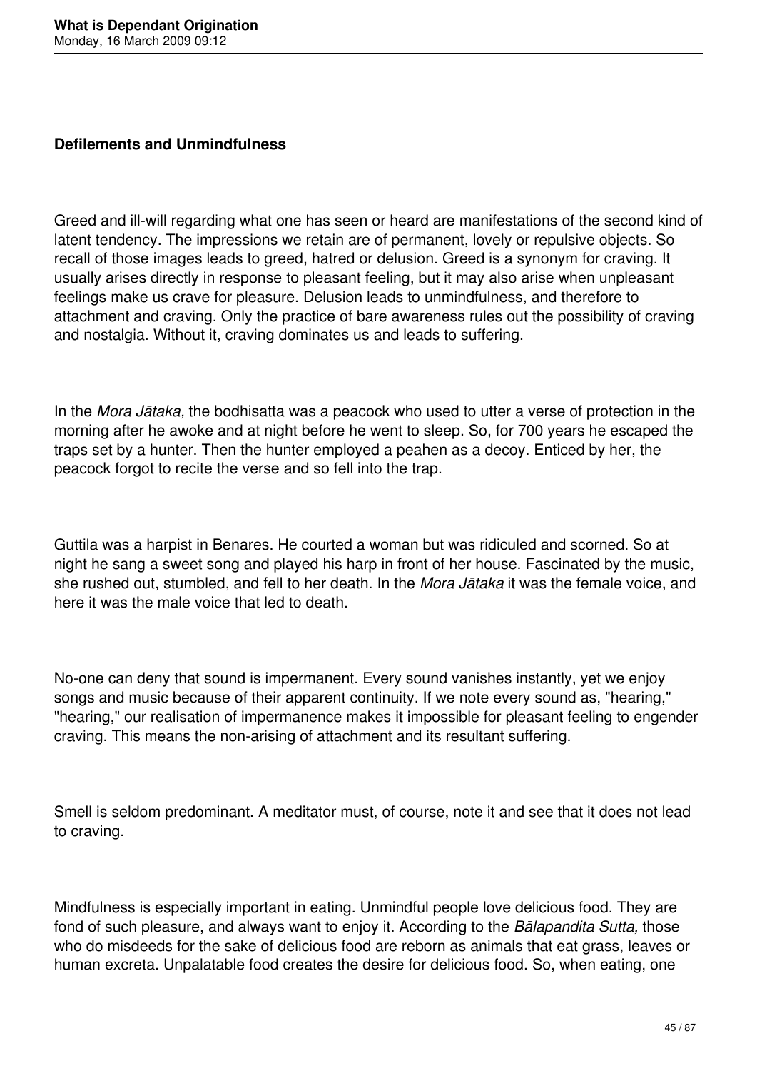**Defilements and Unmindfulness**

Greed and ill-will regarding what one has seen or heard are manifestations of the second kind of latent tendency. The impressions we retain are of permanent, lovely or repulsive objects. So recall of those images leads to greed, hatred or delusion. Greed is a synonym for craving. It usually arises directly in response to pleasant feeling, but it may also arise when unpleasant feelings make us crave for pleasure. Delusion leads to unmindfulness, and therefore to attachment and craving. Only the practice of bare awareness rules out the possibility of craving and nostalgia. Without it, craving dominates us and leads to suffering.

In the *Mora Jātaka,* the bodhisatta was a peacock who used to utter a verse of protection in the morning after he awoke and at night before he went to sleep. So, for 700 years he escaped the traps set by a hunter. Then the hunter employed a peahen as a decoy. Enticed by her, the peacock forgot to recite the verse and so fell into the trap.

Guttila was a harpist in Benares. He courted a woman but was ridiculed and scorned. So at night he sang a sweet song and played his harp in front of her house. Fascinated by the music, she rushed out, stumbled, and fell to her death. In the *Mora Jātaka* it was the female voice, and here it was the male voice that led to death.

No-one can deny that sound is impermanent. Every sound vanishes instantly, yet we enjoy songs and music because of their apparent continuity. If we note every sound as, "hearing," "hearing," our realisation of impermanence makes it impossible for pleasant feeling to engender craving. This means the non-arising of attachment and its resultant suffering.

Smell is seldom predominant. A meditator must, of course, note it and see that it does not lead to craving.

Mindfulness is especially important in eating. Unmindful people love delicious food. They are fond of such pleasure, and always want to enjoy it. According to the *Bālapandita Sutta,* those who do misdeeds for the sake of delicious food are reborn as animals that eat grass, leaves or human excreta. Unpalatable food creates the desire for delicious food. So, when eating, one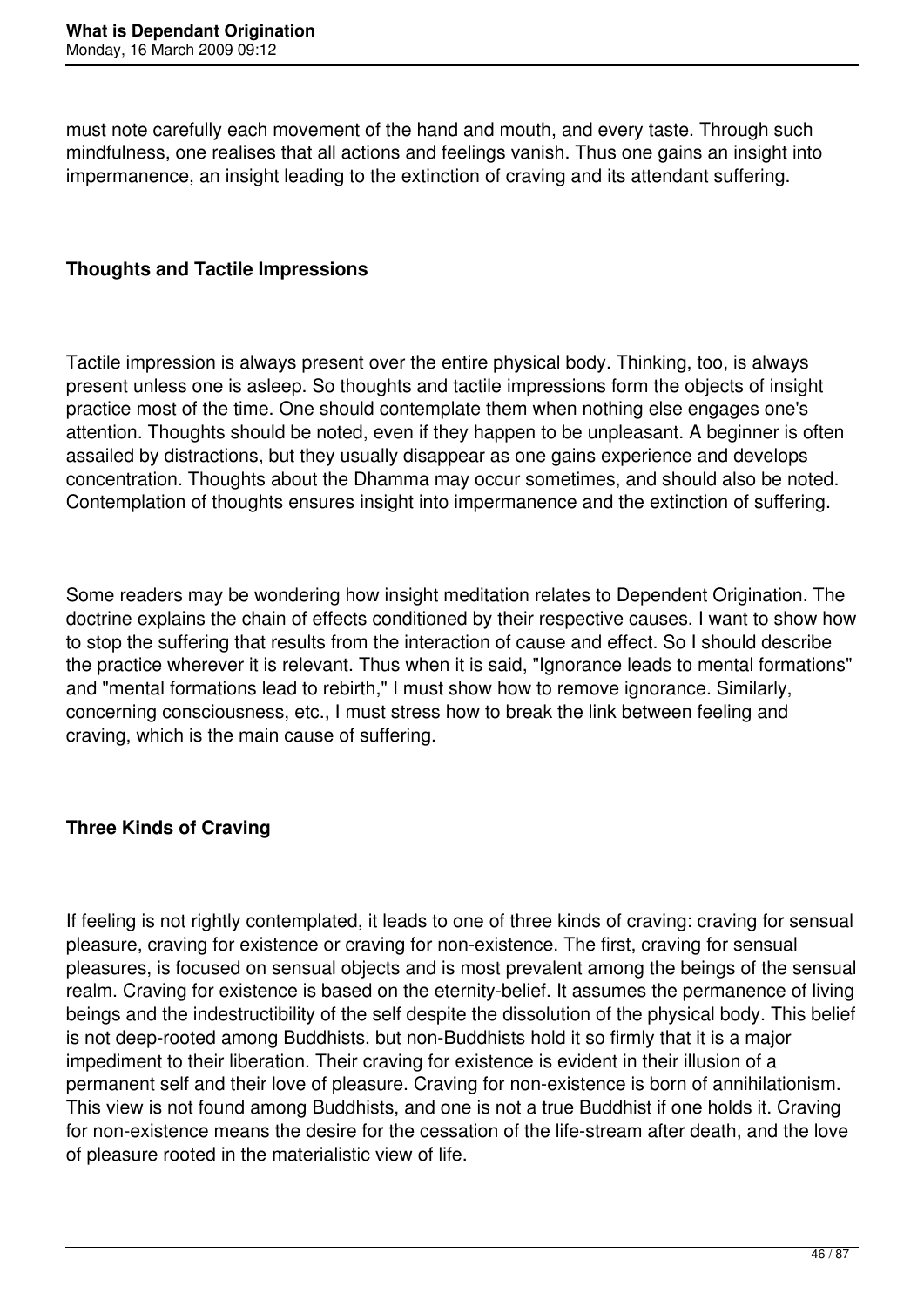must note carefully each movement of the hand and mouth, and every taste. Through such mindfulness, one realises that all actions and feelings vanish. Thus one gains an insight into impermanence, an insight leading to the extinction of craving and its attendant suffering.

### Thoughts and Tactile Impressions

Tactile impression is always present over the entire physical body. Thinking, too, is always present unless one is asleep. So thoughts and tactile impressions form the objects of insight practice most of the time. One should contemplate them when nothing else engages one's attention. Thoughts should be noted, even if they happen to be unpleasant. A beginner is often assailed by distractions, but they usually disappear as one gains experience and develops concentration. Thoughts about the Dhamma may occur sometimes, and should also be noted. Contemplation of thoughts ensures insight into impermanence and the extinction of suffering.

Some readers may be wondering how insight meditation relates to Dependent Origination. The doctrine explains the chain of effects conditioned by their respective causes. I want to show how to stop the suffering that results from the interaction of cause and effect. So I should describe the practice wherever it is relevant. Thus when it is said, "Ignorance leads to mental formations" and "mental formations lead to rebirth," I must show how to remove ignorance. Similarly, concerning consciousness, etc., I must stress how to break the link between feeling and craving, which is the main cause of suffering.

### Three Kinds of Craving

If feeling is not rightly contemplated, it leads to one of three kinds of craving: craving for sensual pleasure, craving for existence or craving for non-existence. The first, craving for sensual pleasures, is focused on sensual objects and is most prevalent among the beings of the sensual realm. Craving for existence is based on the eternity-belief. It assumes the permanence of living beings and the indestructibility of the self despite the dissolution of the physical body. This belief is not deep-rooted among Buddhists, but non-Buddhists hold it so firmly that it is a major impediment to their liberation. Their craving for existence is evident in their illusion of a permanent self and their love of pleasure. Craving for non-existence is born of annihilationism. This view is not found among Buddhists, and one is not a true Buddhist if one holds it. Craving for non-existence means the desire for the cessation of the life-stream after death, and the love of pleasure rooted in the materialistic view of life.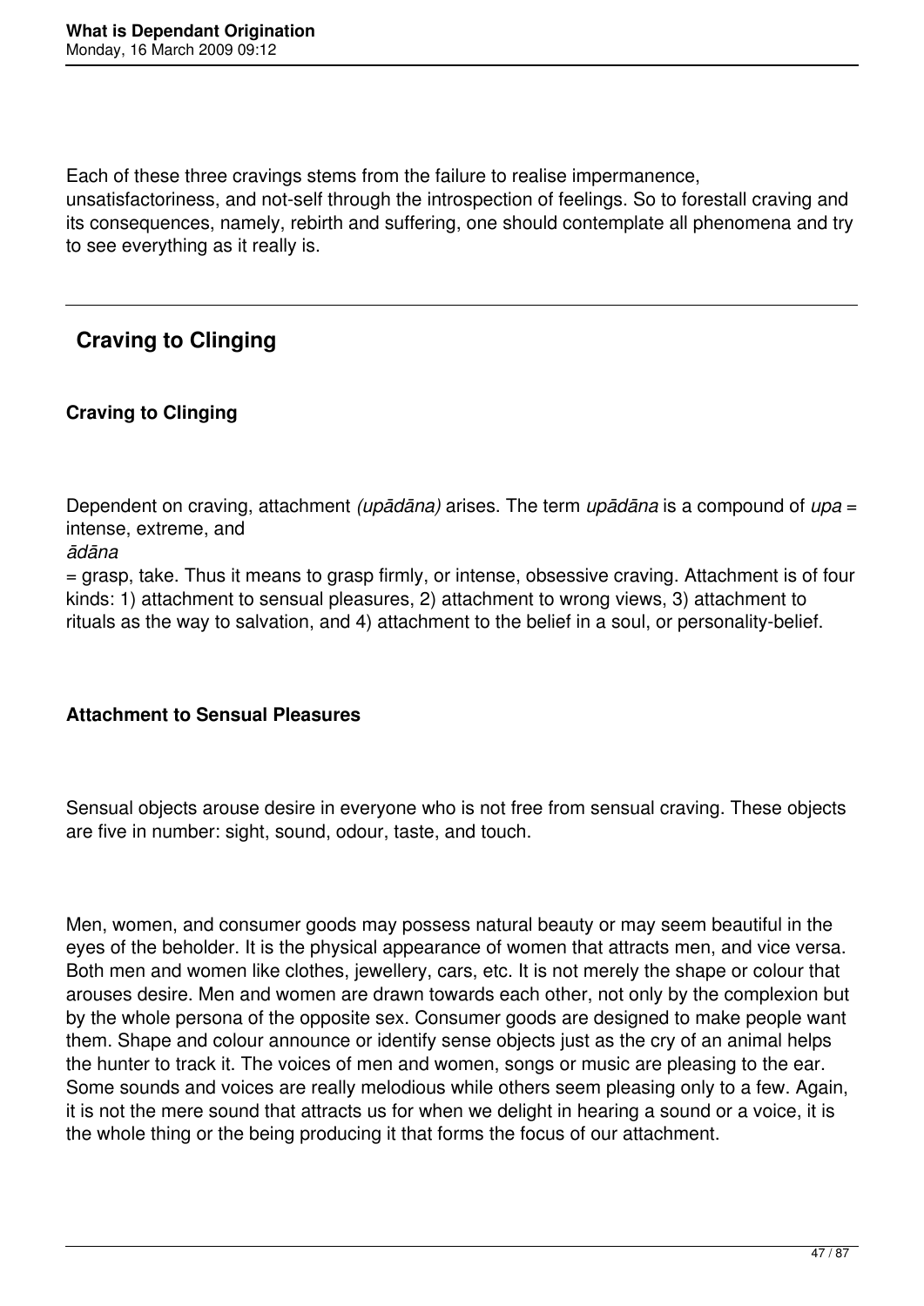Each of these three cravings stems from the failure to realise impermanence, unsatisfactoriness, and not-self through the introspection of feelings. So to forestall craving and its consequences, namely, rebirth and suffering, one should contemplate all phenomena and try to see everything as it really is.

---

## Craving to Clinging

**Craving to Clinging**

Dependent on craving, attachment *(upādāna)* arises. The term *upādāna* is a compound of *upa* = intense, extreme, and *ādāna* = grasp, take. Thus it means to grasp firmly, or intense, obsessive craving. Attachment is of four kinds: 1) attachment to sensual pleasures, 2) attachment to wrong views, 3) attachment to rituals as the way to salvation, and 4) attachment to the belief in a soul, or personality-belief.

**Attachment to Sensual Pleasures**

Sensual objects arouse desire in everyone who is not free from sensual craving. These objects are five in number: sight, sound, odour, taste, and touch.

Men, women, and consumer goods may possess natural beauty or may seem beautiful in the eyes of the beholder. It is the physical appearance of women that attracts men, and vice versa. Both men and women like clothes, jewellery, cars, etc. It is not merely the shape or colour that arouses desire. Men and women are drawn towards each other, not only by the complexion but by the whole persona of the opposite sex. Consumer goods are designed to make people want them. Shape and colour announce or identify sense objects just as the cry of an animal helps the hunter to track it. The voices of men and women, songs or music are pleasing to the ear. Some sounds and voices are really melodious while others seem pleasing only to a few. Again, it is not the mere sound that attracts us for when we delight in hearing a sound or a voice, it is the whole thing or the being producing it that forms the focus of our attachment.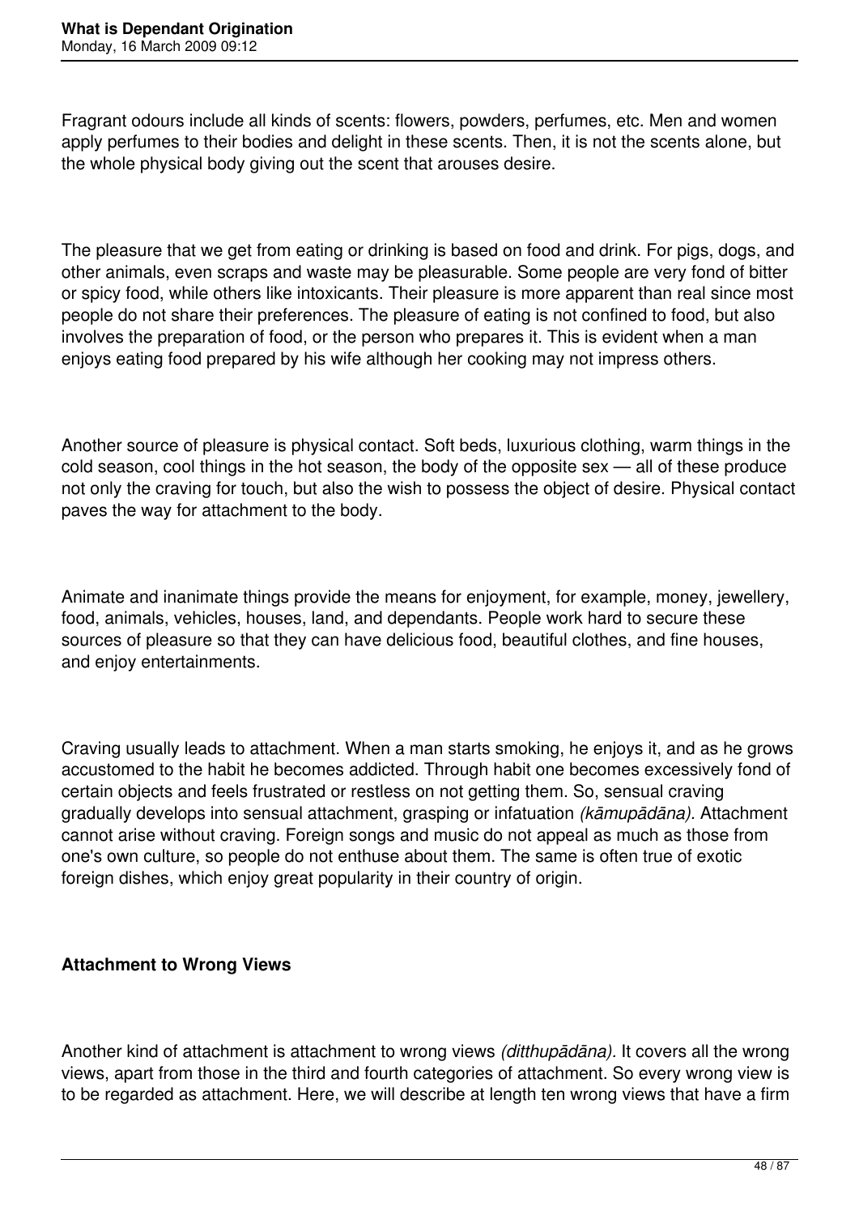Fragrant odours include all kinds of scents: flowers, powders, perfumes, etc. Men and women apply perfumes to their bodies and delight in these scents. Then, it is not the scents alone, but the whole physical body giving out the scent that arouses desire.

The pleasure that we get from eating or drinking is based on food and drink. For pigs, dogs, and other animals, even scraps and waste may be pleasurable. Some people are very fond of bitter or spicy food, while others like intoxicants. Their pleasure is more apparent than real since most people do not share their preferences. The pleasure of eating is not confined to food, but also involves the preparation of food, or the person who prepares it. This is evident when a man enjoys eating food prepared by his wife although her cooking may not impress others.

Another source of pleasure is physical contact. Soft beds, luxurious clothing, warm things in the cold season, cool things in the hot season, the body of the opposite sex — all of these produce not only the craving for touch, but also the wish to possess the object of desire. Physical contact paves the way for attachment to the body.

Animate and inanimate things provide the means for enjoyment, for example, money, jewellery, food, animals, vehicles, houses, land, and dependants. People work hard to secure these sources of pleasure so that they can have delicious food, beautiful clothes, and fine houses, and enjoy entertainments.

Craving usually leads to attachment. When a man starts smoking, he enjoys it, and as he grows accustomed to the habit he becomes addicted. Through habit one becomes excessively fond of certain objects and feels frustrated or restless on not getting them. So, sensual craving gradually develops into sensual attachment, grasping or infatuation *(kāmupādāna).* Attachment cannot arise without craving. Foreign songs and music do not appeal as much as those from one's own culture, so people do not enthuse about them. The same is often true of exotic foreign dishes, which enjoy great popularity in their country of origin.

## Attachment to Wrong Views

Another kind of attachment is attachment to wrong views *(ditthupādāna).* It covers all the wrong views, apart from those in the third and fourth categories of attachment. So every wrong view is to be regarded as attachment. Here, we will describe at length ten wrong views that have a firm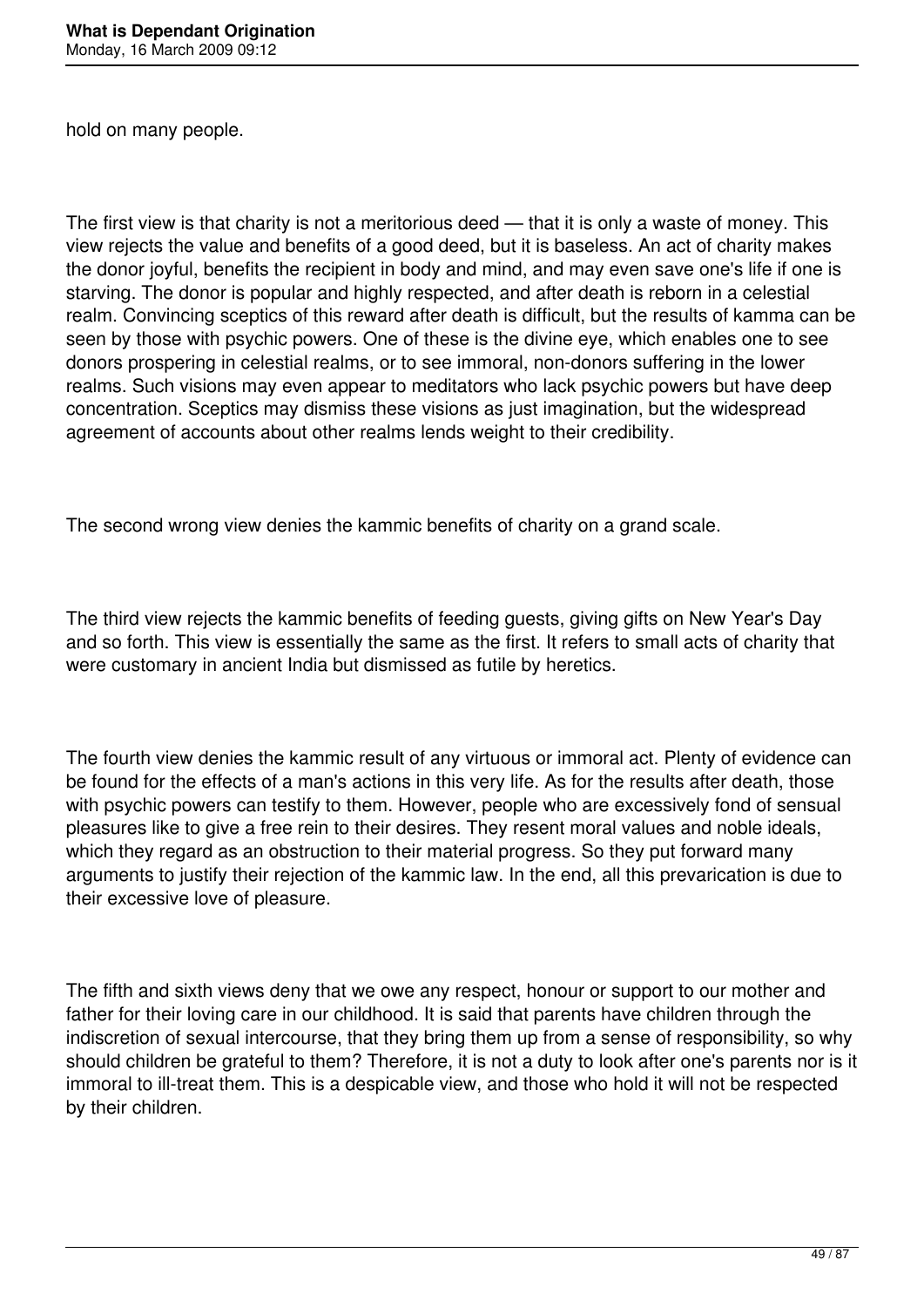hold on many people.

The first view is that charity is not a meritorious deed — that it is only a waste of money. This view rejects the value and benefits of a good deed, but it is baseless. An act of charity makes the donor joyful, benefits the recipient in body and mind, and may even save one's life if one is starving. The donor is popular and highly respected, and after death is reborn in a celestial realm. Convincing sceptics of this reward after death is difficult, but the results of kamma can be seen by those with psychic powers. One of these is the divine eye, which enables one to see donors prospering in celestial realms, or to see immoral, non-donors suffering in the lower realms. Such visions may even appear to meditators who lack psychic powers but have deep concentration. Sceptics may dismiss these visions as just imagination, but the widespread agreement of accounts about other realms lends weight to their credibility.

The second wrong view denies the kammic benefits of charity on a grand scale.

The third view rejects the kammic benefits of feeding guests, giving gifts on New Year's Day and so forth. This view is essentially the same as the first. It refers to small acts of charity that were customary in ancient India but dismissed as futile by heretics.

The fourth view denies the kammic result of any virtuous or immoral act. Plenty of evidence can be found for the effects of a man's actions in this very life. As for the results after death, those with psychic powers can testify to them. However, people who are excessively fond of sensual pleasures like to give a free rein to their desires. They resent moral values and noble ideals, which they regard as an obstruction to their material progress. So they put forward many arguments to justify their rejection of the kammic law. In the end, all this prevarication is due to their excessive love of pleasure.

The fifth and sixth views deny that we owe any respect, honour or support to our mother and father for their loving care in our childhood. It is said that parents have children through the indiscretion of sexual intercourse, that they bring them up from a sense of responsibility, so why should children be grateful to them? Therefore, it is not a duty to look after one's parents nor is it immoral to ill-treat them. This is a despicable view, and those who hold it will not be respected by their children.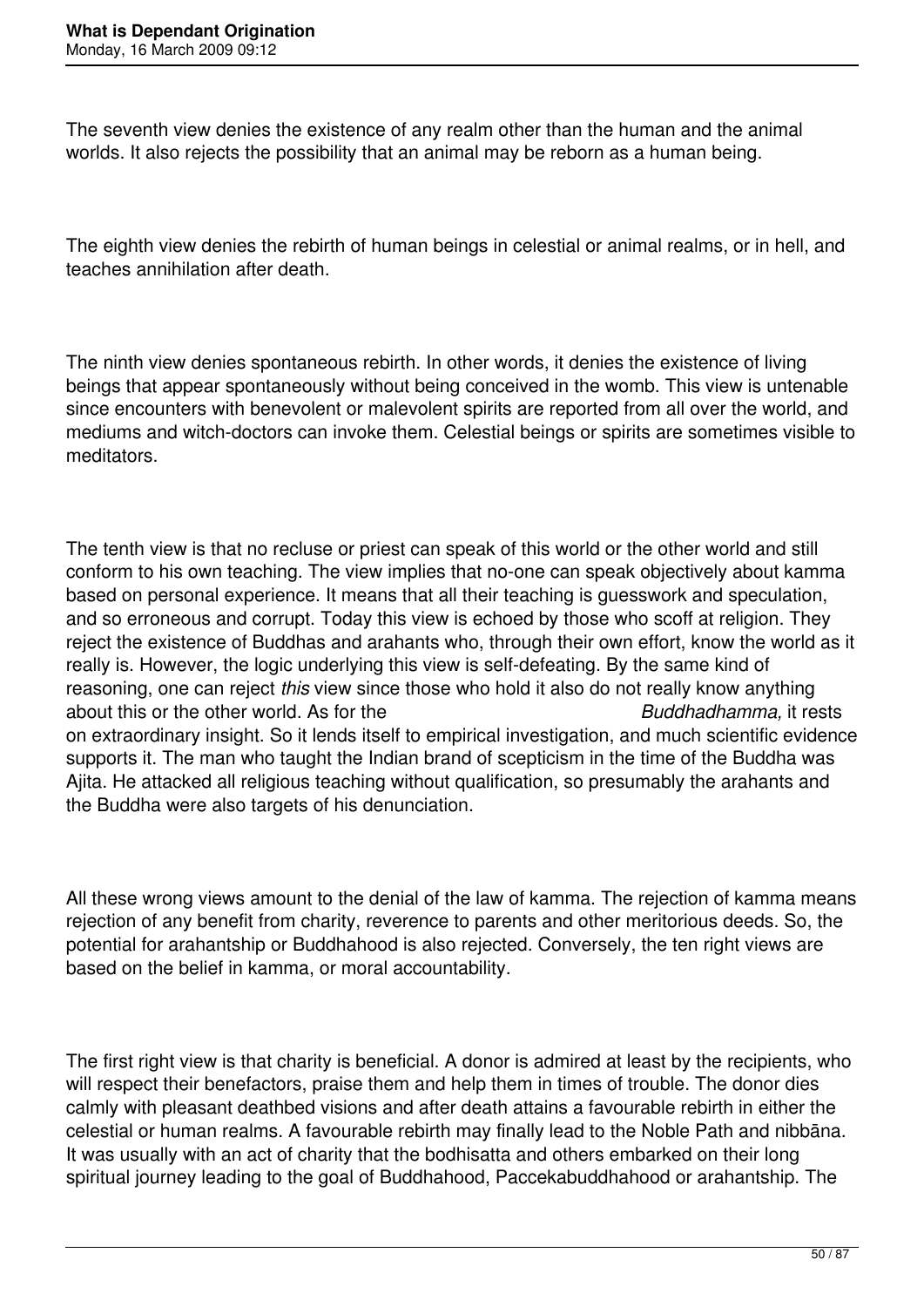The seventh view denies the existence of any realm other than the human and the animal worlds. It also rejects the possibility that an animal may be reborn as a human being.

The eighth view denies the rebirth of human beings in celestial or animal realms, or in hell, and teaches annihilation after death.

The ninth view denies spontaneous rebirth. In other words, it denies the existence of living beings that appear spontaneously without being conceived in the womb. This view is untenable since encounters with benevolent or malevolent spirits are reported from all over the world, and mediums and witch-doctors can invoke them. Celestial beings or spirits are sometimes visible to meditators.

The tenth view is that no recluse or priest can speak of this world or the other world and still conform to his own teaching. The view implies that no-one can speak objectively about kamma based on personal experience. It means that all their teaching is guesswork and speculation, and so erroneous and corrupt. Today this view is echoed by those who scoff at religion. They reject the existence of Buddhas and arahants who, through their own effort, know the world as it really is. However, the logic underlying this view is self-defeating. By the same kind of reasoning, one can reject *this* view since those who hold it also do not really know anything about this or the other world. As for the *Buddhadhamma,* it rests on extraordinary insight. So it lends itself to empirical investigation, and much scientific evidence supports it. The man who taught the Indian brand of scepticism in the time of the Buddha was Ajita. He attacked all religious teaching without qualification, so presumably the arahants and the Buddha were also targets of his denunciation.

All these wrong views amount to the denial of the law of kamma. The rejection of kamma means rejection of any benefit from charity, reverence to parents and other meritorious deeds. So, the potential for arahantship or Buddhahood is also rejected. Conversely, the ten right views are based on the belief in kamma, or moral accountability.

The first right view is that charity is beneficial. A donor is admired at least by the recipients, who will respect their benefactors, praise them and help them in times of trouble. The donor dies calmly with pleasant deathbed visions and after death attains a favourable rebirth in either the celestial or human realms. A favourable rebirth may finally lead to the Noble Path and nibbāna. It was usually with an act of charity that the bodhisatta and others embarked on their long spiritual journey leading to the goal of Buddhahood, Paccekabuddhahood or arahantship. The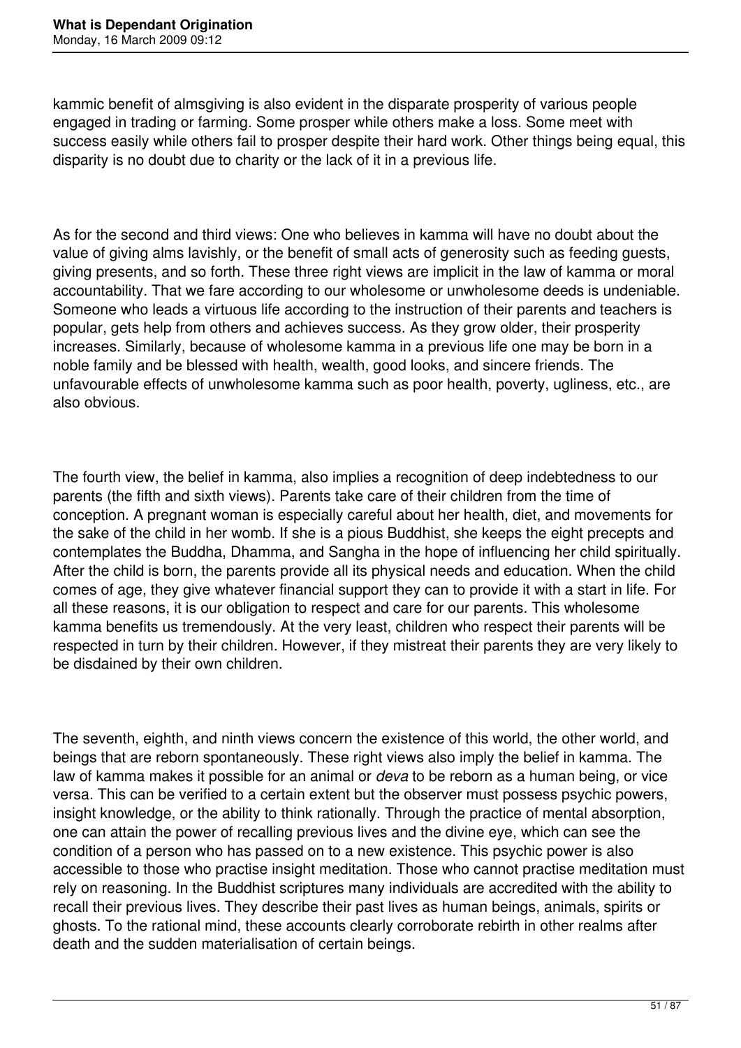kammic benefit of almsgiving is also evident in the disparate prosperity of various people engaged in trading or farming. Some prosper while others make a loss. Some meet with success easily while others fail to prosper despite their hard work. Other things being equal, this disparity is no doubt due to charity or the lack of it in a previous life.

As for the second and third views: One who believes in kamma will have no doubt about the value of giving alms lavishly, or the benefit of small acts of generosity such as feeding guests, giving presents, and so forth. These three right views are implicit in the law of kamma or moral accountability. That we fare according to our wholesome or unwholesome deeds is undeniable. Someone who leads a virtuous life according to the instruction of their parents and teachers is popular, gets help from others and achieves success. As they grow older, their prosperity increases. Similarly, because of wholesome kamma in a previous life one may be born in a noble family and be blessed with health, wealth, good looks, and sincere friends. The unfavourable effects of unwholesome kamma such as poor health, poverty, ugliness, etc., are also obvious.

The fourth view, the belief in kamma, also implies a recognition of deep indebtedness to our parents (the fifth and sixth views). Parents take care of their children from the time of conception. A pregnant woman is especially careful about her health, diet, and movements for the sake of the child in her womb. If she is a pious Buddhist, she keeps the eight precepts and contemplates the Buddha, Dhamma, and Sangha in the hope of influencing her child spiritually. After the child is born, the parents provide all its physical needs and education. When the child comes of age, they give whatever financial support they can to provide it with a start in life. For all these reasons, it is our obligation to respect and care for our parents. This wholesome kamma benefits us tremendously. At the very least, children who respect their parents will be respected in turn by their children. However, if they mistreat their parents they are very likely to be disdained by their own children.

The seventh, eighth, and ninth views concern the existence of this world, the other world, and beings that are reborn spontaneously. These right views also imply the belief in kamma. The law of kamma makes it possible for an animal or *deva* to be reborn as a human being, or vice versa. This can be verified to a certain extent but the observer must possess psychic powers, insight knowledge, or the ability to think rationally. Through the practice of mental absorption, one can attain the power of recalling previous lives and the divine eye, which can see the condition of a person who has passed on to a new existence. This psychic power is also accessible to those who practise insight meditation. Those who cannot practise meditation must rely on reasoning. In the Buddhist scriptures many individuals are accredited with the ability to recall their previous lives. They describe their past lives as human beings, animals, spirits or ghosts. To the rational mind, these accounts clearly corroborate rebirth in other realms after death and the sudden materialisation of certain beings.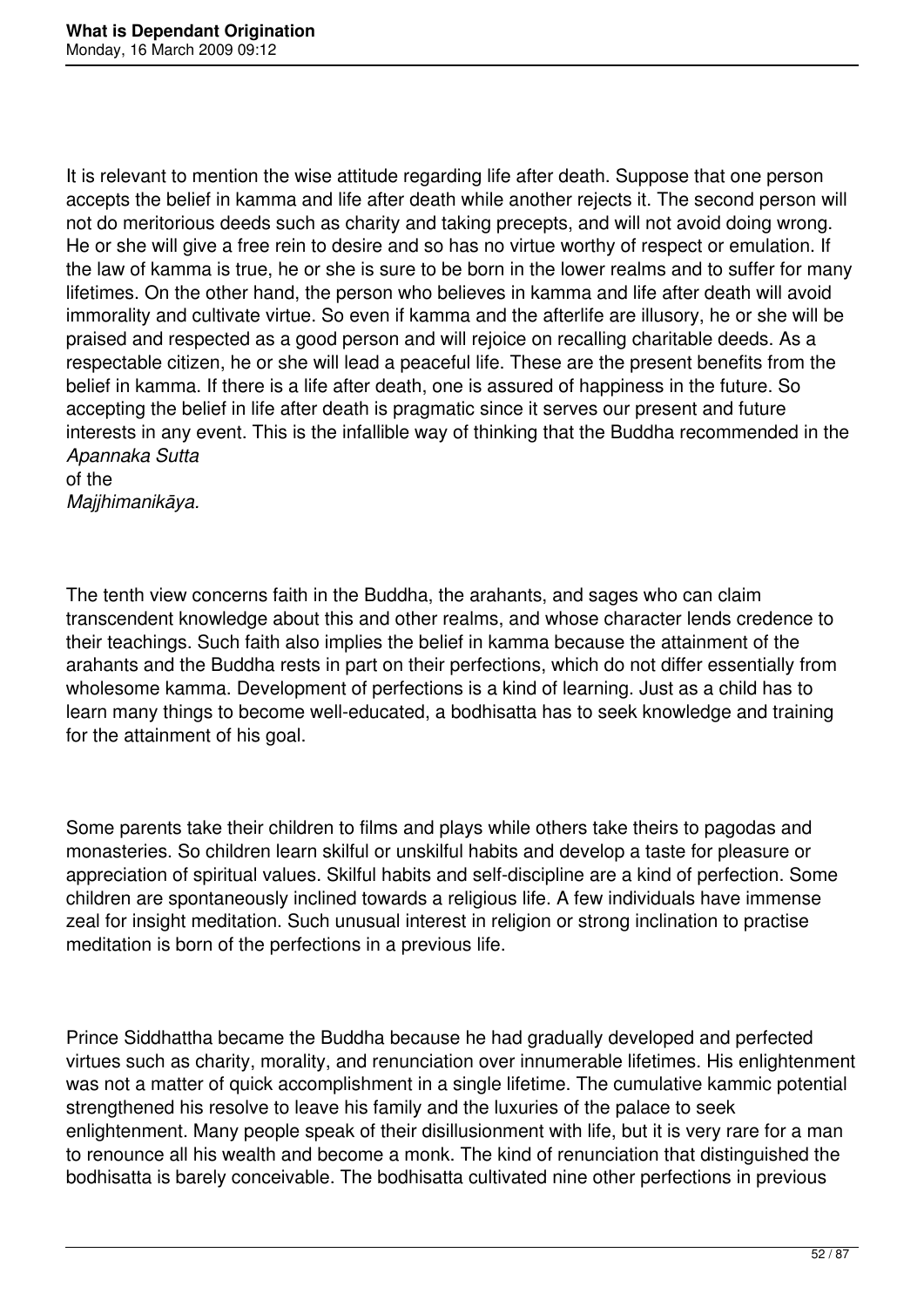It is relevant to mention the wise attitude regarding life after death. Suppose that one person accepts the belief in kamma and life after death while another rejects it. The second person will not do meritorious deeds such as charity and taking precepts, and will not avoid doing wrong. He or she will give a free rein to desire and so has no virtue worthy of respect or emulation. If the law of kamma is true, he or she is sure to be born in the lower realms and to suffer for many lifetimes. On the other hand, the person who believes in kamma and life after death will avoid immorality and cultivate virtue. So even if kamma and the afterlife are illusory, he or she will be praised and respected as a good person and will rejoice on recalling charitable deeds. As a respectable citizen, he or she will lead a peaceful life. These are the present benefits from the belief in kamma. If there is a life after death, one is assured of happiness in the future. So accepting the belief in life after death is pragmatic since it serves our present and future interests in any event. This is the infallible way of thinking that the Buddha recommended in the *Apannaka Sutta* of the *Majjhimanikāya.*

The tenth view concerns faith in the Buddha, the arahants, and sages who can claim transcendent knowledge about this and other realms, and whose character lends credence to their teachings. Such faith also implies the belief in kamma because the attainment of the arahants and the Buddha rests in part on their perfections, which do not differ essentially from wholesome kamma. Development of perfections is a kind of learning. Just as a child has to learn many things to become well-educated, a bodhisatta has to seek knowledge and training for the attainment of his goal.

Some parents take their children to films and plays while others take theirs to pagodas and monasteries. So children learn skilful or unskilful habits and develop a taste for pleasure or appreciation of spiritual values. Skilful habits and self-discipline are a kind of perfection. Some children are spontaneously inclined towards a religious life. A few individuals have immense zeal for insight meditation. Such unusual interest in religion or strong inclination to practise meditation is born of the perfections in a previous life.

Prince Siddhattha became the Buddha because he had gradually developed and perfected virtues such as charity, morality, and renunciation over innumerable lifetimes. His enlightenment was not a matter of quick accomplishment in a single lifetime. The cumulative kammic potential strengthened his resolve to leave his family and the luxuries of the palace to seek enlightenment. Many people speak of their disillusionment with life, but it is very rare for a man to renounce all his wealth and become a monk. The kind of renunciation that distinguished the bodhisatta is barely conceivable. The bodhisatta cultivated nine other perfections in previous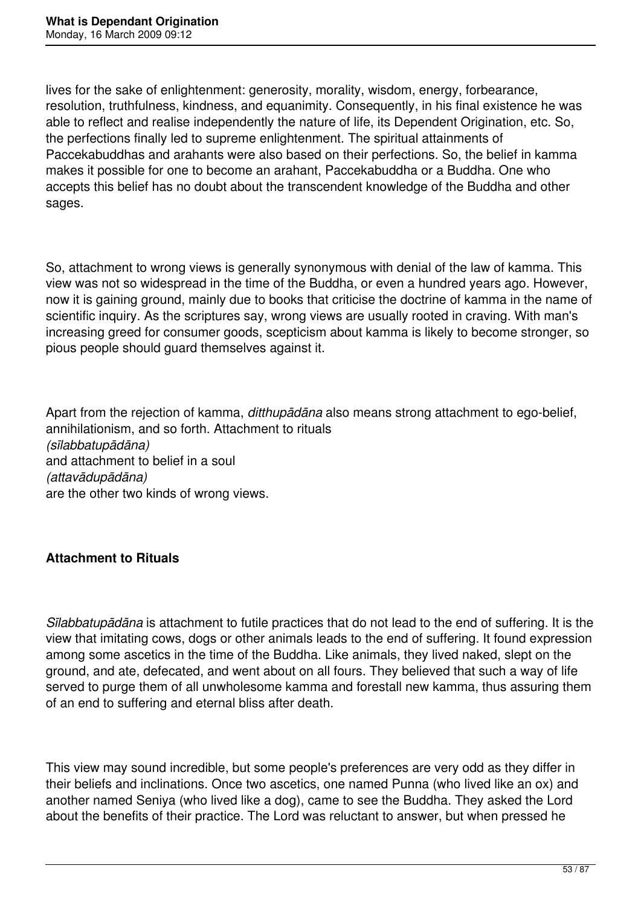lives for the sake of enlightenment: generosity, morality, wisdom, energy, forbearance, resolution, truthfulness, kindness, and equanimity. Consequently, in his final existence he was able to reflect and realise independently the nature of life, its Dependent Origination, etc. So, the perfections finally led to supreme enlightenment. The spiritual attainments of Paccekabuddhas and arahants were also based on their perfections. So, the belief in kamma makes it possible for one to become an arahant, Paccekabuddha or a Buddha. One who accepts this belief has no doubt about the transcendent knowledge of the Buddha and other sages.

So, attachment to wrong views is generally synonymous with denial of the law of kamma. This view was not so widespread in the time of the Buddha, or even a hundred years ago. However, now it is gaining ground, mainly due to books that criticise the doctrine of kamma in the name of scientific inquiry. As the scriptures say, wrong views are usually rooted in craving. With man's increasing greed for consumer goods, scepticism about kamma is likely to become stronger, so pious people should guard themselves against it.

Apart from the rejection of kamma, *ditthupādāna* also means strong attachment to ego-belief, annihilationism, and so forth. Attachment to rituals *(sīlabbatupādāna)* and attachment to belief in a soul *(attavādupādāna)* are the other two kinds of wrong views.

**Attachment to Rituals**

*Sīlabbatupādāna* is attachment to futile practices that do not lead to the end of suffering. It is the view that imitating cows, dogs or other animals leads to the end of suffering. It found expression among some ascetics in the time of the Buddha. Like animals, they lived naked, slept on the ground, and ate, defecated, and went about on all fours. They believed that such a way of life served to purge them of all unwholesome kamma and forestall new kamma, thus assuring them of an end to suffering and eternal bliss after death.

This view may sound incredible, but some people's preferences are very odd as they differ in their beliefs and inclinations. Once two ascetics, one named Punna (who lived like an ox) and another named Seniya (who lived like a dog), came to see the Buddha. They asked the Lord about the benefits of their practice. The Lord was reluctant to answer, but when pressed he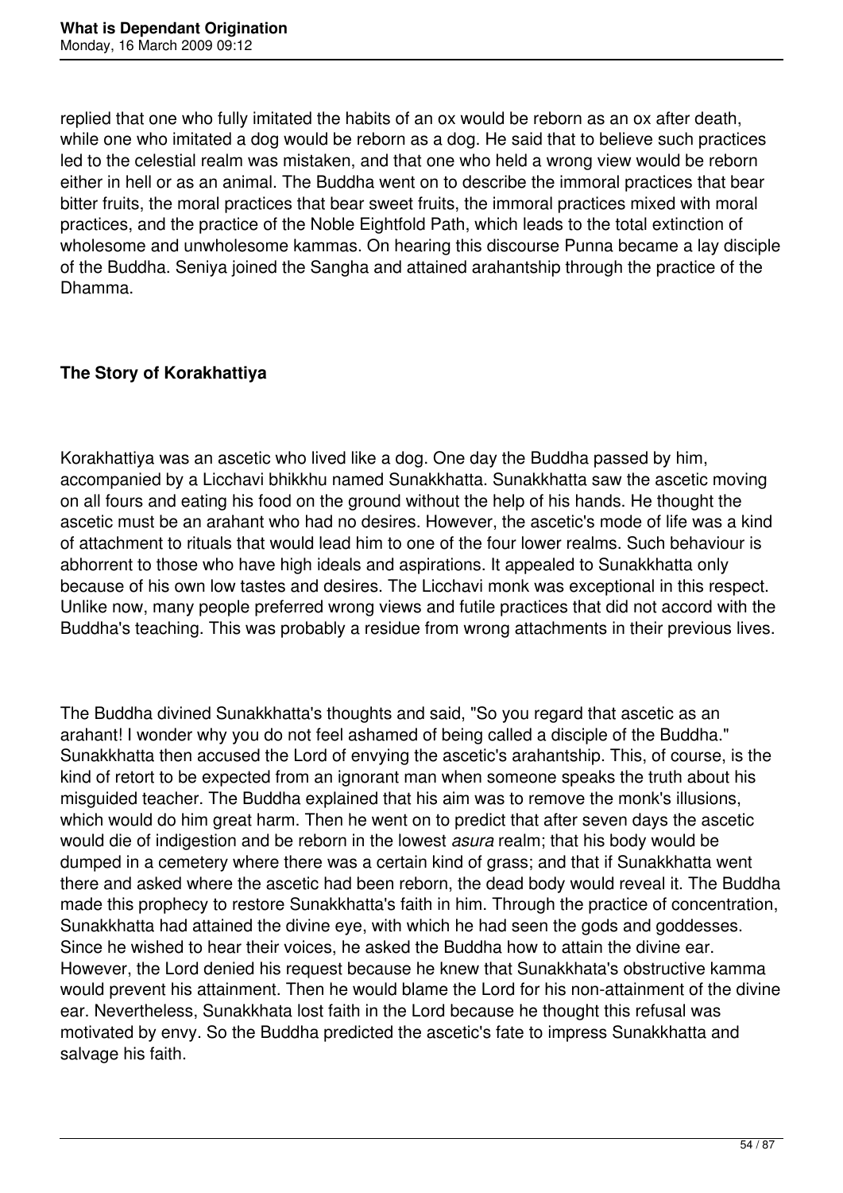replied that one who fully imitated the habits of an ox would be reborn as an ox after death, while one who imitated a dog would be reborn as a dog. He said that to believe such practices led to the celestial realm was mistaken, and that one who held a wrong view would be reborn either in hell or as an animal. The Buddha went on to describe the immoral practices that bear bitter fruits, the moral practices that bear sweet fruits, the immoral practices mixed with moral practices, and the practice of the Noble Eightfold Path, which leads to the total extinction of wholesome and unwholesome kammas. On hearing this discourse Punna became a lay disciple of the Buddha. Seniya joined the Sangha and attained arahantship through the practice of the Dhamma.

## The Story of Korakhattiya

Korakhattiya was an ascetic who lived like a dog. One day the Buddha passed by him, accompanied by a Licchavi bhikkhu named Sunakkhatta. Sunakkhatta saw the ascetic moving on all fours and eating his food on the ground without the help of his hands. He thought the ascetic must be an arahant who had no desires. However, the ascetic's mode of life was a kind of attachment to rituals that would lead him to one of the four lower realms. Such behaviour is abhorrent to those who have high ideals and aspirations. It appealed to Sunakkhatta only because of his own low tastes and desires. The Licchavi monk was exceptional in this respect. Unlike now, many people preferred wrong views and futile practices that did not accord with the Buddha's teaching. This was probably a residue from wrong attachments in their previous lives.

The Buddha divined Sunakkhatta's thoughts and said, "So you regard that ascetic as an arahant! I wonder why you do not feel ashamed of being called a disciple of the Buddha." Sunakkhatta then accused the Lord of envying the ascetic's arahantship. This, of course, is the kind of retort to be expected from an ignorant man when someone speaks the truth about his misguided teacher. The Buddha explained that his aim was to remove the monk's illusions, which would do him great harm. Then he went on to predict that after seven days the ascetic would die of indigestion and be reborn in the lowest *asura* realm; that his body would be dumped in a cemetery where there was a certain kind of grass; and that if Sunakkhatta went there and asked where the ascetic had been reborn, the dead body would reveal it. The Buddha made this prophecy to restore Sunakkhatta's faith in him. Through the practice of concentration, Sunakkhatta had attained the divine eye, with which he had seen the gods and goddesses. Since he wished to hear their voices, he asked the Buddha how to attain the divine ear. However, the Lord denied his request because he knew that Sunakkhata's obstructive kamma would prevent his attainment. Then he would blame the Lord for his non-attainment of the divine ear. Nevertheless, Sunakkhata lost faith in the Lord because he thought this refusal was motivated by envy. So the Buddha predicted the ascetic's fate to impress Sunakkhatta and salvage his faith.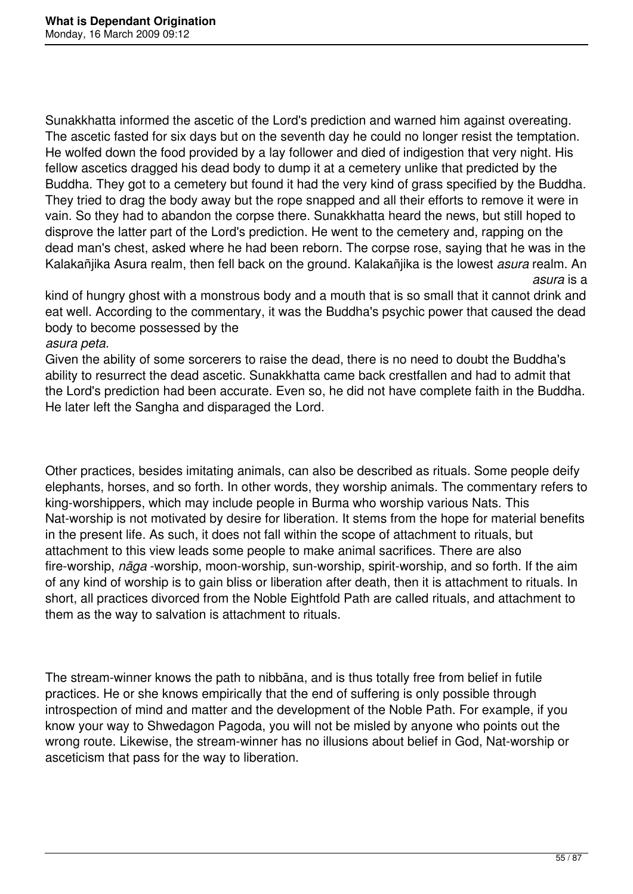Sunakkhatta informed the ascetic of the Lord's prediction and warned him against overeating. The ascetic fasted for six days but on the seventh day he could no longer resist the temptation. He wolfed down the food provided by a lay follower and died of indigestion that very night. His fellow ascetics dragged his dead body to dump it at a cemetery unlike that predicted by the Buddha. They got to a cemetery but found it had the very kind of grass specified by the Buddha. They tried to drag the body away but the rope snapped and all their efforts to remove it were in vain. So they had to abandon the corpse there. Sunakkhatta heard the news, but still hoped to disprove the latter part of the Lord's prediction. He went to the cemetery and, rapping on the dead man's chest, asked where he had been reborn. The corpse rose, saying that he was in the Kalakañjika Asura realm, then fell back on the ground. Kalakañjika is the lowest *asura* realm. An *asura* is a kind of hungry ghost with a monstrous body and a mouth that is so small that it cannot drink and eat well. According to the commentary, it was the Buddha's psychic power that caused the dead body to become possessed by the *asura peta.*

Given the ability of some sorcerers to raise the dead, there is no need to doubt the Buddha's ability to resurrect the dead ascetic. Sunakkhatta came back crestfallen and had to admit that the Lord's prediction had been accurate. Even so, he did not have complete faith in the Buddha. He later left the Sangha and disparaged the Lord.

Other practices, besides imitating animals, can also be described as rituals. Some people deify elephants, horses, and so forth. In other words, they worship animals. The commentary refers to king-worshippers, which may include people in Burma who worship various Nats. This Nat-worship is not motivated by desire for liberation. It stems from the hope for material benefits in the present life. As such, it does not fall within the scope of attachment to rituals, but attachment to this view leads some people to make animal sacrifices. There are also fire-worship, *nāga* -worship, moon-worship, sun-worship, spirit-worship, and so forth. If the aim of any kind of worship is to gain bliss or liberation after death, then it is attachment to rituals. In short, all practices divorced from the Noble Eightfold Path are called rituals, and attachment to them as the way to salvation is attachment to rituals.

The stream-winner knows the path to nibbāna, and is thus totally free from belief in futile practices. He or she knows empirically that the end of suffering is only possible through introspection of mind and matter and the development of the Noble Path. For example, if you know your way to Shwedagon Pagoda, you will not be misled by anyone who points out the wrong route. Likewise, the stream-winner has no illusions about belief in God, Nat-worship or asceticism that pass for the way to liberation.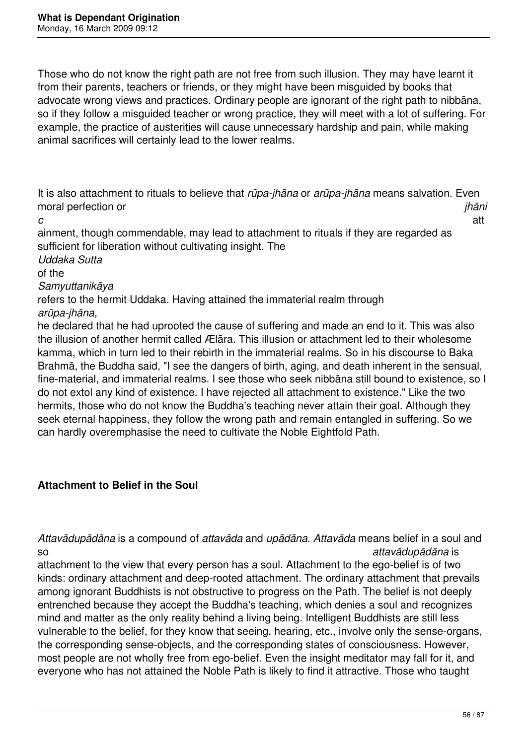Those who do not know the right path are not free from such illusion. They may have learnt it from their parents, teachers or friends, or they might have been misguided by books that advocate wrong views and practices. Ordinary people are ignorant of the right path to nibbāna, so if they follow a misguided teacher or wrong practice, they will meet with a lot of suffering. For example, the practice of austerities will cause unnecessary hardship and pain, while making animal sacrifices will certainly lead to the lower realms.

It is also attachment to rituals to believe that *rūpa-jhāna* or *arūpa-jhāna* means salvation. Even moral perfection or *jhānic* attainment, though commendable, may lead to attachment to rituals if they are regarded as sufficient for liberation without cultivating insight. The *Uddaka Sutta* of the *Samyuttanikāya* refers to the hermit Uddaka. Having attained the immaterial realm through *arūpa-jhāna,* he declared that he had uprooted the cause of suffering and made an end to it. This was also the illusion of another hermit called Ælāra. This illusion or attachment led to their wholesome kamma, which in turn led to their rebirth in the immaterial realms. So in his discourse to Baka Brahmā, the Buddha said, "I see the dangers of birth, aging, and death inherent in the sensual, fine-material, and immaterial realms. I see those who seek nibbāna still bound to existence, so I do not extol any kind of existence. I have rejected all attachment to existence." Like the two hermits, those who do not know the Buddha's teaching never attain their goal. Although they seek eternal happiness, they follow the wrong path and remain entangled in suffering. So we can hardly overemphasise the need to cultivate the Noble Eightfold Path.

## Attachment to Belief in the Soul

*Attavādupādāna* is a compound of *attavāda* and *upādāna. Attavāda* means belief in a soul and so *attavādupādāna* is attachment to the view that every person has a soul. Attachment to the ego-belief is of two kinds: ordinary attachment and deep-rooted attachment. The ordinary attachment that prevails among ignorant Buddhists is not obstructive to progress on the Path. The belief is not deeply entrenched because they accept the Buddha's teaching, which denies a soul and recognizes mind and matter as the only reality behind a living being. Intelligent Buddhists are still less vulnerable to the belief, for they know that seeing, hearing, etc., involve only the sense-organs, the corresponding sense-objects, and the corresponding states of consciousness. However, most people are not wholly free from ego-belief. Even the insight meditator may fall for it, and everyone who has not attained the Noble Path is likely to find it attractive. Those who taught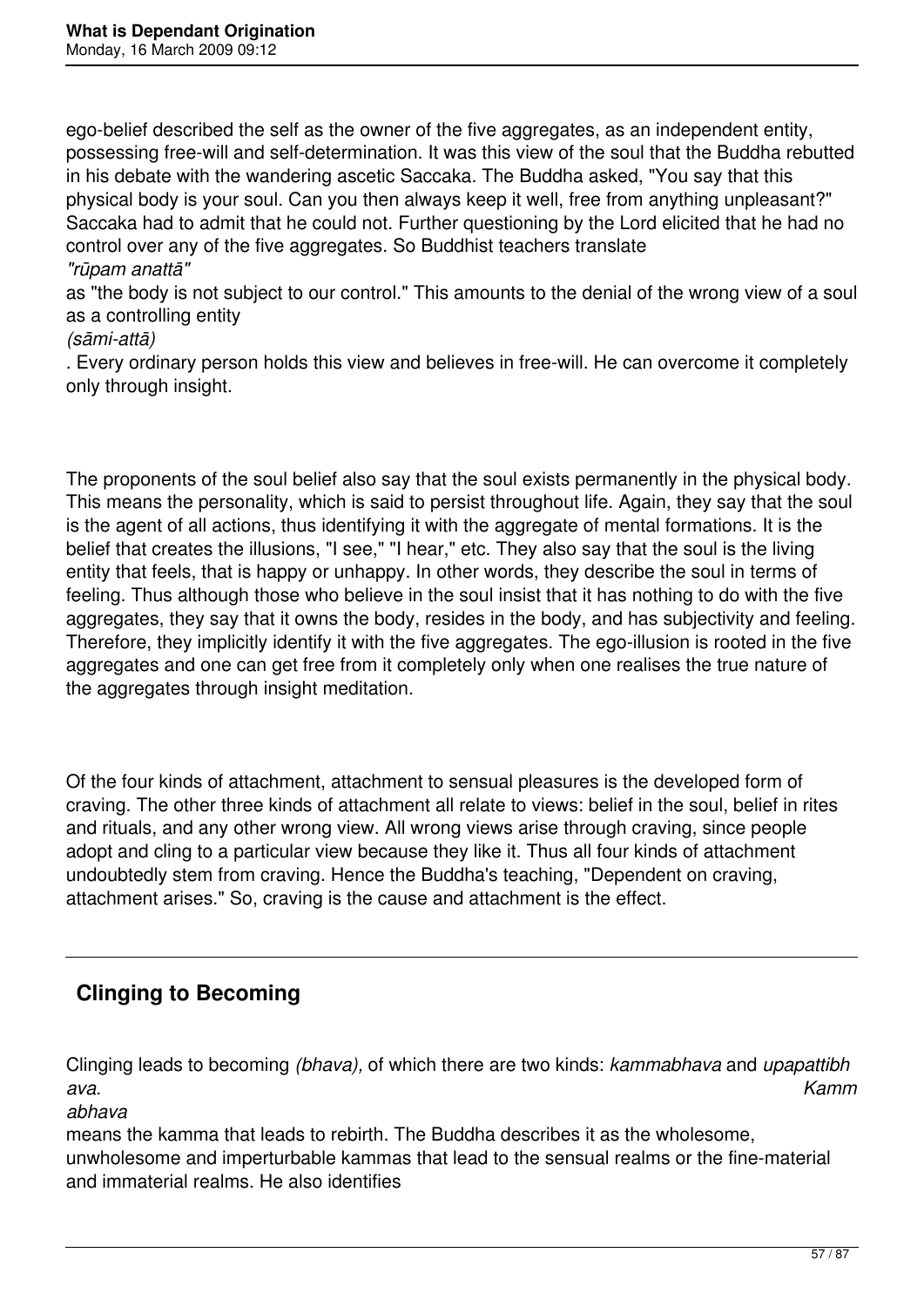ego-belief described the self as the owner of the five aggregates, as an independent entity, possessing free-will and self-determination. It was this view of the soul that the Buddha rebutted in his debate with the wandering ascetic Saccaka. The Buddha asked, "You say that this physical body is your soul. Can you then always keep it well, free from anything unpleasant?" Saccaka had to admit that he could not. Further questioning by the Lord elicited that he had no control over any of the five aggregates. So Buddhist teachers translate *"rūpam anattā"* as "the body is not subject to our control." This amounts to the denial of the wrong view of a soul as a controlling entity *(sāmi-attā)*. Every ordinary person holds this view and believes in free-will. He can overcome it completely only through insight.

The proponents of the soul belief also say that the soul exists permanently in the physical body. This means the personality, which is said to persist throughout life. Again, they say that the soul is the agent of all actions, thus identifying it with the aggregate of mental formations. It is the belief that creates the illusions, "I see," "I hear," etc. They also say that the soul is the living entity that feels, that is happy or unhappy. In other words, they describe the soul in terms of feeling. Thus although those who believe in the soul insist that it has nothing to do with the five aggregates, they say that it owns the body, resides in the body, and has subjectivity and feeling. Therefore, they implicitly identify it with the five aggregates. The ego-illusion is rooted in the five aggregates and one can get free from it completely only when one realises the true nature of the aggregates through insight meditation.

Of the four kinds of attachment, attachment to sensual pleasures is the developed form of craving. The other three kinds of attachment all relate to views: belief in the soul, belief in rites and rituals, and any other wrong view. All wrong views arise through craving, since people adopt and cling to a particular view because they like it. Thus all four kinds of attachment undoubtedly stem from craving. Hence the Buddha's teaching, "Dependent on craving, attachment arises." So, craving is the cause and attachment is the effect.

---

## Clinging to Becoming

Clinging leads to becoming *(bhava),* of which there are two kinds: *kammabhava* and *upapattibhava.* *Kammabhava* means the kamma that leads to rebirth. The Buddha describes it as the wholesome, unwholesome and imperturbable kammas that lead to the sensual realms or the fine-material and immaterial realms. He also identifies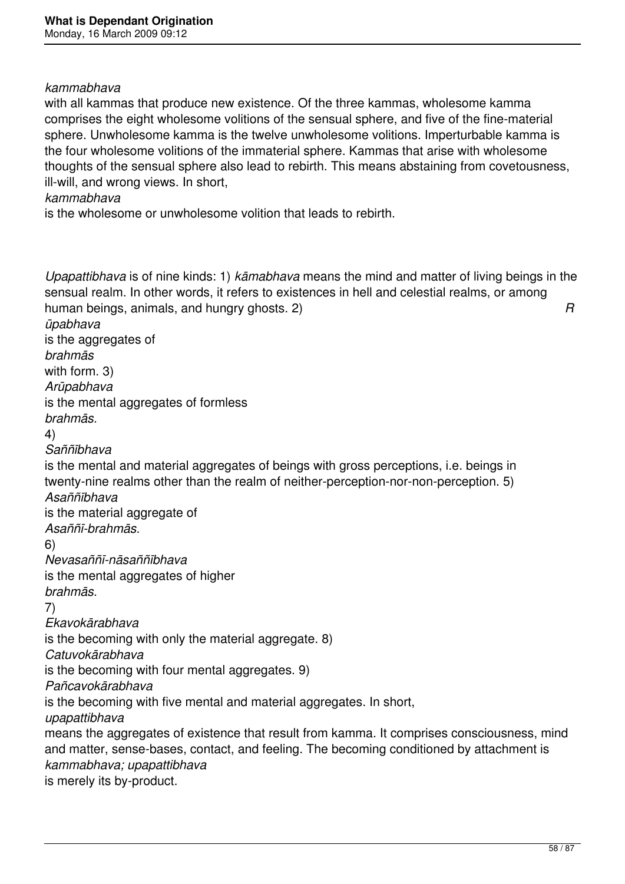*kammabhava* with all kammas that produce new existence. Of the three kammas, wholesome kamma comprises the eight wholesome volitions of the sensual sphere, and five of the fine-material sphere. Unwholesome kamma is the twelve unwholesome volitions. Imperturbable kamma is the four wholesome volitions of the immaterial sphere. Kammas that arise with wholesome thoughts of the sensual sphere also lead to rebirth. This means abstaining from covetousness, ill-will, and wrong views. In short, *kammabhava* is the wholesome or unwholesome volition that leads to rebirth.

*Upapattibhava* is of nine kinds: 1) *kāmabhava* means the mind and matter of living beings in the sensual realm. In other words, it refers to existences in hell and celestial realms, or among human beings, animals, and hungry ghosts. 2) *Rūpabhava* is the aggregates of *brahmās* with form. 3) *Arūpabhava* is the mental aggregates of formless *brahmās.* 4) *Saññībhava* is the mental and material aggregates of beings with gross perceptions, i.e. beings in twenty-nine realms other than the realm of neither-perception-nor-non-perception. 5) *Asaññībhava* is the material aggregate of *Asaññī-brahmās.* 6) *Nevasaññī-nāsaññībhava* is the mental aggregates of higher *brahmās.* 7) *Ekavokārabhava* is the becoming with only the material aggregate. 8) *Catuvokārabhava* is the becoming with four mental aggregates. 9) *Pañcavokārabhava* is the becoming with five mental and material aggregates. In short, *upapattibhava* means the aggregates of existence that result from kamma. It comprises consciousness, mind and matter, sense-bases, contact, and feeling. The becoming conditioned by attachment is *kammabhava; upapattibhava* is merely its by-product.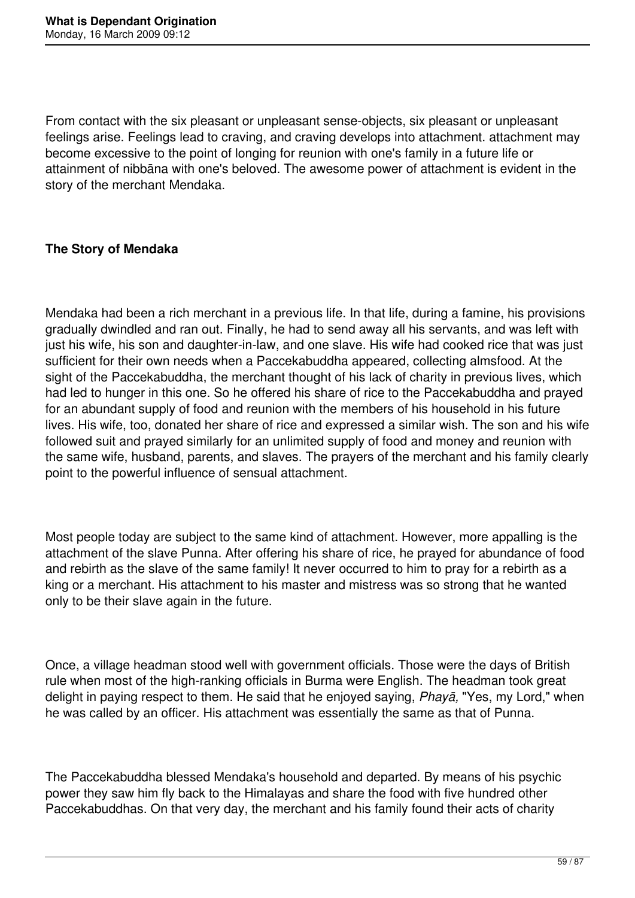From contact with the six pleasant or unpleasant sense-objects, six pleasant or unpleasant feelings arise. Feelings lead to craving, and craving develops into attachment. attachment may become excessive to the point of longing for reunion with one's family in a future life or attainment of nibbāna with one's beloved. The awesome power of attachment is evident in the story of the merchant Mendaka.

**The Story of Mendaka**

Mendaka had been a rich merchant in a previous life. In that life, during a famine, his provisions gradually dwindled and ran out. Finally, he had to send away all his servants, and was left with just his wife, his son and daughter-in-law, and one slave. His wife had cooked rice that was just sufficient for their own needs when a Paccekabuddha appeared, collecting almsfood. At the sight of the Paccekabuddha, the merchant thought of his lack of charity in previous lives, which had led to hunger in this one. So he offered his share of rice to the Paccekabuddha and prayed for an abundant supply of food and reunion with the members of his household in his future lives. His wife, too, donated her share of rice and expressed a similar wish. The son and his wife followed suit and prayed similarly for an unlimited supply of food and money and reunion with the same wife, husband, parents, and slaves. The prayers of the merchant and his family clearly point to the powerful influence of sensual attachment.

Most people today are subject to the same kind of attachment. However, more appalling is the attachment of the slave Punna. After offering his share of rice, he prayed for abundance of food and rebirth as the slave of the same family! It never occurred to him to pray for a rebirth as a king or a merchant. His attachment to his master and mistress was so strong that he wanted only to be their slave again in the future.

Once, a village headman stood well with government officials. Those were the days of British rule when most of the high-ranking officials in Burma were English. The headman took great delight in paying respect to them. He said that he enjoyed saying, *Phayā,* "Yes, my Lord," when he was called by an officer. His attachment was essentially the same as that of Punna.

The Paccekabuddha blessed Mendaka's household and departed. By means of his psychic power they saw him fly back to the Himalayas and share the food with five hundred other Paccekabuddhas. On that very day, the merchant and his family found their acts of charity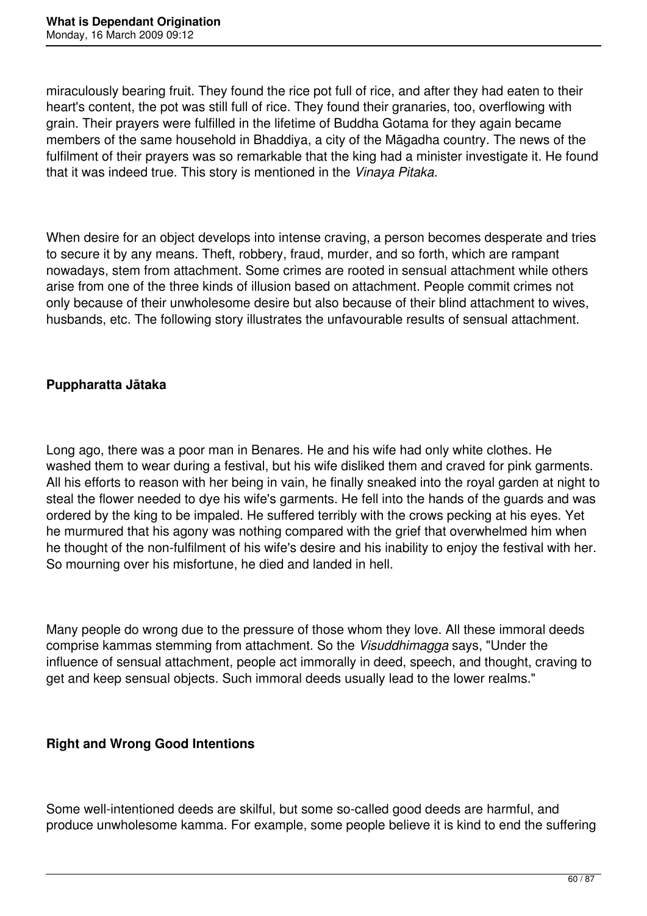miraculously bearing fruit. They found the rice pot full of rice, and after they had eaten to their heart's content, the pot was still full of rice. They found their granaries, too, overflowing with grain. Their prayers were fulfilled in the lifetime of Buddha Gotama for they again became members of the same household in Bhaddiya, a city of the Māgadha country. The news of the fulfilment of their prayers was so remarkable that the king had a minister investigate it. He found that it was indeed true. This story is mentioned in the *Vinaya Pitaka.*

When desire for an object develops into intense craving, a person becomes desperate and tries to secure it by any means. Theft, robbery, fraud, murder, and so forth, which are rampant nowadays, stem from attachment. Some crimes are rooted in sensual attachment while others arise from one of the three kinds of illusion based on attachment. People commit crimes not only because of their unwholesome desire but also because of their blind attachment to wives, husbands, etc. The following story illustrates the unfavourable results of sensual attachment.

**Puppharatta Jātaka**

Long ago, there was a poor man in Benares. He and his wife had only white clothes. He washed them to wear during a festival, but his wife disliked them and craved for pink garments. All his efforts to reason with her being in vain, he finally sneaked into the royal garden at night to steal the flower needed to dye his wife's garments. He fell into the hands of the guards and was ordered by the king to be impaled. He suffered terribly with the crows pecking at his eyes. Yet he murmured that his agony was nothing compared with the grief that overwhelmed him when he thought of the non-fulfilment of his wife's desire and his inability to enjoy the festival with her. So mourning over his misfortune, he died and landed in hell.

Many people do wrong due to the pressure of those whom they love. All these immoral deeds comprise kammas stemming from attachment. So the *Visuddhimagga* says, "Under the influence of sensual attachment, people act immorally in deed, speech, and thought, craving to get and keep sensual objects. Such immoral deeds usually lead to the lower realms."

**Right and Wrong Good Intentions**

Some well-intentioned deeds are skilful, but some so-called good deeds are harmful, and produce unwholesome kamma. For example, some people believe it is kind to end the suffering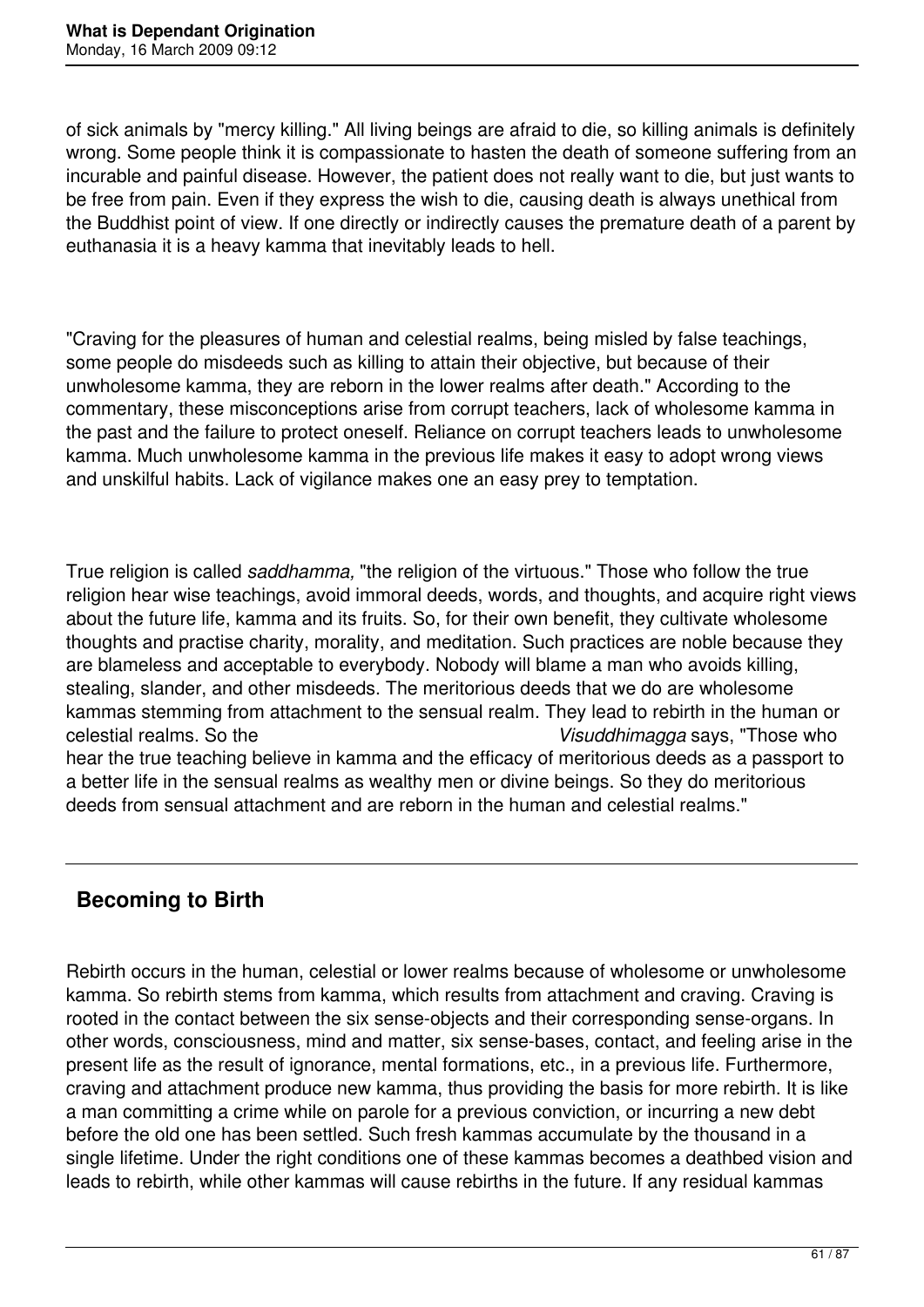of sick animals by "mercy killing." All living beings are afraid to die, so killing animals is definitely wrong. Some people think it is compassionate to hasten the death of someone suffering from an incurable and painful disease. However, the patient does not really want to die, but just wants to be free from pain. Even if they express the wish to die, causing death is always unethical from the Buddhist point of view. If one directly or indirectly causes the premature death of a parent by euthanasia it is a heavy kamma that inevitably leads to hell.

"Craving for the pleasures of human and celestial realms, being misled by false teachings, some people do misdeeds such as killing to attain their objective, but because of their unwholesome kamma, they are reborn in the lower realms after death." According to the commentary, these misconceptions arise from corrupt teachers, lack of wholesome kamma in the past and the failure to protect oneself. Reliance on corrupt teachers leads to unwholesome kamma. Much unwholesome kamma in the previous life makes it easy to adopt wrong views and unskilful habits. Lack of vigilance makes one an easy prey to temptation.

True religion is called *saddhamma,* "the religion of the virtuous." Those who follow the true religion hear wise teachings, avoid immoral deeds, words, and thoughts, and acquire right views about the future life, kamma and its fruits. So, for their own benefit, they cultivate wholesome thoughts and practise charity, morality, and meditation. Such practices are noble because they are blameless and acceptable to everybody. Nobody will blame a man who avoids killing, stealing, slander, and other misdeeds. The meritorious deeds that we do are wholesome kammas stemming from attachment to the sensual realm. They lead to rebirth in the human or celestial realms. So the *Visuddhimagga* says, "Those who hear the true teaching believe in kamma and the efficacy of meritorious deeds as a passport to a better life in the sensual realms as wealthy men or divine beings. So they do meritorious deeds from sensual attachment and are reborn in the human and celestial realms."

---

## Becoming to Birth

Rebirth occurs in the human, celestial or lower realms because of wholesome or unwholesome kamma. So rebirth stems from kamma, which results from attachment and craving. Craving is rooted in the contact between the six sense-objects and their corresponding sense-organs. In other words, consciousness, mind and matter, six sense-bases, contact, and feeling arise in the present life as the result of ignorance, mental formations, etc., in a previous life. Furthermore, craving and attachment produce new kamma, thus providing the basis for more rebirth. It is like a man committing a crime while on parole for a previous conviction, or incurring a new debt before the old one has been settled. Such fresh kammas accumulate by the thousand in a single lifetime. Under the right conditions one of these kammas becomes a deathbed vision and leads to rebirth, while other kammas will cause rebirths in the future. If any residual kammas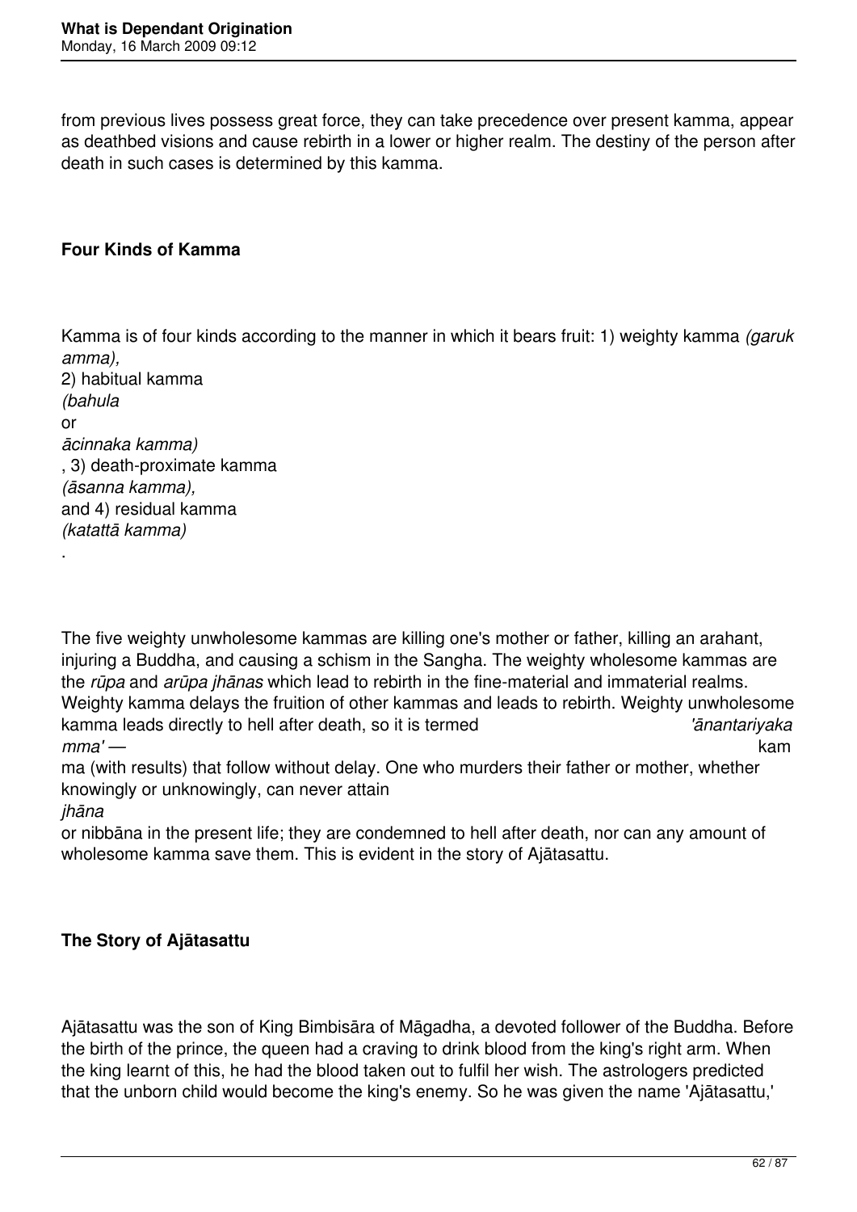from previous lives possess great force, they can take precedence over present kamma, appear as deathbed visions and cause rebirth in a lower or higher realm. The destiny of the person after death in such cases is determined by this kamma.

## Four Kinds of Kamma

Kamma is of four kinds according to the manner in which it bears fruit: 1) weighty kamma *(garukamma),* 2) habitual kamma *(bahula* or *ācinnaka kamma)*, 3) death-proximate kamma *(āsanna kamma),* and 4) residual kamma *(katattā kamma)*.

The five weighty unwholesome kammas are killing one's mother or father, killing an arahant, injuring a Buddha, and causing a schism in the Sangha. The weighty wholesome kammas are the *rūpa* and *arūpa jhānas* which lead to rebirth in the fine-material and immaterial realms. Weighty kamma delays the fruition of other kammas and leads to rebirth. Weighty unwholesome kamma leads directly to hell after death, so it is termed *'ānantariyaka kamma'* — kamma (with results) that follow without delay. One who murders their father or mother, whether knowingly or unknowingly, can never attain *jhāna* or nibbāna in the present life; they are condemned to hell after death, nor can any amount of wholesome kamma save them. This is evident in the story of Ajātasattu.

## The Story of Ajātasattu

Ajātasattu was the son of King Bimbisāra of Māgadha, a devoted follower of the Buddha. Before the birth of the prince, the queen had a craving to drink blood from the king's right arm. When the king learnt of this, he had the blood taken out to fulfil her wish. The astrologers predicted that the unborn child would become the king's enemy. So he was given the name 'Ajātasattu,'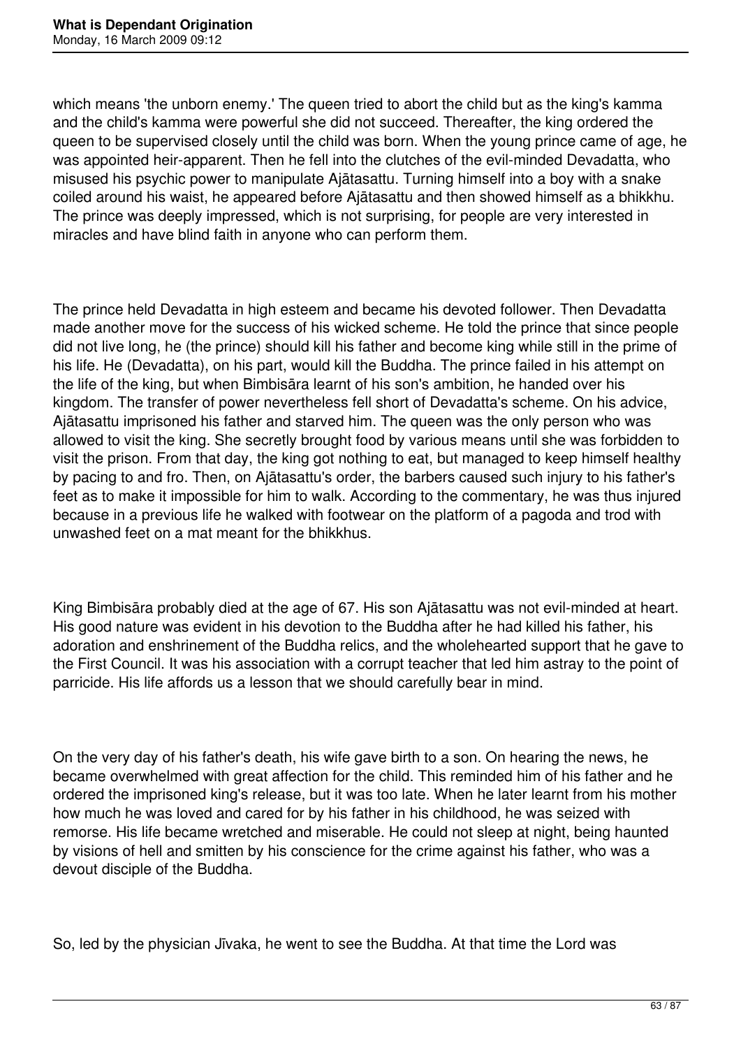which means 'the unborn enemy.' The queen tried to abort the child but as the king's kamma and the child's kamma were powerful she did not succeed. Thereafter, the king ordered the queen to be supervised closely until the child was born. When the young prince came of age, he was appointed heir-apparent. Then he fell into the clutches of the evil-minded Devadatta, who misused his psychic power to manipulate Ajātasattu. Turning himself into a boy with a snake coiled around his waist, he appeared before Ajātasattu and then showed himself as a bhikkhu. The prince was deeply impressed, which is not surprising, for people are very interested in miracles and have blind faith in anyone who can perform them.

The prince held Devadatta in high esteem and became his devoted follower. Then Devadatta made another move for the success of his wicked scheme. He told the prince that since people did not live long, he (the prince) should kill his father and become king while still in the prime of his life. He (Devadatta), on his part, would kill the Buddha. The prince failed in his attempt on the life of the king, but when Bimbisāra learnt of his son's ambition, he handed over his kingdom. The transfer of power nevertheless fell short of Devadatta's scheme. On his advice, Ajātasattu imprisoned his father and starved him. The queen was the only person who was allowed to visit the king. She secretly brought food by various means until she was forbidden to visit the prison. From that day, the king got nothing to eat, but managed to keep himself healthy by pacing to and fro. Then, on Ajātasattu's order, the barbers caused such injury to his father's feet as to make it impossible for him to walk. According to the commentary, he was thus injured because in a previous life he walked with footwear on the platform of a pagoda and trod with unwashed feet on a mat meant for the bhikkhus.

King Bimbisāra probably died at the age of 67. His son Ajātasattu was not evil-minded at heart. His good nature was evident in his devotion to the Buddha after he had killed his father, his adoration and enshrinement of the Buddha relics, and the wholehearted support that he gave to the First Council. It was his association with a corrupt teacher that led him astray to the point of parricide. His life affords us a lesson that we should carefully bear in mind.

On the very day of his father's death, his wife gave birth to a son. On hearing the news, he became overwhelmed with great affection for the child. This reminded him of his father and he ordered the imprisoned king's release, but it was too late. When he later learnt from his mother how much he was loved and cared for by his father in his childhood, he was seized with remorse. His life became wretched and miserable. He could not sleep at night, being haunted by visions of hell and smitten by his conscience for the crime against his father, who was a devout disciple of the Buddha.

So, led by the physician Jīvaka, he went to see the Buddha. At that time the Lord was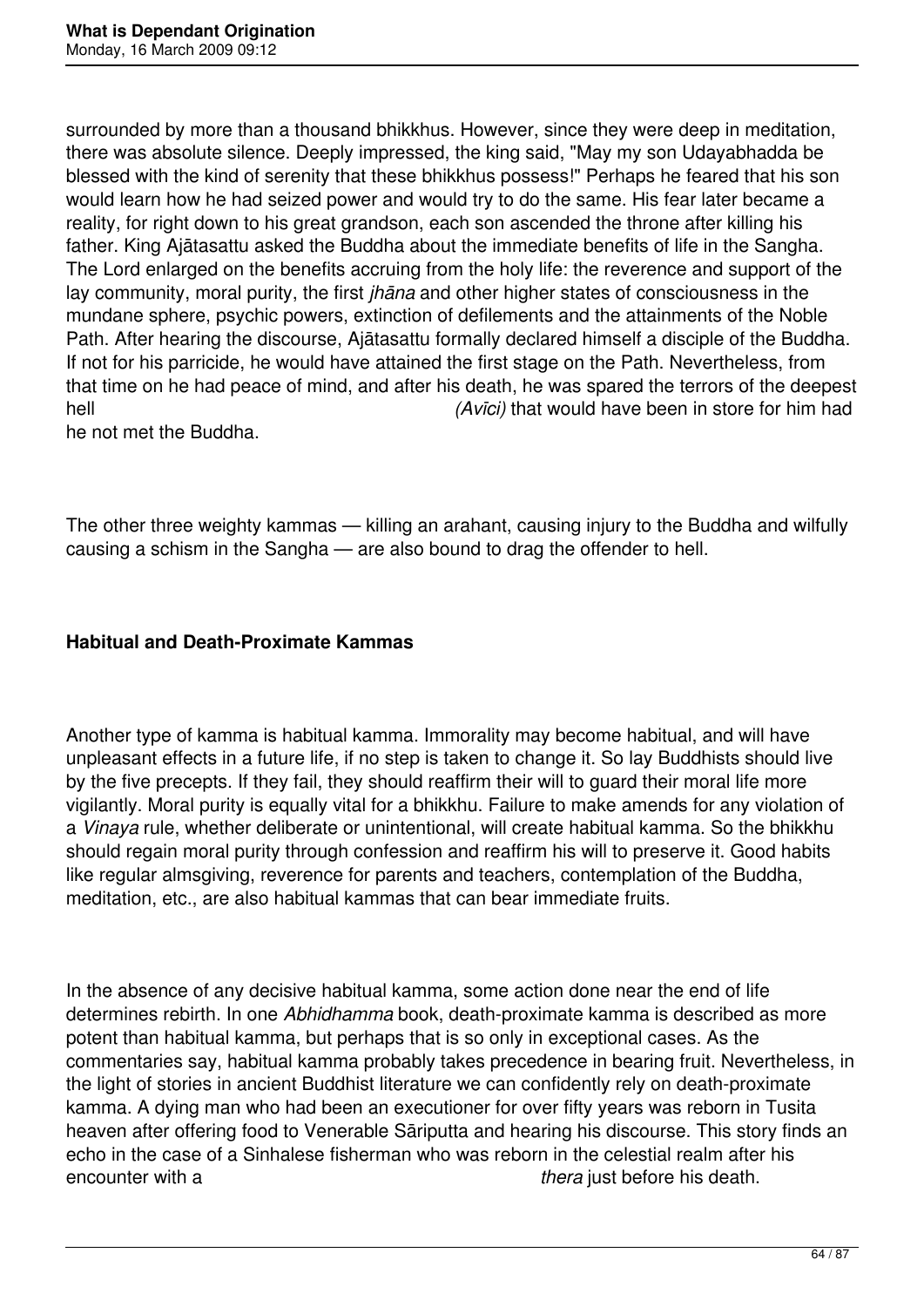surrounded by more than a thousand bhikkhus. However, since they were deep in meditation, there was absolute silence. Deeply impressed, the king said, "May my son Udayabhadda be blessed with the kind of serenity that these bhikkhus possess!" Perhaps he feared that his son would learn how he had seized power and would try to do the same. His fear later became a reality, for right down to his great grandson, each son ascended the throne after killing his father. King Ajātasattu asked the Buddha about the immediate benefits of life in the Sangha. The Lord enlarged on the benefits accruing from the holy life: the reverence and support of the lay community, moral purity, the first *jhāna* and other higher states of consciousness in the mundane sphere, psychic powers, extinction of defilements and the attainments of the Noble Path. After hearing the discourse, Ajātasattu formally declared himself a disciple of the Buddha. If not for his parricide, he would have attained the first stage on the Path. Nevertheless, from that time on he had peace of mind, and after his death, he was spared the terrors of the deepest hell *(Avīci)* that would have been in store for him had he not met the Buddha.

The other three weighty kammas — killing an arahant, causing injury to the Buddha and wilfully causing a schism in the Sangha — are also bound to drag the offender to hell.

**Habitual and Death-Proximate Kammas**

Another type of kamma is habitual kamma. Immorality may become habitual, and will have unpleasant effects in a future life, if no step is taken to change it. So lay Buddhists should live by the five precepts. If they fail, they should reaffirm their will to guard their moral life more vigilantly. Moral purity is equally vital for a bhikkhu. Failure to make amends for any violation of a *Vinaya* rule, whether deliberate or unintentional, will create habitual kamma. So the bhikkhu should regain moral purity through confession and reaffirm his will to preserve it. Good habits like regular almsgiving, reverence for parents and teachers, contemplation of the Buddha, meditation, etc., are also habitual kammas that can bear immediate fruits.

In the absence of any decisive habitual kamma, some action done near the end of life determines rebirth. In one *Abhidhamma* book, death-proximate kamma is described as more potent than habitual kamma, but perhaps that is so only in exceptional cases. As the commentaries say, habitual kamma probably takes precedence in bearing fruit. Nevertheless, in the light of stories in ancient Buddhist literature we can confidently rely on death-proximate kamma. A dying man who had been an executioner for over fifty years was reborn in Tusita heaven after offering food to Venerable Sāriputta and hearing his discourse. This story finds an echo in the case of a Sinhalese fisherman who was reborn in the celestial realm after his encounter with a *thera* just before his death.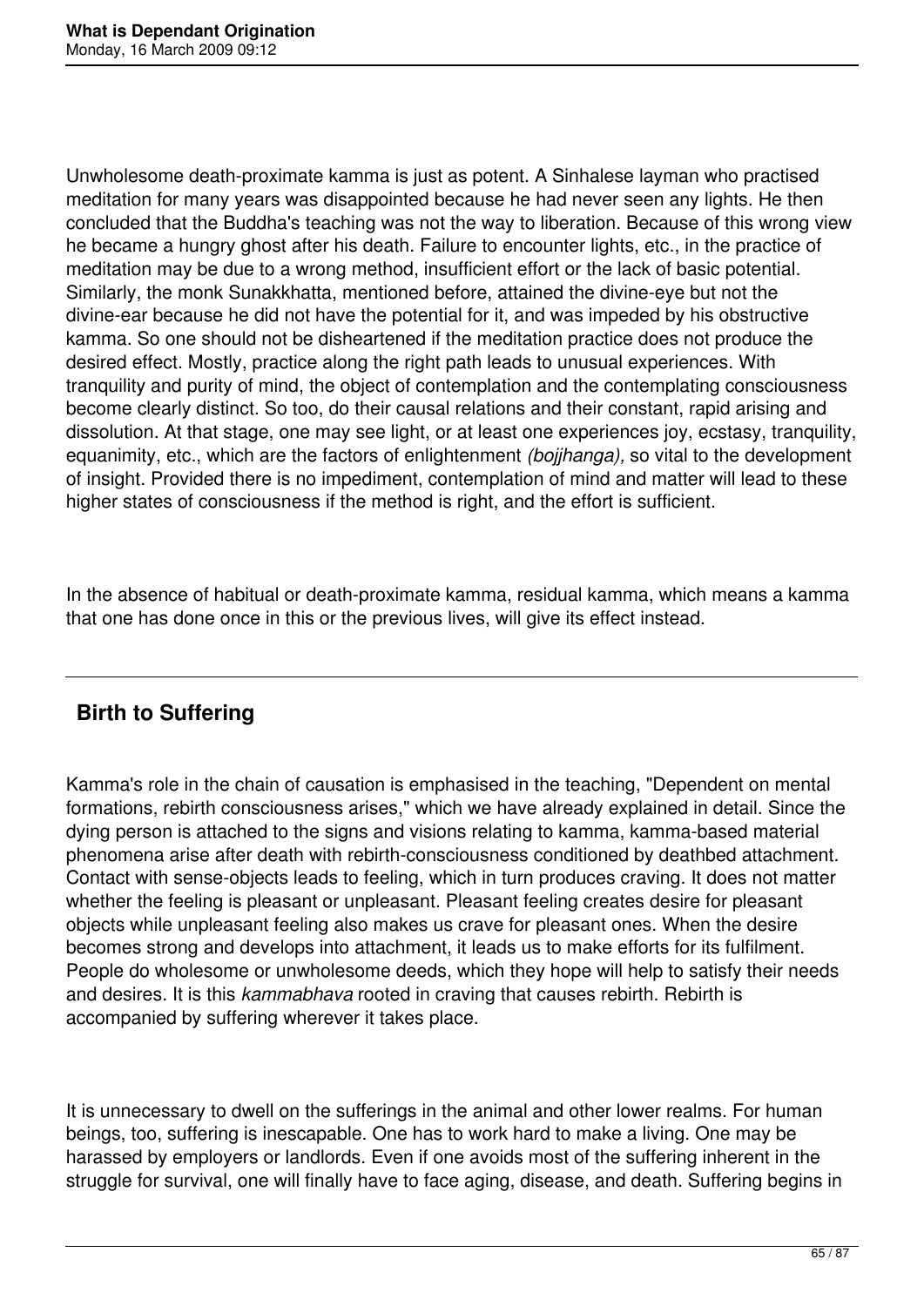Unwholesome death-proximate kamma is just as potent. A Sinhalese layman who practised meditation for many years was disappointed because he had never seen any lights. He then concluded that the Buddha's teaching was not the way to liberation. Because of this wrong view he became a hungry ghost after his death. Failure to encounter lights, etc., in the practice of meditation may be due to a wrong method, insufficient effort or the lack of basic potential. Similarly, the monk Sunakkhatta, mentioned before, attained the divine-eye but not the divine-ear because he did not have the potential for it, and was impeded by his obstructive kamma. So one should not be disheartened if the meditation practice does not produce the desired effect. Mostly, practice along the right path leads to unusual experiences. With tranquility and purity of mind, the object of contemplation and the contemplating consciousness become clearly distinct. So too, do their causal relations and their constant, rapid arising and dissolution. At that stage, one may see light, or at least one experiences joy, ecstasy, tranquility, equanimity, etc., which are the factors of enlightenment *(bojjhanga),* so vital to the development of insight. Provided there is no impediment, contemplation of mind and matter will lead to these higher states of consciousness if the method is right, and the effort is sufficient.

In the absence of habitual or death-proximate kamma, residual kamma, which means a kamma that one has done once in this or the previous lives, will give its effect instead.

---

## Birth to Suffering

Kamma's role in the chain of causation is emphasised in the teaching, "Dependent on mental formations, rebirth consciousness arises," which we have already explained in detail. Since the dying person is attached to the signs and visions relating to kamma, kamma-based material phenomena arise after death with rebirth-consciousness conditioned by deathbed attachment. Contact with sense-objects leads to feeling, which in turn produces craving. It does not matter whether the feeling is pleasant or unpleasant. Pleasant feeling creates desire for pleasant objects while unpleasant feeling also makes us crave for pleasant ones. When the desire becomes strong and develops into attachment, it leads us to make efforts for its fulfilment. People do wholesome or unwholesome deeds, which they hope will help to satisfy their needs and desires. It is this *kammabhava* rooted in craving that causes rebirth. Rebirth is accompanied by suffering wherever it takes place.

It is unnecessary to dwell on the sufferings in the animal and other lower realms. For human beings, too, suffering is inescapable. One has to work hard to make a living. One may be harassed by employers or landlords. Even if one avoids most of the suffering inherent in the struggle for survival, one will finally have to face aging, disease, and death. Suffering begins in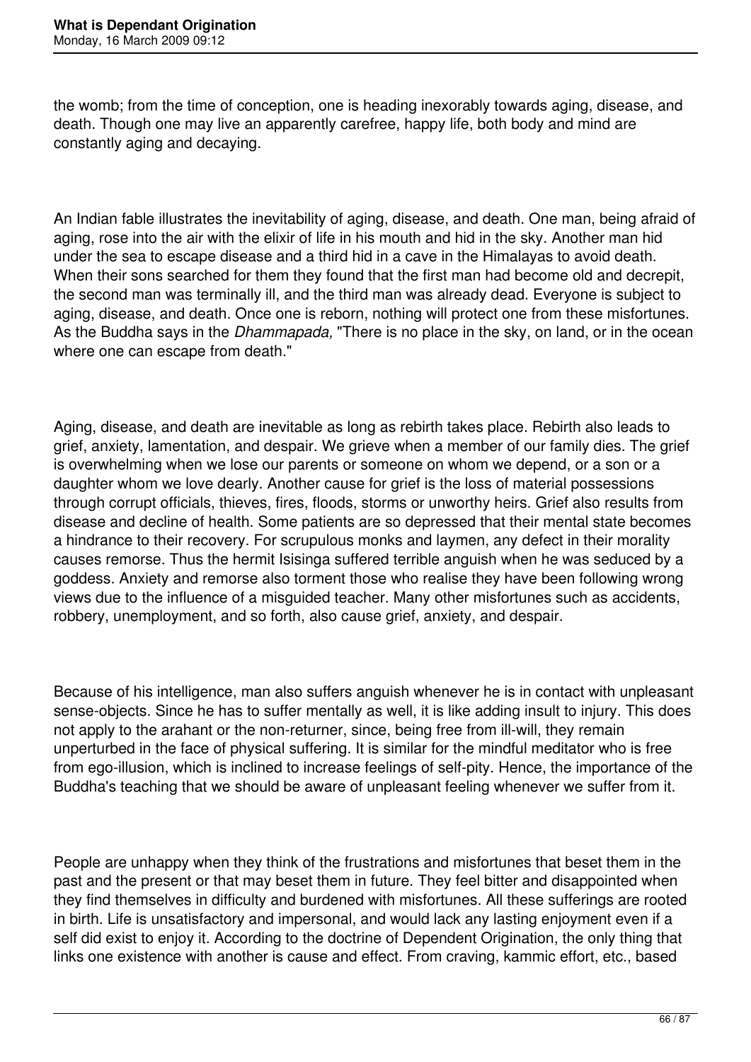the womb; from the time of conception, one is heading inexorably towards aging, disease, and death. Though one may live an apparently carefree, happy life, both body and mind are constantly aging and decaying.

An Indian fable illustrates the inevitability of aging, disease, and death. One man, being afraid of aging, rose into the air with the elixir of life in his mouth and hid in the sky. Another man hid under the sea to escape disease and a third hid in a cave in the Himalayas to avoid death. When their sons searched for them they found that the first man had become old and decrepit, the second man was terminally ill, and the third man was already dead. Everyone is subject to aging, disease, and death. Once one is reborn, nothing will protect one from these misfortunes. As the Buddha says in the *Dhammapada,* "There is no place in the sky, on land, or in the ocean where one can escape from death."

Aging, disease, and death are inevitable as long as rebirth takes place. Rebirth also leads to grief, anxiety, lamentation, and despair. We grieve when a member of our family dies. The grief is overwhelming when we lose our parents or someone on whom we depend, or a son or a daughter whom we love dearly. Another cause for grief is the loss of material possessions through corrupt officials, thieves, fires, floods, storms or unworthy heirs. Grief also results from disease and decline of health. Some patients are so depressed that their mental state becomes a hindrance to their recovery. For scrupulous monks and laymen, any defect in their morality causes remorse. Thus the hermit Isisinga suffered terrible anguish when he was seduced by a goddess. Anxiety and remorse also torment those who realise they have been following wrong views due to the influence of a misguided teacher. Many other misfortunes such as accidents, robbery, unemployment, and so forth, also cause grief, anxiety, and despair.

Because of his intelligence, man also suffers anguish whenever he is in contact with unpleasant sense-objects. Since he has to suffer mentally as well, it is like adding insult to injury. This does not apply to the arahant or the non-returner, since, being free from ill-will, they remain unperturbed in the face of physical suffering. It is similar for the mindful meditator who is free from ego-illusion, which is inclined to increase feelings of self-pity. Hence, the importance of the Buddha's teaching that we should be aware of unpleasant feeling whenever we suffer from it.

People are unhappy when they think of the frustrations and misfortunes that beset them in the past and the present or that may beset them in future. They feel bitter and disappointed when they find themselves in difficulty and burdened with misfortunes. All these sufferings are rooted in birth. Life is unsatisfactory and impersonal, and would lack any lasting enjoyment even if a self did exist to enjoy it. According to the doctrine of Dependent Origination, the only thing that links one existence with another is cause and effect. From craving, kammic effort, etc., based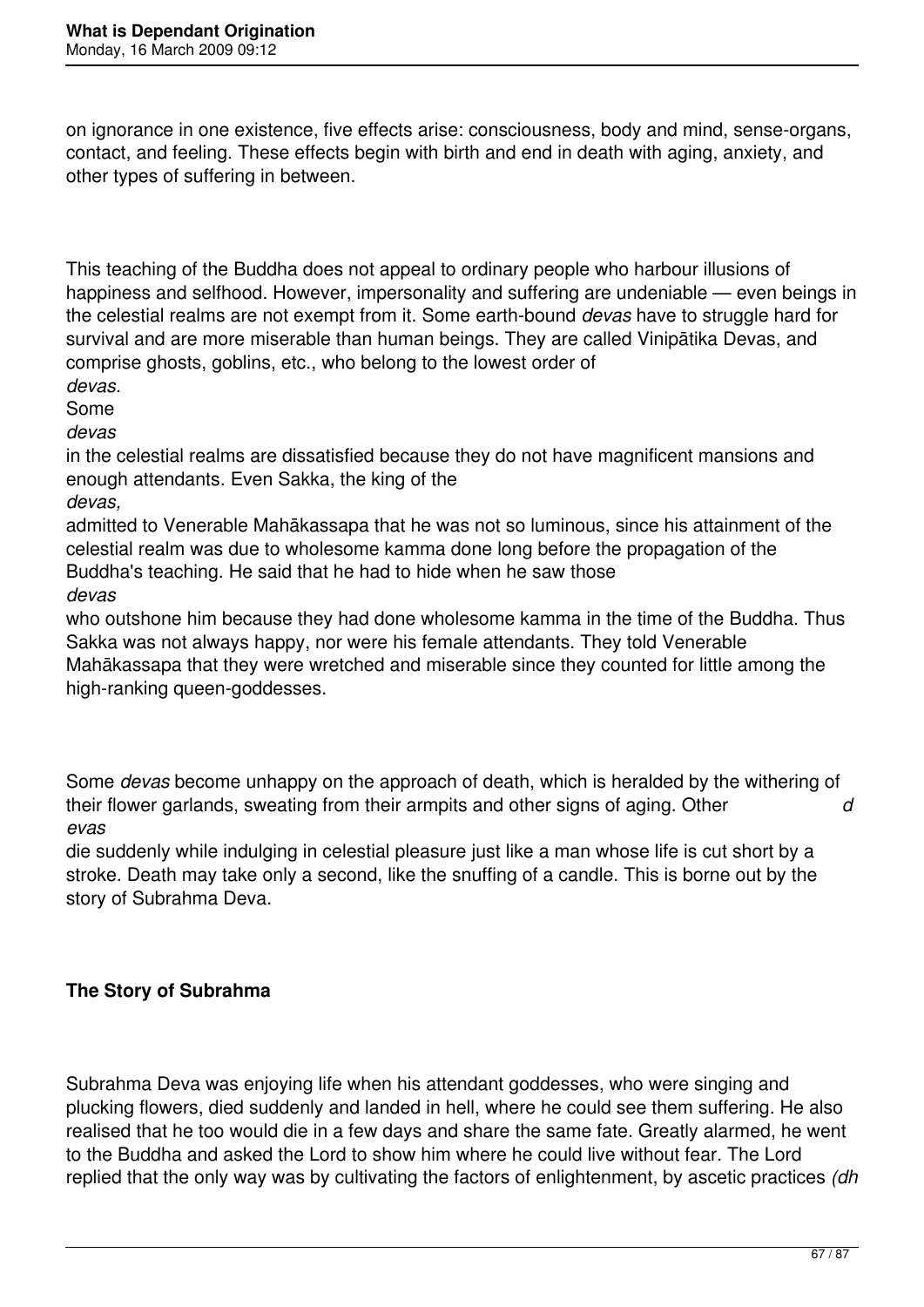on ignorance in one existence, five effects arise: consciousness, body and mind, sense-organs, contact, and feeling. These effects begin with birth and end in death with aging, anxiety, and other types of suffering in between.

This teaching of the Buddha does not appeal to ordinary people who harbour illusions of happiness and selfhood. However, impersonality and suffering are undeniable — even beings in the celestial realms are not exempt from it. Some earth-bound *devas* have to struggle hard for survival and are more miserable than human beings. They are called Vinipātika Devas, and comprise ghosts, goblins, etc., who belong to the lowest order of *devas.* Some *devas* in the celestial realms are dissatisfied because they do not have magnificent mansions and enough attendants. Even Sakka, the king of the *devas,* admitted to Venerable Mahākassapa that he was not so luminous, since his attainment of the celestial realm was due to wholesome kamma done long before the propagation of the Buddha's teaching. He said that he had to hide when he saw those *devas* who outshone him because they had done wholesome kamma in the time of the Buddha. Thus Sakka was not always happy, nor were his female attendants. They told Venerable Mahākassapa that they were wretched and miserable since they counted for little among the high-ranking queen-goddesses.

Some *devas* become unhappy on the approach of death, which is heralded by the withering of their flower garlands, sweating from their armpits and other signs of aging. Other *devas* die suddenly while indulging in celestial pleasure just like a man whose life is cut short by a stroke. Death may take only a second, like the snuffing of a candle. This is borne out by the story of Subrahma Deva.

**The Story of Subrahma**

Subrahma Deva was enjoying life when his attendant goddesses, who were singing and plucking flowers, died suddenly and landed in hell, where he could see them suffering. He also realised that he too would die in a few days and share the same fate. Greatly alarmed, he went to the Buddha and asked the Lord to show him where he could live without fear. The Lord replied that the only way was by cultivating the factors of enlightenment, by ascetic practices *(dh*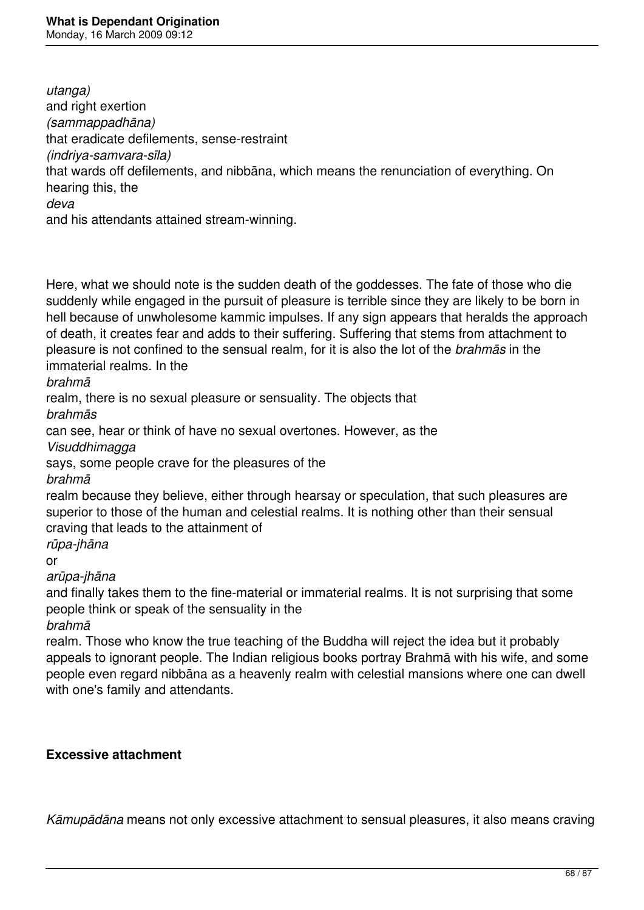*utanga)* and right exertion *(sammappadhāna)* that eradicate defilements, sense-restraint *(indriya-samvara-sīla)* that wards off defilements, and nibbāna, which means the renunciation of everything. On hearing this, the *deva* and his attendants attained stream-winning.

Here, what we should note is the sudden death of the goddesses. The fate of those who die suddenly while engaged in the pursuit of pleasure is terrible since they are likely to be born in hell because of unwholesome kammic impulses. If any sign appears that heralds the approach of death, it creates fear and adds to their suffering. Suffering that stems from attachment to pleasure is not confined to the sensual realm, for it is also the lot of the *brahmās* in the immaterial realms. In the *brahmā* realm, there is no sexual pleasure or sensuality. The objects that *brahmās* can see, hear or think of have no sexual overtones. However, as the *Visuddhimagga* says, some people crave for the pleasures of the *brahmā* realm because they believe, either through hearsay or speculation, that such pleasures are superior to those of the human and celestial realms. It is nothing other than their sensual craving that leads to the attainment of *rūpa-jhāna* or *arūpa-jhāna* and finally takes them to the fine-material or immaterial realms. It is not surprising that some people think or speak of the sensuality in the *brahmā* realm. Those who know the true teaching of the Buddha will reject the idea but it probably appeals to ignorant people. The Indian religious books portray Brahmā with his wife, and some people even regard nibbāna as a heavenly realm with celestial mansions where one can dwell with one's family and attendants.

**Excessive attachment**

*Kāmupādāna* means not only excessive attachment to sensual pleasures, it also means craving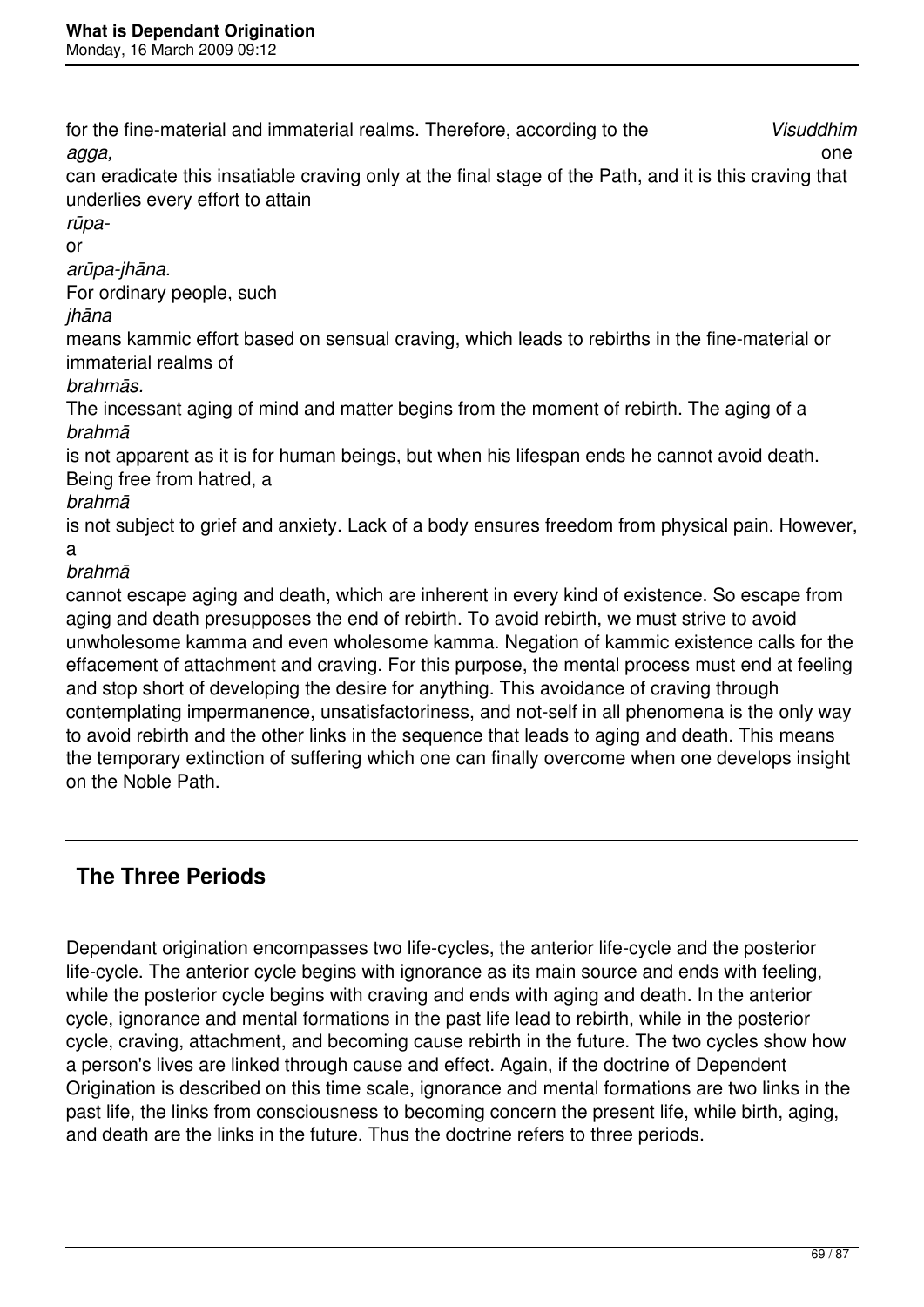for the fine-material and immaterial realms. Therefore, according to the *Visuddhimagga,* one can eradicate this insatiable craving only at the final stage of the Path, and it is this craving that underlies every effort to attain *rūpa-* or *arūpa-jhāna.* For ordinary people, such *jhāna* means kammic effort based on sensual craving, which leads to rebirths in the fine-material or immaterial realms of *brahmās.* The incessant aging of mind and matter begins from the moment of rebirth. The aging of a *brahmā* is not apparent as it is for human beings, but when his lifespan ends he cannot avoid death. Being free from hatred, a *brahmā* is not subject to grief and anxiety. Lack of a body ensures freedom from physical pain. However, a *brahmā* cannot escape aging and death, which are inherent in every kind of existence. So escape from aging and death presupposes the end of rebirth. To avoid rebirth, we must strive to avoid unwholesome kamma and even wholesome kamma. Negation of kammic existence calls for the effacement of attachment and craving. For this purpose, the mental process must end at feeling and stop short of developing the desire for anything. This avoidance of craving through contemplating impermanence, unsatisfactoriness, and not-self in all phenomena is the only way to avoid rebirth and the other links in the sequence that leads to aging and death. This means the temporary extinction of suffering which one can finally overcome when one develops insight on the Noble Path.

---

## The Three Periods

Dependant origination encompasses two life-cycles, the anterior life-cycle and the posterior life-cycle. The anterior cycle begins with ignorance as its main source and ends with feeling, while the posterior cycle begins with craving and ends with aging and death. In the anterior cycle, ignorance and mental formations in the past life lead to rebirth, while in the posterior cycle, craving, attachment, and becoming cause rebirth in the future. The two cycles show how a person's lives are linked through cause and effect. Again, if the doctrine of Dependent Origination is described on this time scale, ignorance and mental formations are two links in the past life, the links from consciousness to becoming concern the present life, while birth, aging, and death are the links in the future. Thus the doctrine refers to three periods.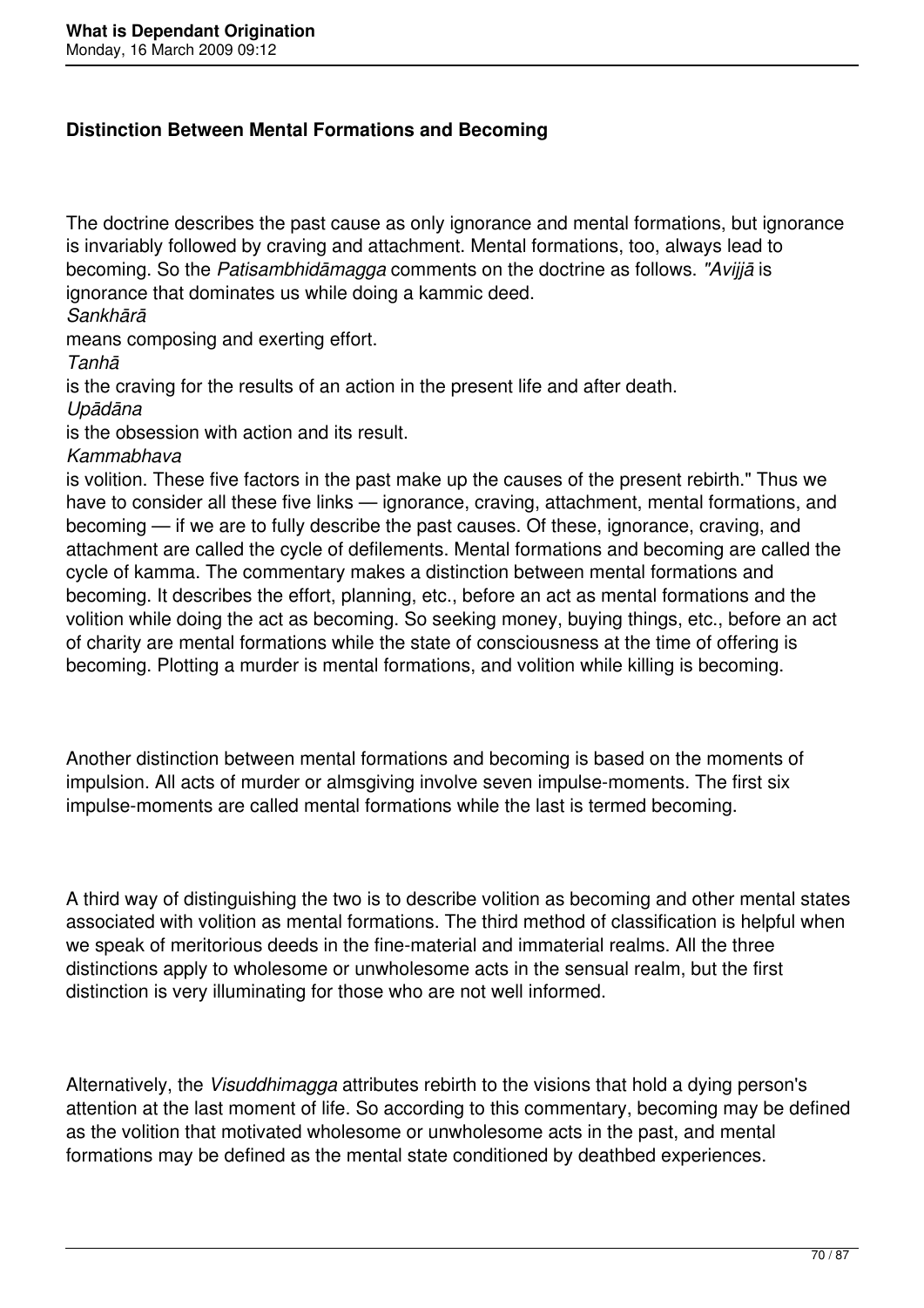**Distinction Between Mental Formations and Becoming**

The doctrine describes the past cause as only ignorance and mental formations, but ignorance is invariably followed by craving and attachment. Mental formations, too, always lead to becoming. So the *Patisambhidāmagga* comments on the doctrine as follows. *"Avijjā* is ignorance that dominates us while doing a kammic deed.
*Sankhārā*
means composing and exerting effort.
*Tanhā*
is the craving for the results of an action in the present life and after death.
*Upādāna*
is the obsession with action and its result.
*Kammabhava*
is volition. These five factors in the past make up the causes of the present rebirth." Thus we have to consider all these five links — ignorance, craving, attachment, mental formations, and becoming — if we are to fully describe the past causes. Of these, ignorance, craving, and attachment are called the cycle of defilements. Mental formations and becoming are called the cycle of kamma. The commentary makes a distinction between mental formations and becoming. It describes the effort, planning, etc., before an act as mental formations and the volition while doing the act as becoming. So seeking money, buying things, etc., before an act of charity are mental formations while the state of consciousness at the time of offering is becoming. Plotting a murder is mental formations, and volition while killing is becoming.

Another distinction between mental formations and becoming is based on the moments of impulsion. All acts of murder or almsgiving involve seven impulse-moments. The first six impulse-moments are called mental formations while the last is termed becoming.

A third way of distinguishing the two is to describe volition as becoming and other mental states associated with volition as mental formations. The third method of classification is helpful when we speak of meritorious deeds in the fine-material and immaterial realms. All the three distinctions apply to wholesome or unwholesome acts in the sensual realm, but the first distinction is very illuminating for those who are not well informed.

Alternatively, the *Visuddhimagga* attributes rebirth to the visions that hold a dying person's attention at the last moment of life. So according to this commentary, becoming may be defined as the volition that motivated wholesome or unwholesome acts in the past, and mental formations may be defined as the mental state conditioned by deathbed experiences.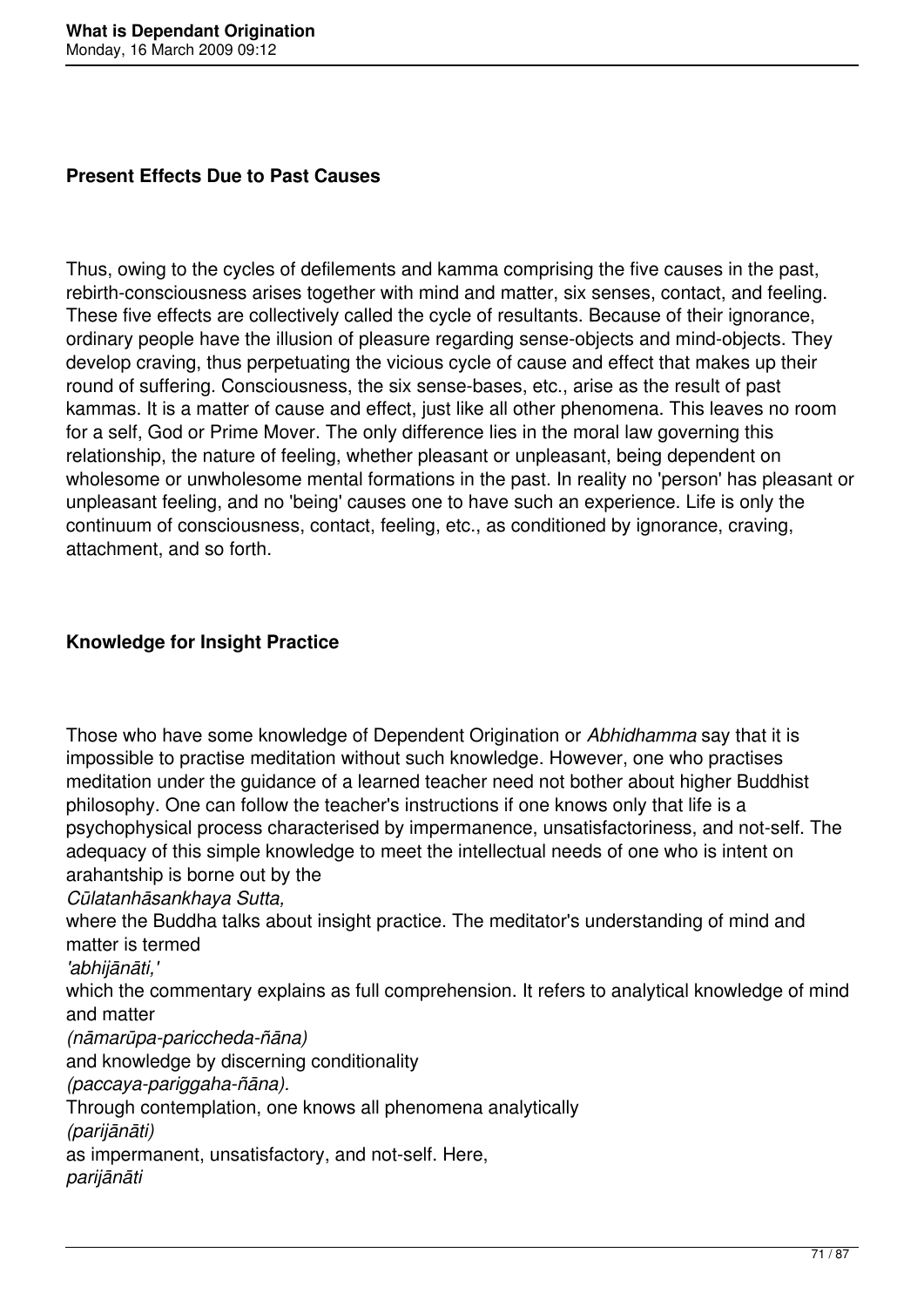### **Present Effects Due to Past Causes**

Thus, owing to the cycles of defilements and kamma comprising the five causes in the past, rebirth-consciousness arises together with mind and matter, six senses, contact, and feeling. These five effects are collectively called the cycle of resultants. Because of their ignorance, ordinary people have the illusion of pleasure regarding sense-objects and mind-objects. They develop craving, thus perpetuating the vicious cycle of cause and effect that makes up their round of suffering. Consciousness, the six sense-bases, etc., arise as the result of past kammas. It is a matter of cause and effect, just like all other phenomena. This leaves no room for a self, God or Prime Mover. The only difference lies in the moral law governing this relationship, the nature of feeling, whether pleasant or unpleasant, being dependent on wholesome or unwholesome mental formations in the past. In reality no 'person' has pleasant or unpleasant feeling, and no 'being' causes one to have such an experience. Life is only the continuum of consciousness, contact, feeling, etc., as conditioned by ignorance, craving, attachment, and so forth.

### **Knowledge for Insight Practice**

Those who have some knowledge of Dependent Origination or *Abhidhamma* say that it is impossible to practise meditation without such knowledge. However, one who practises meditation under the guidance of a learned teacher need not bother about higher Buddhist philosophy. One can follow the teacher's instructions if one knows only that life is a psychophysical process characterised by impermanence, unsatisfactoriness, and not-self. The adequacy of this simple knowledge to meet the intellectual needs of one who is intent on arahantship is borne out by the *Cūlatanhāsankhaya Sutta,* where the Buddha talks about insight practice. The meditator's understanding of mind and matter is termed *'abhijānāti,'* which the commentary explains as full comprehension. It refers to analytical knowledge of mind and matter *(nāmarūpa-pariccheda-ñāna)* and knowledge by discerning conditionality *(paccaya-pariggaha-ñāna).* Through contemplation, one knows all phenomena analytically *(parijānāti)* as impermanent, unsatisfactory, and not-self. Here, *parijānāti*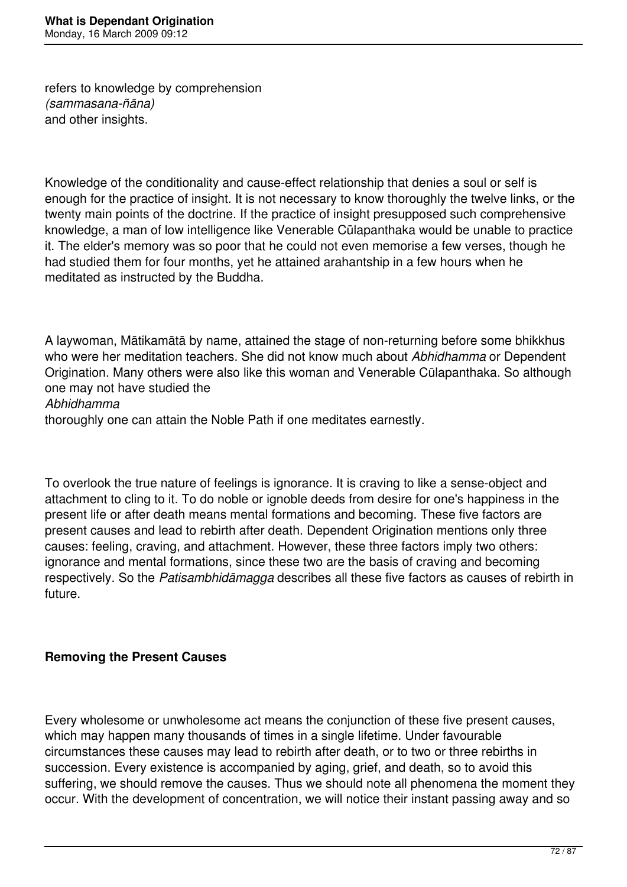refers to knowledge by comprehension *(sammasana-ñāna)* and other insights.

Knowledge of the conditionality and cause-effect relationship that denies a soul or self is enough for the practice of insight. It is not necessary to know thoroughly the twelve links, or the twenty main points of the doctrine. If the practice of insight presupposed such comprehensive knowledge, a man of low intelligence like Venerable Cūlapanthaka would be unable to practice it. The elder's memory was so poor that he could not even memorise a few verses, though he had studied them for four months, yet he attained arahantship in a few hours when he meditated as instructed by the Buddha.

A laywoman, Mātikamātā by name, attained the stage of non-returning before some bhikkhus who were her meditation teachers. She did not know much about *Abhidhamma* or Dependent Origination. Many others were also like this woman and Venerable Cūlapanthaka. So although one may not have studied the *Abhidhamma* thoroughly one can attain the Noble Path if one meditates earnestly.

To overlook the true nature of feelings is ignorance. It is craving to like a sense-object and attachment to cling to it. To do noble or ignoble deeds from desire for one's happiness in the present life or after death means mental formations and becoming. These five factors are present causes and lead to rebirth after death. Dependent Origination mentions only three causes: feeling, craving, and attachment. However, these three factors imply two others: ignorance and mental formations, since these two are the basis of craving and becoming respectively. So the *Patisambhidāmagga* describes all these five factors as causes of rebirth in future.

**Removing the Present Causes**

Every wholesome or unwholesome act means the conjunction of these five present causes, which may happen many thousands of times in a single lifetime. Under favourable circumstances these causes may lead to rebirth after death, or to two or three rebirths in succession. Every existence is accompanied by aging, grief, and death, so to avoid this suffering, we should remove the causes. Thus we should note all phenomena the moment they occur. With the development of concentration, we will notice their instant passing away and so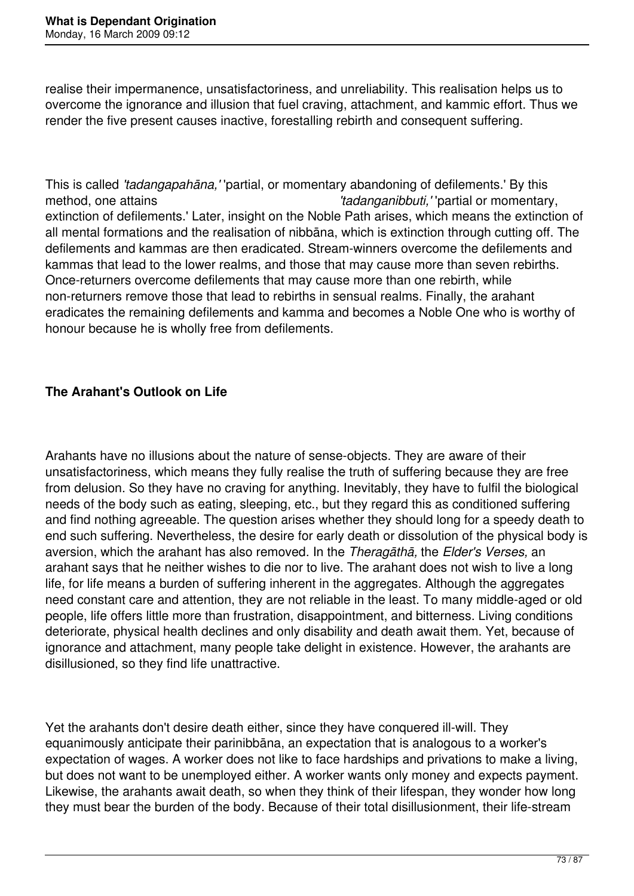realise their impermanence, unsatisfactoriness, and unreliability. This realisation helps us to overcome the ignorance and illusion that fuel craving, attachment, and kammic effort. Thus we render the five present causes inactive, forestalling rebirth and consequent suffering.

This is called *'tadangapahāna,'* 'partial, or momentary abandoning of defilements.' By this method, one attains *'tadanganibbuti,'* 'partial or momentary, extinction of defilements.' Later, insight on the Noble Path arises, which means the extinction of all mental formations and the realisation of nibbāna, which is extinction through cutting off. The defilements and kammas are then eradicated. Stream-winners overcome the defilements and kammas that lead to the lower realms, and those that may cause more than seven rebirths. Once-returners overcome defilements that may cause more than one rebirth, while non-returners remove those that lead to rebirths in sensual realms. Finally, the arahant eradicates the remaining defilements and kamma and becomes a Noble One who is worthy of honour because he is wholly free from defilements.

## The Arahant's Outlook on Life

Arahants have no illusions about the nature of sense-objects. They are aware of their unsatisfactoriness, which means they fully realise the truth of suffering because they are free from delusion. So they have no craving for anything. Inevitably, they have to fulfil the biological needs of the body such as eating, sleeping, etc., but they regard this as conditioned suffering and find nothing agreeable. The question arises whether they should long for a speedy death to end such suffering. Nevertheless, the desire for early death or dissolution of the physical body is aversion, which the arahant has also removed. In the *Theragāthā,* the *Elder's Verses,* an arahant says that he neither wishes to die nor to live. The arahant does not wish to live a long life, for life means a burden of suffering inherent in the aggregates. Although the aggregates need constant care and attention, they are not reliable in the least. To many middle-aged or old people, life offers little more than frustration, disappointment, and bitterness. Living conditions deteriorate, physical health declines and only disability and death await them. Yet, because of ignorance and attachment, many people take delight in existence. However, the arahants are disillusioned, so they find life unattractive.

Yet the arahants don't desire death either, since they have conquered ill-will. They equanimously anticipate their parinibbāna, an expectation that is analogous to a worker's expectation of wages. A worker does not like to face hardships and privations to make a living, but does not want to be unemployed either. A worker wants only money and expects payment. Likewise, the arahants await death, so when they think of their lifespan, they wonder how long they must bear the burden of the body. Because of their total disillusionment, their life-stream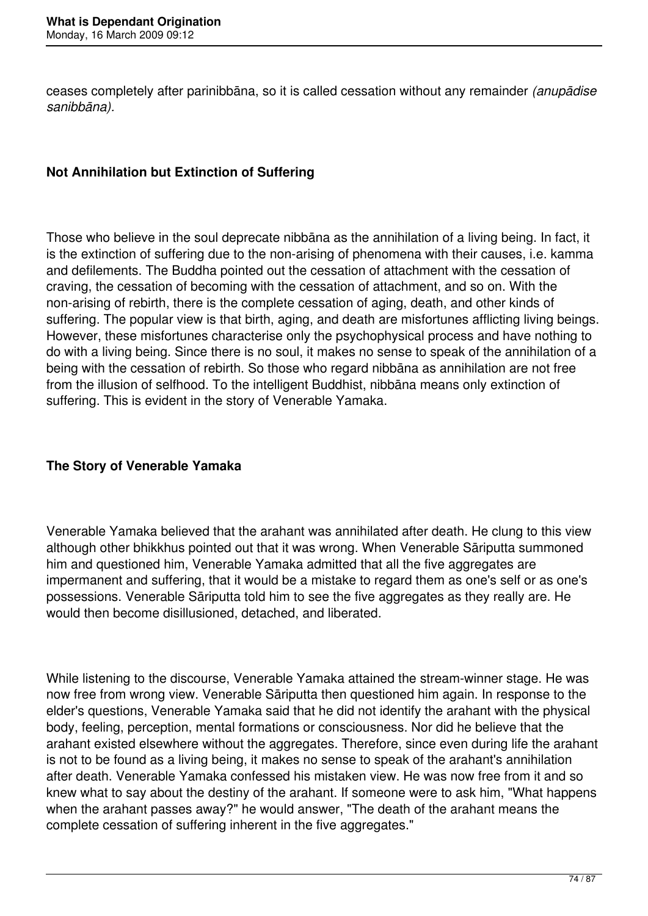ceases completely after parinibbāna, so it is called cessation without any remainder *(anupādise sanibbāna).*

## Not Annihilation but Extinction of Suffering

Those who believe in the soul deprecate nibbāna as the annihilation of a living being. In fact, it is the extinction of suffering due to the non-arising of phenomena with their causes, i.e. kamma and defilements. The Buddha pointed out the cessation of attachment with the cessation of craving, the cessation of becoming with the cessation of attachment, and so on. With the non-arising of rebirth, there is the complete cessation of aging, death, and other kinds of suffering. The popular view is that birth, aging, and death are misfortunes afflicting living beings. However, these misfortunes characterise only the psychophysical process and have nothing to do with a living being. Since there is no soul, it makes no sense to speak of the annihilation of a being with the cessation of rebirth. So those who regard nibbāna as annihilation are not free from the illusion of selfhood. To the intelligent Buddhist, nibbāna means only extinction of suffering. This is evident in the story of Venerable Yamaka.

## The Story of Venerable Yamaka

Venerable Yamaka believed that the arahant was annihilated after death. He clung to this view although other bhikkhus pointed out that it was wrong. When Venerable Sāriputta summoned him and questioned him, Venerable Yamaka admitted that all the five aggregates are impermanent and suffering, that it would be a mistake to regard them as one's self or as one's possessions. Venerable Sāriputta told him to see the five aggregates as they really are. He would then become disillusioned, detached, and liberated.

While listening to the discourse, Venerable Yamaka attained the stream-winner stage. He was now free from wrong view. Venerable Sāriputta then questioned him again. In response to the elder's questions, Venerable Yamaka said that he did not identify the arahant with the physical body, feeling, perception, mental formations or consciousness. Nor did he believe that the arahant existed elsewhere without the aggregates. Therefore, since even during life the arahant is not to be found as a living being, it makes no sense to speak of the arahant's annihilation after death. Venerable Yamaka confessed his mistaken view. He was now free from it and so knew what to say about the destiny of the arahant. If someone were to ask him, "What happens when the arahant passes away?" he would answer, "The death of the arahant means the complete cessation of suffering inherent in the five aggregates."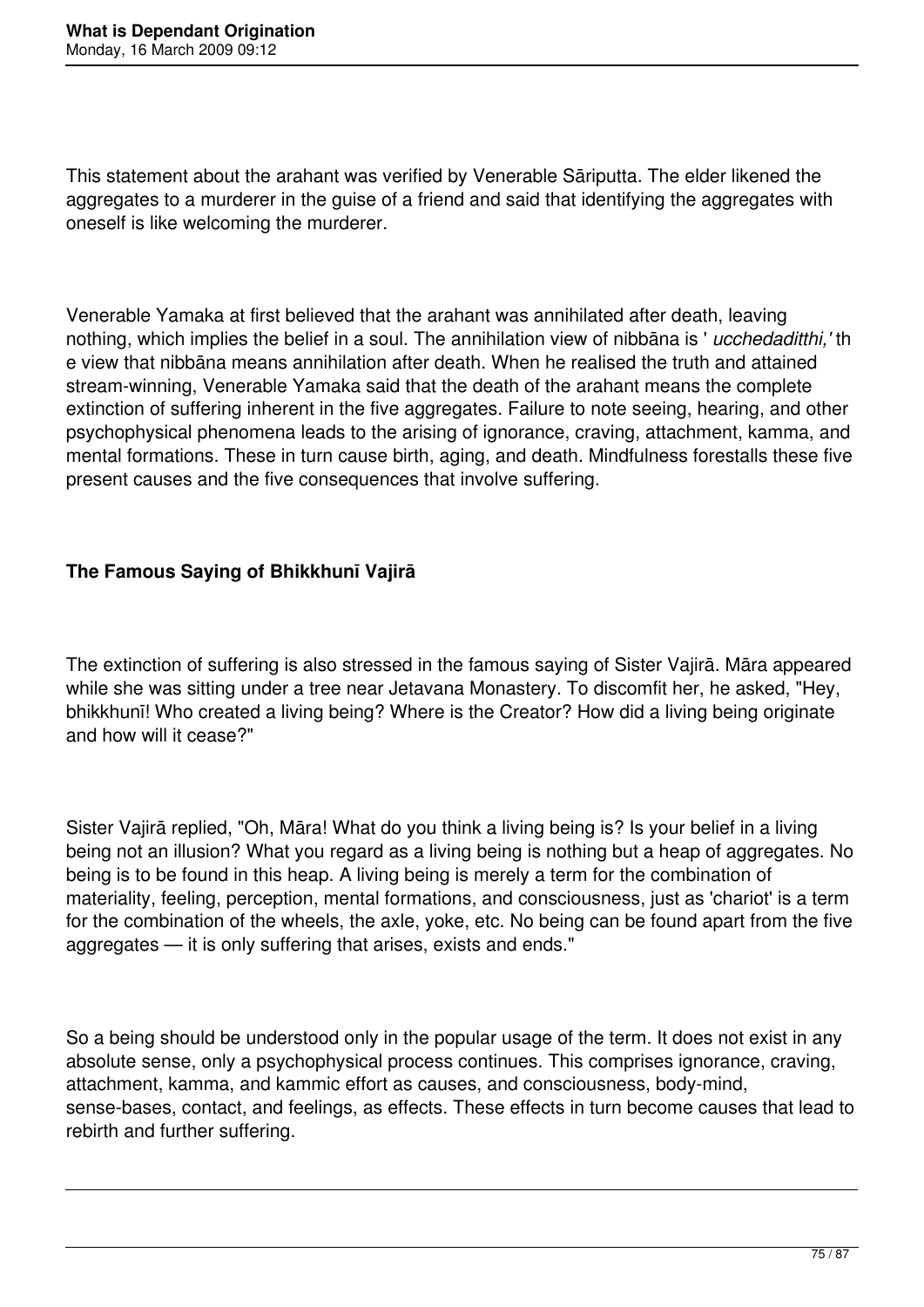This statement about the arahant was verified by Venerable Sāriputta. The elder likened the aggregates to a murderer in the guise of a friend and said that identifying the aggregates with oneself is like welcoming the murderer.

Venerable Yamaka at first believed that the arahant was annihilated after death, leaving nothing, which implies the belief in a soul. The annihilation view of nibbāna is ' *ucchedaditthi,'* the view that nibbāna means annihilation after death. When he realised the truth and attained stream-winning, Venerable Yamaka said that the death of the arahant means the complete extinction of suffering inherent in the five aggregates. Failure to note seeing, hearing, and other psychophysical phenomena leads to the arising of ignorance, craving, attachment, kamma, and mental formations. These in turn cause birth, aging, and death. Mindfulness forestalls these five present causes and the five consequences that involve suffering.

**The Famous Saying of Bhikkhunī Vajirā**

The extinction of suffering is also stressed in the famous saying of Sister Vajirā. Māra appeared while she was sitting under a tree near Jetavana Monastery. To discomfit her, he asked, "Hey, bhikkhunī! Who created a living being? Where is the Creator? How did a living being originate and how will it cease?"

Sister Vajirā replied, "Oh, Māra! What do you think a living being is? Is your belief in a living being not an illusion? What you regard as a living being is nothing but a heap of aggregates. No being is to be found in this heap. A living being is merely a term for the combination of materiality, feeling, perception, mental formations, and consciousness, just as 'chariot' is a term for the combination of the wheels, the axle, yoke, etc. No being can be found apart from the five aggregates — it is only suffering that arises, exists and ends."

So a being should be understood only in the popular usage of the term. It does not exist in any absolute sense, only a psychophysical process continues. This comprises ignorance, craving, attachment, kamma, and kammic effort as causes, and consciousness, body-mind, sense-bases, contact, and feelings, as effects. These effects in turn become causes that lead to rebirth and further suffering.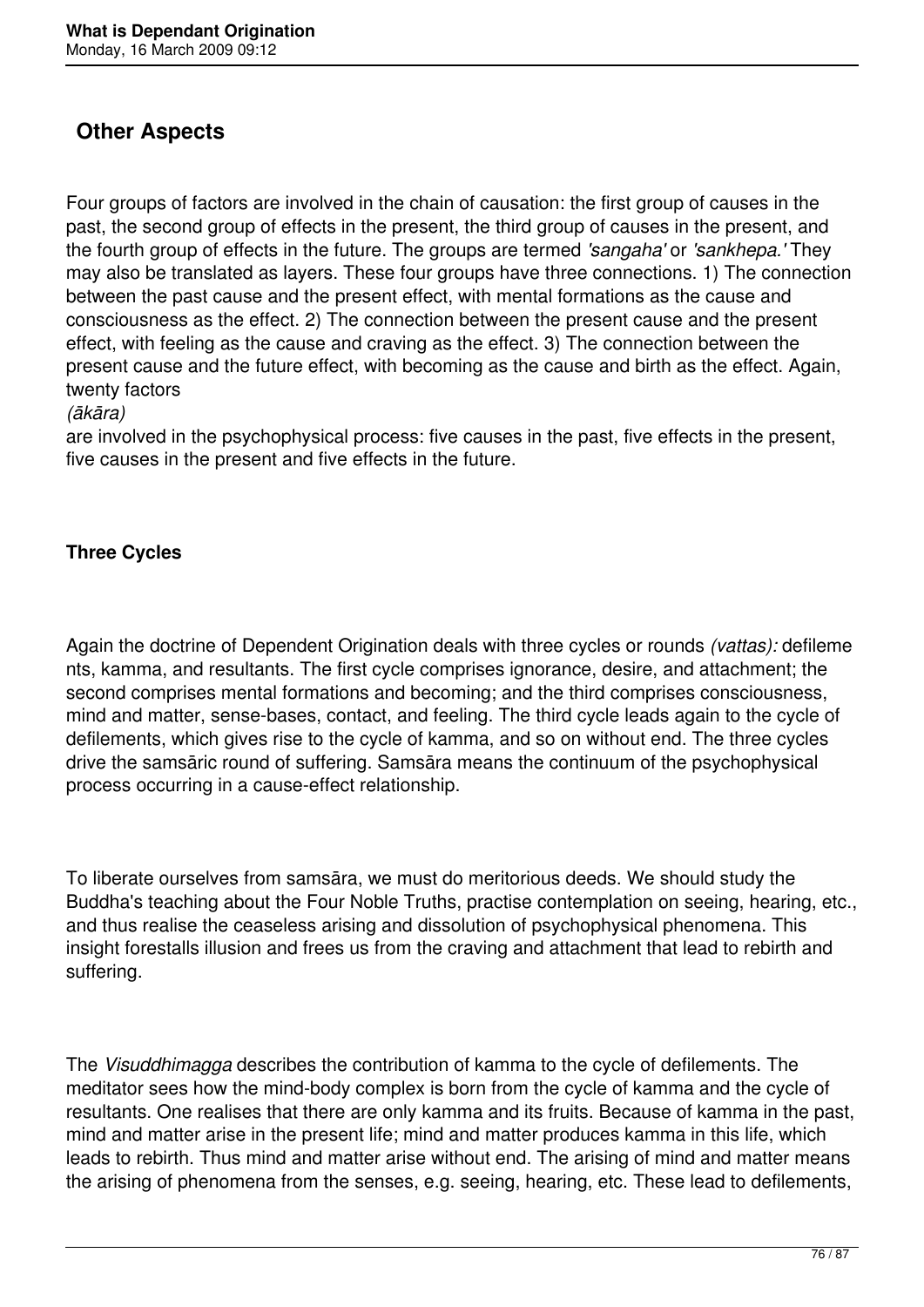## Other Aspects

Four groups of factors are involved in the chain of causation: the first group of causes in the past, the second group of effects in the present, the third group of causes in the present, and the fourth group of effects in the future. The groups are termed *'sangaha'* or *'sankhepa.'* They may also be translated as layers. These four groups have three connections. 1) The connection between the past cause and the present effect, with mental formations as the cause and consciousness as the effect. 2) The connection between the present cause and the present effect, with feeling as the cause and craving as the effect. 3) The connection between the present cause and the future effect, with becoming as the cause and birth as the effect. Again, twenty factors *(ākāra)* are involved in the psychophysical process: five causes in the past, five effects in the present, five causes in the present and five effects in the future.

**Three Cycles**

Again the doctrine of Dependent Origination deals with three cycles or rounds *(vattas):* defilements, kamma, and resultants. The first cycle comprises ignorance, desire, and attachment; the second comprises mental formations and becoming; and the third comprises consciousness, mind and matter, sense-bases, contact, and feeling. The third cycle leads again to the cycle of defilements, which gives rise to the cycle of kamma, and so on without end. The three cycles drive the samsāric round of suffering. Samsāra means the continuum of the psychophysical process occurring in a cause-effect relationship.

To liberate ourselves from samsāra, we must do meritorious deeds. We should study the Buddha's teaching about the Four Noble Truths, practise contemplation on seeing, hearing, etc., and thus realise the ceaseless arising and dissolution of psychophysical phenomena. This insight forestalls illusion and frees us from the craving and attachment that lead to rebirth and suffering.

The *Visuddhimagga* describes the contribution of kamma to the cycle of defilements. The meditator sees how the mind-body complex is born from the cycle of kamma and the cycle of resultants. One realises that there are only kamma and its fruits. Because of kamma in the past, mind and matter arise in the present life; mind and matter produces kamma in this life, which leads to rebirth. Thus mind and matter arise without end. The arising of mind and matter means the arising of phenomena from the senses, e.g. seeing, hearing, etc. These lead to defilements,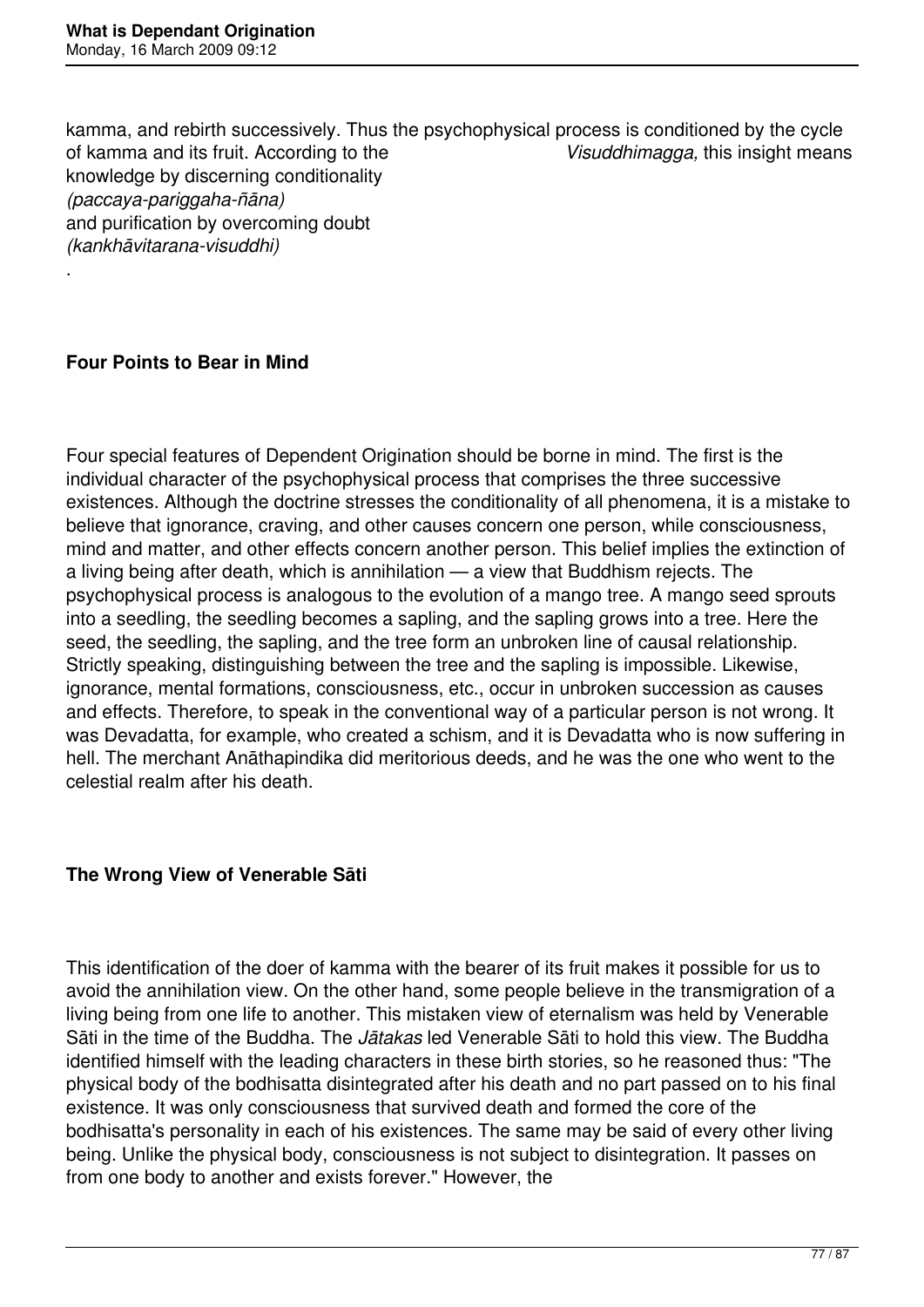kamma, and rebirth successively. Thus the psychophysical process is conditioned by the cycle of kamma and its fruit. According to the *Visuddhimagga,* this insight means knowledge by discerning conditionality *(paccaya-pariggaha-ñāna)* and purification by overcoming doubt *(kankhāvitarana-visuddhi)*.

**Four Points to Bear in Mind**

Four special features of Dependent Origination should be borne in mind. The first is the individual character of the psychophysical process that comprises the three successive existences. Although the doctrine stresses the conditionality of all phenomena, it is a mistake to believe that ignorance, craving, and other causes concern one person, while consciousness, mind and matter, and other effects concern another person. This belief implies the extinction of a living being after death, which is annihilation — a view that Buddhism rejects. The psychophysical process is analogous to the evolution of a mango tree. A mango seed sprouts into a seedling, the seedling becomes a sapling, and the sapling grows into a tree. Here the seed, the seedling, the sapling, and the tree form an unbroken line of causal relationship. Strictly speaking, distinguishing between the tree and the sapling is impossible. Likewise, ignorance, mental formations, consciousness, etc., occur in unbroken succession as causes and effects. Therefore, to speak in the conventional way of a particular person is not wrong. It was Devadatta, for example, who created a schism, and it is Devadatta who is now suffering in hell. The merchant Anāthapindika did meritorious deeds, and he was the one who went to the celestial realm after his death.

**The Wrong View of Venerable Sāti**

This identification of the doer of kamma with the bearer of its fruit makes it possible for us to avoid the annihilation view. On the other hand, some people believe in the transmigration of a living being from one life to another. This mistaken view of eternalism was held by Venerable Sāti in the time of the Buddha. The *Jātakas* led Venerable Sāti to hold this view. The Buddha identified himself with the leading characters in these birth stories, so he reasoned thus: "The physical body of the bodhisatta disintegrated after his death and no part passed on to his final existence. It was only consciousness that survived death and formed the core of the bodhisatta's personality in each of his existences. The same may be said of every other living being. Unlike the physical body, consciousness is not subject to disintegration. It passes on from one body to another and exists forever." However, the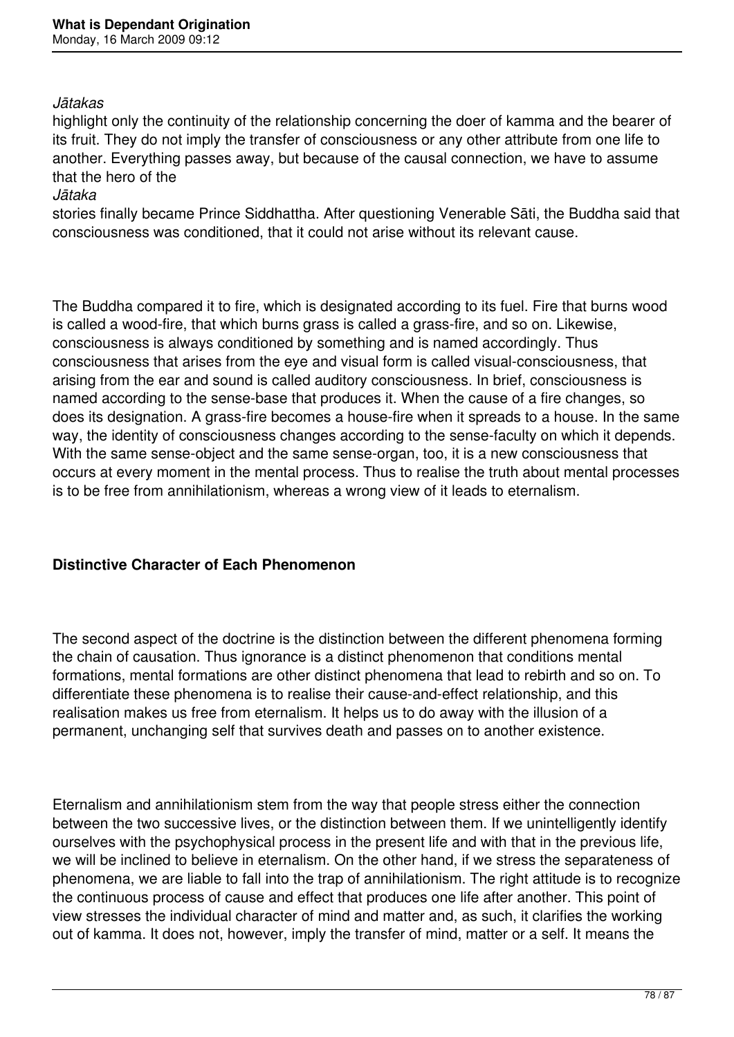*Jātakas* highlight only the continuity of the relationship concerning the doer of kamma and the bearer of its fruit. They do not imply the transfer of consciousness or any other attribute from one life to another. Everything passes away, but because of the causal connection, we have to assume that the hero of the *Jātaka* stories finally became Prince Siddhattha. After questioning Venerable Sāti, the Buddha said that consciousness was conditioned, that it could not arise without its relevant cause.

The Buddha compared it to fire, which is designated according to its fuel. Fire that burns wood is called a wood-fire, that which burns grass is called a grass-fire, and so on. Likewise, consciousness is always conditioned by something and is named accordingly. Thus consciousness that arises from the eye and visual form is called visual-consciousness, that arising from the ear and sound is called auditory consciousness. In brief, consciousness is named according to the sense-base that produces it. When the cause of a fire changes, so does its designation. A grass-fire becomes a house-fire when it spreads to a house. In the same way, the identity of consciousness changes according to the sense-faculty on which it depends. With the same sense-object and the same sense-organ, too, it is a new consciousness that occurs at every moment in the mental process. Thus to realise the truth about mental processes is to be free from annihilationism, whereas a wrong view of it leads to eternalism.

**Distinctive Character of Each Phenomenon**

The second aspect of the doctrine is the distinction between the different phenomena forming the chain of causation. Thus ignorance is a distinct phenomenon that conditions mental formations, mental formations are other distinct phenomena that lead to rebirth and so on. To differentiate these phenomena is to realise their cause-and-effect relationship, and this realisation makes us free from eternalism. It helps us to do away with the illusion of a permanent, unchanging self that survives death and passes on to another existence.

Eternalism and annihilationism stem from the way that people stress either the connection between the two successive lives, or the distinction between them. If we unintelligently identify ourselves with the psychophysical process in the present life and with that in the previous life, we will be inclined to believe in eternalism. On the other hand, if we stress the separateness of phenomena, we are liable to fall into the trap of annihilationism. The right attitude is to recognize the continuous process of cause and effect that produces one life after another. This point of view stresses the individual character of mind and matter and, as such, it clarifies the working out of kamma. It does not, however, imply the transfer of mind, matter or a self. It means the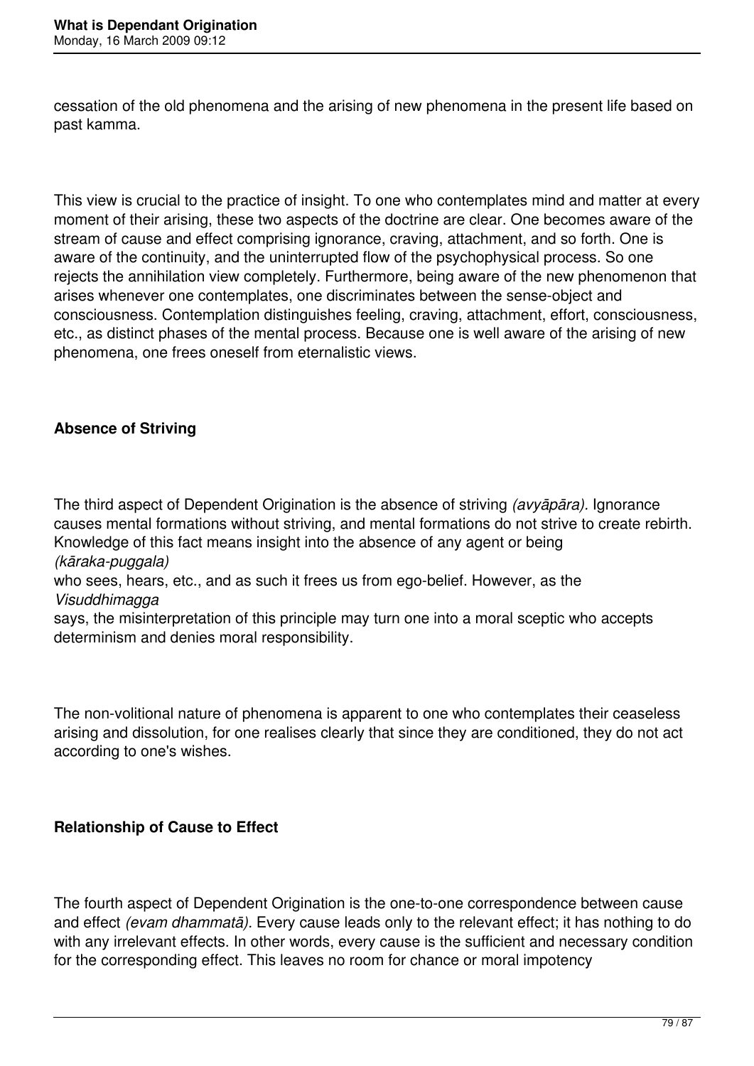cessation of the old phenomena and the arising of new phenomena in the present life based on past kamma.

This view is crucial to the practice of insight. To one who contemplates mind and matter at every moment of their arising, these two aspects of the doctrine are clear. One becomes aware of the stream of cause and effect comprising ignorance, craving, attachment, and so forth. One is aware of the continuity, and the uninterrupted flow of the psychophysical process. So one rejects the annihilation view completely. Furthermore, being aware of the new phenomenon that arises whenever one contemplates, one discriminates between the sense-object and consciousness. Contemplation distinguishes feeling, craving, attachment, effort, consciousness, etc., as distinct phases of the mental process. Because one is well aware of the arising of new phenomena, one frees oneself from eternalistic views.

**Absence of Striving**

The third aspect of Dependent Origination is the absence of striving *(avyāpāra).* Ignorance causes mental formations without striving, and mental formations do not strive to create rebirth. Knowledge of this fact means insight into the absence of any agent or being *(kāraka-puggala)* who sees, hears, etc., and as such it frees us from ego-belief. However, as the *Visuddhimagga* says, the misinterpretation of this principle may turn one into a moral sceptic who accepts determinism and denies moral responsibility.

The non-volitional nature of phenomena is apparent to one who contemplates their ceaseless arising and dissolution, for one realises clearly that since they are conditioned, they do not act according to one's wishes.

**Relationship of Cause to Effect**

The fourth aspect of Dependent Origination is the one-to-one correspondence between cause and effect *(evam dhammatā).* Every cause leads only to the relevant effect; it has nothing to do with any irrelevant effects. In other words, every cause is the sufficient and necessary condition for the corresponding effect. This leaves no room for chance or moral impotency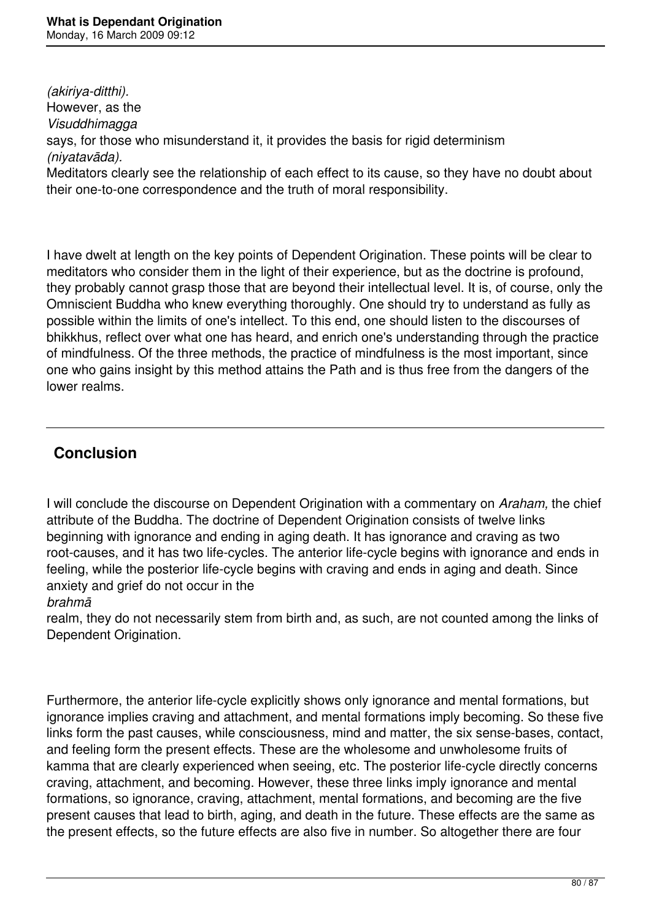*(akiriya-ditthi).* However, as the *Visuddhimagga* says, for those who misunderstand it, it provides the basis for rigid determinism *(niyatavāda).* Meditators clearly see the relationship of each effect to its cause, so they have no doubt about their one-to-one correspondence and the truth of moral responsibility.

I have dwelt at length on the key points of Dependent Origination. These points will be clear to meditators who consider them in the light of their experience, but as the doctrine is profound, they probably cannot grasp those that are beyond their intellectual level. It is, of course, only the Omniscient Buddha who knew everything thoroughly. One should try to understand as fully as possible within the limits of one's intellect. To this end, one should listen to the discourses of bhikkhus, reflect over what one has heard, and enrich one's understanding through the practice of mindfulness. Of the three methods, the practice of mindfulness is the most important, since one who gains insight by this method attains the Path and is thus free from the dangers of the lower realms.

---

## Conclusion

I will conclude the discourse on Dependent Origination with a commentary on *Araham,* the chief attribute of the Buddha. The doctrine of Dependent Origination consists of twelve links beginning with ignorance and ending in aging death. It has ignorance and craving as two root-causes, and it has two life-cycles. The anterior life-cycle begins with ignorance and ends in feeling, while the posterior life-cycle begins with craving and ends in aging and death. Since anxiety and grief do not occur in the *brahmā* realm, they do not necessarily stem from birth and, as such, are not counted among the links of Dependent Origination.

Furthermore, the anterior life-cycle explicitly shows only ignorance and mental formations, but ignorance implies craving and attachment, and mental formations imply becoming. So these five links form the past causes, while consciousness, mind and matter, the six sense-bases, contact, and feeling form the present effects. These are the wholesome and unwholesome fruits of kamma that are clearly experienced when seeing, etc. The posterior life-cycle directly concerns craving, attachment, and becoming. However, these three links imply ignorance and mental formations, so ignorance, craving, attachment, mental formations, and becoming are the five present causes that lead to birth, aging, and death in the future. These effects are the same as the present effects, so the future effects are also five in number. So altogether there are four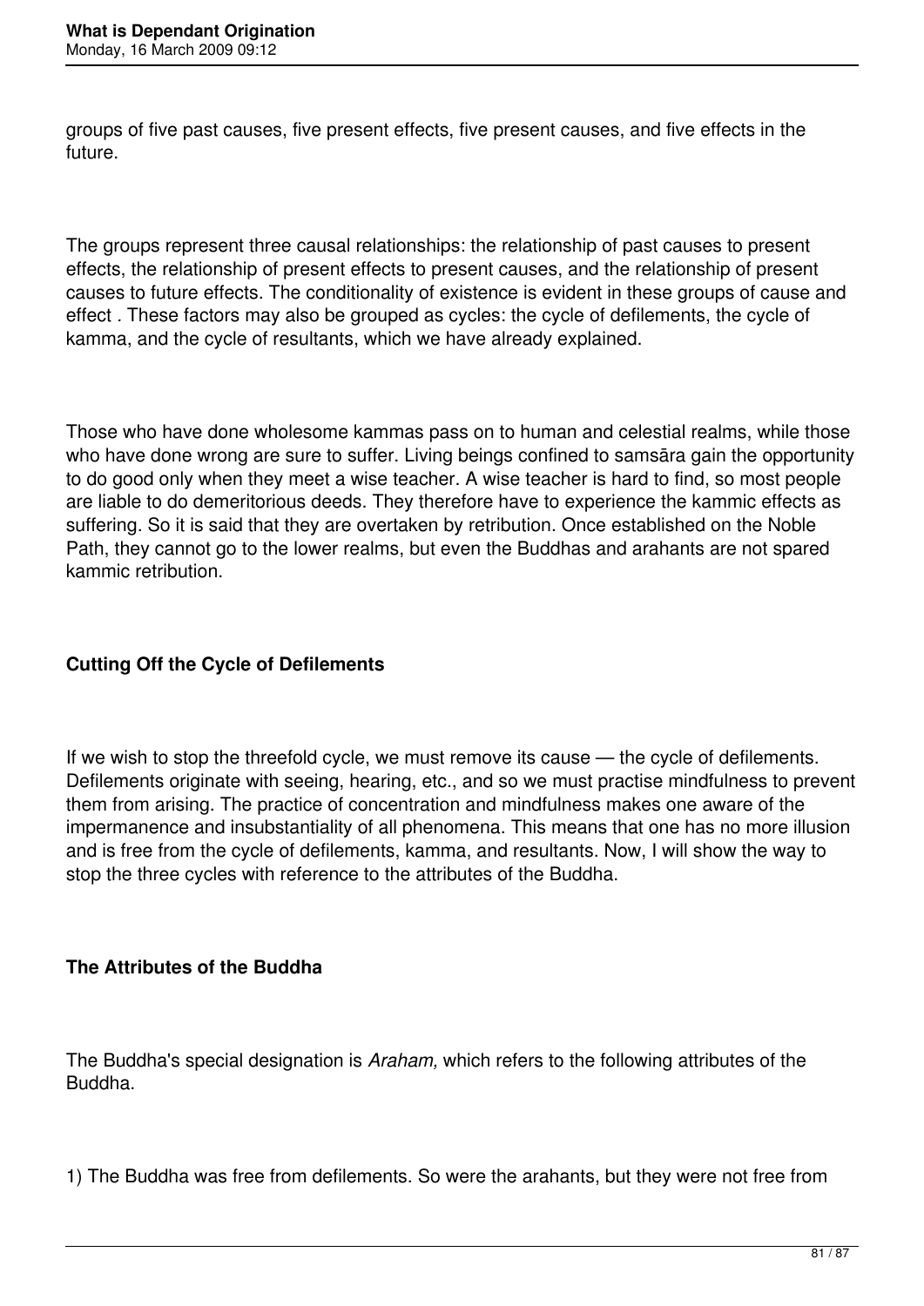groups of five past causes, five present effects, five present causes, and five effects in the future.

The groups represent three causal relationships: the relationship of past causes to present effects, the relationship of present effects to present causes, and the relationship of present causes to future effects. The conditionality of existence is evident in these groups of cause and effect . These factors may also be grouped as cycles: the cycle of defilements, the cycle of kamma, and the cycle of resultants, which we have already explained.

Those who have done wholesome kammas pass on to human and celestial realms, while those who have done wrong are sure to suffer. Living beings confined to samsāra gain the opportunity to do good only when they meet a wise teacher. A wise teacher is hard to find, so most people are liable to do demeritorious deeds. They therefore have to experience the kammic effects as suffering. So it is said that they are overtaken by retribution. Once established on the Noble Path, they cannot go to the lower realms, but even the Buddhas and arahants are not spared kammic retribution.

**Cutting Off the Cycle of Defilements**

If we wish to stop the threefold cycle, we must remove its cause — the cycle of defilements. Defilements originate with seeing, hearing, etc., and so we must practise mindfulness to prevent them from arising. The practice of concentration and mindfulness makes one aware of the impermanence and insubstantiality of all phenomena. This means that one has no more illusion and is free from the cycle of defilements, kamma, and resultants. Now, I will show the way to stop the three cycles with reference to the attributes of the Buddha.

**The Attributes of the Buddha**

The Buddha's special designation is *Araham,* which refers to the following attributes of the Buddha.

1) The Buddha was free from defilements. So were the arahants, but they were not free from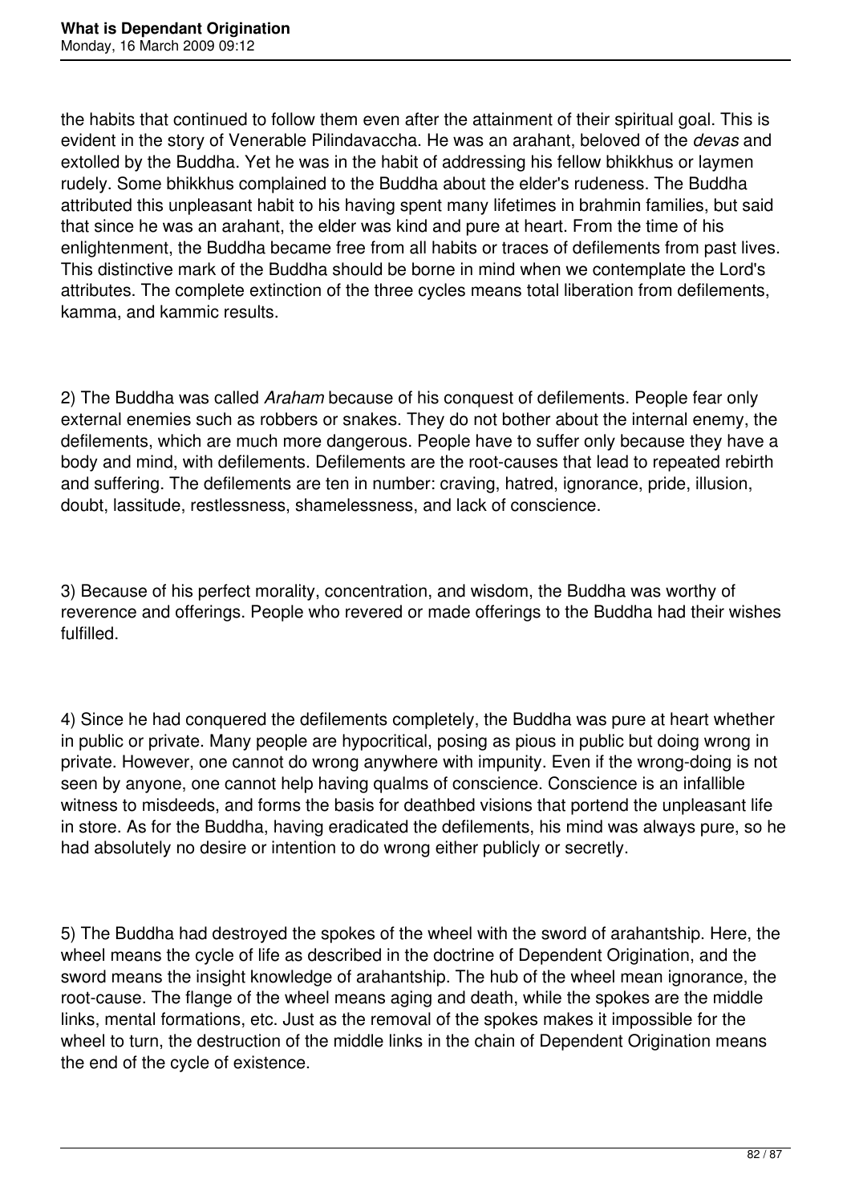the habits that continued to follow them even after the attainment of their spiritual goal. This is evident in the story of Venerable Pilindavaccha. He was an arahant, beloved of the *devas* and extolled by the Buddha. Yet he was in the habit of addressing his fellow bhikkhus or laymen rudely. Some bhikkhus complained to the Buddha about the elder's rudeness. The Buddha attributed this unpleasant habit to his having spent many lifetimes in brahmin families, but said that since he was an arahant, the elder was kind and pure at heart. From the time of his enlightenment, the Buddha became free from all habits or traces of defilements from past lives. This distinctive mark of the Buddha should be borne in mind when we contemplate the Lord's attributes. The complete extinction of the three cycles means total liberation from defilements, kamma, and kammic results.

2) The Buddha was called *Araham* because of his conquest of defilements. People fear only external enemies such as robbers or snakes. They do not bother about the internal enemy, the defilements, which are much more dangerous. People have to suffer only because they have a body and mind, with defilements. Defilements are the root-causes that lead to repeated rebirth and suffering. The defilements are ten in number: craving, hatred, ignorance, pride, illusion, doubt, lassitude, restlessness, shamelessness, and lack of conscience.

3) Because of his perfect morality, concentration, and wisdom, the Buddha was worthy of reverence and offerings. People who revered or made offerings to the Buddha had their wishes fulfilled.

4) Since he had conquered the defilements completely, the Buddha was pure at heart whether in public or private. Many people are hypocritical, posing as pious in public but doing wrong in private. However, one cannot do wrong anywhere with impunity. Even if the wrong-doing is not seen by anyone, one cannot help having qualms of conscience. Conscience is an infallible witness to misdeeds, and forms the basis for deathbed visions that portend the unpleasant life in store. As for the Buddha, having eradicated the defilements, his mind was always pure, so he had absolutely no desire or intention to do wrong either publicly or secretly.

5) The Buddha had destroyed the spokes of the wheel with the sword of arahantship. Here, the wheel means the cycle of life as described in the doctrine of Dependent Origination, and the sword means the insight knowledge of arahantship. The hub of the wheel mean ignorance, the root-cause. The flange of the wheel means aging and death, while the spokes are the middle links, mental formations, etc. Just as the removal of the spokes makes it impossible for the wheel to turn, the destruction of the middle links in the chain of Dependent Origination means the end of the cycle of existence.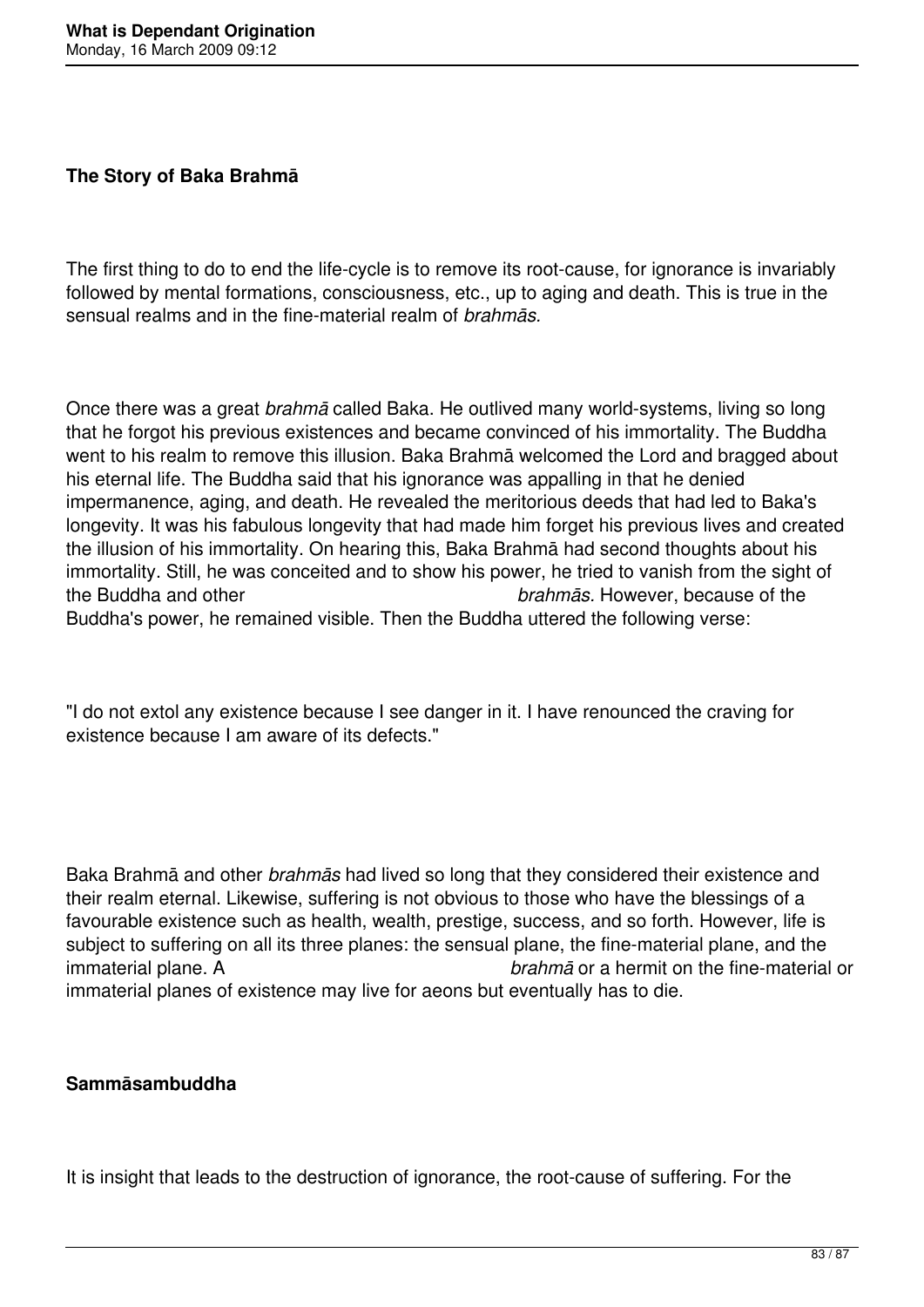**The Story of Baka Brahmā**

The first thing to do to end the life-cycle is to remove its root-cause, for ignorance is invariably followed by mental formations, consciousness, etc., up to aging and death. This is true in the sensual realms and in the fine-material realm of *brahmās.*

Once there was a great *brahmā* called Baka. He outlived many world-systems, living so long that he forgot his previous existences and became convinced of his immortality. The Buddha went to his realm to remove this illusion. Baka Brahmā welcomed the Lord and bragged about his eternal life. The Buddha said that his ignorance was appalling in that he denied impermanence, aging, and death. He revealed the meritorious deeds that had led to Baka's longevity. It was his fabulous longevity that had made him forget his previous lives and created the illusion of his immortality. On hearing this, Baka Brahmā had second thoughts about his immortality. Still, he was conceited and to show his power, he tried to vanish from the sight of the Buddha and other *brahmās.* However, because of the Buddha's power, he remained visible. Then the Buddha uttered the following verse:

"I do not extol any existence because I see danger in it. I have renounced the craving for existence because I am aware of its defects."

Baka Brahmā and other *brahmās* had lived so long that they considered their existence and their realm eternal. Likewise, suffering is not obvious to those who have the blessings of a favourable existence such as health, wealth, prestige, success, and so forth. However, life is subject to suffering on all its three planes: the sensual plane, the fine-material plane, and the immaterial plane. A *brahmā* or a hermit on the fine-material or immaterial planes of existence may live for aeons but eventually has to die.

**Sammāsambuddha**

It is insight that leads to the destruction of ignorance, the root-cause of suffering. For the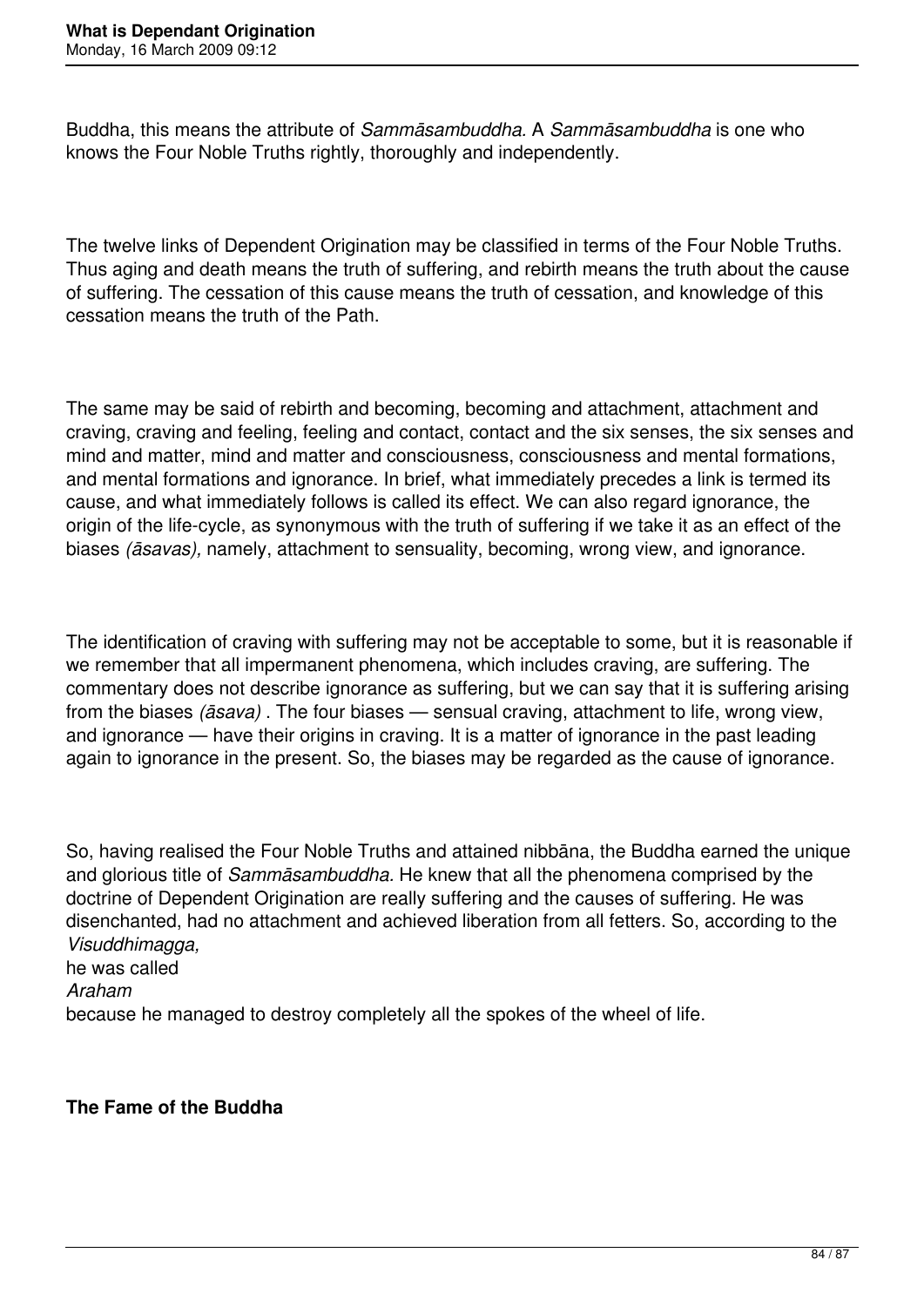Buddha, this means the attribute of *Sammāsambuddha.* A *Sammāsambuddha* is one who knows the Four Noble Truths rightly, thoroughly and independently.

The twelve links of Dependent Origination may be classified in terms of the Four Noble Truths. Thus aging and death means the truth of suffering, and rebirth means the truth about the cause of suffering. The cessation of this cause means the truth of cessation, and knowledge of this cessation means the truth of the Path.

The same may be said of rebirth and becoming, becoming and attachment, attachment and craving, craving and feeling, feeling and contact, contact and the six senses, the six senses and mind and matter, mind and matter and consciousness, consciousness and mental formations, and mental formations and ignorance. In brief, what immediately precedes a link is termed its cause, and what immediately follows is called its effect. We can also regard ignorance, the origin of the life-cycle, as synonymous with the truth of suffering if we take it as an effect of the biases *(āsavas),* namely, attachment to sensuality, becoming, wrong view, and ignorance.

The identification of craving with suffering may not be acceptable to some, but it is reasonable if we remember that all impermanent phenomena, which includes craving, are suffering. The commentary does not describe ignorance as suffering, but we can say that it is suffering arising from the biases *(āsava)* . The four biases — sensual craving, attachment to life, wrong view, and ignorance — have their origins in craving. It is a matter of ignorance in the past leading again to ignorance in the present. So, the biases may be regarded as the cause of ignorance.

So, having realised the Four Noble Truths and attained nibbāna, the Buddha earned the unique and glorious title of *Sammāsambuddha.* He knew that all the phenomena comprised by the doctrine of Dependent Origination are really suffering and the causes of suffering. He was disenchanted, had no attachment and achieved liberation from all fetters. So, according to the *Visuddhimagga,* he was called *Araham* because he managed to destroy completely all the spokes of the wheel of life.

**The Fame of the Buddha**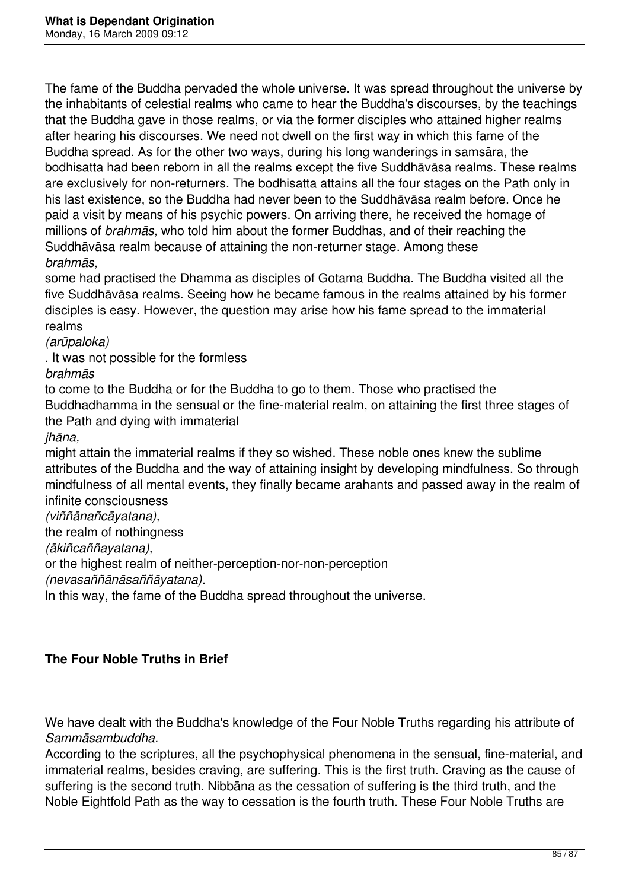The fame of the Buddha pervaded the whole universe. It was spread throughout the universe by the inhabitants of celestial realms who came to hear the Buddha's discourses, by the teachings that the Buddha gave in those realms, or via the former disciples who attained higher realms after hearing his discourses. We need not dwell on the first way in which this fame of the Buddha spread. As for the other two ways, during his long wanderings in samsāra, the bodhisatta had been reborn in all the realms except the five Suddhāvāsa realms. These realms are exclusively for non-returners. The bodhisatta attains all the four stages on the Path only in his last existence, so the Buddha had never been to the Suddhāvāsa realm before. Once he paid a visit by means of his psychic powers. On arriving there, he received the homage of millions of *brahmās,* who told him about the former Buddhas, and of their reaching the Suddhāvāsa realm because of attaining the non-returner stage. Among these *brahmās,* some had practised the Dhamma as disciples of Gotama Buddha. The Buddha visited all the five Suddhāvāsa realms. Seeing how he became famous in the realms attained by his former disciples is easy. However, the question may arise how his fame spread to the immaterial realms *(arūpaloka)*. It was not possible for the formless *brahmās* to come to the Buddha or for the Buddha to go to them. Those who practised the Buddhadhamma in the sensual or the fine-material realm, on attaining the first three stages of the Path and dying with immaterial *jhāna,* might attain the immaterial realms if they so wished. These noble ones knew the sublime attributes of the Buddha and the way of attaining insight by developing mindfulness. So through mindfulness of all mental events, they finally became arahants and passed away in the realm of infinite consciousness *(viññānañcāyatana),* the realm of nothingness *(ākiñcaññayatana),* or the highest realm of neither-perception-nor-non-perception *(nevasaññānāsaññāyatana).* In this way, the fame of the Buddha spread throughout the universe.

## The Four Noble Truths in Brief

We have dealt with the Buddha's knowledge of the Four Noble Truths regarding his attribute of *Sammāsambuddha.* According to the scriptures, all the psychophysical phenomena in the sensual, fine-material, and immaterial realms, besides craving, are suffering. This is the first truth. Craving as the cause of suffering is the second truth. Nibbāna as the cessation of suffering is the third truth, and the Noble Eightfold Path as the way to cessation is the fourth truth. These Four Noble Truths are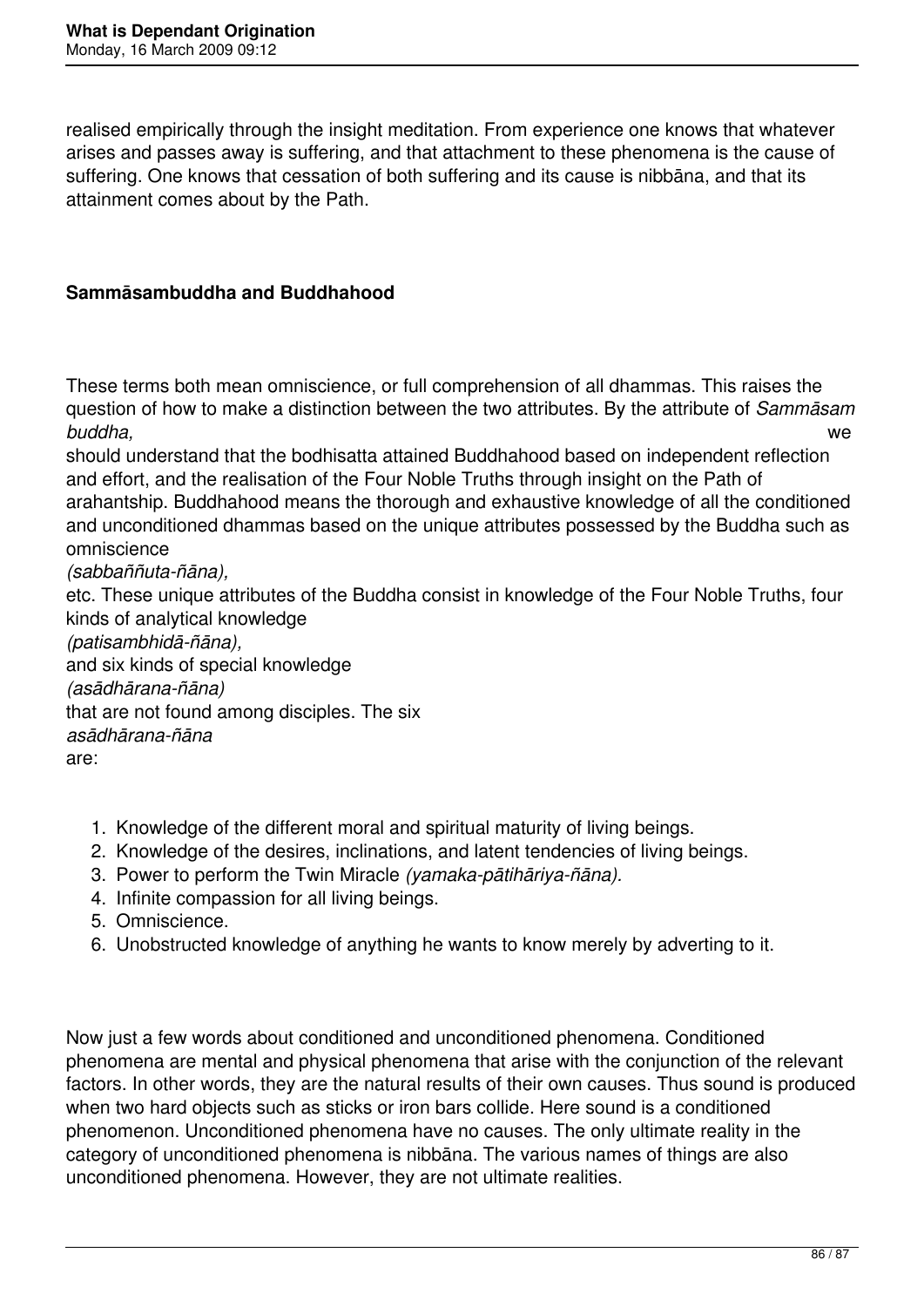realised empirically through the insight meditation. From experience one knows that whatever arises and passes away is suffering, and that attachment to these phenomena is the cause of suffering. One knows that cessation of both suffering and its cause is nibbāna, and that its attainment comes about by the Path.

### Sammāsambuddha and Buddhahood

These terms both mean omniscience, or full comprehension of all dhammas. This raises the question of how to make a distinction between the two attributes. By the attribute of *Sammāsambuddha,* we should understand that the bodhisatta attained Buddhahood based on independent reflection and effort, and the realisation of the Four Noble Truths through insight on the Path of arahantship. Buddhahood means the thorough and exhaustive knowledge of all the conditioned and unconditioned dhammas based on the unique attributes possessed by the Buddha such as omniscience *(sabbaññuta-ñāna),* etc. These unique attributes of the Buddha consist in knowledge of the Four Noble Truths, four kinds of analytical knowledge *(patisambhidā-ñāna),* and six kinds of special knowledge *(asādhārana-ñāna)* that are not found among disciples. The six *asādhārana-ñāna* are:

1. Knowledge of the different moral and spiritual maturity of living beings.
2. Knowledge of the desires, inclinations, and latent tendencies of living beings.
3. Power to perform the Twin Miracle *(yamaka-pātihāriya-ñāna).*
4. Infinite compassion for all living beings.
5. Omniscience.
6. Unobstructed knowledge of anything he wants to know merely by adverting to it.

Now just a few words about conditioned and unconditioned phenomena. Conditioned phenomena are mental and physical phenomena that arise with the conjunction of the relevant factors. In other words, they are the natural results of their own causes. Thus sound is produced when two hard objects such as sticks or iron bars collide. Here sound is a conditioned phenomenon. Unconditioned phenomena have no causes. The only ultimate reality in the category of unconditioned phenomena is nibbāna. The various names of things are also unconditioned phenomena. However, they are not ultimate realities.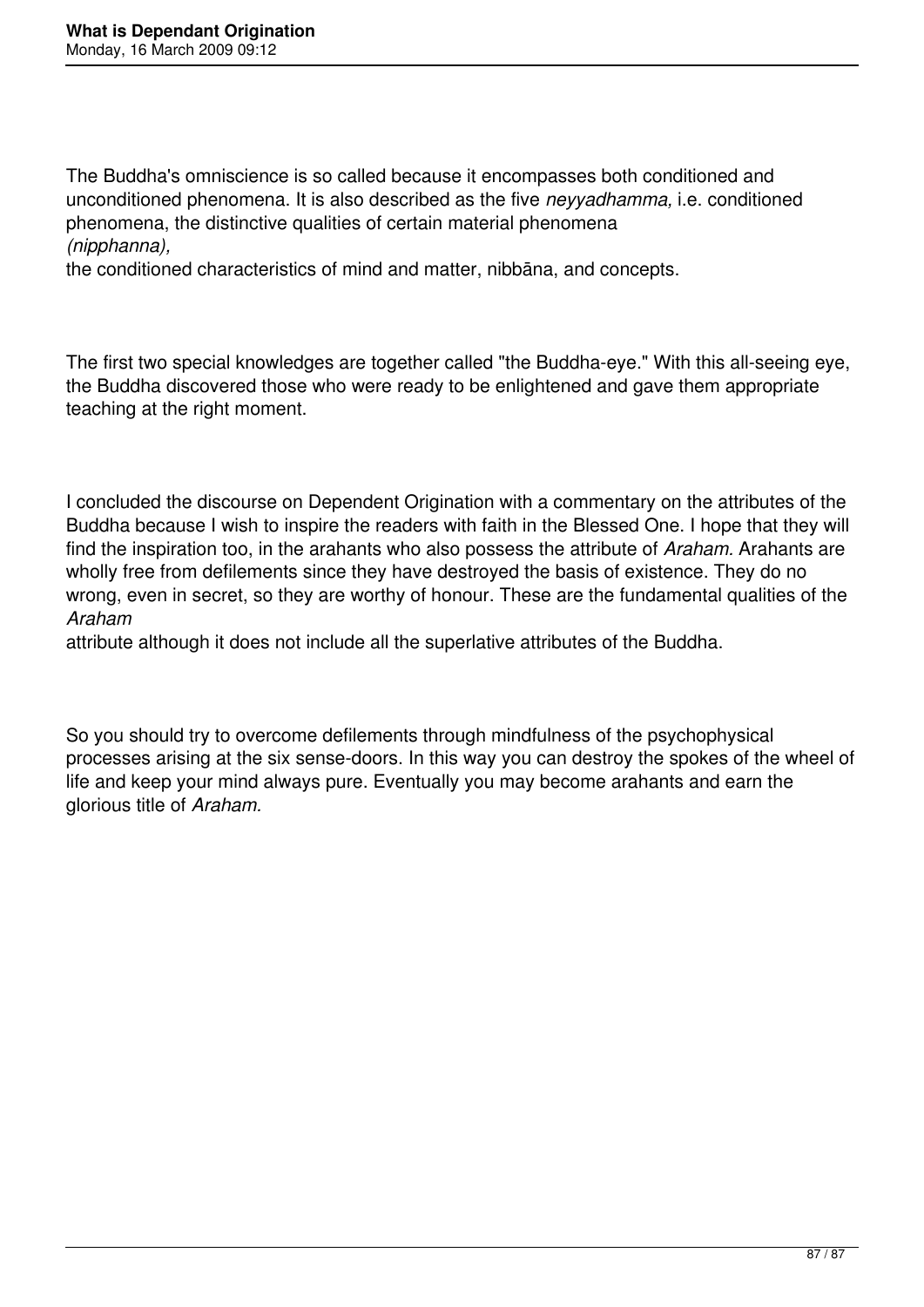The Buddha's omniscience is so called because it encompasses both conditioned and unconditioned phenomena. It is also described as the five *neyyadhamma,* i.e. conditioned phenomena, the distinctive qualities of certain material phenomena *(nipphanna),* the conditioned characteristics of mind and matter, nibbāna, and concepts.

The first two special knowledges are together called "the Buddha-eye." With this all-seeing eye, the Buddha discovered those who were ready to be enlightened and gave them appropriate teaching at the right moment.

I concluded the discourse on Dependent Origination with a commentary on the attributes of the Buddha because I wish to inspire the readers with faith in the Blessed One. I hope that they will find the inspiration too, in the arahants who also possess the attribute of *Araham.* Arahants are wholly free from defilements since they have destroyed the basis of existence. They do no wrong, even in secret, so they are worthy of honour. These are the fundamental qualities of the *Araham* attribute although it does not include all the superlative attributes of the Buddha.

So you should try to overcome defilements through mindfulness of the psychophysical processes arising at the six sense-doors. In this way you can destroy the spokes of the wheel of life and keep your mind always pure. Eventually you may become arahants and earn the glorious title of *Araham.*